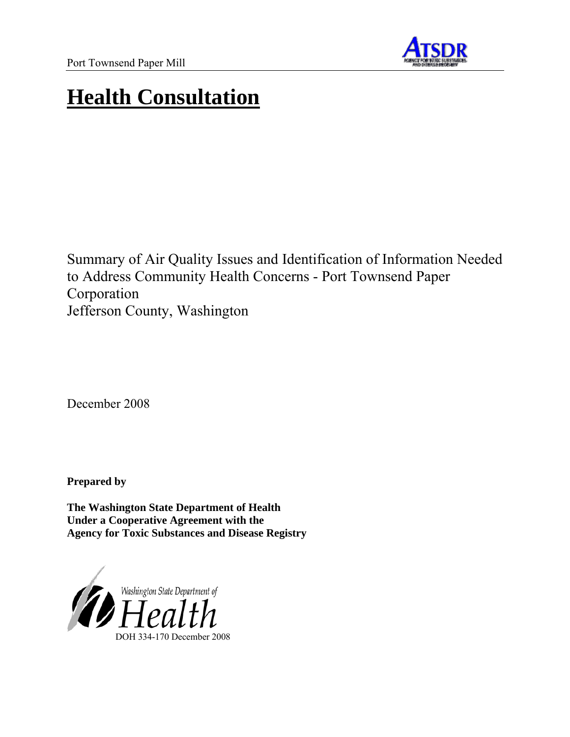Port Townsend Paper Mill

# Health Consultation

Summary of Air Quality Issues and Identification of Information Needed to Address Community Health Concerns - Port Townsend Paper Corporation
Jefferson County, Washington

December 2008

**Prepared by**

**The Washington State Department of Health**
**Under a Cooperative Agreement with the**
**Agency for Toxic Substances and Disease Registry**

Washington State Department of Health

DOH 334-170 December 2008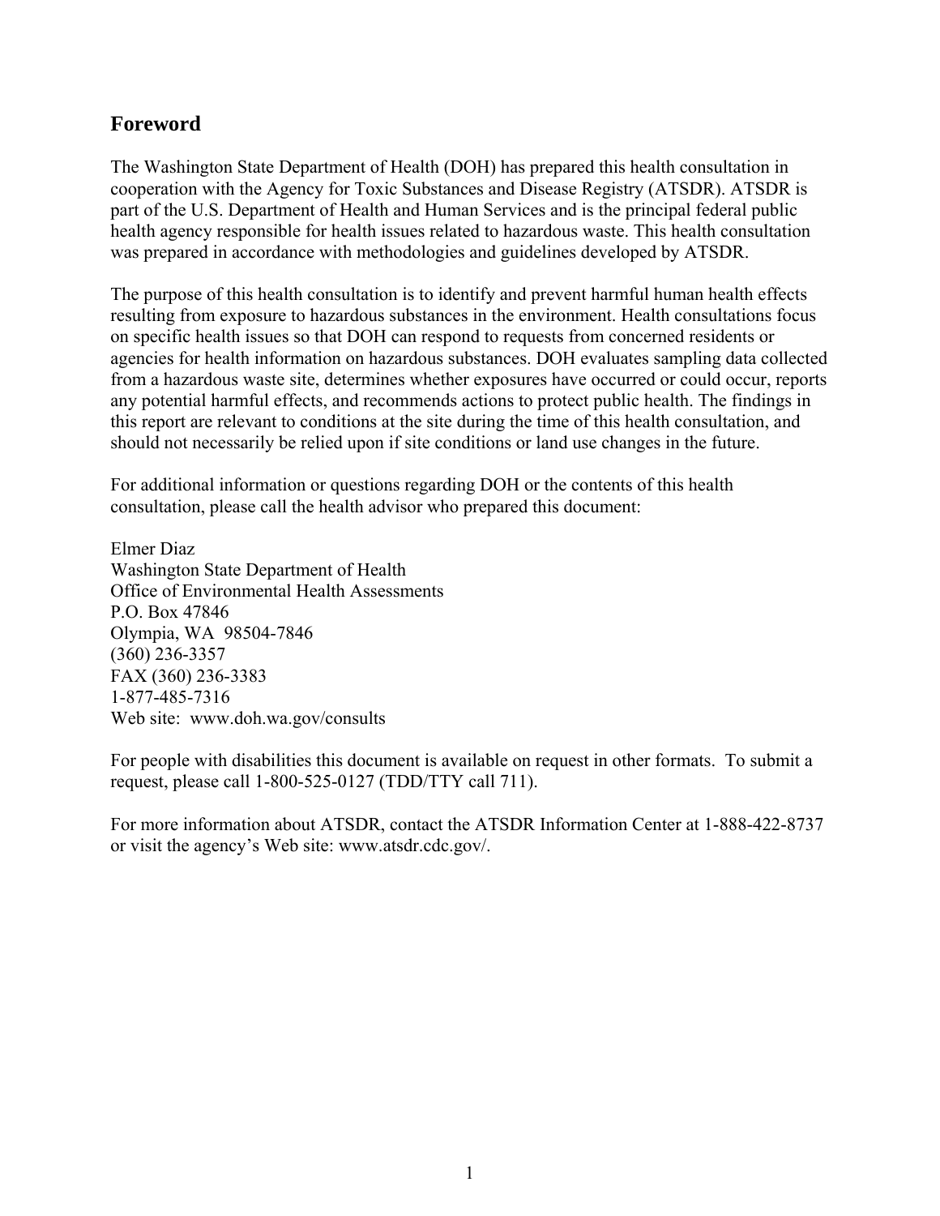## Foreword

The Washington State Department of Health (DOH) has prepared this health consultation in cooperation with the Agency for Toxic Substances and Disease Registry (ATSDR). ATSDR is part of the U.S. Department of Health and Human Services and is the principal federal public health agency responsible for health issues related to hazardous waste. This health consultation was prepared in accordance with methodologies and guidelines developed by ATSDR.

The purpose of this health consultation is to identify and prevent harmful human health effects resulting from exposure to hazardous substances in the environment. Health consultations focus on specific health issues so that DOH can respond to requests from concerned residents or agencies for health information on hazardous substances. DOH evaluates sampling data collected from a hazardous waste site, determines whether exposures have occurred or could occur, reports any potential harmful effects, and recommends actions to protect public health. The findings in this report are relevant to conditions at the site during the time of this health consultation, and should not necessarily be relied upon if site conditions or land use changes in the future.

For additional information or questions regarding DOH or the contents of this health consultation, please call the health advisor who prepared this document:

Elmer Diaz  
Washington State Department of Health  
Office of Environmental Health Assessments  
P.O. Box 47846  
Olympia, WA 98504-7846  
(360) 236-3357  
FAX (360) 236-3383  
1-877-485-7316  
Web site: www.doh.wa.gov/consults

For people with disabilities this document is available on request in other formats. To submit a request, please call 1-800-525-0127 (TDD/TTY call 711).

For more information about ATSDR, contact the ATSDR Information Center at 1-888-422-8737 or visit the agency's Web site: www.atsdr.cdc.gov/.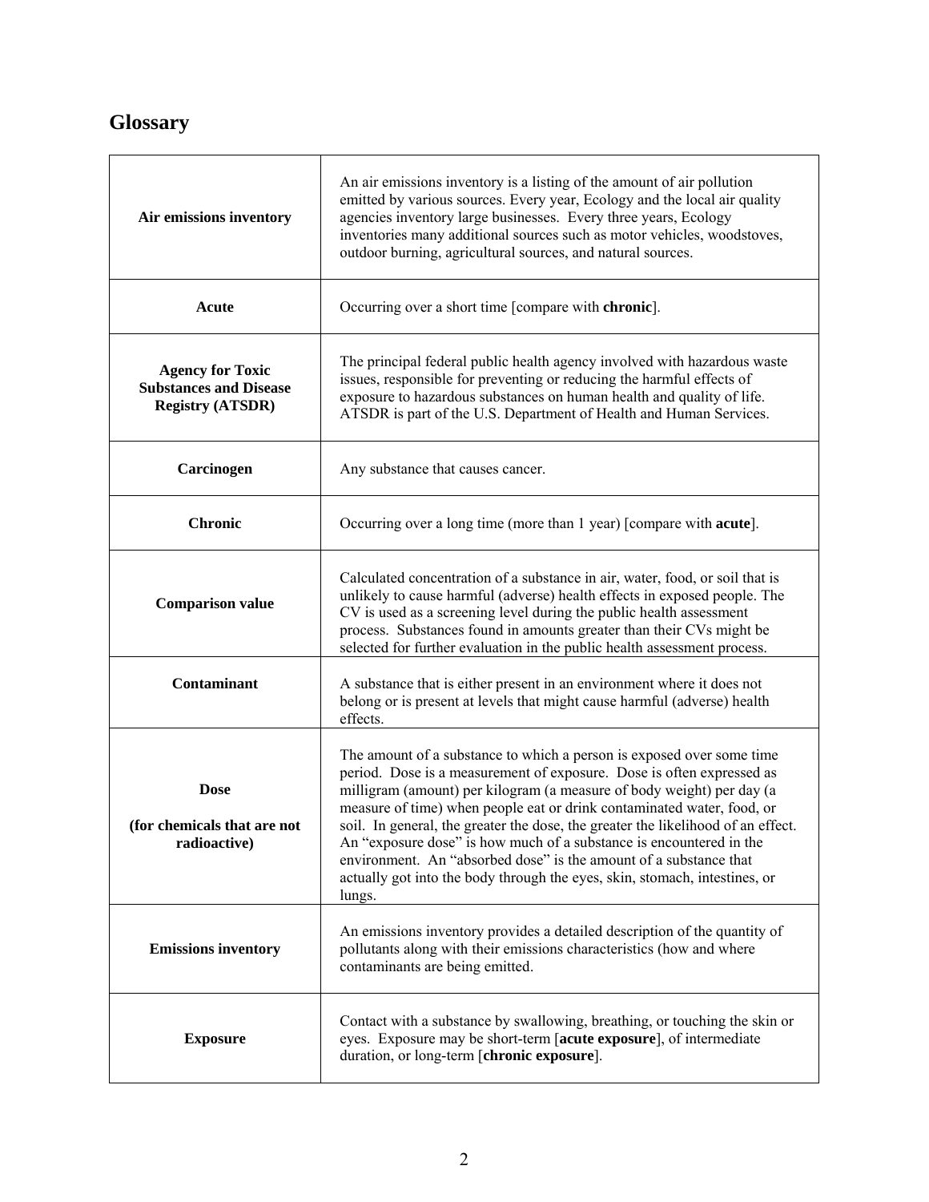## Glossary

| Term | Definition |
|---|---|
| **Air emissions inventory** | An air emissions inventory is a listing of the amount of air pollution emitted by various sources. Every year, Ecology and the local air quality agencies inventory large businesses. Every three years, Ecology inventories many additional sources such as motor vehicles, woodstoves, outdoor burning, agricultural sources, and natural sources. |
| **Acute** | Occurring over a short time [compare with **chronic**]. |
| **Agency for Toxic Substances and Disease Registry (ATSDR)** | The principal federal public health agency involved with hazardous waste issues, responsible for preventing or reducing the harmful effects of exposure to hazardous substances on human health and quality of life. ATSDR is part of the U.S. Department of Health and Human Services. |
| **Carcinogen** | Any substance that causes cancer. |
| **Chronic** | Occurring over a long time (more than 1 year) [compare with **acute**]. |
| **Comparison value** | Calculated concentration of a substance in air, water, food, or soil that is unlikely to cause harmful (adverse) health effects in exposed people. The CV is used as a screening level during the public health assessment process. Substances found in amounts greater than their CVs might be selected for further evaluation in the public health assessment process. |
| **Contaminant** | A substance that is either present in an environment where it does not belong or is present at levels that might cause harmful (adverse) health effects. |
| **Dose (for chemicals that are not radioactive)** | The amount of a substance to which a person is exposed over some time period. Dose is a measurement of exposure. Dose is often expressed as milligram (amount) per kilogram (a measure of body weight) per day (a measure of time) when people eat or drink contaminated water, food, or soil. In general, the greater the dose, the greater the likelihood of an effect. An "exposure dose" is how much of a substance is encountered in the environment. An "absorbed dose" is the amount of a substance that actually got into the body through the eyes, skin, stomach, intestines, or lungs. |
| **Emissions inventory** | An emissions inventory provides a detailed description of the quantity of pollutants along with their emissions characteristics (how and where contaminants are being emitted. |
| **Exposure** | Contact with a substance by swallowing, breathing, or touching the skin or eyes. Exposure may be short-term [**acute exposure**], of intermediate duration, or long-term [**chronic exposure**]. |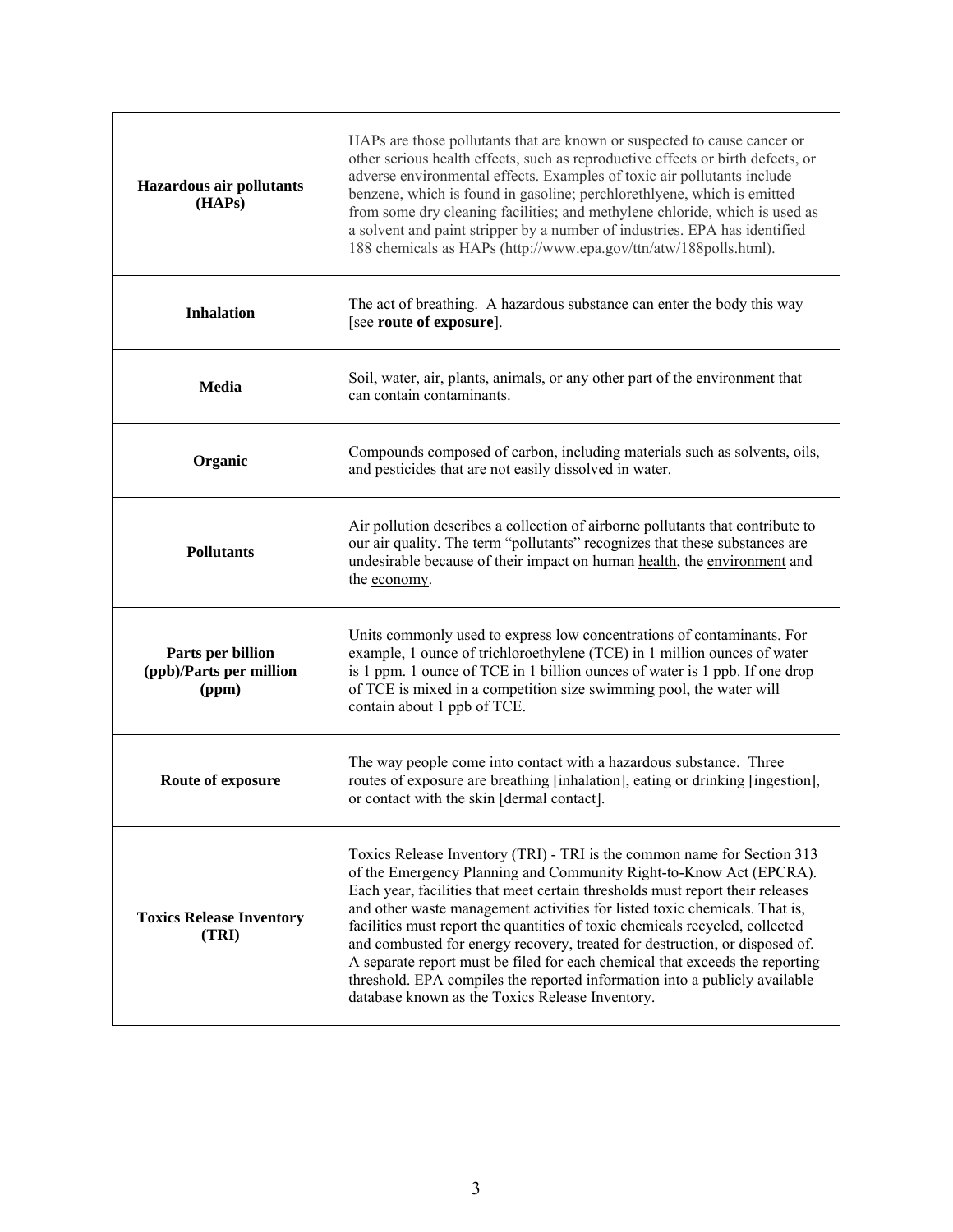| | |
|---|---|
| **Hazardous air pollutants (HAPs)** | HAPs are those pollutants that are known or suspected to cause cancer or other serious health effects, such as reproductive effects or birth defects, or adverse environmental effects. Examples of toxic air pollutants include benzene, which is found in gasoline; perchlorethlyene, which is emitted from some dry cleaning facilities; and methylene chloride, which is used as a solvent and paint stripper by a number of industries. EPA has identified 188 chemicals as HAPs (http://www.epa.gov/ttn/atw/188polls.html). |
| **Inhalation** | The act of breathing. A hazardous substance can enter the body this way [see **route of exposure**]. |
| **Media** | Soil, water, air, plants, animals, or any other part of the environment that can contain contaminants. |
| **Organic** | Compounds composed of carbon, including materials such as solvents, oils, and pesticides that are not easily dissolved in water. |
| **Pollutants** | Air pollution describes a collection of airborne pollutants that contribute to our air quality. The term "pollutants" recognizes that these substances are undesirable because of their impact on human health, the environment and the economy. |
| **Parts per billion (ppb)/Parts per million (ppm)** | Units commonly used to express low concentrations of contaminants. For example, 1 ounce of trichloroethylene (TCE) in 1 million ounces of water is 1 ppm. 1 ounce of TCE in 1 billion ounces of water is 1 ppb. If one drop of TCE is mixed in a competition size swimming pool, the water will contain about 1 ppb of TCE. |
| **Route of exposure** | The way people come into contact with a hazardous substance. Three routes of exposure are breathing [inhalation], eating or drinking [ingestion], or contact with the skin [dermal contact]. |
| **Toxics Release Inventory (TRI)** | Toxics Release Inventory (TRI) - TRI is the common name for Section 313 of the Emergency Planning and Community Right-to-Know Act (EPCRA). Each year, facilities that meet certain thresholds must report their releases and other waste management activities for listed toxic chemicals. That is, facilities must report the quantities of toxic chemicals recycled, collected and combusted for energy recovery, treated for destruction, or disposed of. A separate report must be filed for each chemical that exceeds the reporting threshold. EPA compiles the reported information into a publicly available database known as the Toxics Release Inventory. |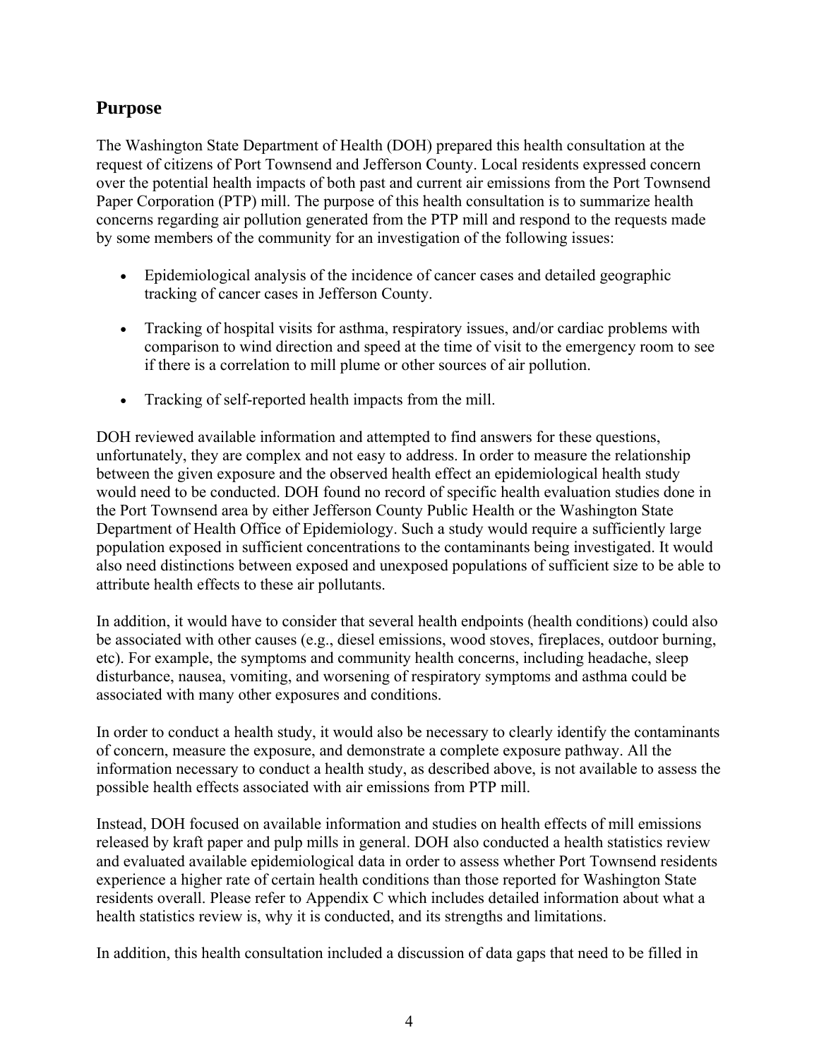## Purpose

The Washington State Department of Health (DOH) prepared this health consultation at the request of citizens of Port Townsend and Jefferson County. Local residents expressed concern over the potential health impacts of both past and current air emissions from the Port Townsend Paper Corporation (PTP) mill. The purpose of this health consultation is to summarize health concerns regarding air pollution generated from the PTP mill and respond to the requests made by some members of the community for an investigation of the following issues:

- Epidemiological analysis of the incidence of cancer cases and detailed geographic tracking of cancer cases in Jefferson County.
- Tracking of hospital visits for asthma, respiratory issues, and/or cardiac problems with comparison to wind direction and speed at the time of visit to the emergency room to see if there is a correlation to mill plume or other sources of air pollution.
- Tracking of self-reported health impacts from the mill.

DOH reviewed available information and attempted to find answers for these questions, unfortunately, they are complex and not easy to address. In order to measure the relationship between the given exposure and the observed health effect an epidemiological health study would need to be conducted. DOH found no record of specific health evaluation studies done in the Port Townsend area by either Jefferson County Public Health or the Washington State Department of Health Office of Epidemiology. Such a study would require a sufficiently large population exposed in sufficient concentrations to the contaminants being investigated. It would also need distinctions between exposed and unexposed populations of sufficient size to be able to attribute health effects to these air pollutants.

In addition, it would have to consider that several health endpoints (health conditions) could also be associated with other causes (e.g., diesel emissions, wood stoves, fireplaces, outdoor burning, etc). For example, the symptoms and community health concerns, including headache, sleep disturbance, nausea, vomiting, and worsening of respiratory symptoms and asthma could be associated with many other exposures and conditions.

In order to conduct a health study, it would also be necessary to clearly identify the contaminants of concern, measure the exposure, and demonstrate a complete exposure pathway. All the information necessary to conduct a health study, as described above, is not available to assess the possible health effects associated with air emissions from PTP mill.

Instead, DOH focused on available information and studies on health effects of mill emissions released by kraft paper and pulp mills in general. DOH also conducted a health statistics review and evaluated available epidemiological data in order to assess whether Port Townsend residents experience a higher rate of certain health conditions than those reported for Washington State residents overall. Please refer to Appendix C which includes detailed information about what a health statistics review is, why it is conducted, and its strengths and limitations.

In addition, this health consultation included a discussion of data gaps that need to be filled in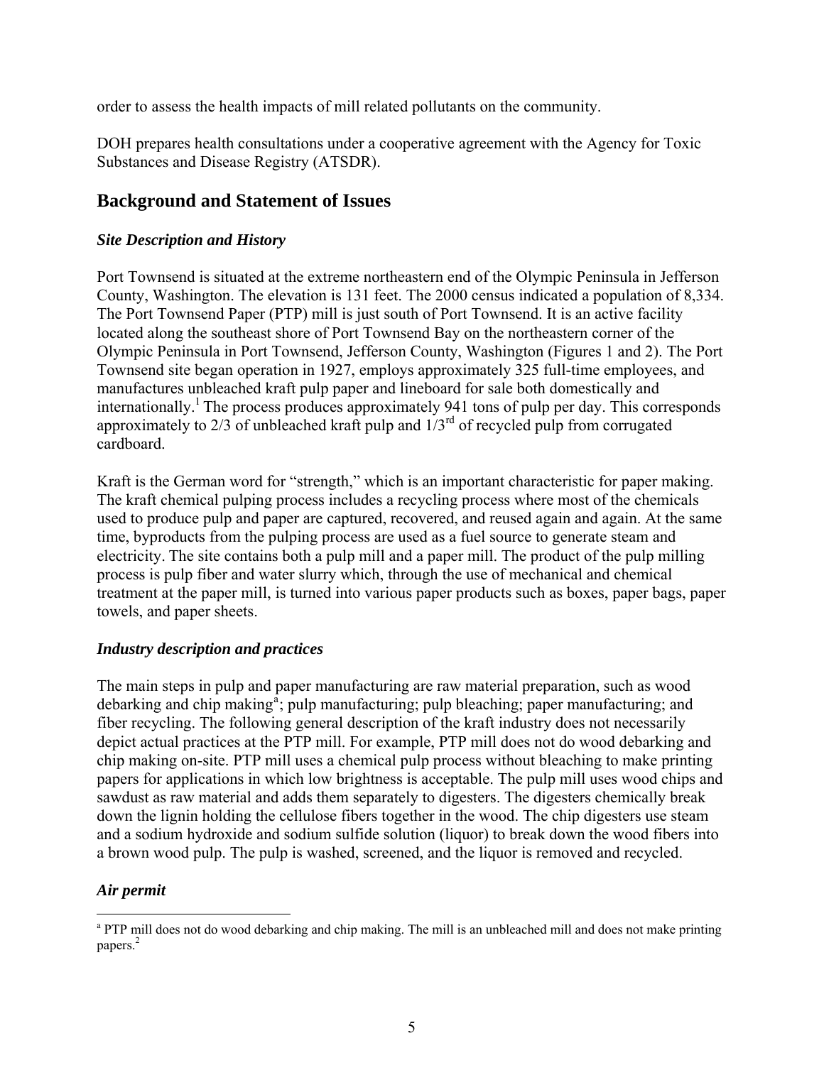order to assess the health impacts of mill related pollutants on the community.

DOH prepares health consultations under a cooperative agreement with the Agency for Toxic Substances and Disease Registry (ATSDR).

## Background and Statement of Issues

### *Site Description and History*

Port Townsend is situated at the extreme northeastern end of the Olympic Peninsula in Jefferson County, Washington. The elevation is 131 feet. The 2000 census indicated a population of 8,334. The Port Townsend Paper (PTP) mill is just south of Port Townsend. It is an active facility located along the southeast shore of Port Townsend Bay on the northeastern corner of the Olympic Peninsula in Port Townsend, Jefferson County, Washington (Figures 1 and 2). The Port Townsend site began operation in 1927, employs approximately 325 full-time employees, and manufactures unbleached kraft pulp paper and lineboard for sale both domestically and internationally.[1] The process produces approximately 941 tons of pulp per day. This corresponds approximately to 2/3 of unbleached kraft pulp and 1/3rd of recycled pulp from corrugated cardboard.

Kraft is the German word for "strength," which is an important characteristic for paper making. The kraft chemical pulping process includes a recycling process where most of the chemicals used to produce pulp and paper are captured, recovered, and reused again and again. At the same time, byproducts from the pulping process are used as a fuel source to generate steam and electricity. The site contains both a pulp mill and a paper mill. The product of the pulp milling process is pulp fiber and water slurry which, through the use of mechanical and chemical treatment at the paper mill, is turned into various paper products such as boxes, paper bags, paper towels, and paper sheets.

### *Industry description and practices*

The main steps in pulp and paper manufacturing are raw material preparation, such as wood debarking and chip making[a]; pulp manufacturing; pulp bleaching; paper manufacturing; and fiber recycling. The following general description of the kraft industry does not necessarily depict actual practices at the PTP mill. For example, PTP mill does not do wood debarking and chip making on-site. PTP mill uses a chemical pulp process without bleaching to make printing papers for applications in which low brightness is acceptable. The pulp mill uses wood chips and sawdust as raw material and adds them separately to digesters. The digesters chemically break down the lignin holding the cellulose fibers together in the wood. The chip digesters use steam and a sodium hydroxide and sodium sulfide solution (liquor) to break down the wood fibers into a brown wood pulp. The pulp is washed, screened, and the liquor is removed and recycled.

### *Air permit*

[a] PTP mill does not do wood debarking and chip making. The mill is an unbleached mill and does not make printing papers.[2]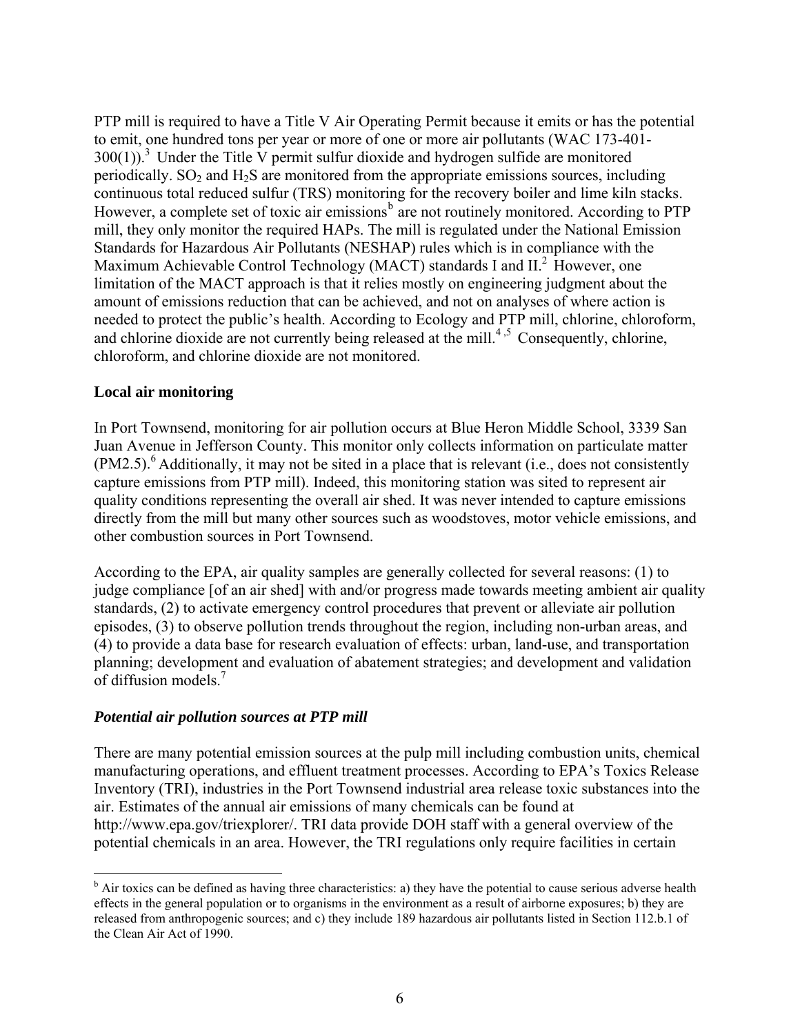PTP mill is required to have a Title V Air Operating Permit because it emits or has the potential to emit, one hundred tons per year or more of one or more air pollutants (WAC 173-401-300(1)).[3] Under the Title V permit sulfur dioxide and hydrogen sulfide are monitored periodically. $SO_2$ and $H_2S$ are monitored from the appropriate emissions sources, including continuous total reduced sulfur (TRS) monitoring for the recovery boiler and lime kiln stacks. However, a complete set of toxic air emissions[b] are not routinely monitored. According to PTP mill, they only monitor the required HAPs. The mill is regulated under the National Emission Standards for Hazardous Air Pollutants (NESHAP) rules which is in compliance with the Maximum Achievable Control Technology (MACT) standards I and II.[2] However, one limitation of the MACT approach is that it relies mostly on engineering judgment about the amount of emissions reduction that can be achieved, and not on analyses of where action is needed to protect the public's health. According to Ecology and PTP mill, chlorine, chloroform, and chlorine dioxide are not currently being released at the mill.[4,5] Consequently, chlorine, chloroform, and chlorine dioxide are not monitored.

**Local air monitoring**

In Port Townsend, monitoring for air pollution occurs at Blue Heron Middle School, 3339 San Juan Avenue in Jefferson County. This monitor only collects information on particulate matter (PM2.5).[6] Additionally, it may not be sited in a place that is relevant (i.e., does not consistently capture emissions from PTP mill). Indeed, this monitoring station was sited to represent air quality conditions representing the overall air shed. It was never intended to capture emissions directly from the mill but many other sources such as woodstoves, motor vehicle emissions, and other combustion sources in Port Townsend.

According to the EPA, air quality samples are generally collected for several reasons: (1) to judge compliance [of an air shed] with and/or progress made towards meeting ambient air quality standards, (2) to activate emergency control procedures that prevent or alleviate air pollution episodes, (3) to observe pollution trends throughout the region, including non-urban areas, and (4) to provide a data base for research evaluation of effects: urban, land-use, and transportation planning; development and evaluation of abatement strategies; and development and validation of diffusion models.[7]

***Potential air pollution sources at PTP mill***

There are many potential emission sources at the pulp mill including combustion units, chemical manufacturing operations, and effluent treatment processes. According to EPA's Toxics Release Inventory (TRI), industries in the Port Townsend industrial area release toxic substances into the air. Estimates of the annual air emissions of many chemicals can be found at http://www.epa.gov/triexplorer/. TRI data provide DOH staff with a general overview of the potential chemicals in an area. However, the TRI regulations only require facilities in certain

---

[b] Air toxics can be defined as having three characteristics: a) they have the potential to cause serious adverse health effects in the general population or to organisms in the environment as a result of airborne exposures; b) they are released from anthropogenic sources; and c) they include 189 hazardous air pollutants listed in Section 112.b.1 of the Clean Air Act of 1990.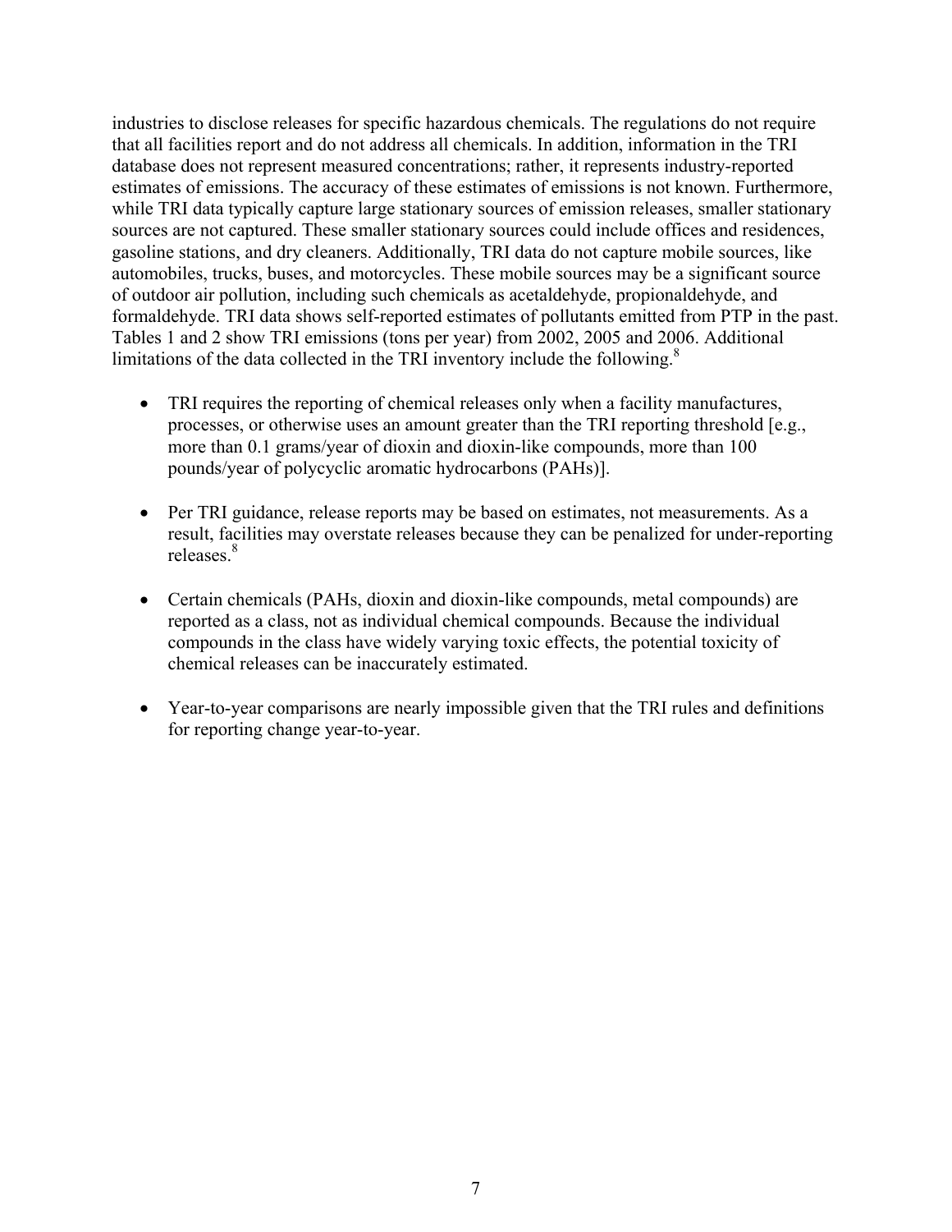industries to disclose releases for specific hazardous chemicals. The regulations do not require that all facilities report and do not address all chemicals. In addition, information in the TRI database does not represent measured concentrations; rather, it represents industry-reported estimates of emissions. The accuracy of these estimates of emissions is not known. Furthermore, while TRI data typically capture large stationary sources of emission releases, smaller stationary sources are not captured. These smaller stationary sources could include offices and residences, gasoline stations, and dry cleaners. Additionally, TRI data do not capture mobile sources, like automobiles, trucks, buses, and motorcycles. These mobile sources may be a significant source of outdoor air pollution, including such chemicals as acetaldehyde, propionaldehyde, and formaldehyde. TRI data shows self-reported estimates of pollutants emitted from PTP in the past. Tables 1 and 2 show TRI emissions (tons per year) from 2002, 2005 and 2006. Additional limitations of the data collected in the TRI inventory include the following.[8]

- TRI requires the reporting of chemical releases only when a facility manufactures, processes, or otherwise uses an amount greater than the TRI reporting threshold [e.g., more than 0.1 grams/year of dioxin and dioxin-like compounds, more than 100 pounds/year of polycyclic aromatic hydrocarbons (PAHs)].

- Per TRI guidance, release reports may be based on estimates, not measurements. As a result, facilities may overstate releases because they can be penalized for under-reporting releases.[8]

- Certain chemicals (PAHs, dioxin and dioxin-like compounds, metal compounds) are reported as a class, not as individual chemical compounds. Because the individual compounds in the class have widely varying toxic effects, the potential toxicity of chemical releases can be inaccurately estimated.

- Year-to-year comparisons are nearly impossible given that the TRI rules and definitions for reporting change year-to-year.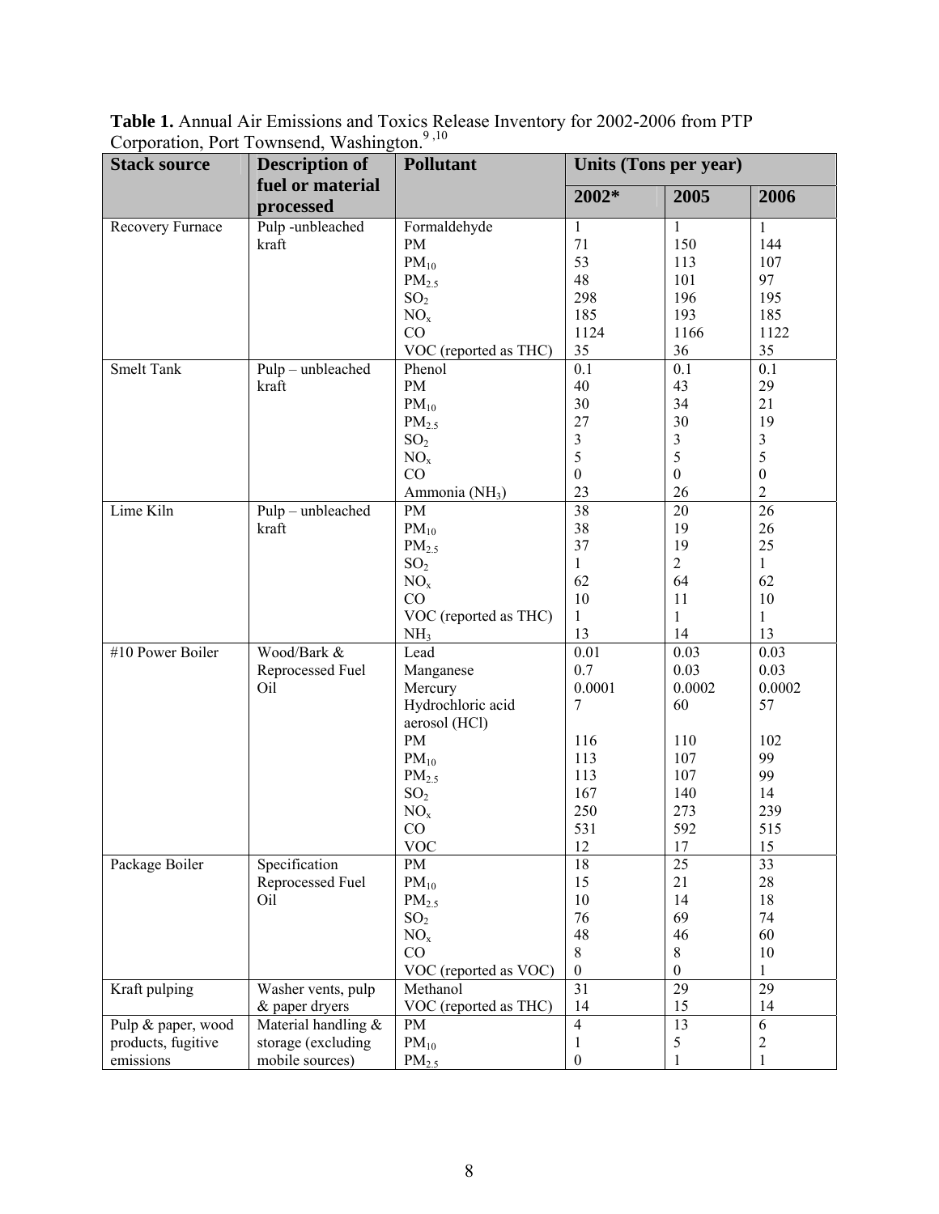**Table 1.** Annual Air Emissions and Toxics Release Inventory for 2002-2006 from PTP Corporation, Port Townsend, Washington.[9,10]

| Stack source | Description of fuel or material processed | Pollutant | Units (Tons per year) | | |
|---|---|---|---|---|---|
| | | | 2002* | 2005 | 2006 |
| Recovery Furnace | Pulp -unbleached kraft | Formaldehyde | 1 | 1 | 1 |
| | | PM | 71 | 150 | 144 |
| | | $PM_{10}$ | 53 | 113 | 107 |
| | | $PM_{2.5}$ | 48 | 101 | 97 |
| | | $SO_2$ | 298 | 196 | 195 |
| | | $NO_x$ | 185 | 193 | 185 |
| | | CO | 1124 | 1166 | 1122 |
| | | VOC (reported as THC) | 35 | 36 | 35 |
| Smelt Tank | Pulp – unbleached kraft | Phenol | 0.1 | 0.1 | 0.1 |
| | | PM | 40 | 43 | 29 |
| | | $PM_{10}$ | 30 | 34 | 21 |
| | | $PM_{2.5}$ | 27 | 30 | 19 |
| | | $SO_2$ | 3 | 3 | 3 |
| | | $NO_x$ | 5 | 5 | 5 |
| | | CO | 0 | 0 | 0 |
| | | Ammonia ($NH_3$) | 23 | 26 | 2 |
| Lime Kiln | Pulp – unbleached kraft | PM | 38 | 20 | 26 |
| | | $PM_{10}$ | 38 | 19 | 26 |
| | | $PM_{2.5}$ | 37 | 19 | 25 |
| | | $SO_2$ | 1 | 2 | 1 |
| | | $NO_x$ | 62 | 64 | 62 |
| | | CO | 10 | 11 | 10 |
| | | VOC (reported as THC) | 1 | 1 | 1 |
| | | $NH_3$ | 13 | 14 | 13 |
| #10 Power Boiler | Wood/Bark & Reprocessed Fuel Oil | Lead | 0.01 | 0.03 | 0.03 |
| | | Manganese | 0.7 | 0.03 | 0.03 |
| | | Mercury | 0.0001 | 0.0002 | 0.0002 |
| | | Hydrochloric acid aerosol (HCl) | 7 | 60 | 57 |
| | | PM | 116 | 110 | 102 |
| | | $PM_{10}$ | 113 | 107 | 99 |
| | | $PM_{2.5}$ | 113 | 107 | 99 |
| | | $SO_2$ | 167 | 140 | 14 |
| | | $NO_x$ | 250 | 273 | 239 |
| | | CO | 531 | 592 | 515 |
| | | VOC | 12 | 17 | 15 |
| Package Boiler | Specification Reprocessed Fuel Oil | PM | 18 | 25 | 33 |
| | | $PM_{10}$ | 15 | 21 | 28 |
| | | $PM_{2.5}$ | 10 | 14 | 18 |
| | | $SO_2$ | 76 | 69 | 74 |
| | | $NO_x$ | 48 | 46 | 60 |
| | | CO | 8 | 8 | 10 |
| | | VOC (reported as VOC) | 0 | 0 | 1 |
| Kraft pulping | Washer vents, pulp & paper dryers | Methanol | 31 | 29 | 29 |
| | | VOC (reported as THC) | 14 | 15 | 14 |
| Pulp & paper, wood products, fugitive emissions | Material handling & storage (excluding mobile sources) | PM | 4 | 13 | 6 |
| | | $PM_{10}$ | 1 | 5 | 2 |
| | | $PM_{2.5}$ | 0 | 1 | 1 |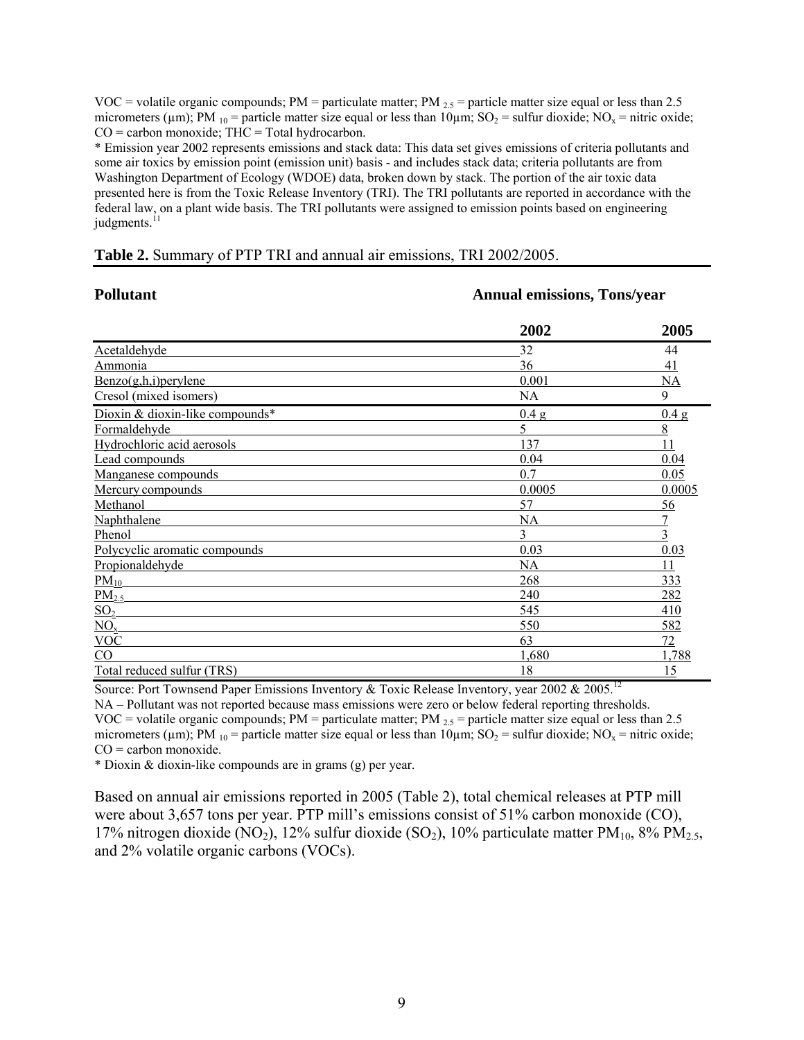VOC = volatile organic compounds; PM = particulate matter; PM $_{2.5}$ = particle matter size equal or less than 2.5 micrometers (µm); PM $_{10}$ = particle matter size equal or less than 10µm; $SO_2$ = sulfur dioxide; $NO_x$ = nitric oxide; CO = carbon monoxide; THC = Total hydrocarbon.

* Emission year 2002 represents emissions and stack data: This data set gives emissions of criteria pollutants and some air toxics by emission point (emission unit) basis - and includes stack data; criteria pollutants are from Washington Department of Ecology (WDOE) data, broken down by stack. The portion of the air toxic data presented here is from the Toxic Release Inventory (TRI). The TRI pollutants are reported in accordance with the federal law, on a plant wide basis. The TRI pollutants were assigned to emission points based on engineering judgments.[11]

**Table 2.** Summary of PTP TRI and annual air emissions, TRI 2002/2005.

| **Pollutant** | **Annual emissions, Tons/year** | |
|---|---|---|
| | **2002** | **2005** |
| Acetaldehyde | 32 | 44 |
| Ammonia | 36 | 41 |
| Benzo(g,h,i)perylene | 0.001 | NA |
| Cresol (mixed isomers) | NA | 9 |
| Dioxin & dioxin-like compounds* | 0.4 g | 0.4 g |
| Formaldehyde | 5 | 8 |
| Hydrochloric acid aerosols | 137 | 11 |
| Lead compounds | 0.04 | 0.04 |
| Manganese compounds | 0.7 | 0.05 |
| Mercury compounds | 0.0005 | 0.0005 |
| Methanol | 57 | 56 |
| Naphthalene | NA | 7 |
| Phenol | 3 | 3 |
| Polycyclic aromatic compounds | 0.03 | 0.03 |
| Propionaldehyde | NA | 11 |
| $PM_{10}$ | 268 | 333 |
| $PM_{2.5}$ | 240 | 282 |
| $SO_2$ | 545 | 410 |
| $NO_x$ | 550 | 582 |
| VOC | 63 | 72 |
| CO | 1,680 | 1,788 |
| Total reduced sulfur (TRS) | 18 | 15 |

Source: Port Townsend Paper Emissions Inventory & Toxic Release Inventory, year 2002 & 2005.[12]

NA – Pollutant was not reported because mass emissions were zero or below federal reporting thresholds.

VOC = volatile organic compounds; PM = particulate matter; PM $_{2.5}$ = particle matter size equal or less than 2.5 micrometers (µm); PM $_{10}$ = particle matter size equal or less than 10µm; $SO_2$ = sulfur dioxide; $NO_x$ = nitric oxide; CO = carbon monoxide.

* Dioxin & dioxin-like compounds are in grams (g) per year.

Based on annual air emissions reported in 2005 (Table 2), total chemical releases at PTP mill were about 3,657 tons per year. PTP mill's emissions consist of 51% carbon monoxide (CO), 17% nitrogen dioxide ($NO_2$), 12% sulfur dioxide ($SO_2$), 10% particulate matter $PM_{10}$, 8% $PM_{2.5}$, and 2% volatile organic carbons (VOCs).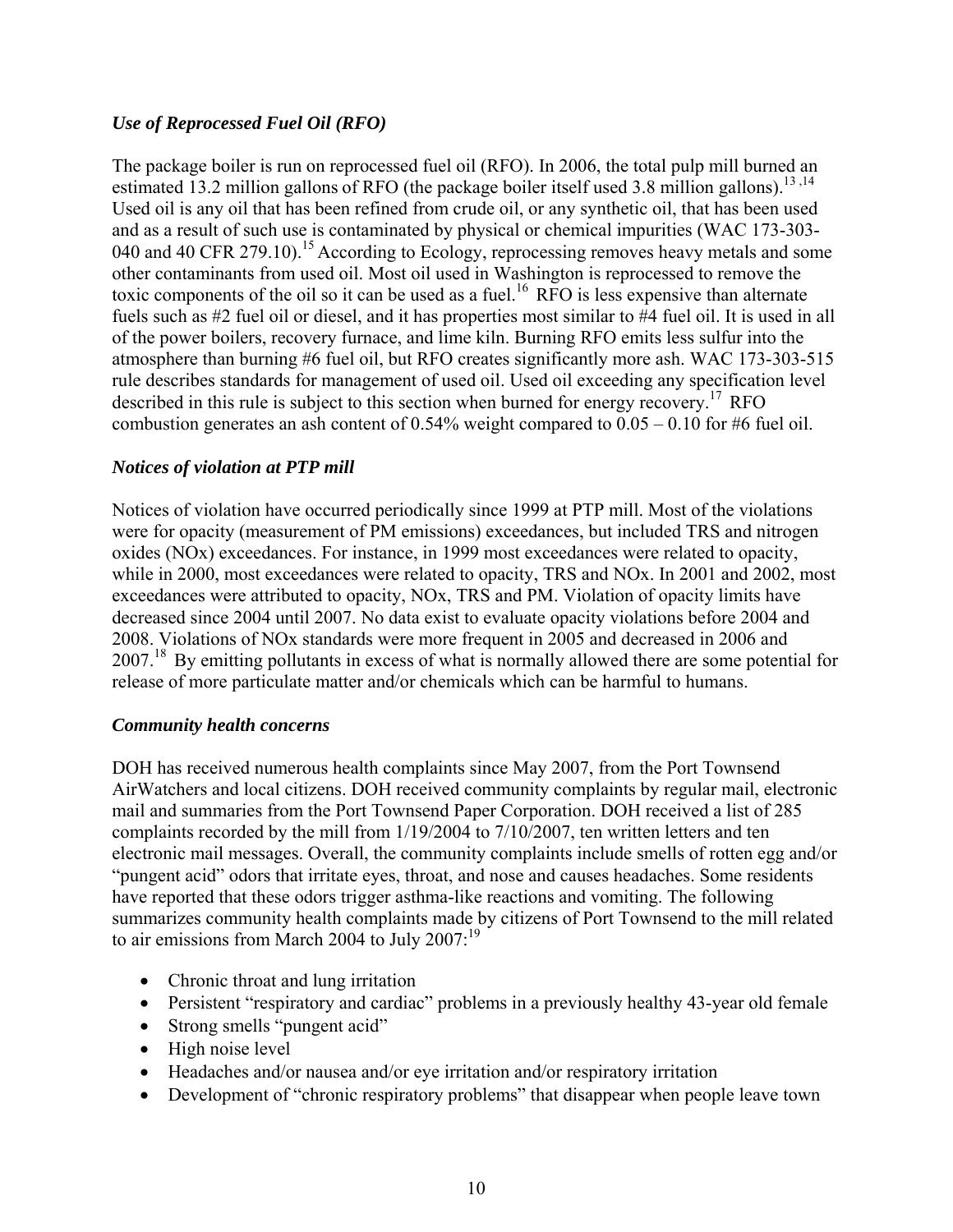### *Use of Reprocessed Fuel Oil (RFO)*

The package boiler is run on reprocessed fuel oil (RFO). In 2006, the total pulp mill burned an estimated 13.2 million gallons of RFO (the package boiler itself used 3.8 million gallons).[13,14] Used oil is any oil that has been refined from crude oil, or any synthetic oil, that has been used and as a result of such use is contaminated by physical or chemical impurities (WAC 173-303-040 and 40 CFR 279.10).[15] According to Ecology, reprocessing removes heavy metals and some other contaminants from used oil. Most oil used in Washington is reprocessed to remove the toxic components of the oil so it can be used as a fuel.[16] RFO is less expensive than alternate fuels such as #2 fuel oil or diesel, and it has properties most similar to #4 fuel oil. It is used in all of the power boilers, recovery furnace, and lime kiln. Burning RFO emits less sulfur into the atmosphere than burning #6 fuel oil, but RFO creates significantly more ash. WAC 173-303-515 rule describes standards for management of used oil. Used oil exceeding any specification level described in this rule is subject to this section when burned for energy recovery.[17] RFO combustion generates an ash content of 0.54% weight compared to 0.05 – 0.10 for #6 fuel oil.

### *Notices of violation at PTP mill*

Notices of violation have occurred periodically since 1999 at PTP mill. Most of the violations were for opacity (measurement of PM emissions) exceedances, but included TRS and nitrogen oxides (NOx) exceedances. For instance, in 1999 most exceedances were related to opacity, while in 2000, most exceedances were related to opacity, TRS and NOx. In 2001 and 2002, most exceedances were attributed to opacity, NOx, TRS and PM. Violation of opacity limits have decreased since 2004 until 2007. No data exist to evaluate opacity violations before 2004 and 2008. Violations of NOx standards were more frequent in 2005 and decreased in 2006 and 2007.[18] By emitting pollutants in excess of what is normally allowed there are some potential for release of more particulate matter and/or chemicals which can be harmful to humans.

### *Community health concerns*

DOH has received numerous health complaints since May 2007, from the Port Townsend AirWatchers and local citizens. DOH received community complaints by regular mail, electronic mail and summaries from the Port Townsend Paper Corporation. DOH received a list of 285 complaints recorded by the mill from 1/19/2004 to 7/10/2007, ten written letters and ten electronic mail messages. Overall, the community complaints include smells of rotten egg and/or "pungent acid" odors that irritate eyes, throat, and nose and causes headaches. Some residents have reported that these odors trigger asthma-like reactions and vomiting. The following summarizes community health complaints made by citizens of Port Townsend to the mill related to air emissions from March 2004 to July 2007:[19]

- Chronic throat and lung irritation
- Persistent "respiratory and cardiac" problems in a previously healthy 43-year old female
- Strong smells "pungent acid"
- High noise level
- Headaches and/or nausea and/or eye irritation and/or respiratory irritation
- Development of "chronic respiratory problems" that disappear when people leave town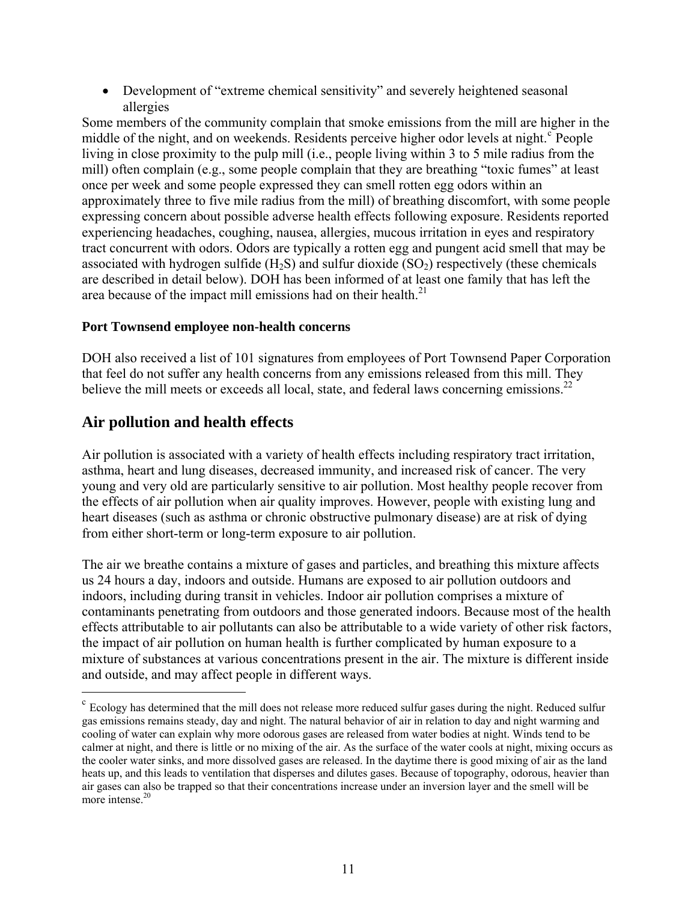- Development of "extreme chemical sensitivity" and severely heightened seasonal allergies

Some members of the community complain that smoke emissions from the mill are higher in the middle of the night, and on weekends. Residents perceive higher odor levels at night.[c] People living in close proximity to the pulp mill (i.e., people living within 3 to 5 mile radius from the mill) often complain (e.g., some people complain that they are breathing "toxic fumes" at least once per week and some people expressed they can smell rotten egg odors within an approximately three to five mile radius from the mill) of breathing discomfort, with some people expressing concern about possible adverse health effects following exposure. Residents reported experiencing headaches, coughing, nausea, allergies, mucous irritation in eyes and respiratory tract concurrent with odors. Odors are typically a rotten egg and pungent acid smell that may be associated with hydrogen sulfide ($H_2S$) and sulfur dioxide ($SO_2$) respectively (these chemicals are described in detail below). DOH has been informed of at least one family that has left the area because of the impact mill emissions had on their health.[21]

**Port Townsend employee non-health concerns**

DOH also received a list of 101 signatures from employees of Port Townsend Paper Corporation that feel do not suffer any health concerns from any emissions released from this mill. They believe the mill meets or exceeds all local, state, and federal laws concerning emissions.[22]

## Air pollution and health effects

Air pollution is associated with a variety of health effects including respiratory tract irritation, asthma, heart and lung diseases, decreased immunity, and increased risk of cancer. The very young and very old are particularly sensitive to air pollution. Most healthy people recover from the effects of air pollution when air quality improves. However, people with existing lung and heart diseases (such as asthma or chronic obstructive pulmonary disease) are at risk of dying from either short-term or long-term exposure to air pollution.

The air we breathe contains a mixture of gases and particles, and breathing this mixture affects us 24 hours a day, indoors and outside. Humans are exposed to air pollution outdoors and indoors, including during transit in vehicles. Indoor air pollution comprises a mixture of contaminants penetrating from outdoors and those generated indoors. Because most of the health effects attributable to air pollutants can also be attributable to a wide variety of other risk factors, the impact of air pollution on human health is further complicated by human exposure to a mixture of substances at various concentrations present in the air. The mixture is different inside and outside, and may affect people in different ways.

---

[c] Ecology has determined that the mill does not release more reduced sulfur gases during the night. Reduced sulfur gas emissions remains steady, day and night. The natural behavior of air in relation to day and night warming and cooling of water can explain why more odorous gases are released from water bodies at night. Winds tend to be calmer at night, and there is little or no mixing of the air. As the surface of the water cools at night, mixing occurs as the cooler water sinks, and more dissolved gases are released. In the daytime there is good mixing of air as the land heats up, and this leads to ventilation that disperses and dilutes gases. Because of topography, odorous, heavier than air gases can also be trapped so that their concentrations increase under an inversion layer and the smell will be more intense.[20]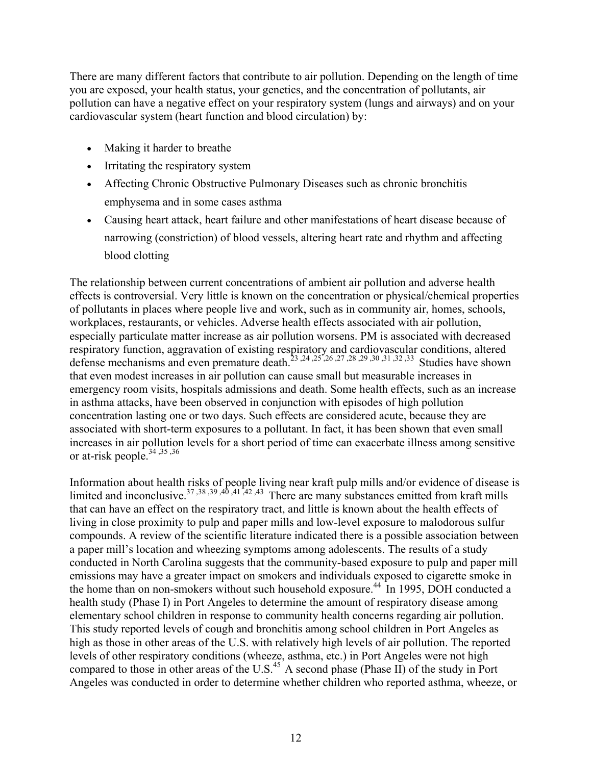There are many different factors that contribute to air pollution. Depending on the length of time you are exposed, your health status, your genetics, and the concentration of pollutants, air pollution can have a negative effect on your respiratory system (lungs and airways) and on your cardiovascular system (heart function and blood circulation) by:

- Making it harder to breathe
- Irritating the respiratory system
- Affecting Chronic Obstructive Pulmonary Diseases such as chronic bronchitis emphysema and in some cases asthma
- Causing heart attack, heart failure and other manifestations of heart disease because of narrowing (constriction) of blood vessels, altering heart rate and rhythm and affecting blood clotting

The relationship between current concentrations of ambient air pollution and adverse health effects is controversial. Very little is known on the concentration or physical/chemical properties of pollutants in places where people live and work, such as in community air, homes, schools, workplaces, restaurants, or vehicles. Adverse health effects associated with air pollution, especially particulate matter increase as air pollution worsens. PM is associated with decreased respiratory function, aggravation of existing respiratory and cardiovascular conditions, altered defense mechanisms and even premature death.[23,24,25,26,27,28,29,30,31,32,33] Studies have shown that even modest increases in air pollution can cause small but measurable increases in emergency room visits, hospitals admissions and death. Some health effects, such as an increase in asthma attacks, have been observed in conjunction with episodes of high pollution concentration lasting one or two days. Such effects are considered acute, because they are associated with short-term exposures to a pollutant. In fact, it has been shown that even small increases in air pollution levels for a short period of time can exacerbate illness among sensitive or at-risk people.[34,35,36]

Information about health risks of people living near kraft pulp mills and/or evidence of disease is limited and inconclusive.[37,38,39,40,41,42,43] There are many substances emitted from kraft mills that can have an effect on the respiratory tract, and little is known about the health effects of living in close proximity to pulp and paper mills and low-level exposure to malodorous sulfur compounds. A review of the scientific literature indicated there is a possible association between a paper mill's location and wheezing symptoms among adolescents. The results of a study conducted in North Carolina suggests that the community-based exposure to pulp and paper mill emissions may have a greater impact on smokers and individuals exposed to cigarette smoke in the home than on non-smokers without such household exposure.[44] In 1995, DOH conducted a health study (Phase I) in Port Angeles to determine the amount of respiratory disease among elementary school children in response to community health concerns regarding air pollution. This study reported levels of cough and bronchitis among school children in Port Angeles as high as those in other areas of the U.S. with relatively high levels of air pollution. The reported levels of other respiratory conditions (wheeze, asthma, etc.) in Port Angeles were not high compared to those in other areas of the U.S.[45] A second phase (Phase II) of the study in Port Angeles was conducted in order to determine whether children who reported asthma, wheeze, or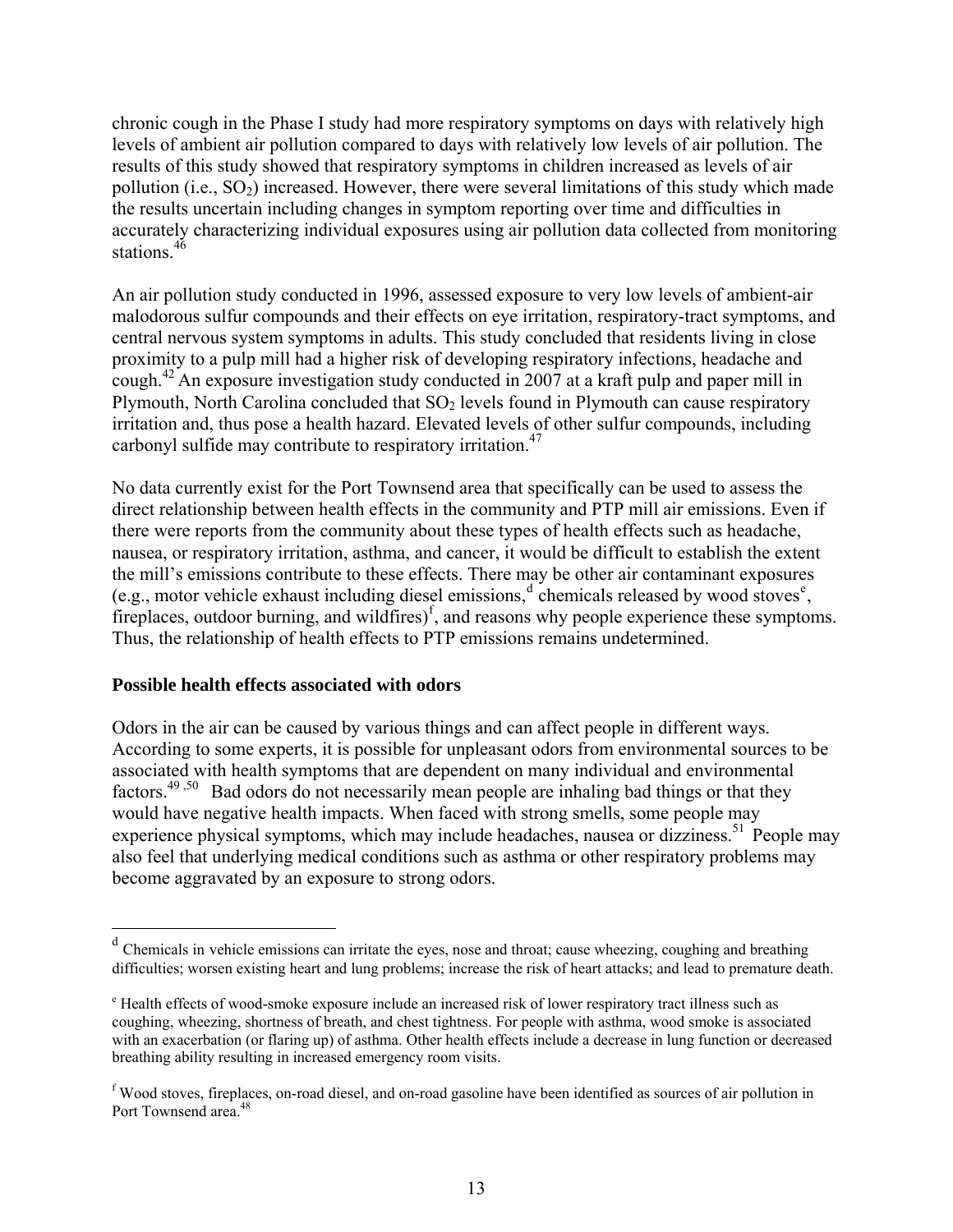chronic cough in the Phase I study had more respiratory symptoms on days with relatively high levels of ambient air pollution compared to days with relatively low levels of air pollution. The results of this study showed that respiratory symptoms in children increased as levels of air pollution (i.e., $SO_2$) increased. However, there were several limitations of this study which made the results uncertain including changes in symptom reporting over time and difficulties in accurately characterizing individual exposures using air pollution data collected from monitoring stations.[46]

An air pollution study conducted in 1996, assessed exposure to very low levels of ambient-air malodorous sulfur compounds and their effects on eye irritation, respiratory-tract symptoms, and central nervous system symptoms in adults. This study concluded that residents living in close proximity to a pulp mill had a higher risk of developing respiratory infections, headache and cough.[42] An exposure investigation study conducted in 2007 at a kraft pulp and paper mill in Plymouth, North Carolina concluded that $SO_2$ levels found in Plymouth can cause respiratory irritation and, thus pose a health hazard. Elevated levels of other sulfur compounds, including carbonyl sulfide may contribute to respiratory irritation.[47]

No data currently exist for the Port Townsend area that specifically can be used to assess the direct relationship between health effects in the community and PTP mill air emissions. Even if there were reports from the community about these types of health effects such as headache, nausea, or respiratory irritation, asthma, and cancer, it would be difficult to establish the extent the mill's emissions contribute to these effects. There may be other air contaminant exposures (e.g., motor vehicle exhaust including diesel emissions,[d] chemicals released by wood stoves[e], fireplaces, outdoor burning, and wildfires)[f], and reasons why people experience these symptoms. Thus, the relationship of health effects to PTP emissions remains undetermined.

**Possible health effects associated with odors**

Odors in the air can be caused by various things and can affect people in different ways. According to some experts, it is possible for unpleasant odors from environmental sources to be associated with health symptoms that are dependent on many individual and environmental factors.[49,50] Bad odors do not necessarily mean people are inhaling bad things or that they would have negative health impacts. When faced with strong smells, some people may experience physical symptoms, which may include headaches, nausea or dizziness.[51] People may also feel that underlying medical conditions such as asthma or other respiratory problems may become aggravated by an exposure to strong odors.

---

[d] Chemicals in vehicle emissions can irritate the eyes, nose and throat; cause wheezing, coughing and breathing difficulties; worsen existing heart and lung problems; increase the risk of heart attacks; and lead to premature death.

[e] Health effects of wood-smoke exposure include an increased risk of lower respiratory tract illness such as coughing, wheezing, shortness of breath, and chest tightness. For people with asthma, wood smoke is associated with an exacerbation (or flaring up) of asthma. Other health effects include a decrease in lung function or decreased breathing ability resulting in increased emergency room visits.

[f] Wood stoves, fireplaces, on-road diesel, and on-road gasoline have been identified as sources of air pollution in Port Townsend area.[48]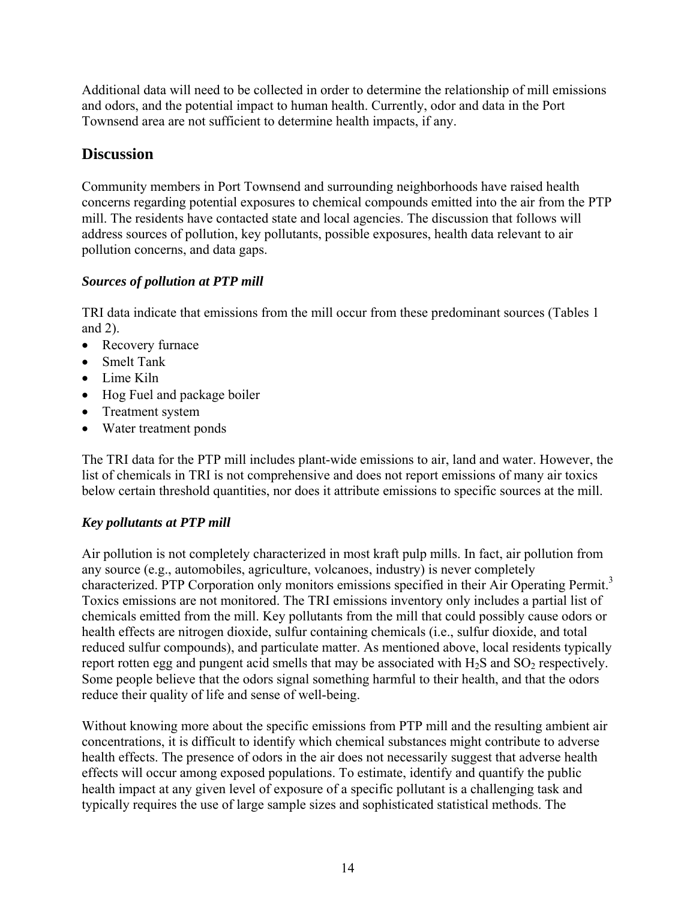Additional data will need to be collected in order to determine the relationship of mill emissions and odors, and the potential impact to human health. Currently, odor and data in the Port Townsend area are not sufficient to determine health impacts, if any.

## Discussion

Community members in Port Townsend and surrounding neighborhoods have raised health concerns regarding potential exposures to chemical compounds emitted into the air from the PTP mill. The residents have contacted state and local agencies. The discussion that follows will address sources of pollution, key pollutants, possible exposures, health data relevant to air pollution concerns, and data gaps.

### *Sources of pollution at PTP mill*

TRI data indicate that emissions from the mill occur from these predominant sources (Tables 1 and 2).

- Recovery furnace
- Smelt Tank
- Lime Kiln
- Hog Fuel and package boiler
- Treatment system
- Water treatment ponds

The TRI data for the PTP mill includes plant-wide emissions to air, land and water. However, the list of chemicals in TRI is not comprehensive and does not report emissions of many air toxics below certain threshold quantities, nor does it attribute emissions to specific sources at the mill.

### *Key pollutants at PTP mill*

Air pollution is not completely characterized in most kraft pulp mills. In fact, air pollution from any source (e.g., automobiles, agriculture, volcanoes, industry) is never completely characterized. PTP Corporation only monitors emissions specified in their Air Operating Permit.[3] Toxics emissions are not monitored. The TRI emissions inventory only includes a partial list of chemicals emitted from the mill. Key pollutants from the mill that could possibly cause odors or health effects are nitrogen dioxide, sulfur containing chemicals (i.e., sulfur dioxide, and total reduced sulfur compounds), and particulate matter. As mentioned above, local residents typically report rotten egg and pungent acid smells that may be associated with $H_2S$ and $SO_2$ respectively. Some people believe that the odors signal something harmful to their health, and that the odors reduce their quality of life and sense of well-being.

Without knowing more about the specific emissions from PTP mill and the resulting ambient air concentrations, it is difficult to identify which chemical substances might contribute to adverse health effects. The presence of odors in the air does not necessarily suggest that adverse health effects will occur among exposed populations. To estimate, identify and quantify the public health impact at any given level of exposure of a specific pollutant is a challenging task and typically requires the use of large sample sizes and sophisticated statistical methods. The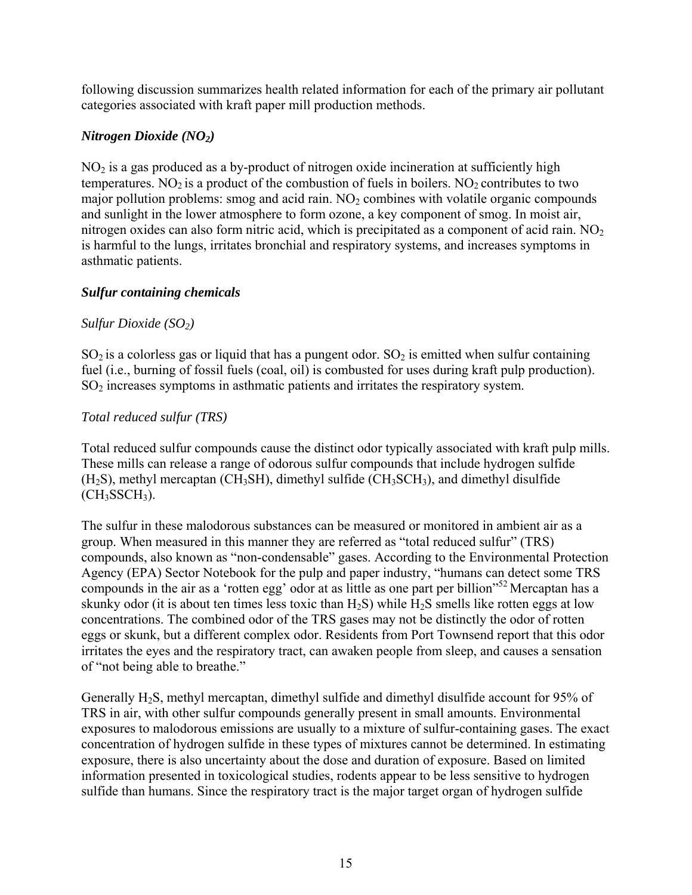following discussion summarizes health related information for each of the primary air pollutant categories associated with kraft paper mill production methods.

### *Nitrogen Dioxide ($NO_2$)*

$NO_2$ is a gas produced as a by-product of nitrogen oxide incineration at sufficiently high temperatures. $NO_2$ is a product of the combustion of fuels in boilers. $NO_2$ contributes to two major pollution problems: smog and acid rain. $NO_2$ combines with volatile organic compounds and sunlight in the lower atmosphere to form ozone, a key component of smog. In moist air, nitrogen oxides can also form nitric acid, which is precipitated as a component of acid rain. $NO_2$ is harmful to the lungs, irritates bronchial and respiratory systems, and increases symptoms in asthmatic patients.

### *Sulfur containing chemicals*

#### *Sulfur Dioxide ($SO_2$)*

$SO_2$ is a colorless gas or liquid that has a pungent odor. $SO_2$ is emitted when sulfur containing fuel (i.e., burning of fossil fuels (coal, oil) is combusted for uses during kraft pulp production). $SO_2$ increases symptoms in asthmatic patients and irritates the respiratory system.

#### *Total reduced sulfur (TRS)*

Total reduced sulfur compounds cause the distinct odor typically associated with kraft pulp mills. These mills can release a range of odorous sulfur compounds that include hydrogen sulfide ($H_2S$), methyl mercaptan ($CH_3SH$), dimethyl sulfide ($CH_3SCH_3$), and dimethyl disulfide ($CH_3SSCH_3$).

The sulfur in these malodorous substances can be measured or monitored in ambient air as a group. When measured in this manner they are referred as "total reduced sulfur" (TRS) compounds, also known as "non-condensable" gases. According to the Environmental Protection Agency (EPA) Sector Notebook for the pulp and paper industry, "humans can detect some TRS compounds in the air as a 'rotten egg' odor at as little as one part per billion"[52] Mercaptan has a skunky odor (it is about ten times less toxic than $H_2S$) while $H_2S$ smells like rotten eggs at low concentrations. The combined odor of the TRS gases may not be distinctly the odor of rotten eggs or skunk, but a different complex odor. Residents from Port Townsend report that this odor irritates the eyes and the respiratory tract, can awaken people from sleep, and causes a sensation of "not being able to breathe."

Generally $H_2S$, methyl mercaptan, dimethyl sulfide and dimethyl disulfide account for 95% of TRS in air, with other sulfur compounds generally present in small amounts. Environmental exposures to malodorous emissions are usually to a mixture of sulfur-containing gases. The exact concentration of hydrogen sulfide in these types of mixtures cannot be determined. In estimating exposure, there is also uncertainty about the dose and duration of exposure. Based on limited information presented in toxicological studies, rodents appear to be less sensitive to hydrogen sulfide than humans. Since the respiratory tract is the major target organ of hydrogen sulfide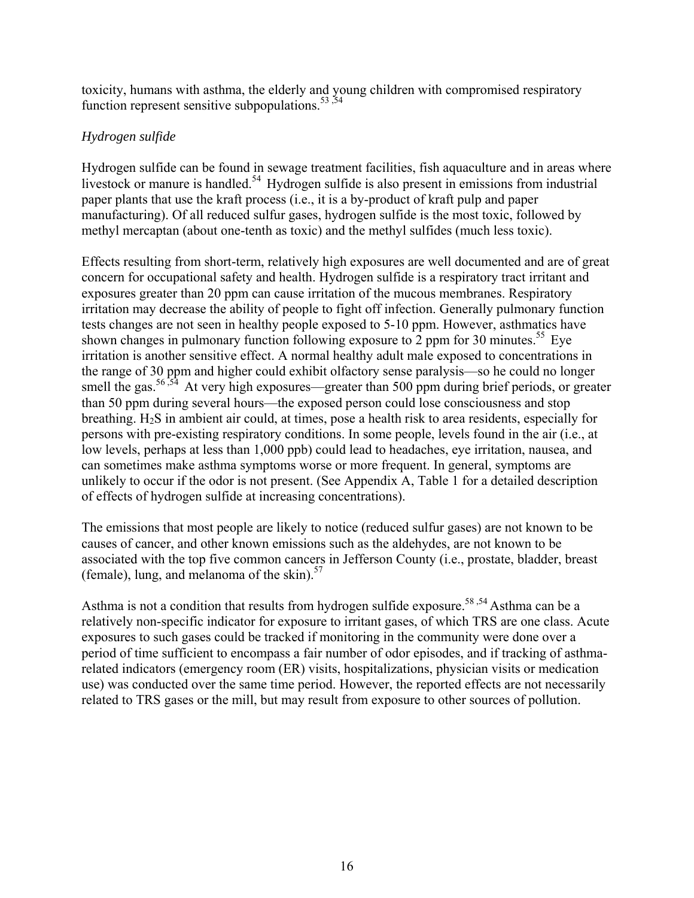toxicity, humans with asthma, the elderly and young children with compromised respiratory function represent sensitive subpopulations.[53,54]

*Hydrogen sulfide*

Hydrogen sulfide can be found in sewage treatment facilities, fish aquaculture and in areas where livestock or manure is handled.[54] Hydrogen sulfide is also present in emissions from industrial paper plants that use the kraft process (i.e., it is a by-product of kraft pulp and paper manufacturing). Of all reduced sulfur gases, hydrogen sulfide is the most toxic, followed by methyl mercaptan (about one-tenth as toxic) and the methyl sulfides (much less toxic).

Effects resulting from short-term, relatively high exposures are well documented and are of great concern for occupational safety and health. Hydrogen sulfide is a respiratory tract irritant and exposures greater than 20 ppm can cause irritation of the mucous membranes. Respiratory irritation may decrease the ability of people to fight off infection. Generally pulmonary function tests changes are not seen in healthy people exposed to 5-10 ppm. However, asthmatics have shown changes in pulmonary function following exposure to 2 ppm for 30 minutes.[55] Eye irritation is another sensitive effect. A normal healthy adult male exposed to concentrations in the range of 30 ppm and higher could exhibit olfactory sense paralysis—so he could no longer smell the gas.[56,54] At very high exposures—greater than 500 ppm during brief periods, or greater than 50 ppm during several hours—the exposed person could lose consciousness and stop breathing. $H_2S$ in ambient air could, at times, pose a health risk to area residents, especially for persons with pre-existing respiratory conditions. In some people, levels found in the air (i.e., at low levels, perhaps at less than 1,000 ppb) could lead to headaches, eye irritation, nausea, and can sometimes make asthma symptoms worse or more frequent. In general, symptoms are unlikely to occur if the odor is not present. (See Appendix A, Table 1 for a detailed description of effects of hydrogen sulfide at increasing concentrations).

The emissions that most people are likely to notice (reduced sulfur gases) are not known to be causes of cancer, and other known emissions such as the aldehydes, are not known to be associated with the top five common cancers in Jefferson County (i.e., prostate, bladder, breast (female), lung, and melanoma of the skin).[57]

Asthma is not a condition that results from hydrogen sulfide exposure.[58,54] Asthma can be a relatively non-specific indicator for exposure to irritant gases, of which TRS are one class. Acute exposures to such gases could be tracked if monitoring in the community were done over a period of time sufficient to encompass a fair number of odor episodes, and if tracking of asthma-related indicators (emergency room (ER) visits, hospitalizations, physician visits or medication use) was conducted over the same time period. However, the reported effects are not necessarily related to TRS gases or the mill, but may result from exposure to other sources of pollution.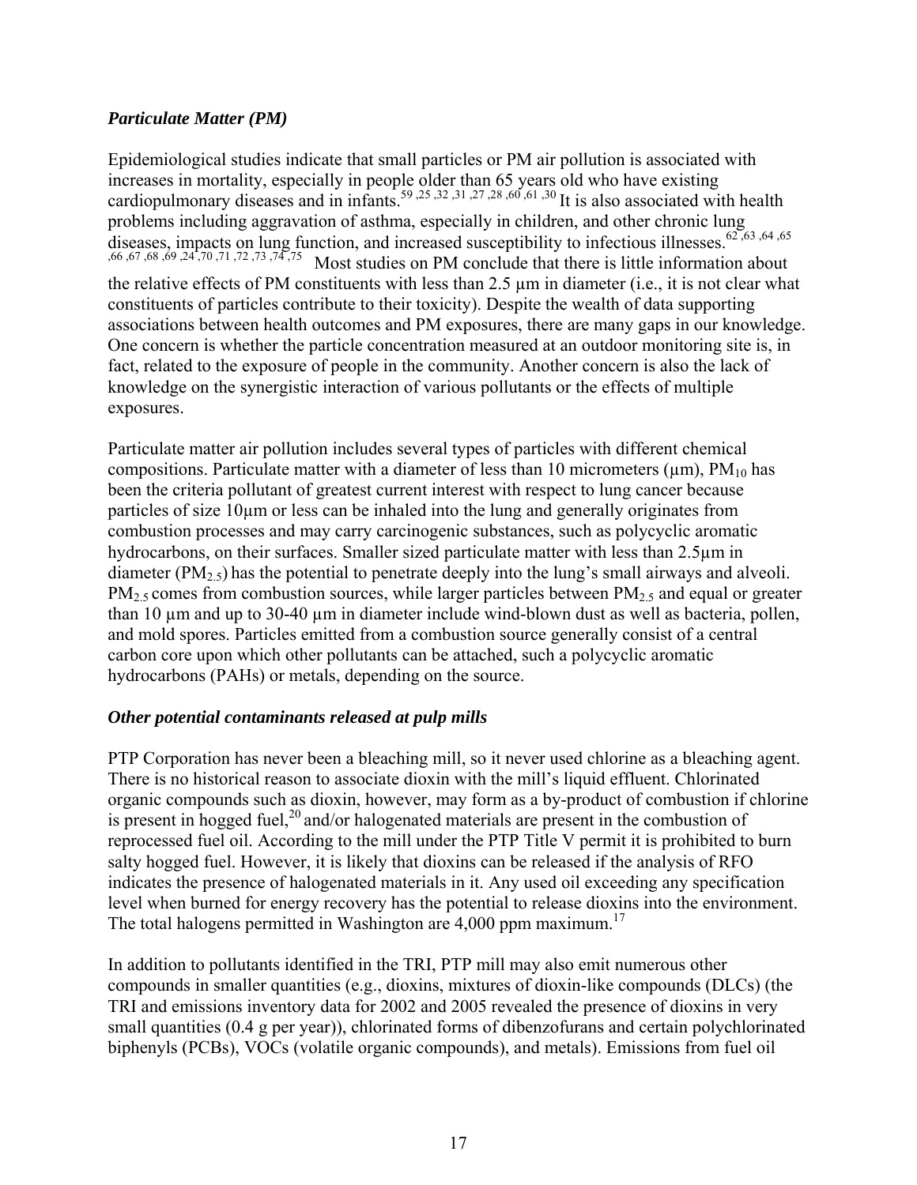### *Particulate Matter (PM)*

Epidemiological studies indicate that small particles or PM air pollution is associated with increases in mortality, especially in people older than 65 years old who have existing cardiopulmonary diseases and in infants.[59,25,32,31,27,28,60,61,30] It is also associated with health problems including aggravation of asthma, especially in children, and other chronic lung diseases, impacts on lung function, and increased susceptibility to infectious illnesses.[62,63,64,65,66,67,68,69,24,70,71,72,73,74,75] Most studies on PM conclude that there is little information about the relative effects of PM constituents with less than 2.5 µm in diameter (i.e., it is not clear what constituents of particles contribute to their toxicity). Despite the wealth of data supporting associations between health outcomes and PM exposures, there are many gaps in our knowledge. One concern is whether the particle concentration measured at an outdoor monitoring site is, in fact, related to the exposure of people in the community. Another concern is also the lack of knowledge on the synergistic interaction of various pollutants or the effects of multiple exposures.

Particulate matter air pollution includes several types of particles with different chemical compositions. Particulate matter with a diameter of less than 10 micrometers (µm), $PM_{10}$ has been the criteria pollutant of greatest current interest with respect to lung cancer because particles of size 10µm or less can be inhaled into the lung and generally originates from combustion processes and may carry carcinogenic substances, such as polycyclic aromatic hydrocarbons, on their surfaces. Smaller sized particulate matter with less than 2.5µm in diameter ($PM_{2.5}$) has the potential to penetrate deeply into the lung's small airways and alveoli. $PM_{2.5}$ comes from combustion sources, while larger particles between $PM_{2.5}$ and equal or greater than 10 µm and up to 30-40 µm in diameter include wind-blown dust as well as bacteria, pollen, and mold spores. Particles emitted from a combustion source generally consist of a central carbon core upon which other pollutants can be attached, such a polycyclic aromatic hydrocarbons (PAHs) or metals, depending on the source.

### *Other potential contaminants released at pulp mills*

PTP Corporation has never been a bleaching mill, so it never used chlorine as a bleaching agent. There is no historical reason to associate dioxin with the mill's liquid effluent. Chlorinated organic compounds such as dioxin, however, may form as a by-product of combustion if chlorine is present in hogged fuel,[20] and/or halogenated materials are present in the combustion of reprocessed fuel oil. According to the mill under the PTP Title V permit it is prohibited to burn salty hogged fuel. However, it is likely that dioxins can be released if the analysis of RFO indicates the presence of halogenated materials in it. Any used oil exceeding any specification level when burned for energy recovery has the potential to release dioxins into the environment. The total halogens permitted in Washington are 4,000 ppm maximum.[17]

In addition to pollutants identified in the TRI, PTP mill may also emit numerous other compounds in smaller quantities (e.g., dioxins, mixtures of dioxin-like compounds (DLCs) (the TRI and emissions inventory data for 2002 and 2005 revealed the presence of dioxins in very small quantities (0.4 g per year)), chlorinated forms of dibenzofurans and certain polychlorinated biphenyls (PCBs), VOCs (volatile organic compounds), and metals). Emissions from fuel oil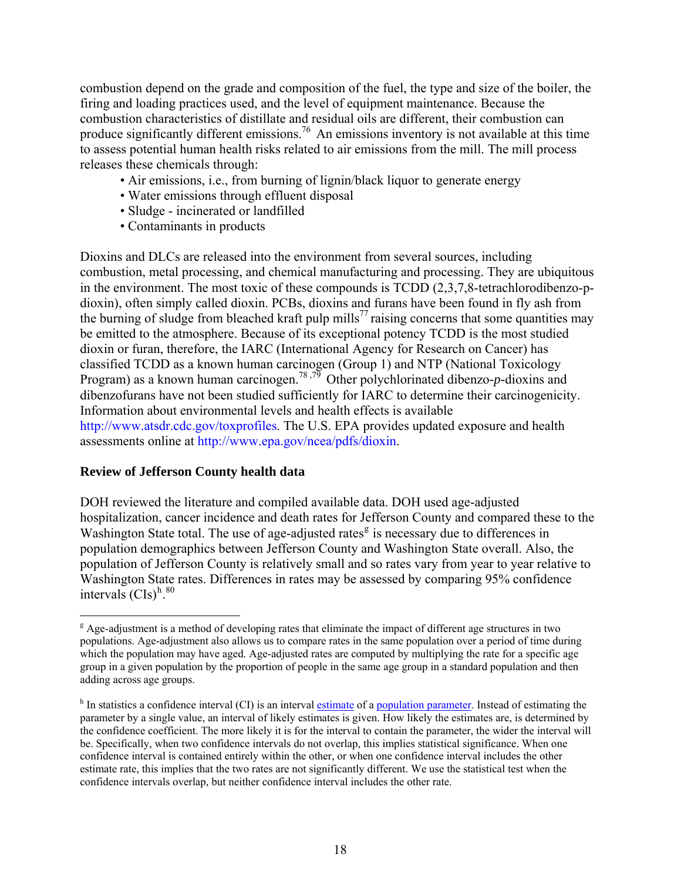combustion depend on the grade and composition of the fuel, the type and size of the boiler, the firing and loading practices used, and the level of equipment maintenance. Because the combustion characteristics of distillate and residual oils are different, their combustion can produce significantly different emissions.[76] An emissions inventory is not available at this time to assess potential human health risks related to air emissions from the mill. The mill process releases these chemicals through:

- Air emissions, i.e., from burning of lignin/black liquor to generate energy
- Water emissions through effluent disposal
- Sludge - incinerated or landfilled
- Contaminants in products

Dioxins and DLCs are released into the environment from several sources, including combustion, metal processing, and chemical manufacturing and processing. They are ubiquitous in the environment. The most toxic of these compounds is TCDD (2,3,7,8-tetrachlorodibenzo-p-dioxin), often simply called dioxin. PCBs, dioxins and furans have been found in fly ash from the burning of sludge from bleached kraft pulp mills[77] raising concerns that some quantities may be emitted to the atmosphere. Because of its exceptional potency TCDD is the most studied dioxin or furan, therefore, the IARC (International Agency for Research on Cancer) has classified TCDD as a known human carcinogen (Group 1) and NTP (National Toxicology Program) as a known human carcinogen.[78,79] Other polychlorinated dibenzo-*p*-dioxins and dibenzofurans have not been studied sufficiently for IARC to determine their carcinogenicity. Information about environmental levels and health effects is available http://www.atsdr.cdc.gov/toxprofiles. The U.S. EPA provides updated exposure and health assessments online at http://www.epa.gov/ncea/pdfs/dioxin.

**Review of Jefferson County health data**

DOH reviewed the literature and compiled available data. DOH used age-adjusted hospitalization, cancer incidence and death rates for Jefferson County and compared these to the Washington State total. The use of age-adjusted rates[g] is necessary due to differences in population demographics between Jefferson County and Washington State overall. Also, the population of Jefferson County is relatively small and so rates vary from year to year relative to Washington State rates. Differences in rates may be assessed by comparing 95% confidence intervals (CIs)[h].[80]

---

[g] Age-adjustment is a method of developing rates that eliminate the impact of different age structures in two populations. Age-adjustment also allows us to compare rates in the same population over a period of time during which the population may have aged. Age-adjusted rates are computed by multiplying the rate for a specific age group in a given population by the proportion of people in the same age group in a standard population and then adding across age groups.

[h] In statistics a confidence interval (CI) is an interval estimate of a population parameter. Instead of estimating the parameter by a single value, an interval of likely estimates is given. How likely the estimates are, is determined by the confidence coefficient. The more likely it is for the interval to contain the parameter, the wider the interval will be. Specifically, when two confidence intervals do not overlap, this implies statistical significance. When one confidence interval is contained entirely within the other, or when one confidence interval includes the other estimate rate, this implies that the two rates are not significantly different. We use the statistical test when the confidence intervals overlap, but neither confidence interval includes the other rate.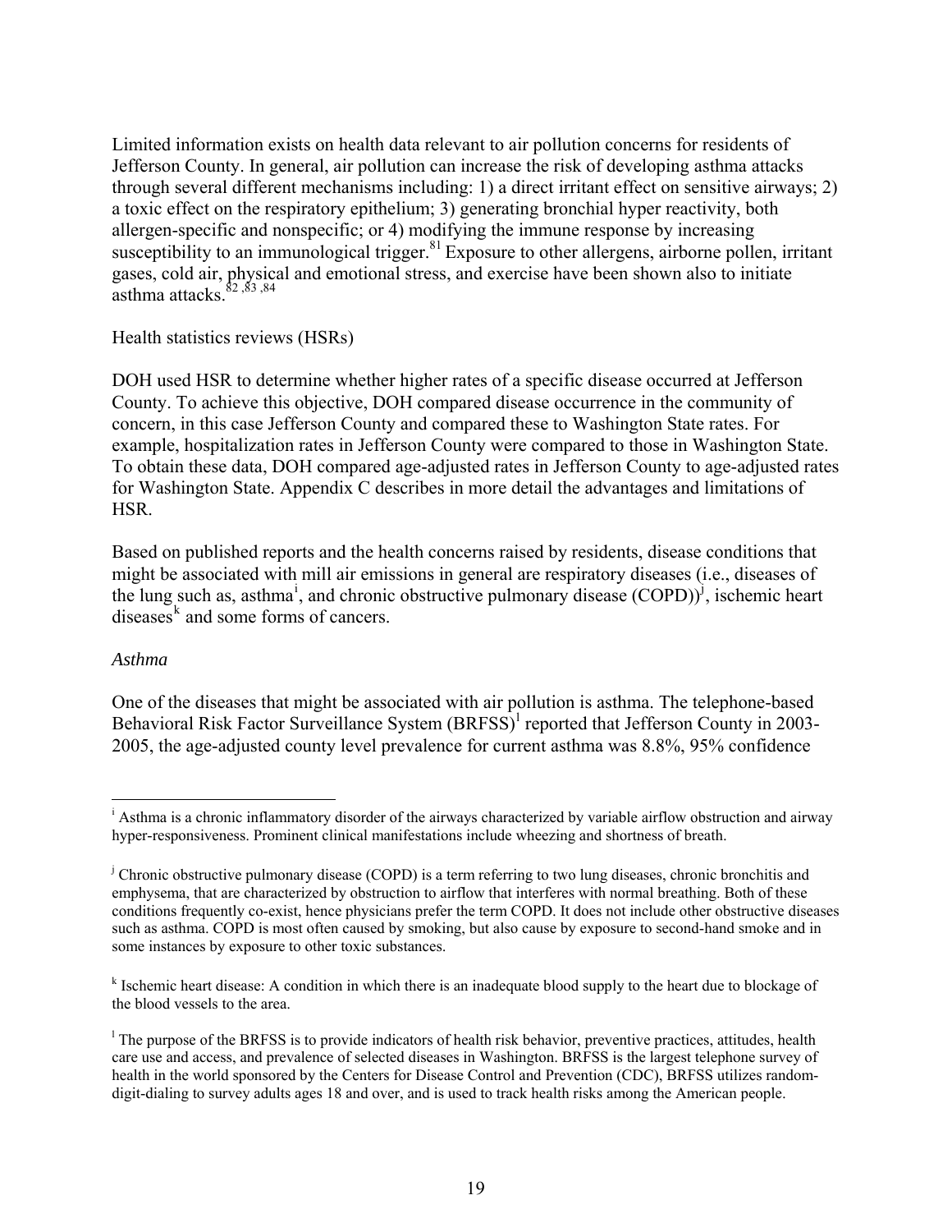Limited information exists on health data relevant to air pollution concerns for residents of Jefferson County. In general, air pollution can increase the risk of developing asthma attacks through several different mechanisms including: 1) a direct irritant effect on sensitive airways; 2) a toxic effect on the respiratory epithelium; 3) generating bronchial hyper reactivity, both allergen-specific and nonspecific; or 4) modifying the immune response by increasing susceptibility to an immunological trigger.[81] Exposure to other allergens, airborne pollen, irritant gases, cold air, physical and emotional stress, and exercise have been shown also to initiate asthma attacks.[82,83,84]

Health statistics reviews (HSRs)

DOH used HSR to determine whether higher rates of a specific disease occurred at Jefferson County. To achieve this objective, DOH compared disease occurrence in the community of concern, in this case Jefferson County and compared these to Washington State rates. For example, hospitalization rates in Jefferson County were compared to those in Washington State. To obtain these data, DOH compared age-adjusted rates in Jefferson County to age-adjusted rates for Washington State. Appendix C describes in more detail the advantages and limitations of HSR.

Based on published reports and the health concerns raised by residents, disease conditions that might be associated with mill air emissions in general are respiratory diseases (i.e., diseases of the lung such as, asthma[i], and chronic obstructive pulmonary disease (COPD))[j], ischemic heart diseases[k] and some forms of cancers.

*Asthma*

One of the diseases that might be associated with air pollution is asthma. The telephone-based Behavioral Risk Factor Surveillance System (BRFSS)[l] reported that Jefferson County in 2003-2005, the age-adjusted county level prevalence for current asthma was 8.8%, 95% confidence

---

[i] Asthma is a chronic inflammatory disorder of the airways characterized by variable airflow obstruction and airway hyper-responsiveness. Prominent clinical manifestations include wheezing and shortness of breath.

[j] Chronic obstructive pulmonary disease (COPD) is a term referring to two lung diseases, chronic bronchitis and emphysema, that are characterized by obstruction to airflow that interferes with normal breathing. Both of these conditions frequently co-exist, hence physicians prefer the term COPD. It does not include other obstructive diseases such as asthma. COPD is most often caused by smoking, but also cause by exposure to second-hand smoke and in some instances by exposure to other toxic substances.

[k] Ischemic heart disease: A condition in which there is an inadequate blood supply to the heart due to blockage of the blood vessels to the area.

[l] The purpose of the BRFSS is to provide indicators of health risk behavior, preventive practices, attitudes, health care use and access, and prevalence of selected diseases in Washington. BRFSS is the largest telephone survey of health in the world sponsored by the Centers for Disease Control and Prevention (CDC), BRFSS utilizes random-digit-dialing to survey adults ages 18 and over, and is used to track health risks among the American people.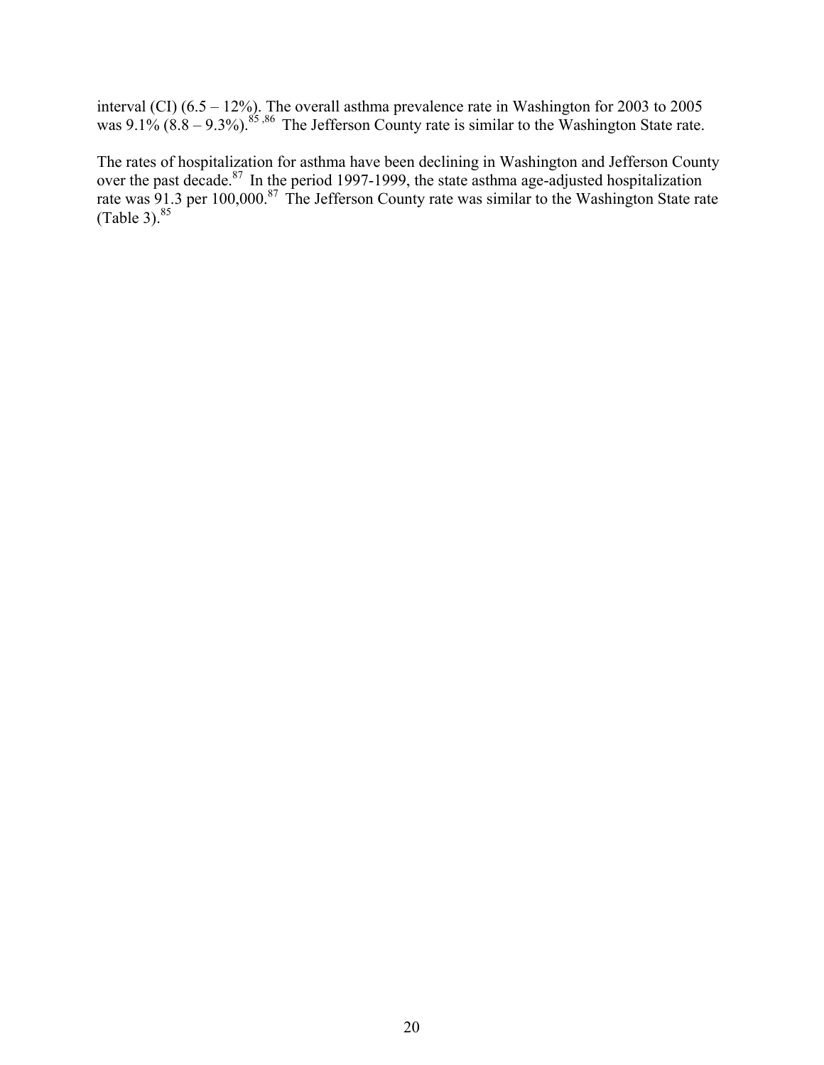interval (CI) (6.5 – 12%). The overall asthma prevalence rate in Washington for 2003 to 2005 was 9.1% (8.8 – 9.3%).[85,86] The Jefferson County rate is similar to the Washington State rate.

The rates of hospitalization for asthma have been declining in Washington and Jefferson County over the past decade.[87] In the period 1997-1999, the state asthma age-adjusted hospitalization rate was 91.3 per 100,000.[87] The Jefferson County rate was similar to the Washington State rate (Table 3).[85]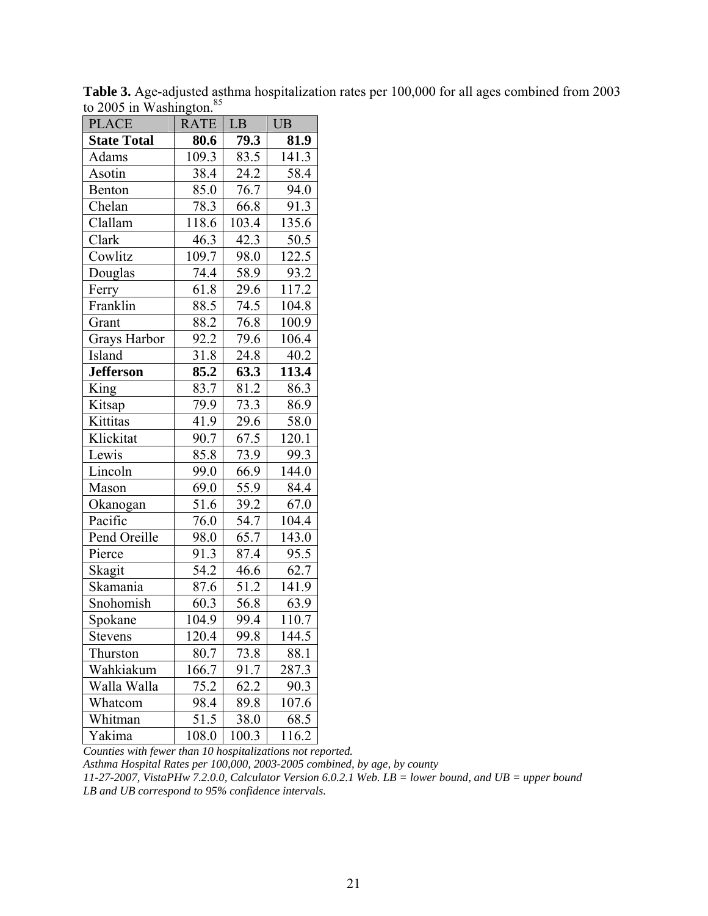**Table 3.** Age-adjusted asthma hospitalization rates per 100,000 for all ages combined from 2003 to 2005 in Washington.[85]

| PLACE | RATE | LB | UB |
|---|---|---|---|
| **State Total** | **80.6** | **79.3** | **81.9** |
| Adams | 109.3 | 83.5 | 141.3 |
| Asotin | 38.4 | 24.2 | 58.4 |
| Benton | 85.0 | 76.7 | 94.0 |
| Chelan | 78.3 | 66.8 | 91.3 |
| Clallam | 118.6 | 103.4 | 135.6 |
| Clark | 46.3 | 42.3 | 50.5 |
| Cowlitz | 109.7 | 98.0 | 122.5 |
| Douglas | 74.4 | 58.9 | 93.2 |
| Ferry | 61.8 | 29.6 | 117.2 |
| Franklin | 88.5 | 74.5 | 104.8 |
| Grant | 88.2 | 76.8 | 100.9 |
| Grays Harbor | 92.2 | 79.6 | 106.4 |
| Island | 31.8 | 24.8 | 40.2 |
| **Jefferson** | **85.2** | **63.3** | **113.4** |
| King | 83.7 | 81.2 | 86.3 |
| Kitsap | 79.9 | 73.3 | 86.9 |
| Kittitas | 41.9 | 29.6 | 58.0 |
| Klickitat | 90.7 | 67.5 | 120.1 |
| Lewis | 85.8 | 73.9 | 99.3 |
| Lincoln | 99.0 | 66.9 | 144.0 |
| Mason | 69.0 | 55.9 | 84.4 |
| Okanogan | 51.6 | 39.2 | 67.0 |
| Pacific | 76.0 | 54.7 | 104.4 |
| Pend Oreille | 98.0 | 65.7 | 143.0 |
| Pierce | 91.3 | 87.4 | 95.5 |
| Skagit | 54.2 | 46.6 | 62.7 |
| Skamania | 87.6 | 51.2 | 141.9 |
| Snohomish | 60.3 | 56.8 | 63.9 |
| Spokane | 104.9 | 99.4 | 110.7 |
| Stevens | 120.4 | 99.8 | 144.5 |
| Thurston | 80.7 | 73.8 | 88.1 |
| Wahkiakum | 166.7 | 91.7 | 287.3 |
| Walla Walla | 75.2 | 62.2 | 90.3 |
| Whatcom | 98.4 | 89.8 | 107.6 |
| Whitman | 51.5 | 38.0 | 68.5 |
| Yakima | 108.0 | 100.3 | 116.2 |

*Counties with fewer than 10 hospitalizations not reported.*
*Asthma Hospital Rates per 100,000, 2003-2005 combined, by age, by county*
*11-27-2007, VistaPHw 7.2.0.0, Calculator Version 6.0.2.1 Web. LB = lower bound, and UB = upper bound*
*LB and UB correspond to 95% confidence intervals.*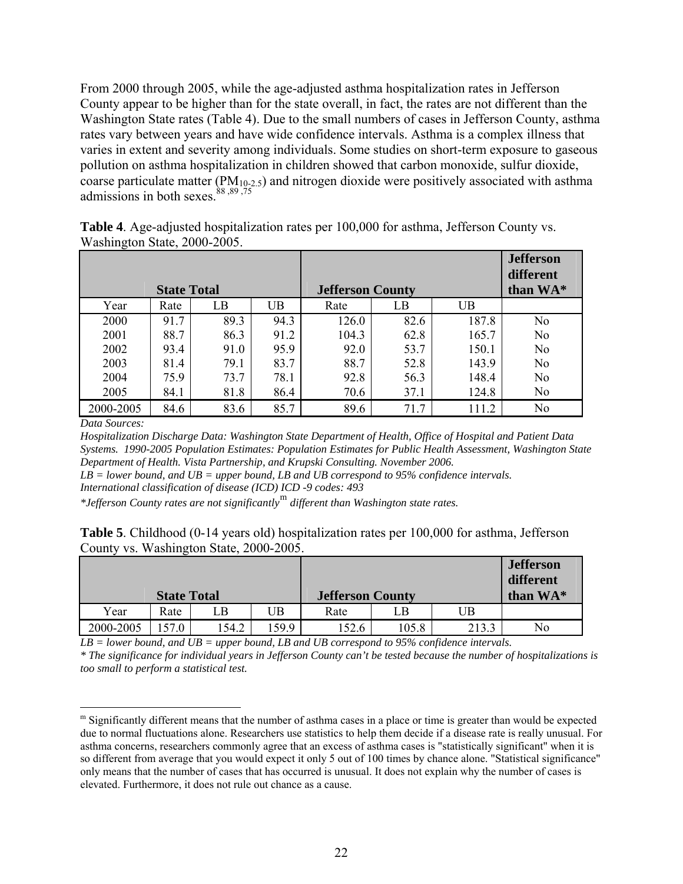From 2000 through 2005, while the age-adjusted asthma hospitalization rates in Jefferson County appear to be higher than for the state overall, in fact, the rates are not different than the Washington State rates (Table 4). Due to the small numbers of cases in Jefferson County, asthma rates vary between years and have wide confidence intervals. Asthma is a complex illness that varies in extent and severity among individuals. Some studies on short-term exposure to gaseous pollution on asthma hospitalization in children showed that carbon monoxide, sulfur dioxide, coarse particulate matter ($PM_{10-2.5}$) and nitrogen dioxide were positively associated with asthma admissions in both sexes.[88,89,75]

**Table 4**. Age-adjusted hospitalization rates per 100,000 for asthma, Jefferson County vs. Washington State, 2000-2005.

| | State Total | | | Jefferson County | | | Jefferson different than WA* |
|---|---|---|---|---|---|---|---|
| Year | Rate | LB | UB | Rate | LB | UB | |
| 2000 | 91.7 | 89.3 | 94.3 | 126.0 | 82.6 | 187.8 | No |
| 2001 | 88.7 | 86.3 | 91.2 | 104.3 | 62.8 | 165.7 | No |
| 2002 | 93.4 | 91.0 | 95.9 | 92.0 | 53.7 | 150.1 | No |
| 2003 | 81.4 | 79.1 | 83.7 | 88.7 | 52.8 | 143.9 | No |
| 2004 | 75.9 | 73.7 | 78.1 | 92.8 | 56.3 | 148.4 | No |
| 2005 | 84.1 | 81.8 | 86.4 | 70.6 | 37.1 | 124.8 | No |
| 2000-2005 | 84.6 | 83.6 | 85.7 | 89.6 | 71.7 | 111.2 | No |

*Data Sources:*

*Hospitalization Discharge Data: Washington State Department of Health, Office of Hospital and Patient Data Systems. 1990-2005 Population Estimates: Population Estimates for Public Health Assessment, Washington State Department of Health. Vista Partnership, and Krupski Consulting. November 2006.*

*LB = lower bound, and UB = upper bound, LB and UB correspond to 95% confidence intervals.*

*International classification of disease (ICD) ICD -9 codes: 493*

*\*Jefferson County rates are not significantly[m] different than Washington state rates.*

**Table 5**. Childhood (0-14 years old) hospitalization rates per 100,000 for asthma, Jefferson County vs. Washington State, 2000-2005.

| | State Total | | | Jefferson County | | | Jefferson different than WA* |
|---|---|---|---|---|---|---|---|
| Year | Rate | LB | UB | Rate | LB | UB | |
| 2000-2005 | 157.0 | 154.2 | 159.9 | 152.6 | 105.8 | 213.3 | No |

*LB = lower bound, and UB = upper bound, LB and UB correspond to 95% confidence intervals.*

*\* The significance for individual years in Jefferson County can't be tested because the number of hospitalizations is too small to perform a statistical test.*

[m] Significantly different means that the number of asthma cases in a place or time is greater than would be expected due to normal fluctuations alone. Researchers use statistics to help them decide if a disease rate is really unusual. For asthma concerns, researchers commonly agree that an excess of asthma cases is "statistically significant" when it is so different from average that you would expect it only 5 out of 100 times by chance alone. "Statistical significance" only means that the number of cases that has occurred is unusual. It does not explain why the number of cases is elevated. Furthermore, it does not rule out chance as a cause.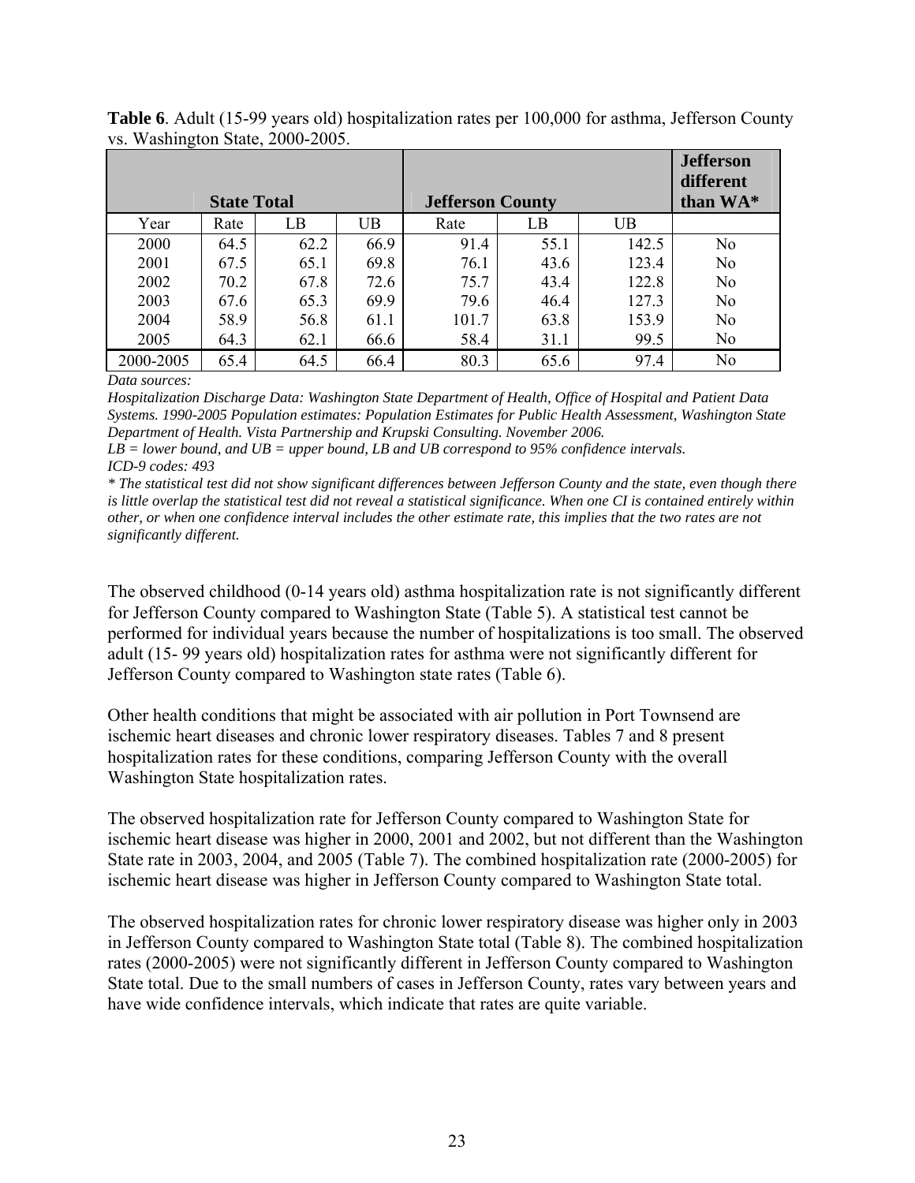**Table 6**. Adult (15-99 years old) hospitalization rates per 100,000 for asthma, Jefferson County vs. Washington State, 2000-2005.

| | State Total | | | Jefferson County | | | Jefferson different than WA* |
|---|---|---|---|---|---|---|---|
| Year | Rate | LB | UB | Rate | LB | UB | |
| 2000 | 64.5 | 62.2 | 66.9 | 91.4 | 55.1 | 142.5 | No |
| 2001 | 67.5 | 65.1 | 69.8 | 76.1 | 43.6 | 123.4 | No |
| 2002 | 70.2 | 67.8 | 72.6 | 75.7 | 43.4 | 122.8 | No |
| 2003 | 67.6 | 65.3 | 69.9 | 79.6 | 46.4 | 127.3 | No |
| 2004 | 58.9 | 56.8 | 61.1 | 101.7 | 63.8 | 153.9 | No |
| 2005 | 64.3 | 62.1 | 66.6 | 58.4 | 31.1 | 99.5 | No |
| 2000-2005 | 65.4 | 64.5 | 66.4 | 80.3 | 65.6 | 97.4 | No |

*Data sources:*

*Hospitalization Discharge Data: Washington State Department of Health, Office of Hospital and Patient Data Systems. 1990-2005 Population estimates: Population Estimates for Public Health Assessment, Washington State Department of Health. Vista Partnership and Krupski Consulting. November 2006.*

*LB = lower bound, and UB = upper bound, LB and UB correspond to 95% confidence intervals.*

*ICD-9 codes: 493*

*\* The statistical test did not show significant differences between Jefferson County and the state, even though there is little overlap the statistical test did not reveal a statistical significance. When one CI is contained entirely within other, or when one confidence interval includes the other estimate rate, this implies that the two rates are not significantly different.*

The observed childhood (0-14 years old) asthma hospitalization rate is not significantly different for Jefferson County compared to Washington State (Table 5). A statistical test cannot be performed for individual years because the number of hospitalizations is too small. The observed adult (15- 99 years old) hospitalization rates for asthma were not significantly different for Jefferson County compared to Washington state rates (Table 6).

Other health conditions that might be associated with air pollution in Port Townsend are ischemic heart diseases and chronic lower respiratory diseases. Tables 7 and 8 present hospitalization rates for these conditions, comparing Jefferson County with the overall Washington State hospitalization rates.

The observed hospitalization rate for Jefferson County compared to Washington State for ischemic heart disease was higher in 2000, 2001 and 2002, but not different than the Washington State rate in 2003, 2004, and 2005 (Table 7). The combined hospitalization rate (2000-2005) for ischemic heart disease was higher in Jefferson County compared to Washington State total.

The observed hospitalization rates for chronic lower respiratory disease was higher only in 2003 in Jefferson County compared to Washington State total (Table 8). The combined hospitalization rates (2000-2005) were not significantly different in Jefferson County compared to Washington State total. Due to the small numbers of cases in Jefferson County, rates vary between years and have wide confidence intervals, which indicate that rates are quite variable.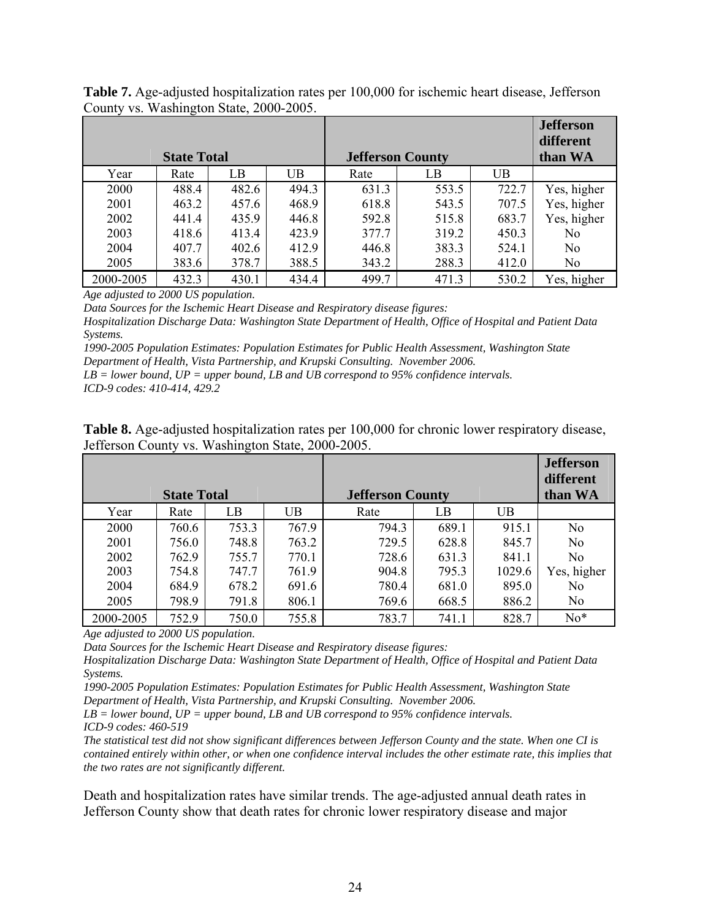**Table 7.** Age-adjusted hospitalization rates per 100,000 for ischemic heart disease, Jefferson County vs. Washington State, 2000-2005.

| | State Total | | | Jefferson County | | | Jefferson different than WA |
|---|---|---|---|---|---|---|---|
| Year | Rate | LB | UB | Rate | LB | UB | |
| 2000 | 488.4 | 482.6 | 494.3 | 631.3 | 553.5 | 722.7 | Yes, higher |
| 2001 | 463.2 | 457.6 | 468.9 | 618.8 | 543.5 | 707.5 | Yes, higher |
| 2002 | 441.4 | 435.9 | 446.8 | 592.8 | 515.8 | 683.7 | Yes, higher |
| 2003 | 418.6 | 413.4 | 423.9 | 377.7 | 319.2 | 450.3 | No |
| 2004 | 407.7 | 402.6 | 412.9 | 446.8 | 383.3 | 524.1 | No |
| 2005 | 383.6 | 378.7 | 388.5 | 343.2 | 288.3 | 412.0 | No |
| 2000-2005 | 432.3 | 430.1 | 434.4 | 499.7 | 471.3 | 530.2 | Yes, higher |

*Age adjusted to 2000 US population.*
*Data Sources for the Ischemic Heart Disease and Respiratory disease figures:*
*Hospitalization Discharge Data: Washington State Department of Health, Office of Hospital and Patient Data Systems.*
*1990-2005 Population Estimates: Population Estimates for Public Health Assessment, Washington State Department of Health, Vista Partnership, and Krupski Consulting. November 2006.*
*LB = lower bound, UP = upper bound, LB and UB correspond to 95% confidence intervals.*
*ICD-9 codes: 410-414, 429.2*

**Table 8.** Age-adjusted hospitalization rates per 100,000 for chronic lower respiratory disease, Jefferson County vs. Washington State, 2000-2005.

| | State Total | | | Jefferson County | | | Jefferson different than WA |
|---|---|---|---|---|---|---|---|
| Year | Rate | LB | UB | Rate | LB | UB | |
| 2000 | 760.6 | 753.3 | 767.9 | 794.3 | 689.1 | 915.1 | No |
| 2001 | 756.0 | 748.8 | 763.2 | 729.5 | 628.8 | 845.7 | No |
| 2002 | 762.9 | 755.7 | 770.1 | 728.6 | 631.3 | 841.1 | No |
| 2003 | 754.8 | 747.7 | 761.9 | 904.8 | 795.3 | 1029.6 | Yes, higher |
| 2004 | 684.9 | 678.2 | 691.6 | 780.4 | 681.0 | 895.0 | No |
| 2005 | 798.9 | 791.8 | 806.1 | 769.6 | 668.5 | 886.2 | No |
| 2000-2005 | 752.9 | 750.0 | 755.8 | 783.7 | 741.1 | 828.7 | No* |

*Age adjusted to 2000 US population.*
*Data Sources for the Ischemic Heart Disease and Respiratory disease figures:*
*Hospitalization Discharge Data: Washington State Department of Health, Office of Hospital and Patient Data Systems.*
*1990-2005 Population Estimates: Population Estimates for Public Health Assessment, Washington State Department of Health, Vista Partnership, and Krupski Consulting. November 2006.*
*LB = lower bound, UP = upper bound, LB and UB correspond to 95% confidence intervals.*
*ICD-9 codes: 460-519*
*The statistical test did not show significant differences between Jefferson County and the state. When one CI is contained entirely within other, or when one confidence interval includes the other estimate rate, this implies that the two rates are not significantly different.*

Death and hospitalization rates have similar trends. The age-adjusted annual death rates in Jefferson County show that death rates for chronic lower respiratory disease and major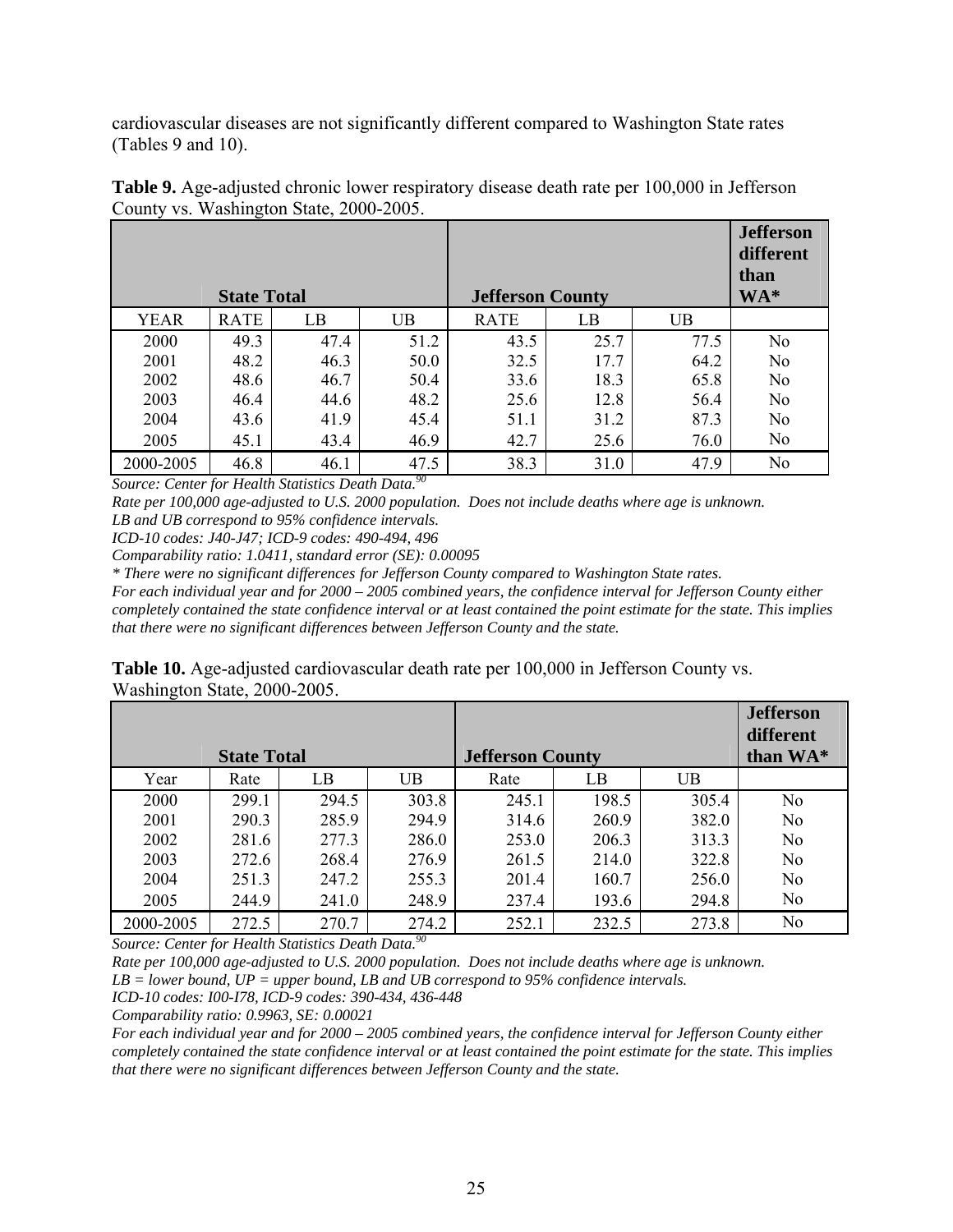cardiovascular diseases are not significantly different compared to Washington State rates (Tables 9 and 10).

**Table 9.** Age-adjusted chronic lower respiratory disease death rate per 100,000 in Jefferson County vs. Washington State, 2000-2005.

| | **State Total** | | | **Jefferson County** | | | **Jefferson different than WA*** |
|---|---|---|---|---|---|---|---|
| YEAR | RATE | LB | UB | RATE | LB | UB | |
| 2000 | 49.3 | 47.4 | 51.2 | 43.5 | 25.7 | 77.5 | No |
| 2001 | 48.2 | 46.3 | 50.0 | 32.5 | 17.7 | 64.2 | No |
| 2002 | 48.6 | 46.7 | 50.4 | 33.6 | 18.3 | 65.8 | No |
| 2003 | 46.4 | 44.6 | 48.2 | 25.6 | 12.8 | 56.4 | No |
| 2004 | 43.6 | 41.9 | 45.4 | 51.1 | 31.2 | 87.3 | No |
| 2005 | 45.1 | 43.4 | 46.9 | 42.7 | 25.6 | 76.0 | No |
| 2000-2005 | 46.8 | 46.1 | 47.5 | 38.3 | 31.0 | 47.9 | No |

*Source: Center for Health Statistics Death Data.[90]*

*Rate per 100,000 age-adjusted to U.S. 2000 population. Does not include deaths where age is unknown.*

*LB and UB correspond to 95% confidence intervals.*

*ICD-10 codes: J40-J47; ICD-9 codes: 490-494, 496*

*Comparability ratio: 1.0411, standard error (SE): 0.00095*

*\* There were no significant differences for Jefferson County compared to Washington State rates.*

*For each individual year and for 2000 – 2005 combined years, the confidence interval for Jefferson County either completely contained the state confidence interval or at least contained the point estimate for the state. This implies that there were no significant differences between Jefferson County and the state.*

**Table 10.** Age-adjusted cardiovascular death rate per 100,000 in Jefferson County vs. Washington State, 2000-2005.

| | **State Total** | | | **Jefferson County** | | | **Jefferson different than WA*** |
|---|---|---|---|---|---|---|---|
| Year | Rate | LB | UB | Rate | LB | UB | |
| 2000 | 299.1 | 294.5 | 303.8 | 245.1 | 198.5 | 305.4 | No |
| 2001 | 290.3 | 285.9 | 294.9 | 314.6 | 260.9 | 382.0 | No |
| 2002 | 281.6 | 277.3 | 286.0 | 253.0 | 206.3 | 313.3 | No |
| 2003 | 272.6 | 268.4 | 276.9 | 261.5 | 214.0 | 322.8 | No |
| 2004 | 251.3 | 247.2 | 255.3 | 201.4 | 160.7 | 256.0 | No |
| 2005 | 244.9 | 241.0 | 248.9 | 237.4 | 193.6 | 294.8 | No |
| 2000-2005 | 272.5 | 270.7 | 274.2 | 252.1 | 232.5 | 273.8 | No |

*Source: Center for Health Statistics Death Data.[90]*

*Rate per 100,000 age-adjusted to U.S. 2000 population. Does not include deaths where age is unknown.*

*LB = lower bound, UP = upper bound, LB and UB correspond to 95% confidence intervals.*

*ICD-10 codes: I00-I78, ICD-9 codes: 390-434, 436-448*

*Comparability ratio: 0.9963, SE: 0.00021*

*For each individual year and for 2000 – 2005 combined years, the confidence interval for Jefferson County either completely contained the state confidence interval or at least contained the point estimate for the state. This implies that there were no significant differences between Jefferson County and the state.*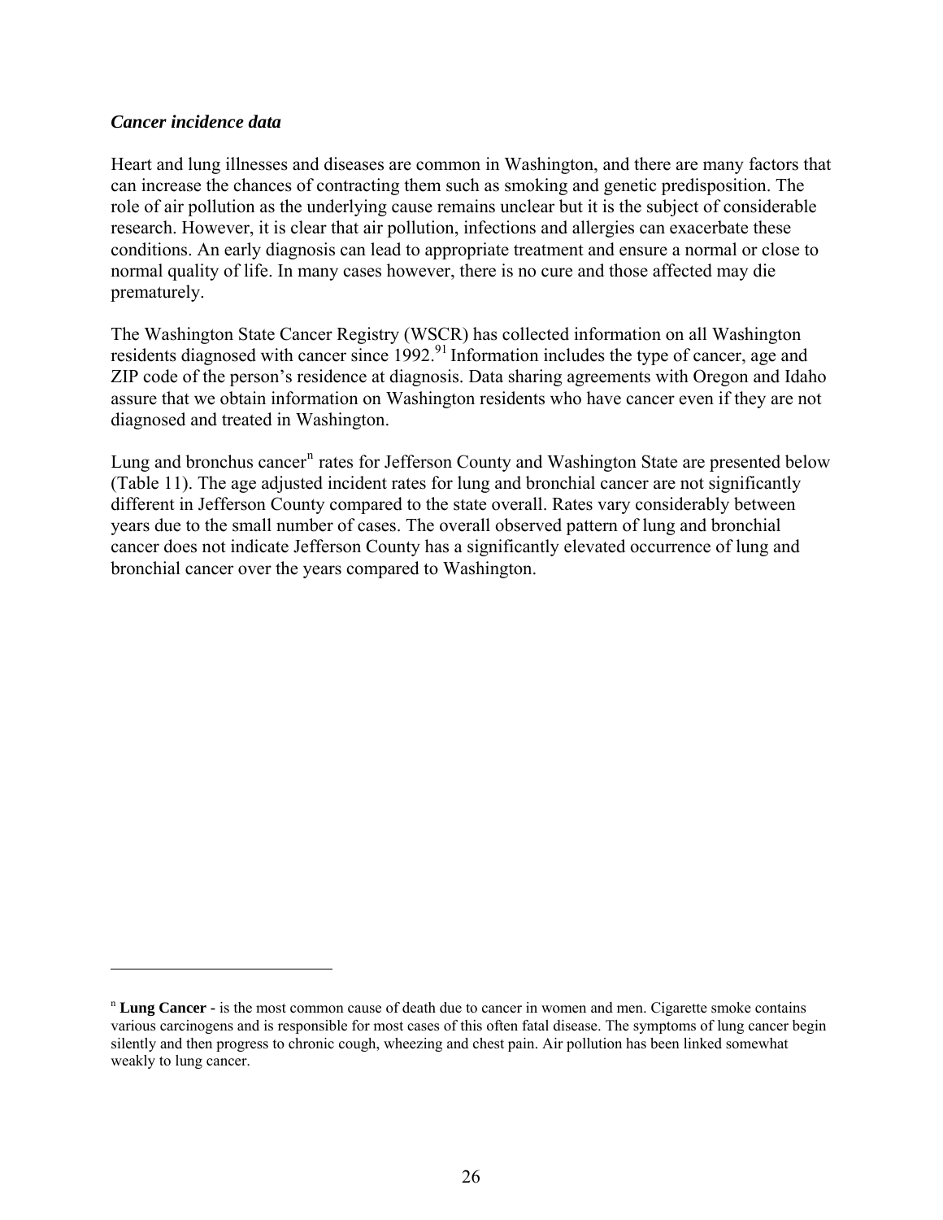*Cancer incidence data*

Heart and lung illnesses and diseases are common in Washington, and there are many factors that can increase the chances of contracting them such as smoking and genetic predisposition. The role of air pollution as the underlying cause remains unclear but it is the subject of considerable research. However, it is clear that air pollution, infections and allergies can exacerbate these conditions. An early diagnosis can lead to appropriate treatment and ensure a normal or close to normal quality of life. In many cases however, there is no cure and those affected may die prematurely.

The Washington State Cancer Registry (WSCR) has collected information on all Washington residents diagnosed with cancer since 1992.[91] Information includes the type of cancer, age and ZIP code of the person's residence at diagnosis. Data sharing agreements with Oregon and Idaho assure that we obtain information on Washington residents who have cancer even if they are not diagnosed and treated in Washington.

Lung and bronchus cancer[n] rates for Jefferson County and Washington State are presented below (Table 11). The age adjusted incident rates for lung and bronchial cancer are not significantly different in Jefferson County compared to the state overall. Rates vary considerably between years due to the small number of cases. The overall observed pattern of lung and bronchial cancer does not indicate Jefferson County has a significantly elevated occurrence of lung and bronchial cancer over the years compared to Washington.

---

[n] **Lung Cancer -** is the most common cause of death due to cancer in women and men. Cigarette smoke contains various carcinogens and is responsible for most cases of this often fatal disease. The symptoms of lung cancer begin silently and then progress to chronic cough, wheezing and chest pain. Air pollution has been linked somewhat weakly to lung cancer.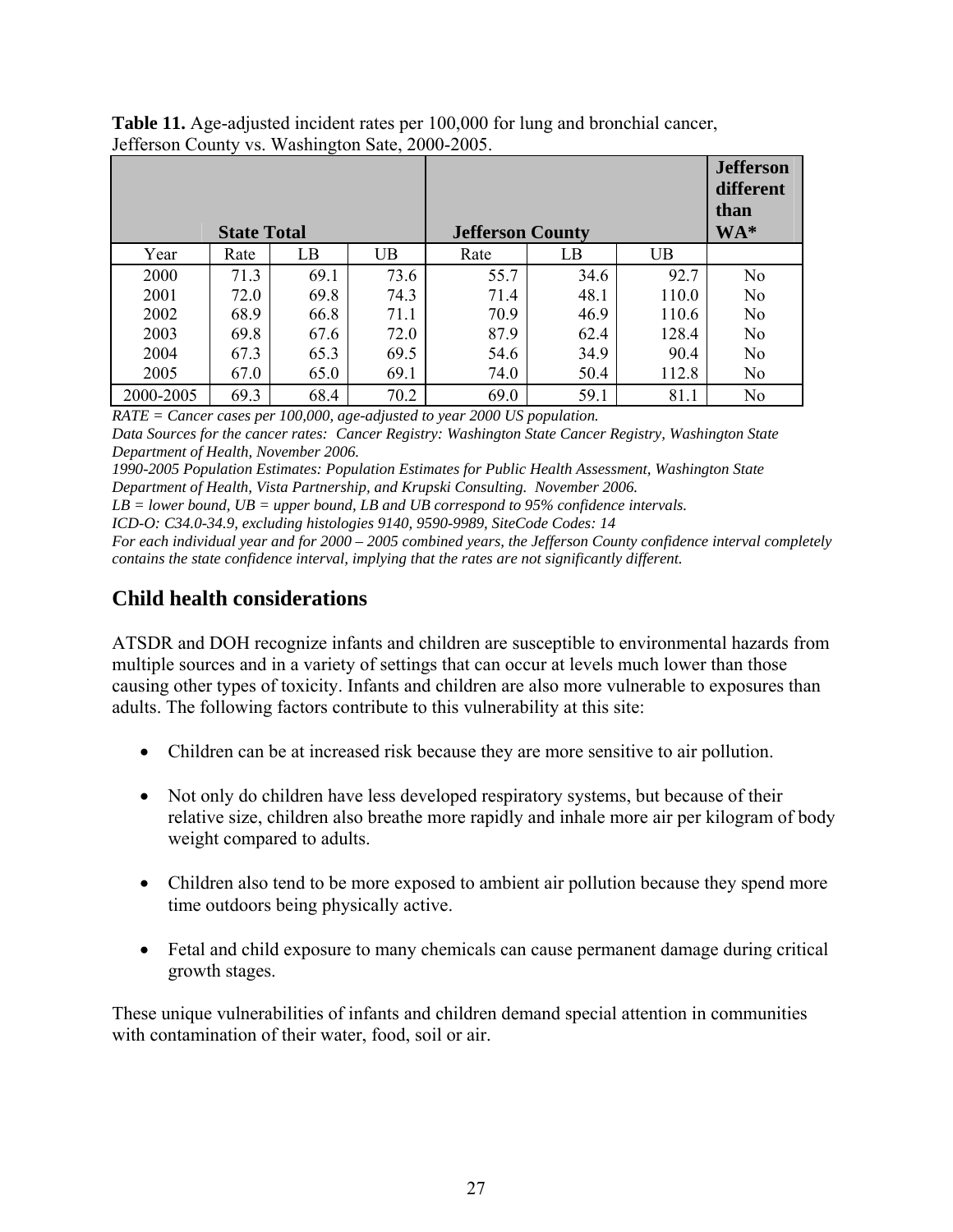**Table 11.** Age-adjusted incident rates per 100,000 for lung and bronchial cancer, Jefferson County vs. Washington Sate, 2000-2005.

| | State Total | | | Jefferson County | | | Jefferson different than WA* |
|---|---|---|---|---|---|---|---|
| Year | Rate | LB | UB | Rate | LB | UB | |
| 2000 | 71.3 | 69.1 | 73.6 | 55.7 | 34.6 | 92.7 | No |
| 2001 | 72.0 | 69.8 | 74.3 | 71.4 | 48.1 | 110.0 | No |
| 2002 | 68.9 | 66.8 | 71.1 | 70.9 | 46.9 | 110.6 | No |
| 2003 | 69.8 | 67.6 | 72.0 | 87.9 | 62.4 | 128.4 | No |
| 2004 | 67.3 | 65.3 | 69.5 | 54.6 | 34.9 | 90.4 | No |
| 2005 | 67.0 | 65.0 | 69.1 | 74.0 | 50.4 | 112.8 | No |
| 2000-2005 | 69.3 | 68.4 | 70.2 | 69.0 | 59.1 | 81.1 | No |

*RATE = Cancer cases per 100,000, age-adjusted to year 2000 US population.*
*Data Sources for the cancer rates: Cancer Registry: Washington State Cancer Registry, Washington State Department of Health, November 2006.*
*1990-2005 Population Estimates: Population Estimates for Public Health Assessment, Washington State Department of Health, Vista Partnership, and Krupski Consulting. November 2006.*
*LB = lower bound, UB = upper bound, LB and UB correspond to 95% confidence intervals.*
*ICD-O: C34.0-34.9, excluding histologies 9140, 9590-9989, SiteCode Codes: 14*
*For each individual year and for 2000 – 2005 combined years, the Jefferson County confidence interval completely contains the state confidence interval, implying that the rates are not significantly different.*

## Child health considerations

ATSDR and DOH recognize infants and children are susceptible to environmental hazards from multiple sources and in a variety of settings that can occur at levels much lower than those causing other types of toxicity. Infants and children are also more vulnerable to exposures than adults. The following factors contribute to this vulnerability at this site:

- Children can be at increased risk because they are more sensitive to air pollution.
- Not only do children have less developed respiratory systems, but because of their relative size, children also breathe more rapidly and inhale more air per kilogram of body weight compared to adults.
- Children also tend to be more exposed to ambient air pollution because they spend more time outdoors being physically active.
- Fetal and child exposure to many chemicals can cause permanent damage during critical growth stages.

These unique vulnerabilities of infants and children demand special attention in communities with contamination of their water, food, soil or air.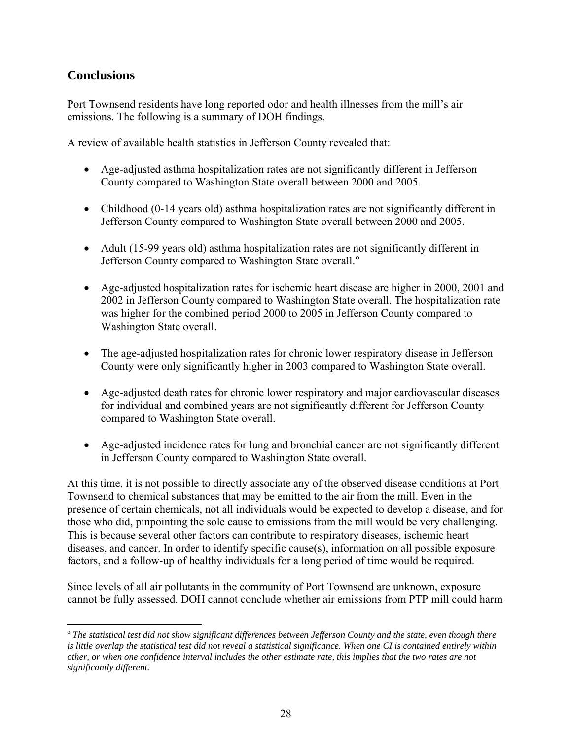## Conclusions

Port Townsend residents have long reported odor and health illnesses from the mill's air emissions. The following is a summary of DOH findings.

A review of available health statistics in Jefferson County revealed that:

- Age-adjusted asthma hospitalization rates are not significantly different in Jefferson County compared to Washington State overall between 2000 and 2005.
- Childhood (0-14 years old) asthma hospitalization rates are not significantly different in Jefferson County compared to Washington State overall between 2000 and 2005.
- Adult (15-99 years old) asthma hospitalization rates are not significantly different in Jefferson County compared to Washington State overall.[o]
- Age-adjusted hospitalization rates for ischemic heart disease are higher in 2000, 2001 and 2002 in Jefferson County compared to Washington State overall. The hospitalization rate was higher for the combined period 2000 to 2005 in Jefferson County compared to Washington State overall.
- The age-adjusted hospitalization rates for chronic lower respiratory disease in Jefferson County were only significantly higher in 2003 compared to Washington State overall.
- Age-adjusted death rates for chronic lower respiratory and major cardiovascular diseases for individual and combined years are not significantly different for Jefferson County compared to Washington State overall.
- Age-adjusted incidence rates for lung and bronchial cancer are not significantly different in Jefferson County compared to Washington State overall.

At this time, it is not possible to directly associate any of the observed disease conditions at Port Townsend to chemical substances that may be emitted to the air from the mill. Even in the presence of certain chemicals, not all individuals would be expected to develop a disease, and for those who did, pinpointing the sole cause to emissions from the mill would be very challenging. This is because several other factors can contribute to respiratory diseases, ischemic heart diseases, and cancer. In order to identify specific cause(s), information on all possible exposure factors, and a follow-up of healthy individuals for a long period of time would be required.

Since levels of all air pollutants in the community of Port Townsend are unknown, exposure cannot be fully assessed. DOH cannot conclude whether air emissions from PTP mill could harm

---

[o] *The statistical test did not show significant differences between Jefferson County and the state, even though there is little overlap the statistical test did not reveal a statistical significance. When one CI is contained entirely within other, or when one confidence interval includes the other estimate rate, this implies that the two rates are not significantly different.*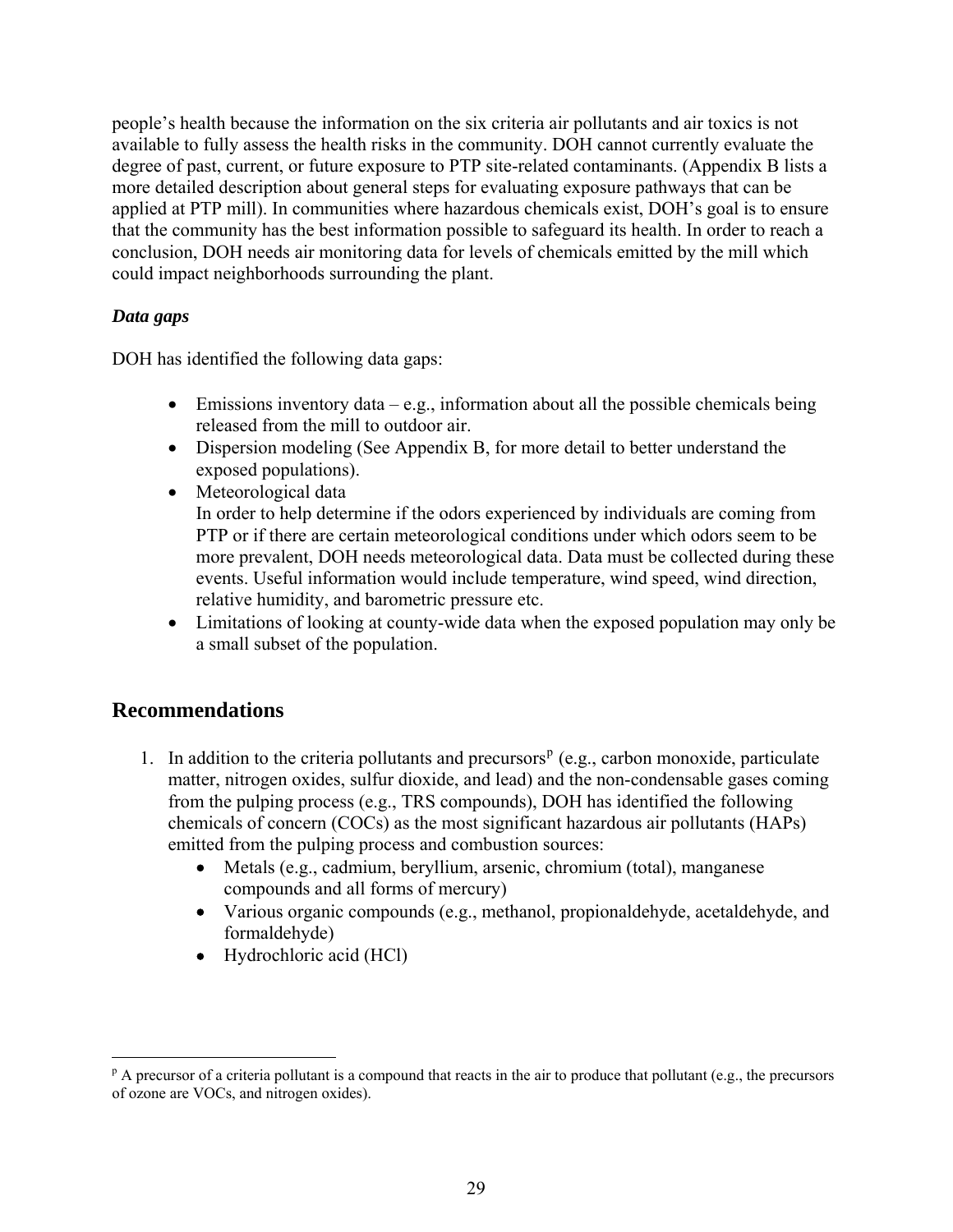people's health because the information on the six criteria air pollutants and air toxics is not available to fully assess the health risks in the community. DOH cannot currently evaluate the degree of past, current, or future exposure to PTP site-related contaminants. (Appendix B lists a more detailed description about general steps for evaluating exposure pathways that can be applied at PTP mill). In communities where hazardous chemicals exist, DOH's goal is to ensure that the community has the best information possible to safeguard its health. In order to reach a conclusion, DOH needs air monitoring data for levels of chemicals emitted by the mill which could impact neighborhoods surrounding the plant.

***Data gaps***

DOH has identified the following data gaps:

- Emissions inventory data – e.g., information about all the possible chemicals being released from the mill to outdoor air.
- Dispersion modeling (See Appendix B, for more detail to better understand the exposed populations).
- Meteorological data
  In order to help determine if the odors experienced by individuals are coming from PTP or if there are certain meteorological conditions under which odors seem to be more prevalent, DOH needs meteorological data. Data must be collected during these events. Useful information would include temperature, wind speed, wind direction, relative humidity, and barometric pressure etc.
- Limitations of looking at county-wide data when the exposed population may only be a small subset of the population.

## Recommendations

1. In addition to the criteria pollutants and precursors[p] (e.g., carbon monoxide, particulate matter, nitrogen oxides, sulfur dioxide, and lead) and the non-condensable gases coming from the pulping process (e.g., TRS compounds), DOH has identified the following chemicals of concern (COCs) as the most significant hazardous air pollutants (HAPs) emitted from the pulping process and combustion sources:
   - Metals (e.g., cadmium, beryllium, arsenic, chromium (total), manganese compounds and all forms of mercury)
   - Various organic compounds (e.g., methanol, propionaldehyde, acetaldehyde, and formaldehyde)
   - Hydrochloric acid (HCl)

[p] A precursor of a criteria pollutant is a compound that reacts in the air to produce that pollutant (e.g., the precursors of ozone are VOCs, and nitrogen oxides).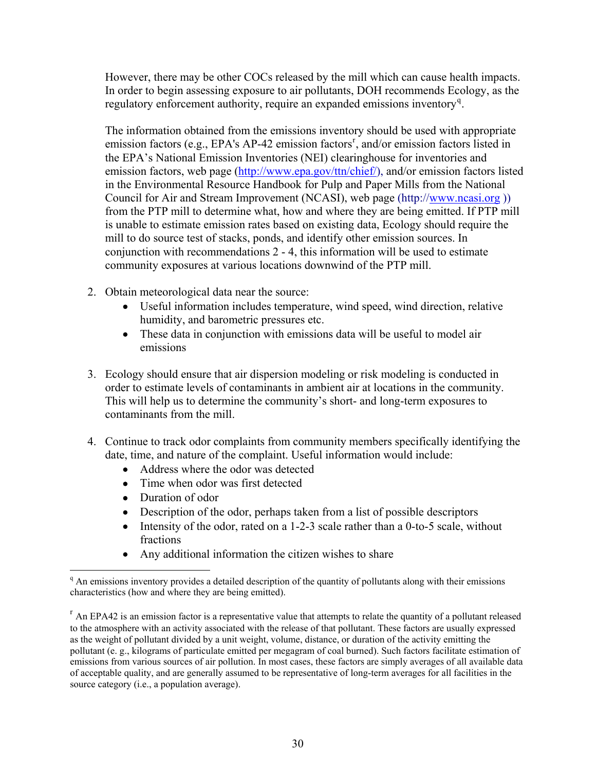However, there may be other COCs released by the mill which can cause health impacts. In order to begin assessing exposure to air pollutants, DOH recommends Ecology, as the regulatory enforcement authority, require an expanded emissions inventory[q].

The information obtained from the emissions inventory should be used with appropriate emission factors (e.g., EPA's AP-42 emission factors[r], and/or emission factors listed in the EPA's National Emission Inventories (NEI) clearinghouse for inventories and emission factors, web page (http://www.epa.gov/ttn/chief/), and/or emission factors listed in the Environmental Resource Handbook for Pulp and Paper Mills from the National Council for Air and Stream Improvement (NCASI), web page (http://www.ncasi.org )) from the PTP mill to determine what, how and where they are being emitted. If PTP mill is unable to estimate emission rates based on existing data, Ecology should require the mill to do source test of stacks, ponds, and identify other emission sources. In conjunction with recommendations 2 - 4, this information will be used to estimate community exposures at various locations downwind of the PTP mill.

2. Obtain meteorological data near the source:
   - Useful information includes temperature, wind speed, wind direction, relative humidity, and barometric pressures etc.
   - These data in conjunction with emissions data will be useful to model air emissions

3. Ecology should ensure that air dispersion modeling or risk modeling is conducted in order to estimate levels of contaminants in ambient air at locations in the community. This will help us to determine the community's short- and long-term exposures to contaminants from the mill.

4. Continue to track odor complaints from community members specifically identifying the date, time, and nature of the complaint. Useful information would include:
   - Address where the odor was detected
   - Time when odor was first detected
   - Duration of odor
   - Description of the odor, perhaps taken from a list of possible descriptors
   - Intensity of the odor, rated on a 1-2-3 scale rather than a 0-to-5 scale, without fractions
   - Any additional information the citizen wishes to share

---

[q] An emissions inventory provides a detailed description of the quantity of pollutants along with their emissions characteristics (how and where they are being emitted).

[r] An EPA42 is an emission factor is a representative value that attempts to relate the quantity of a pollutant released to the atmosphere with an activity associated with the release of that pollutant. These factors are usually expressed as the weight of pollutant divided by a unit weight, volume, distance, or duration of the activity emitting the pollutant (e. g., kilograms of particulate emitted per megagram of coal burned). Such factors facilitate estimation of emissions from various sources of air pollution. In most cases, these factors are simply averages of all available data of acceptable quality, and are generally assumed to be representative of long-term averages for all facilities in the source category (i.e., a population average).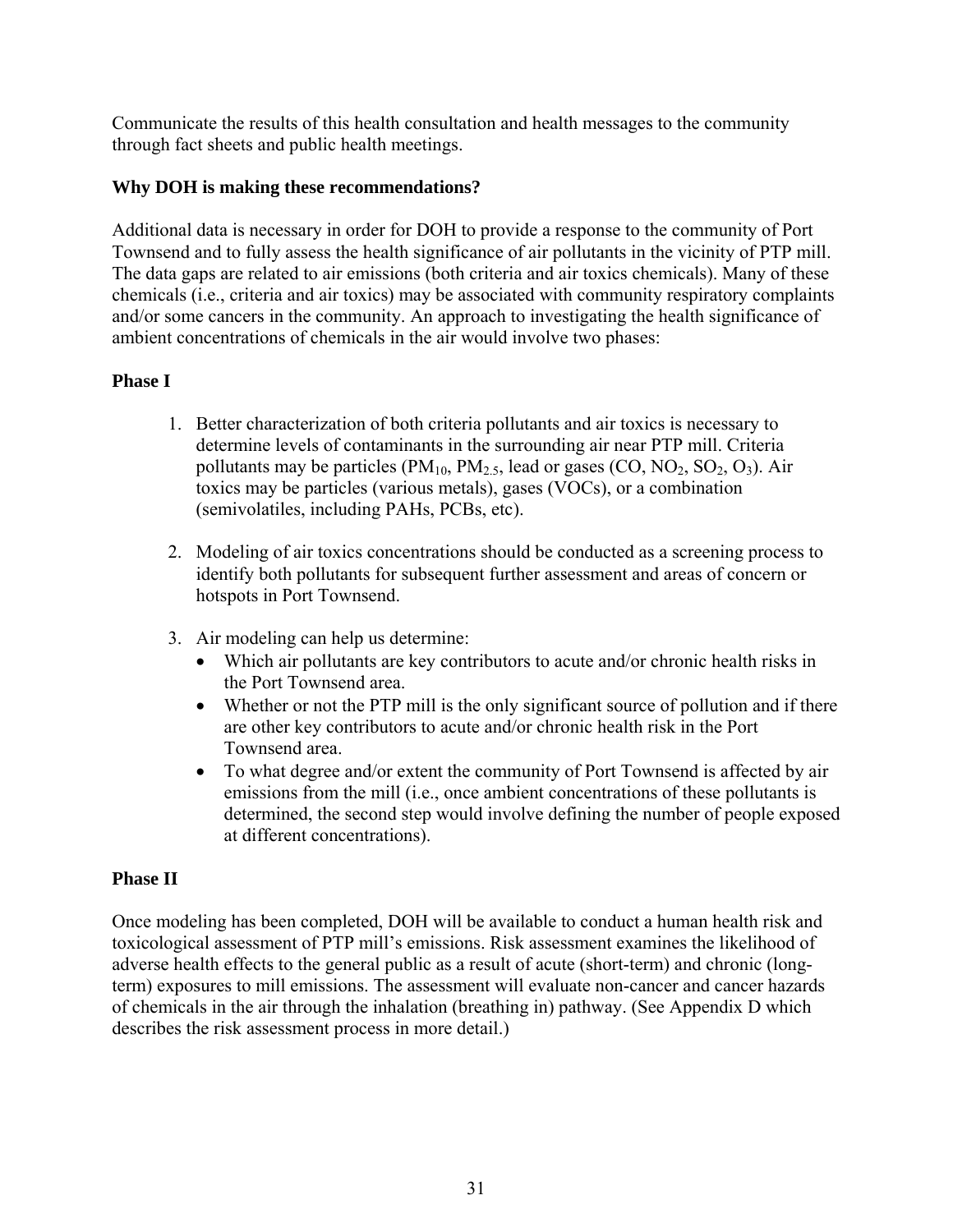Communicate the results of this health consultation and health messages to the community through fact sheets and public health meetings.

**Why DOH is making these recommendations?**

Additional data is necessary in order for DOH to provide a response to the community of Port Townsend and to fully assess the health significance of air pollutants in the vicinity of PTP mill. The data gaps are related to air emissions (both criteria and air toxics chemicals). Many of these chemicals (i.e., criteria and air toxics) may be associated with community respiratory complaints and/or some cancers in the community. An approach to investigating the health significance of ambient concentrations of chemicals in the air would involve two phases:

**Phase I**

1. Better characterization of both criteria pollutants and air toxics is necessary to determine levels of contaminants in the surrounding air near PTP mill. Criteria pollutants may be particles ($PM_{10}$, $PM_{2.5}$, lead or gases ($CO$, $NO_2$, $SO_2$, $O_3$). Air toxics may be particles (various metals), gases (VOCs), or a combination (semivolatiles, including PAHs, PCBs, etc).

2. Modeling of air toxics concentrations should be conducted as a screening process to identify both pollutants for subsequent further assessment and areas of concern or hotspots in Port Townsend.

3. Air modeling can help us determine:
   - Which air pollutants are key contributors to acute and/or chronic health risks in the Port Townsend area.
   - Whether or not the PTP mill is the only significant source of pollution and if there are other key contributors to acute and/or chronic health risk in the Port Townsend area.
   - To what degree and/or extent the community of Port Townsend is affected by air emissions from the mill (i.e., once ambient concentrations of these pollutants is determined, the second step would involve defining the number of people exposed at different concentrations).

**Phase II**

Once modeling has been completed, DOH will be available to conduct a human health risk and toxicological assessment of PTP mill's emissions. Risk assessment examines the likelihood of adverse health effects to the general public as a result of acute (short-term) and chronic (long-term) exposures to mill emissions. The assessment will evaluate non-cancer and cancer hazards of chemicals in the air through the inhalation (breathing in) pathway. (See Appendix D which describes the risk assessment process in more detail.)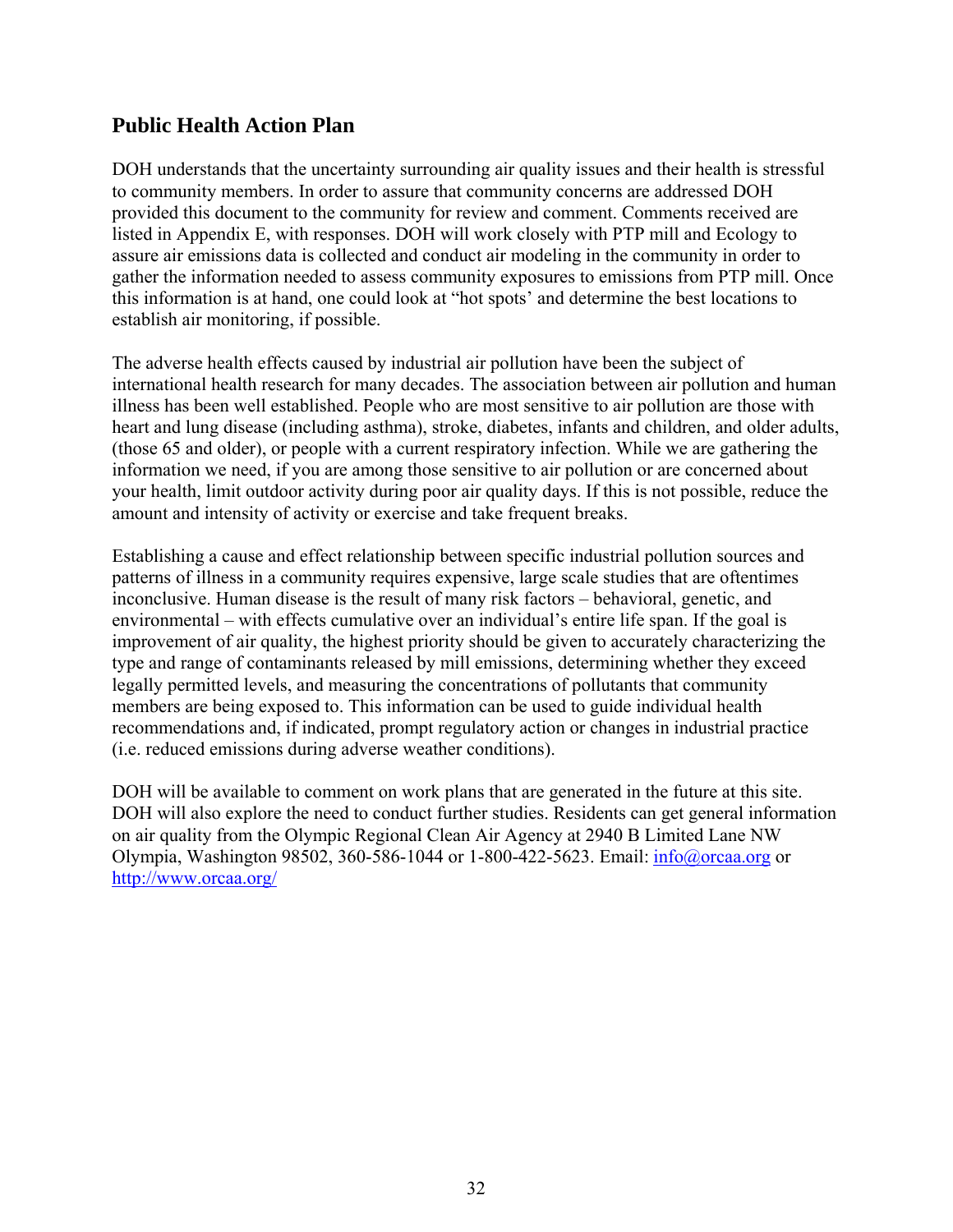## Public Health Action Plan

DOH understands that the uncertainty surrounding air quality issues and their health is stressful to community members. In order to assure that community concerns are addressed DOH provided this document to the community for review and comment. Comments received are listed in Appendix E, with responses. DOH will work closely with PTP mill and Ecology to assure air emissions data is collected and conduct air modeling in the community in order to gather the information needed to assess community exposures to emissions from PTP mill. Once this information is at hand, one could look at "hot spots' and determine the best locations to establish air monitoring, if possible.

The adverse health effects caused by industrial air pollution have been the subject of international health research for many decades. The association between air pollution and human illness has been well established. People who are most sensitive to air pollution are those with heart and lung disease (including asthma), stroke, diabetes, infants and children, and older adults, (those 65 and older), or people with a current respiratory infection. While we are gathering the information we need, if you are among those sensitive to air pollution or are concerned about your health, limit outdoor activity during poor air quality days. If this is not possible, reduce the amount and intensity of activity or exercise and take frequent breaks.

Establishing a cause and effect relationship between specific industrial pollution sources and patterns of illness in a community requires expensive, large scale studies that are oftentimes inconclusive. Human disease is the result of many risk factors – behavioral, genetic, and environmental – with effects cumulative over an individual's entire life span. If the goal is improvement of air quality, the highest priority should be given to accurately characterizing the type and range of contaminants released by mill emissions, determining whether they exceed legally permitted levels, and measuring the concentrations of pollutants that community members are being exposed to. This information can be used to guide individual health recommendations and, if indicated, prompt regulatory action or changes in industrial practice (i.e. reduced emissions during adverse weather conditions).

DOH will be available to comment on work plans that are generated in the future at this site. DOH will also explore the need to conduct further studies. Residents can get general information on air quality from the Olympic Regional Clean Air Agency at 2940 B Limited Lane NW Olympia, Washington 98502, 360-586-1044 or 1-800-422-5623. Email: info@orcaa.org or http://www.orcaa.org/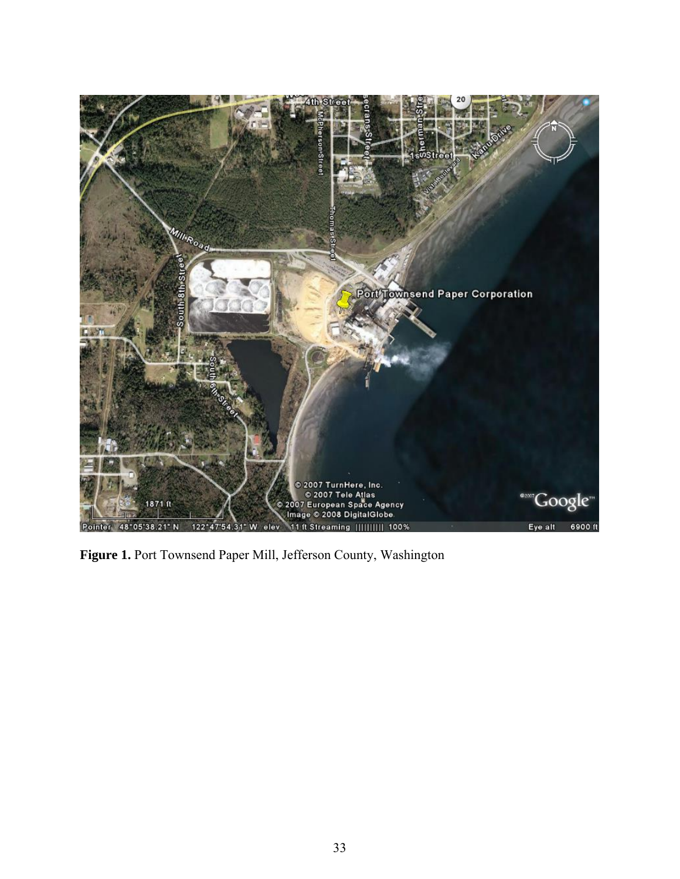**Figure 1.** Port Townsend Paper Mill, Jefferson County, Washington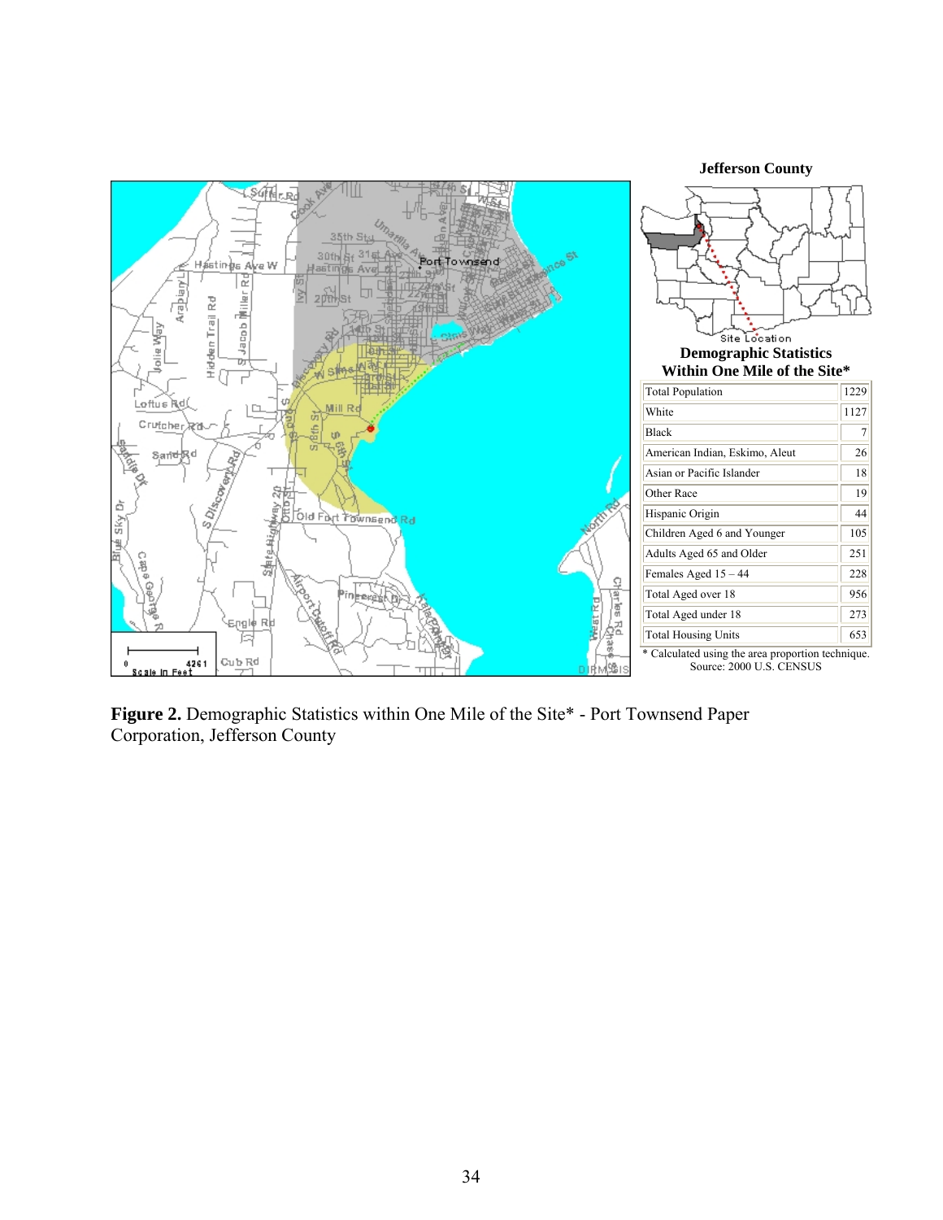Jefferson County

**Demographic Statistics Within One Mile of the Site***

| Total Population | 1229 |
|---|---|
| White | 1127 |
| Black | 7 |
| American Indian, Eskimo, Aleut | 26 |
| Asian or Pacific Islander | 18 |
| Other Race | 19 |
| Hispanic Origin | 44 |
| Children Aged 6 and Younger | 105 |
| Adults Aged 65 and Older | 251 |
| Females Aged 15 – 44 | 228 |
| Total Aged over 18 | 956 |
| Total Aged under 18 | 273 |
| Total Housing Units | 653 |

* Calculated using the area proportion technique.
Source: 2000 U.S. CENSUS

**Figure 2.** Demographic Statistics within One Mile of the Site* - Port Townsend Paper Corporation, Jefferson County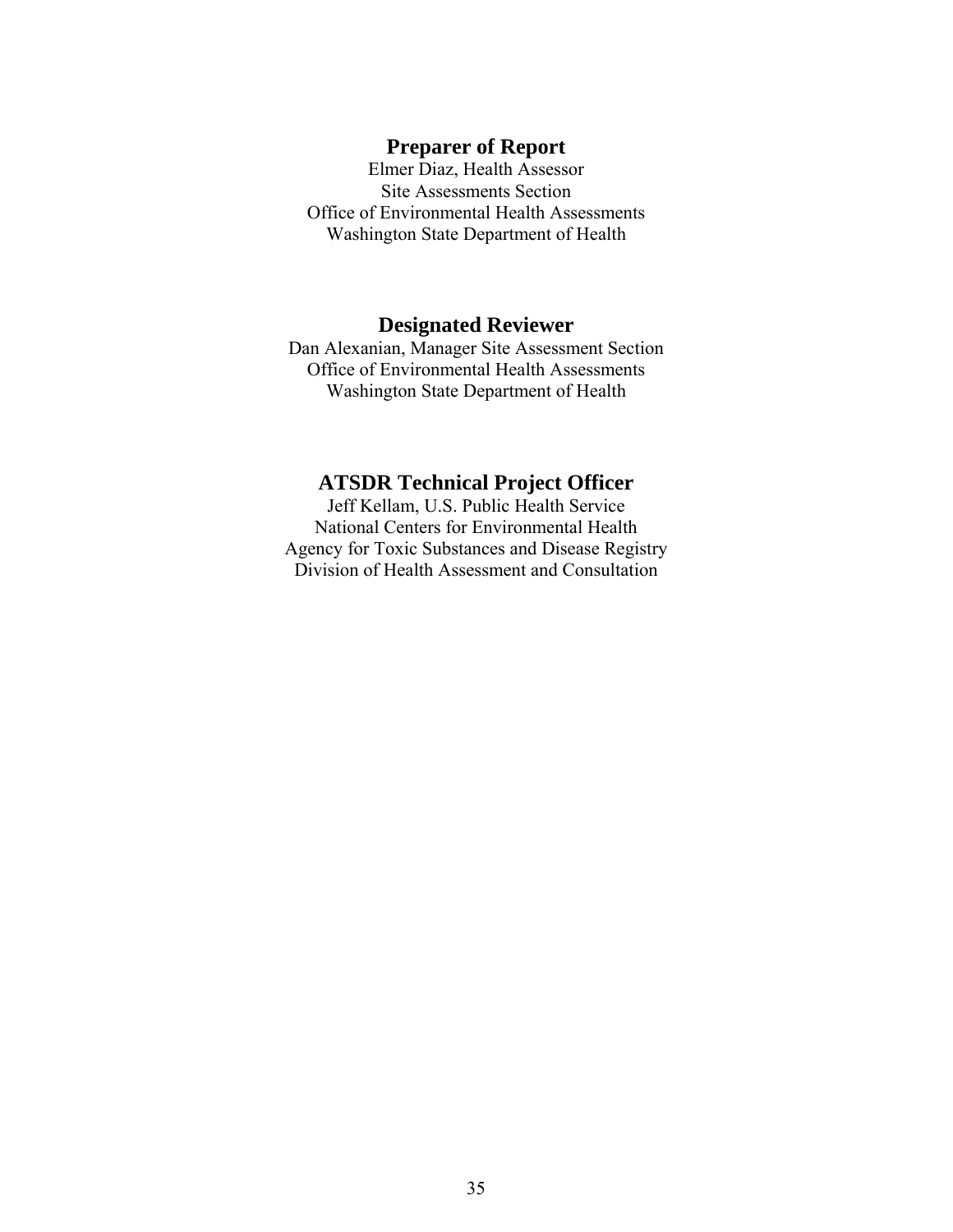## Preparer of Report

Elmer Diaz, Health Assessor
Site Assessments Section
Office of Environmental Health Assessments
Washington State Department of Health

## Designated Reviewer

Dan Alexanian, Manager Site Assessment Section
Office of Environmental Health Assessments
Washington State Department of Health

## ATSDR Technical Project Officer

Jeff Kellam, U.S. Public Health Service
National Centers for Environmental Health
Agency for Toxic Substances and Disease Registry
Division of Health Assessment and Consultation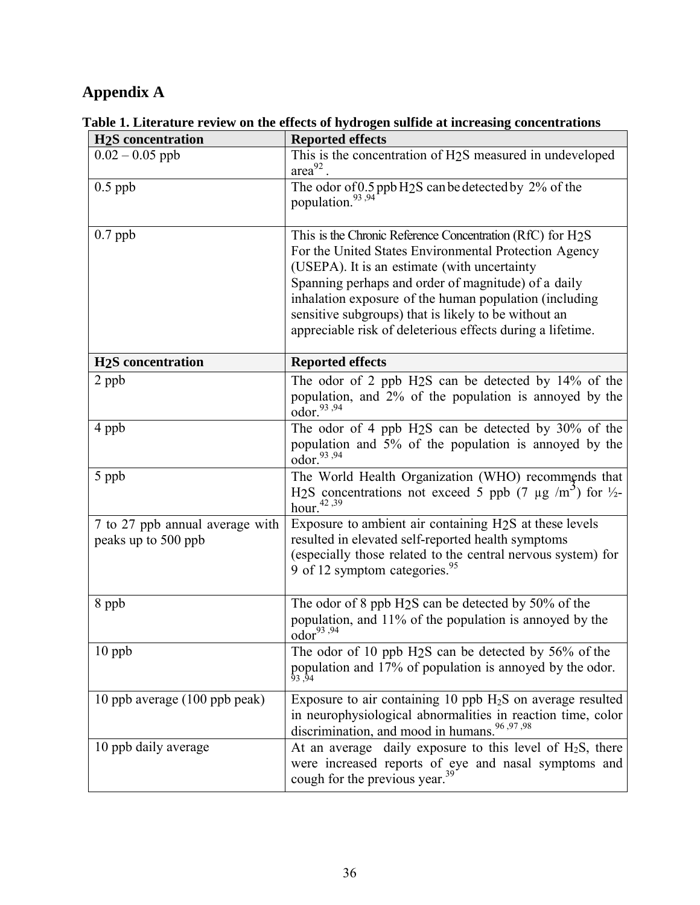# Appendix A

**Table 1. Literature review on the effects of hydrogen sulfide at increasing concentrations**

| $H_2S$ concentration | Reported effects |
|---|---|
| 0.02 – 0.05 ppb | This is the concentration of $H_2S$ measured in undeveloped area[92] . |
| 0.5 ppb | The odor of 0.5 ppb $H_2S$ can be detected by 2% of the population.[93,94] |
| 0.7 ppb | This is the Chronic Reference Concentration (RfC) for $H_2S$ For the United States Environmental Protection Agency (USEPA). It is an estimate (with uncertainty Spanning perhaps and order of magnitude) of a daily inhalation exposure of the human population (including sensitive subgroups) that is likely to be without an appreciable risk of deleterious effects during a lifetime. |
| **$H_2S$ concentration** | **Reported effects** |
| 2 ppb | The odor of 2 ppb $H_2S$ can be detected by 14% of the population, and 2% of the population is annoyed by the odor.[93,94] |
| 4 ppb | The odor of 4 ppb $H_2S$ can be detected by 30% of the population and 5% of the population is annoyed by the odor.[93,94] |
| 5 ppb | The World Health Organization (WHO) recommends that $H_2S$ concentrations not exceed 5 ppb (7 µg /m$^3$) for ½-hour.[42,39] |
| 7 to 27 ppb annual average with peaks up to 500 ppb | Exposure to ambient air containing $H_2S$ at these levels resulted in elevated self-reported health symptoms (especially those related to the central nervous system) for 9 of 12 symptom categories.[95] |
| 8 ppb | The odor of 8 ppb $H_2S$ can be detected by 50% of the population, and 11% of the population is annoyed by the odor[93,94] |
| 10 ppb | The odor of 10 ppb $H_2S$ can be detected by 56% of the population and 17% of population is annoyed by the odor.[93,94] |
| 10 ppb average (100 ppb peak) | Exposure to air containing 10 ppb $H_2S$ on average resulted in neurophysiological abnormalities in reaction time, color discrimination, and mood in humans.[96,97,98] |
| 10 ppb daily average | At an average daily exposure to this level of $H_2S$, there were increased reports of eye and nasal symptoms and cough for the previous year.[39] |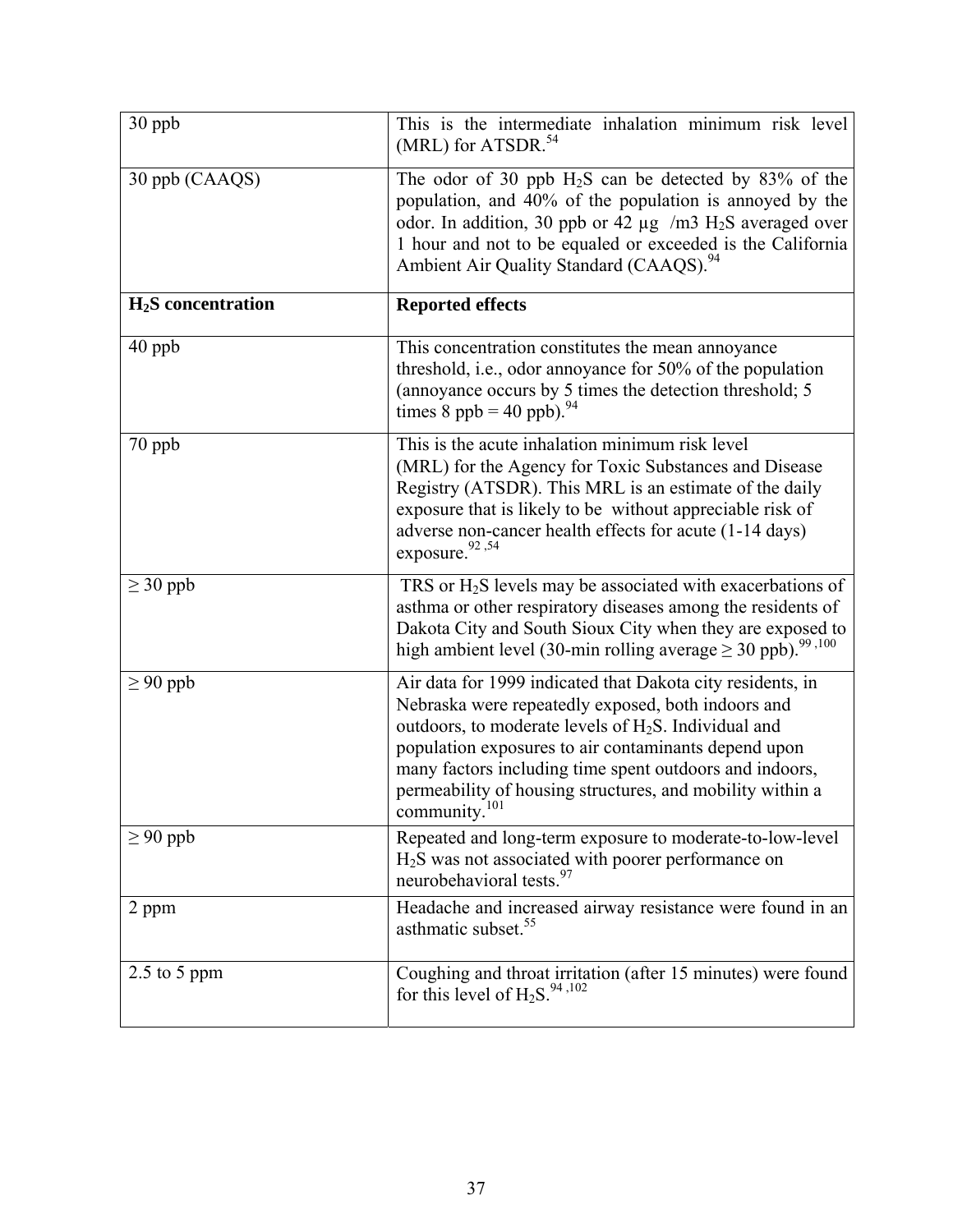| 30 ppb | This is the intermediate inhalation minimum risk level (MRL) for ATSDR.[54] |
|---|---|
| 30 ppb (CAAQS) | The odor of 30 ppb $H_2S$ can be detected by 83% of the population, and 40% of the population is annoyed by the odor. In addition, 30 ppb or 42 µg /m3 $H_2S$ averaged over 1 hour and not to be equaled or exceeded is the California Ambient Air Quality Standard (CAAQS).[94] |
| **$H_2S$ concentration** | **Reported effects** |
| 40 ppb | This concentration constitutes the mean annoyance threshold, i.e., odor annoyance for 50% of the population (annoyance occurs by 5 times the detection threshold; 5 times 8 ppb = 40 ppb).[94] |
| 70 ppb | This is the acute inhalation minimum risk level (MRL) for the Agency for Toxic Substances and Disease Registry (ATSDR). This MRL is an estimate of the daily exposure that is likely to be without appreciable risk of adverse non-cancer health effects for acute (1-14 days) exposure.[92,54] |
| ≥ 30 ppb | TRS or $H_2S$ levels may be associated with exacerbations of asthma or other respiratory diseases among the residents of Dakota City and South Sioux City when they are exposed to high ambient level (30-min rolling average ≥ 30 ppb).[99,100] |
| ≥ 90 ppb | Air data for 1999 indicated that Dakota city residents, in Nebraska were repeatedly exposed, both indoors and outdoors, to moderate levels of $H_2S$. Individual and population exposures to air contaminants depend upon many factors including time spent outdoors and indoors, permeability of housing structures, and mobility within a community.[101] |
| ≥ 90 ppb | Repeated and long-term exposure to moderate-to-low-level $H_2S$ was not associated with poorer performance on neurobehavioral tests.[97] |
| 2 ppm | Headache and increased airway resistance were found in an asthmatic subset.[55] |
| 2.5 to 5 ppm | Coughing and throat irritation (after 15 minutes) were found for this level of $H_2S$.[94,102] |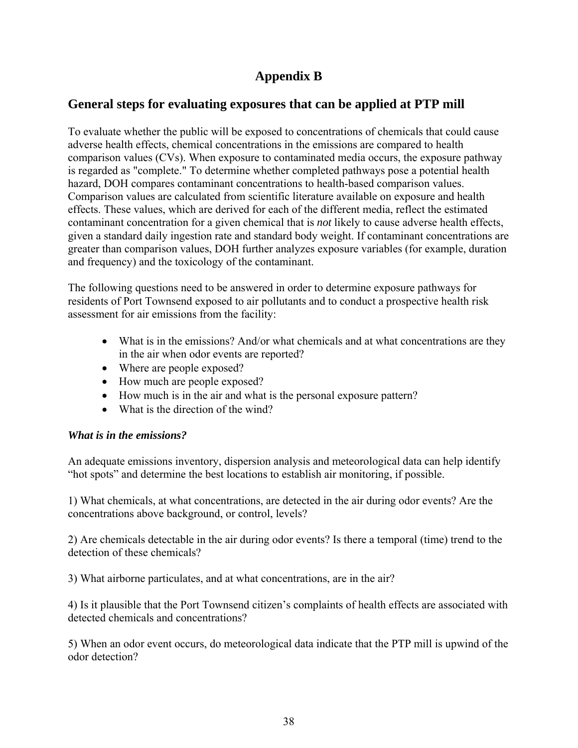# Appendix B

## General steps for evaluating exposures that can be applied at PTP mill

To evaluate whether the public will be exposed to concentrations of chemicals that could cause adverse health effects, chemical concentrations in the emissions are compared to health comparison values (CVs). When exposure to contaminated media occurs, the exposure pathway is regarded as "complete." To determine whether completed pathways pose a potential health hazard, DOH compares contaminant concentrations to health-based comparison values. Comparison values are calculated from scientific literature available on exposure and health effects. These values, which are derived for each of the different media, reflect the estimated contaminant concentration for a given chemical that is *not* likely to cause adverse health effects, given a standard daily ingestion rate and standard body weight. If contaminant concentrations are greater than comparison values, DOH further analyzes exposure variables (for example, duration and frequency) and the toxicology of the contaminant.

The following questions need to be answered in order to determine exposure pathways for residents of Port Townsend exposed to air pollutants and to conduct a prospective health risk assessment for air emissions from the facility:

- What is in the emissions? And/or what chemicals and at what concentrations are they in the air when odor events are reported?
- Where are people exposed?
- How much are people exposed?
- How much is in the air and what is the personal exposure pattern?
- What is the direction of the wind?

***What is in the emissions?***

An adequate emissions inventory, dispersion analysis and meteorological data can help identify “hot spots” and determine the best locations to establish air monitoring, if possible.

1) What chemicals, at what concentrations, are detected in the air during odor events? Are the concentrations above background, or control, levels?

2) Are chemicals detectable in the air during odor events? Is there a temporal (time) trend to the detection of these chemicals?

3) What airborne particulates, and at what concentrations, are in the air?

4) Is it plausible that the Port Townsend citizen’s complaints of health effects are associated with detected chemicals and concentrations?

5) When an odor event occurs, do meteorological data indicate that the PTP mill is upwind of the odor detection?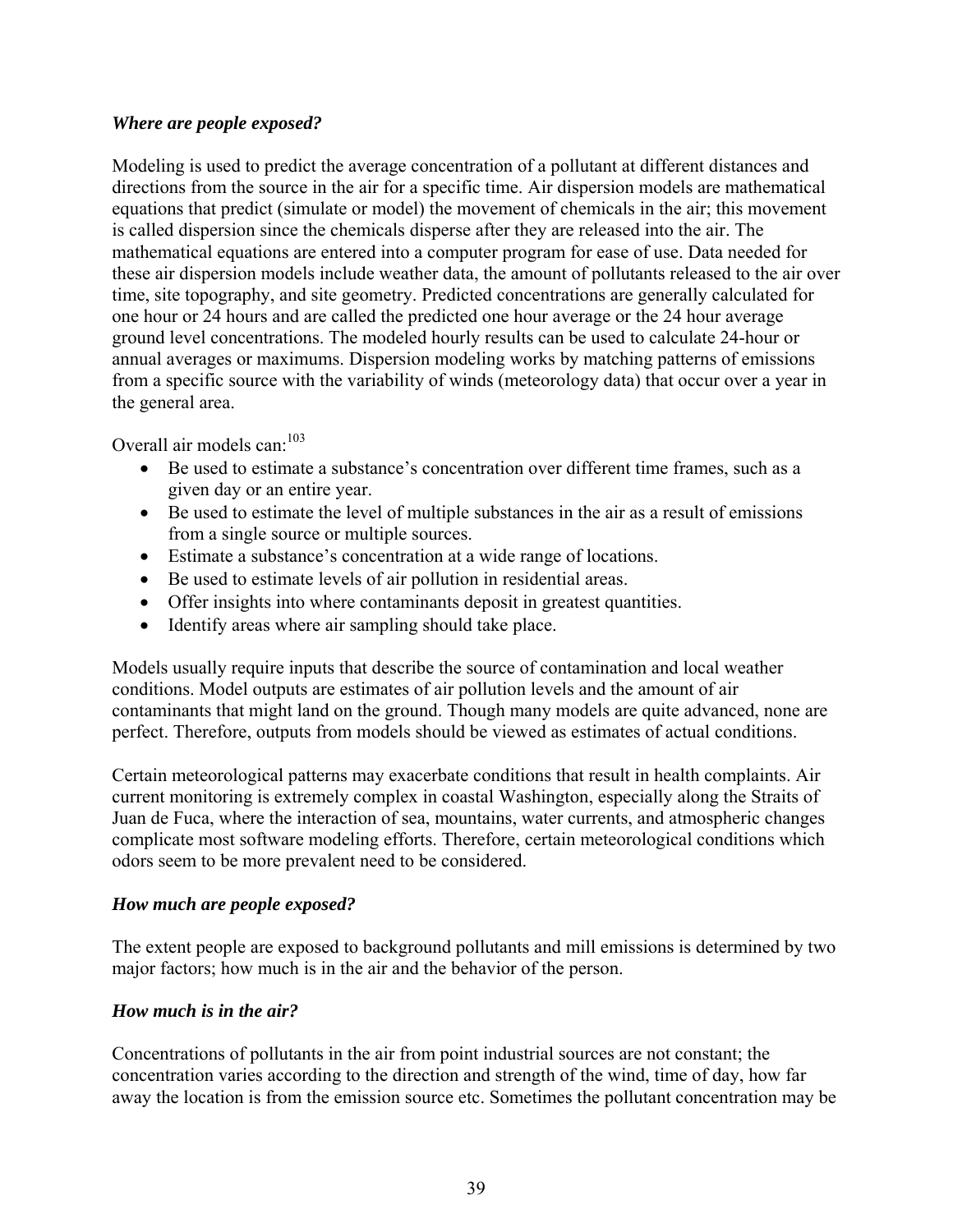### *Where are people exposed?*

Modeling is used to predict the average concentration of a pollutant at different distances and directions from the source in the air for a specific time. Air dispersion models are mathematical equations that predict (simulate or model) the movement of chemicals in the air; this movement is called dispersion since the chemicals disperse after they are released into the air. The mathematical equations are entered into a computer program for ease of use. Data needed for these air dispersion models include weather data, the amount of pollutants released to the air over time, site topography, and site geometry. Predicted concentrations are generally calculated for one hour or 24 hours and are called the predicted one hour average or the 24 hour average ground level concentrations. The modeled hourly results can be used to calculate 24-hour or annual averages or maximums. Dispersion modeling works by matching patterns of emissions from a specific source with the variability of winds (meteorology data) that occur over a year in the general area.

Overall air models can:[103]

- Be used to estimate a substance's concentration over different time frames, such as a given day or an entire year.
- Be used to estimate the level of multiple substances in the air as a result of emissions from a single source or multiple sources.
- Estimate a substance's concentration at a wide range of locations.
- Be used to estimate levels of air pollution in residential areas.
- Offer insights into where contaminants deposit in greatest quantities.
- Identify areas where air sampling should take place.

Models usually require inputs that describe the source of contamination and local weather conditions. Model outputs are estimates of air pollution levels and the amount of air contaminants that might land on the ground. Though many models are quite advanced, none are perfect. Therefore, outputs from models should be viewed as estimates of actual conditions.

Certain meteorological patterns may exacerbate conditions that result in health complaints. Air current monitoring is extremely complex in coastal Washington, especially along the Straits of Juan de Fuca, where the interaction of sea, mountains, water currents, and atmospheric changes complicate most software modeling efforts. Therefore, certain meteorological conditions which odors seem to be more prevalent need to be considered.

### *How much are people exposed?*

The extent people are exposed to background pollutants and mill emissions is determined by two major factors; how much is in the air and the behavior of the person.

### *How much is in the air?*

Concentrations of pollutants in the air from point industrial sources are not constant; the concentration varies according to the direction and strength of the wind, time of day, how far away the location is from the emission source etc. Sometimes the pollutant concentration may be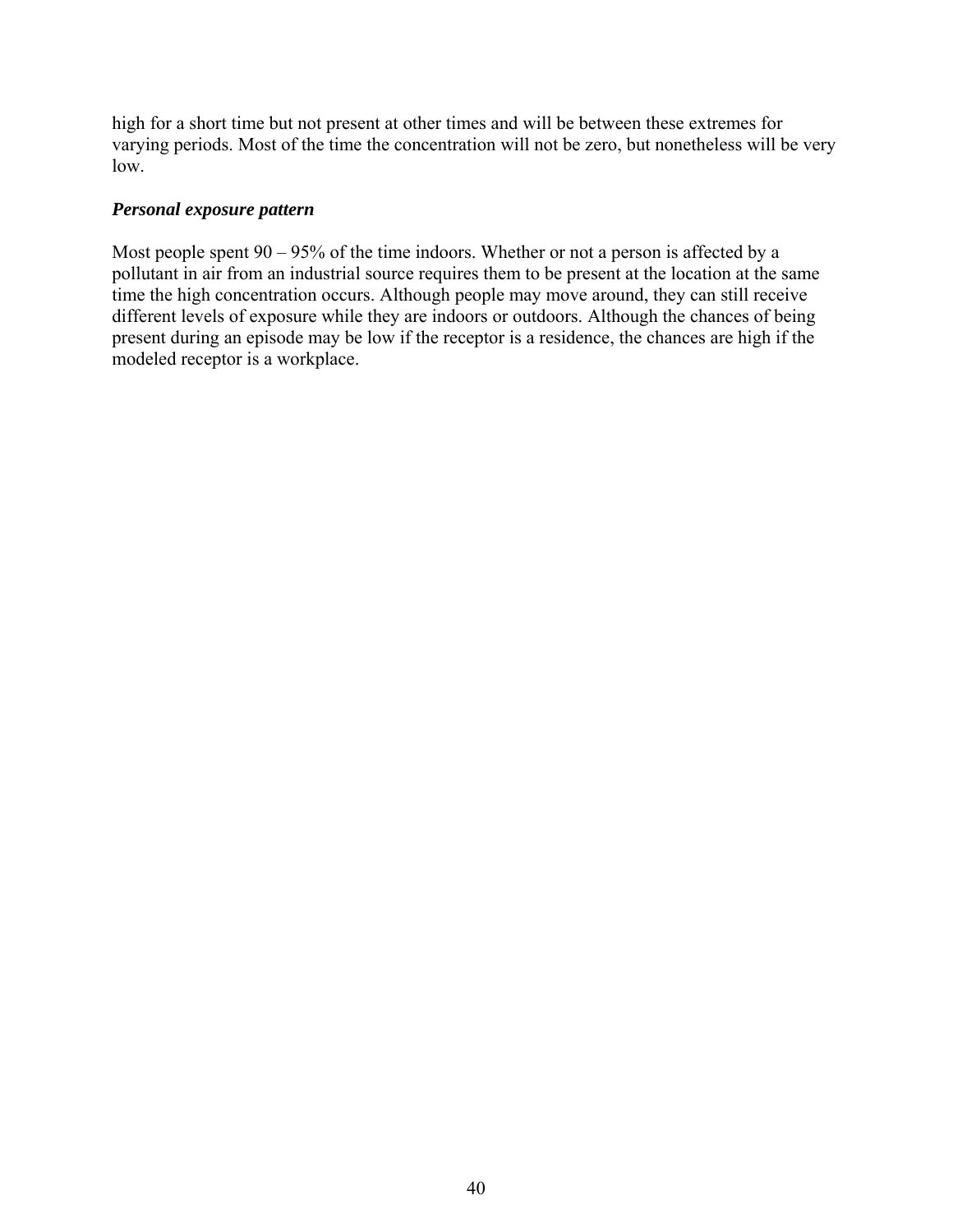high for a short time but not present at other times and will be between these extremes for varying periods. Most of the time the concentration will not be zero, but nonetheless will be very low.

***Personal exposure pattern***

Most people spent 90 – 95% of the time indoors. Whether or not a person is affected by a pollutant in air from an industrial source requires them to be present at the location at the same time the high concentration occurs. Although people may move around, they can still receive different levels of exposure while they are indoors or outdoors. Although the chances of being present during an episode may be low if the receptor is a residence, the chances are high if the modeled receptor is a workplace.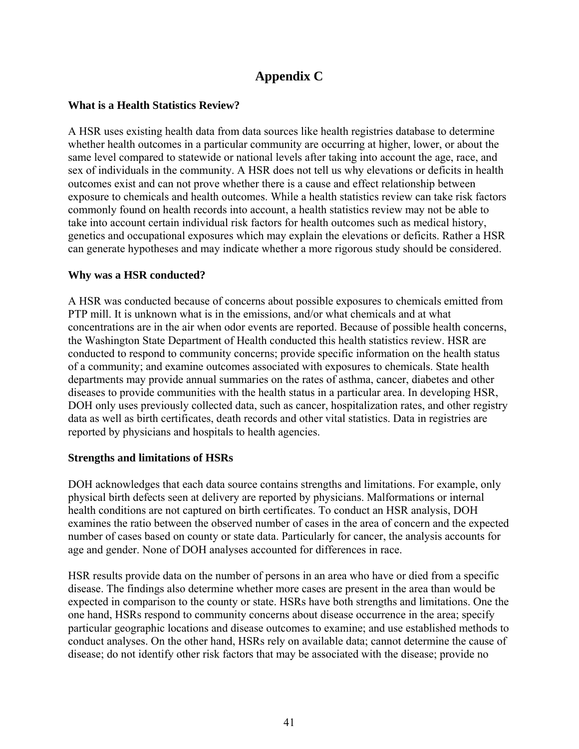# Appendix C

### What is a Health Statistics Review?

A HSR uses existing health data from data sources like health registries database to determine whether health outcomes in a particular community are occurring at higher, lower, or about the same level compared to statewide or national levels after taking into account the age, race, and sex of individuals in the community. A HSR does not tell us why elevations or deficits in health outcomes exist and can not prove whether there is a cause and effect relationship between exposure to chemicals and health outcomes. While a health statistics review can take risk factors commonly found on health records into account, a health statistics review may not be able to take into account certain individual risk factors for health outcomes such as medical history, genetics and occupational exposures which may explain the elevations or deficits. Rather a HSR can generate hypotheses and may indicate whether a more rigorous study should be considered.

### Why was a HSR conducted?

A HSR was conducted because of concerns about possible exposures to chemicals emitted from PTP mill. It is unknown what is in the emissions, and/or what chemicals and at what concentrations are in the air when odor events are reported. Because of possible health concerns, the Washington State Department of Health conducted this health statistics review. HSR are conducted to respond to community concerns; provide specific information on the health status of a community; and examine outcomes associated with exposures to chemicals. State health departments may provide annual summaries on the rates of asthma, cancer, diabetes and other diseases to provide communities with the health status in a particular area. In developing HSR, DOH only uses previously collected data, such as cancer, hospitalization rates, and other registry data as well as birth certificates, death records and other vital statistics. Data in registries are reported by physicians and hospitals to health agencies.

### Strengths and limitations of HSRs

DOH acknowledges that each data source contains strengths and limitations. For example, only physical birth defects seen at delivery are reported by physicians. Malformations or internal health conditions are not captured on birth certificates. To conduct an HSR analysis, DOH examines the ratio between the observed number of cases in the area of concern and the expected number of cases based on county or state data. Particularly for cancer, the analysis accounts for age and gender. None of DOH analyses accounted for differences in race.

HSR results provide data on the number of persons in an area who have or died from a specific disease. The findings also determine whether more cases are present in the area than would be expected in comparison to the county or state. HSRs have both strengths and limitations. One the one hand, HSRs respond to community concerns about disease occurrence in the area; specify particular geographic locations and disease outcomes to examine; and use established methods to conduct analyses. On the other hand, HSRs rely on available data; cannot determine the cause of disease; do not identify other risk factors that may be associated with the disease; provide no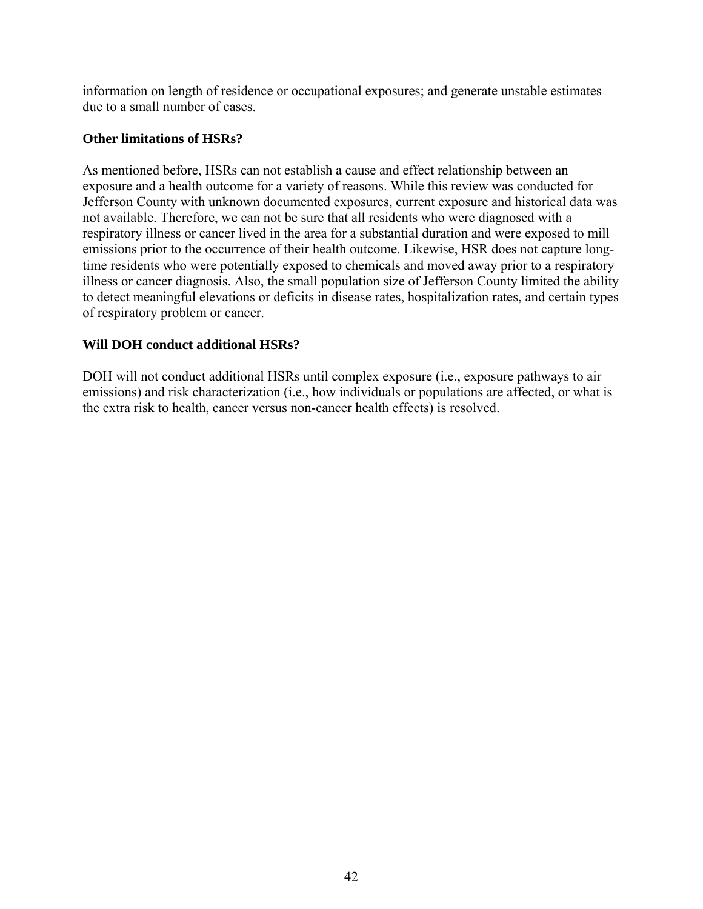information on length of residence or occupational exposures; and generate unstable estimates due to a small number of cases.

**Other limitations of HSRs?**

As mentioned before, HSRs can not establish a cause and effect relationship between an exposure and a health outcome for a variety of reasons. While this review was conducted for Jefferson County with unknown documented exposures, current exposure and historical data was not available. Therefore, we can not be sure that all residents who were diagnosed with a respiratory illness or cancer lived in the area for a substantial duration and were exposed to mill emissions prior to the occurrence of their health outcome. Likewise, HSR does not capture long-time residents who were potentially exposed to chemicals and moved away prior to a respiratory illness or cancer diagnosis. Also, the small population size of Jefferson County limited the ability to detect meaningful elevations or deficits in disease rates, hospitalization rates, and certain types of respiratory problem or cancer.

**Will DOH conduct additional HSRs?**

DOH will not conduct additional HSRs until complex exposure (i.e., exposure pathways to air emissions) and risk characterization (i.e., how individuals or populations are affected, or what is the extra risk to health, cancer versus non-cancer health effects) is resolved.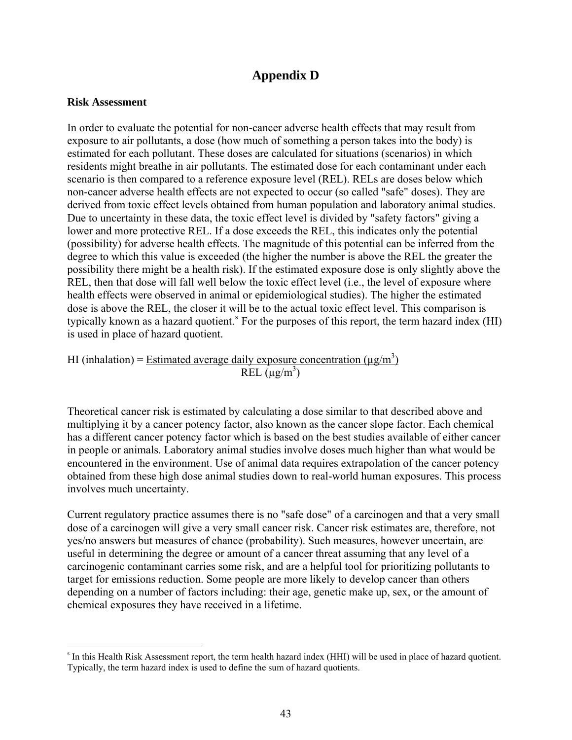# Appendix D

**Risk Assessment**

In order to evaluate the potential for non-cancer adverse health effects that may result from exposure to air pollutants, a dose (how much of something a person takes into the body) is estimated for each pollutant. These doses are calculated for situations (scenarios) in which residents might breathe in air pollutants. The estimated dose for each contaminant under each scenario is then compared to a reference exposure level (REL). RELs are doses below which non-cancer adverse health effects are not expected to occur (so called "safe" doses). They are derived from toxic effect levels obtained from human population and laboratory animal studies. Due to uncertainty in these data, the toxic effect level is divided by "safety factors" giving a lower and more protective REL. If a dose exceeds the REL, this indicates only the potential (possibility) for adverse health effects. The magnitude of this potential can be inferred from the degree to which this value is exceeded (the higher the number is above the REL the greater the possibility there might be a health risk). If the estimated exposure dose is only slightly above the REL, then that dose will fall well below the toxic effect level (i.e., the level of exposure where health effects were observed in animal or epidemiological studies). The higher the estimated dose is above the REL, the closer it will be to the actual toxic effect level. This comparison is typically known as a hazard quotient.[s] For the purposes of this report, the term hazard index (HI) is used in place of hazard quotient.

$$\text{HI (inhalation)} = \frac{\text{Estimated average daily exposure concentration } (\mu g/m^3)}{\text{REL } (\mu g/m^3)}$$

Theoretical cancer risk is estimated by calculating a dose similar to that described above and multiplying it by a cancer potency factor, also known as the cancer slope factor. Each chemical has a different cancer potency factor which is based on the best studies available of either cancer in people or animals. Laboratory animal studies involve doses much higher than what would be encountered in the environment. Use of animal data requires extrapolation of the cancer potency obtained from these high dose animal studies down to real-world human exposures. This process involves much uncertainty.

Current regulatory practice assumes there is no "safe dose" of a carcinogen and that a very small dose of a carcinogen will give a very small cancer risk. Cancer risk estimates are, therefore, not yes/no answers but measures of chance (probability). Such measures, however uncertain, are useful in determining the degree or amount of a cancer threat assuming that any level of a carcinogenic contaminant carries some risk, and are a helpful tool for prioritizing pollutants to target for emissions reduction. Some people are more likely to develop cancer than others depending on a number of factors including: their age, genetic make up, sex, or the amount of chemical exposures they have received in a lifetime.

---

[s] In this Health Risk Assessment report, the term health hazard index (HHI) will be used in place of hazard quotient. Typically, the term hazard index is used to define the sum of hazard quotients.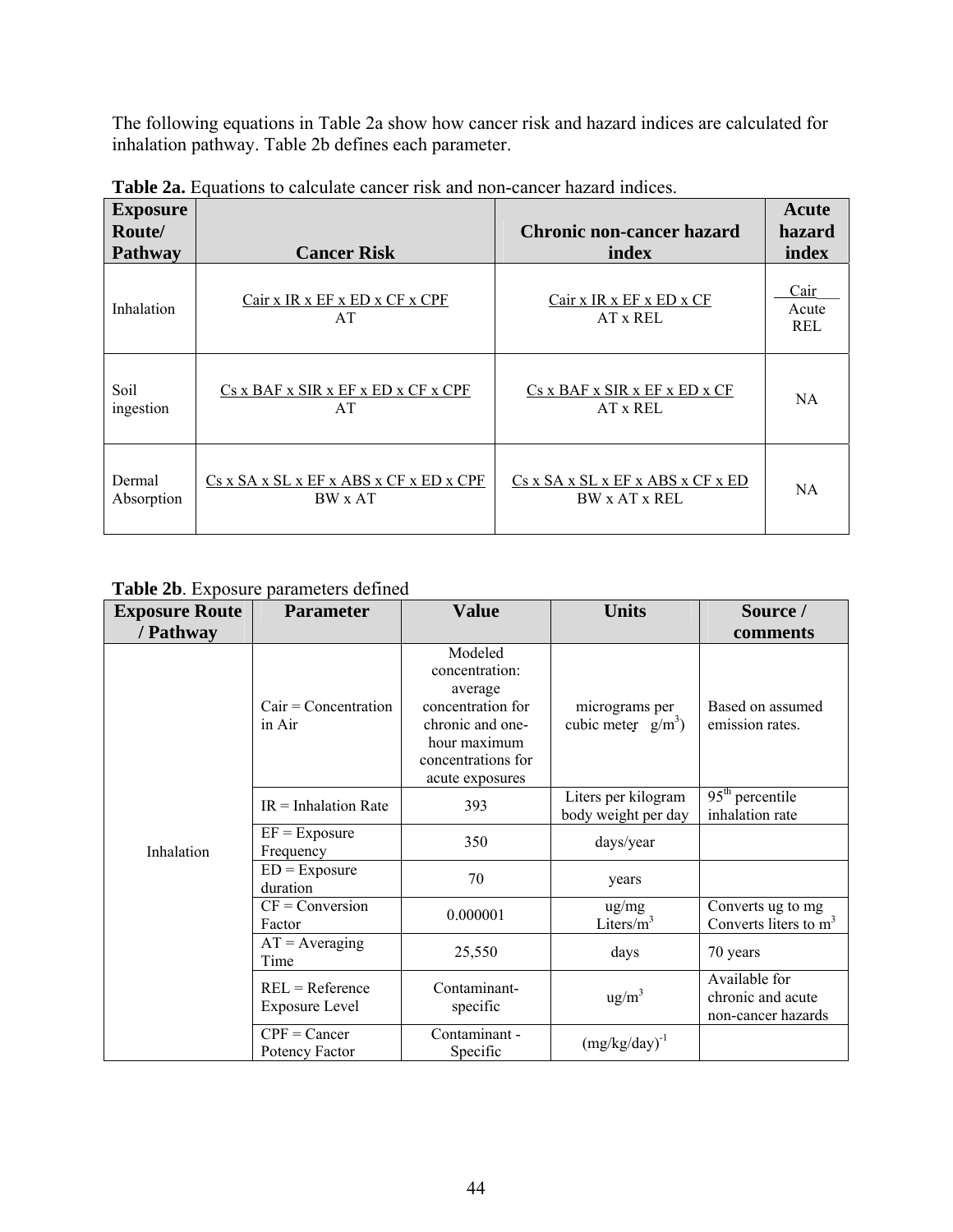The following equations in Table 2a show how cancer risk and hazard indices are calculated for inhalation pathway. Table 2b defines each parameter.

**Table 2a.** Equations to calculate cancer risk and non-cancer hazard indices.

| Exposure Route/ Pathway | Cancer Risk | Chronic non-cancer hazard index | Acute hazard index |
|---|---|---|---|
| Inhalation | $\frac{Cair \times IR \times EF \times ED \times CF \times CPF}{AT}$ | $\frac{Cair \times IR \times EF \times ED \times CF}{AT \times REL}$ | $\frac{Cair}{Acute\ REL}$ |
| Soil ingestion | $\frac{Cs \times BAF \times SIR \times EF \times ED \times CF \times CPF}{AT}$ | $\frac{Cs \times BAF \times SIR \times EF \times ED \times CF}{AT \times REL}$ | NA |
| Dermal Absorption | $\frac{Cs \times SA \times SL \times EF \times ABS \times CF \times ED \times CPF}{BW \times AT}$ | $\frac{Cs \times SA \times SL \times EF \times ABS \times CF \times ED}{BW \times AT \times REL}$ | NA |

**Table 2b**. Exposure parameters defined

| Exposure Route / Pathway | Parameter | Value | Units | Source / comments |
|---|---|---|---|---|
| Inhalation | Cair = Concentration in Air | Modeled concentration: average concentration for chronic and one-hour maximum concentrations for acute exposures | micrograms per cubic meter (µg/m³) | Based on assumed emission rates. |
| | IR = Inhalation Rate | 393 | Liters per kilogram body weight per day | 95th percentile inhalation rate |
| | EF = Exposure Frequency | 350 | days/year | |
| | ED = Exposure duration | 70 | years | |
| | CF = Conversion Factor | 0.000001 | ug/mg Liters/m³ | Converts ug to mg Converts liters to m³ |
| | AT = Averaging Time | 25,550 | days | 70 years |
| | REL = Reference Exposure Level | Contaminant-specific | ug/m³ | Available for chronic and acute non-cancer hazards |
| | CPF = Cancer Potency Factor | Contaminant - Specific | $(mg/kg/day)^{-1}$ | |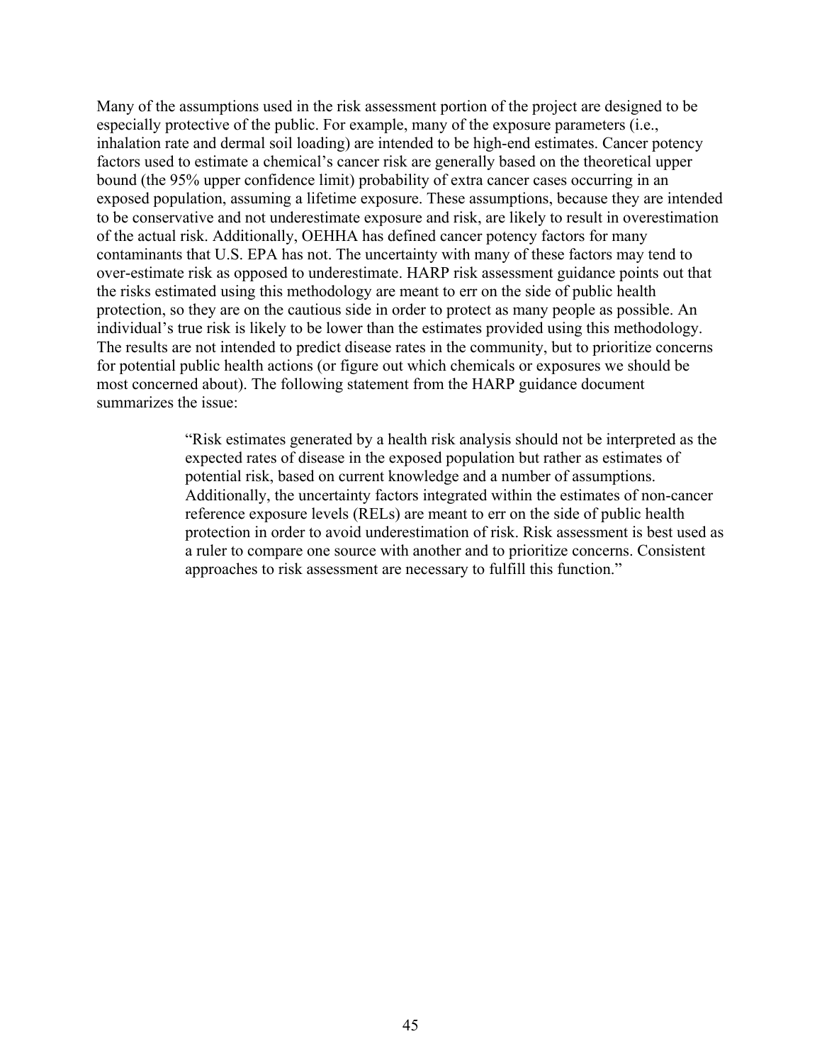Many of the assumptions used in the risk assessment portion of the project are designed to be especially protective of the public. For example, many of the exposure parameters (i.e., inhalation rate and dermal soil loading) are intended to be high-end estimates. Cancer potency factors used to estimate a chemical's cancer risk are generally based on the theoretical upper bound (the 95% upper confidence limit) probability of extra cancer cases occurring in an exposed population, assuming a lifetime exposure. These assumptions, because they are intended to be conservative and not underestimate exposure and risk, are likely to result in overestimation of the actual risk. Additionally, OEHHA has defined cancer potency factors for many contaminants that U.S. EPA has not. The uncertainty with many of these factors may tend to over-estimate risk as opposed to underestimate. HARP risk assessment guidance points out that the risks estimated using this methodology are meant to err on the side of public health protection, so they are on the cautious side in order to protect as many people as possible. An individual's true risk is likely to be lower than the estimates provided using this methodology. The results are not intended to predict disease rates in the community, but to prioritize concerns for potential public health actions (or figure out which chemicals or exposures we should be most concerned about). The following statement from the HARP guidance document summarizes the issue:

> "Risk estimates generated by a health risk analysis should not be interpreted as the expected rates of disease in the exposed population but rather as estimates of potential risk, based on current knowledge and a number of assumptions. Additionally, the uncertainty factors integrated within the estimates of non-cancer reference exposure levels (RELs) are meant to err on the side of public health protection in order to avoid underestimation of risk. Risk assessment is best used as a ruler to compare one source with another and to prioritize concerns. Consistent approaches to risk assessment are necessary to fulfill this function."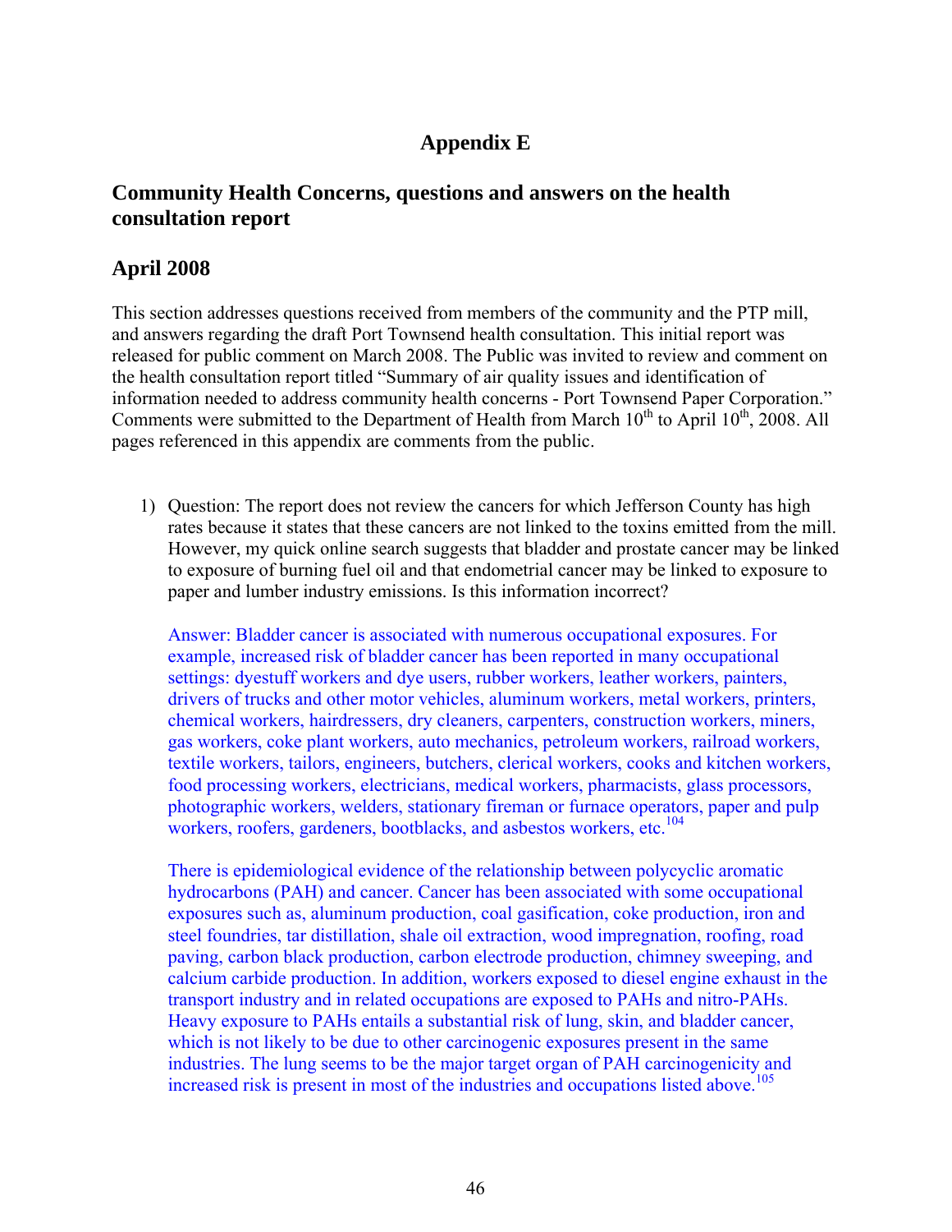# Appendix E

## Community Health Concerns, questions and answers on the health consultation report

## April 2008

This section addresses questions received from members of the community and the PTP mill, and answers regarding the draft Port Townsend health consultation. This initial report was released for public comment on March 2008. The Public was invited to review and comment on the health consultation report titled "Summary of air quality issues and identification of information needed to address community health concerns - Port Townsend Paper Corporation." Comments were submitted to the Department of Health from March 10th to April 10th, 2008. All pages referenced in this appendix are comments from the public.

1) Question: The report does not review the cancers for which Jefferson County has high rates because it states that these cancers are not linked to the toxins emitted from the mill. However, my quick online search suggests that bladder and prostate cancer may be linked to exposure of burning fuel oil and that endometrial cancer may be linked to exposure to paper and lumber industry emissions. Is this information incorrect?

   Answer: Bladder cancer is associated with numerous occupational exposures. For example, increased risk of bladder cancer has been reported in many occupational settings: dyestuff workers and dye users, rubber workers, leather workers, painters, drivers of trucks and other motor vehicles, aluminum workers, metal workers, printers, chemical workers, hairdressers, dry cleaners, carpenters, construction workers, miners, gas workers, coke plant workers, auto mechanics, petroleum workers, railroad workers, textile workers, tailors, engineers, butchers, clerical workers, cooks and kitchen workers, food processing workers, electricians, medical workers, pharmacists, glass processors, photographic workers, welders, stationary fireman or furnace operators, paper and pulp workers, roofers, gardeners, bootblacks, and asbestos workers, etc.[104]

   There is epidemiological evidence of the relationship between polycyclic aromatic hydrocarbons (PAH) and cancer. Cancer has been associated with some occupational exposures such as, aluminum production, coal gasification, coke production, iron and steel foundries, tar distillation, shale oil extraction, wood impregnation, roofing, road paving, carbon black production, carbon electrode production, chimney sweeping, and calcium carbide production. In addition, workers exposed to diesel engine exhaust in the transport industry and in related occupations are exposed to PAHs and nitro-PAHs. Heavy exposure to PAHs entails a substantial risk of lung, skin, and bladder cancer, which is not likely to be due to other carcinogenic exposures present in the same industries. The lung seems to be the major target organ of PAH carcinogenicity and increased risk is present in most of the industries and occupations listed above.[105]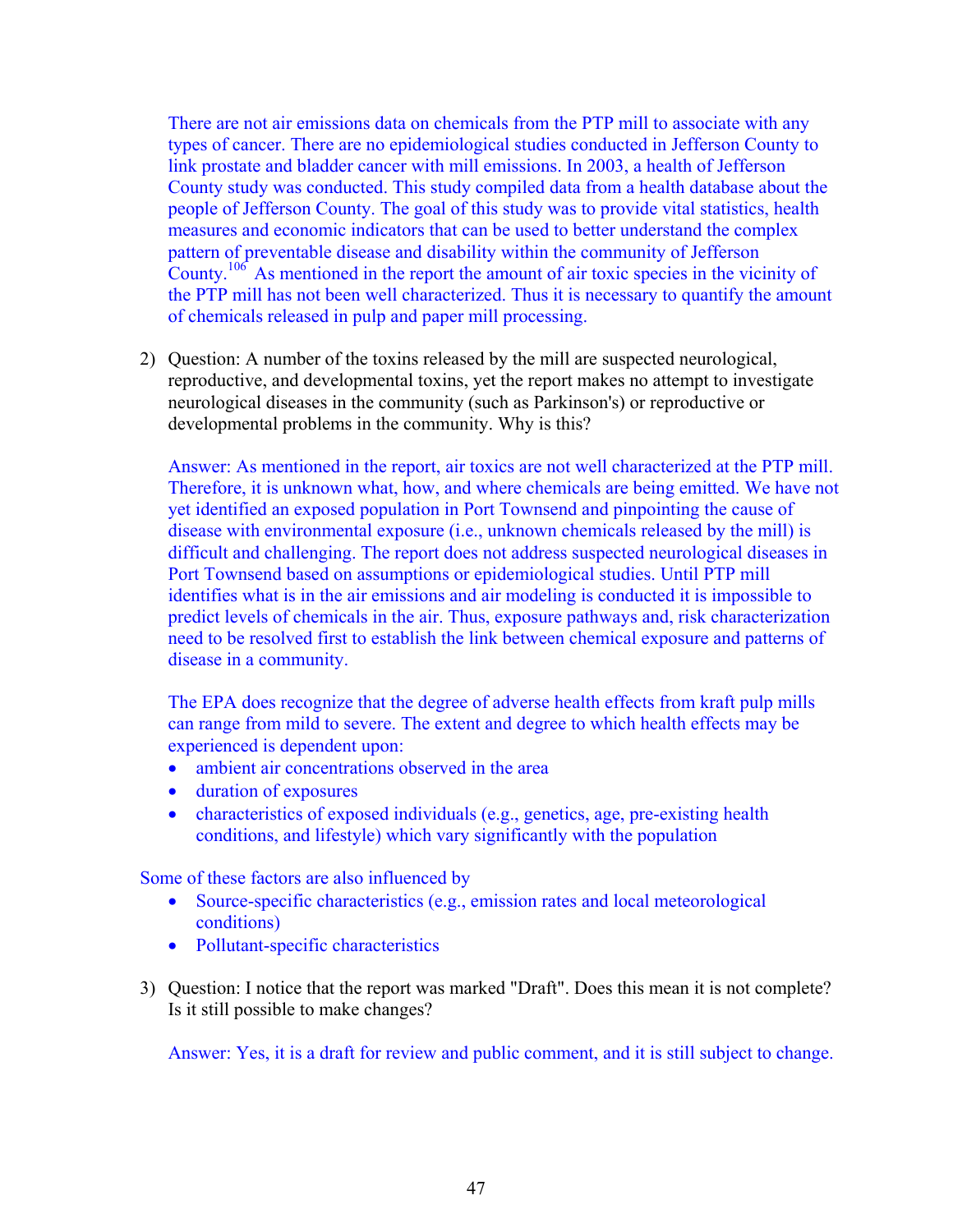There are not air emissions data on chemicals from the PTP mill to associate with any types of cancer. There are no epidemiological studies conducted in Jefferson County to link prostate and bladder cancer with mill emissions. In 2003, a health of Jefferson County study was conducted. This study compiled data from a health database about the people of Jefferson County. The goal of this study was to provide vital statistics, health measures and economic indicators that can be used to better understand the complex pattern of preventable disease and disability within the community of Jefferson County.[106] As mentioned in the report the amount of air toxic species in the vicinity of the PTP mill has not been well characterized. Thus it is necessary to quantify the amount of chemicals released in pulp and paper mill processing.

2) Question: A number of the toxins released by the mill are suspected neurological, reproductive, and developmental toxins, yet the report makes no attempt to investigate neurological diseases in the community (such as Parkinson's) or reproductive or developmental problems in the community. Why is this?

   Answer: As mentioned in the report, air toxics are not well characterized at the PTP mill. Therefore, it is unknown what, how, and where chemicals are being emitted. We have not yet identified an exposed population in Port Townsend and pinpointing the cause of disease with environmental exposure (i.e., unknown chemicals released by the mill) is difficult and challenging. The report does not address suspected neurological diseases in Port Townsend based on assumptions or epidemiological studies. Until PTP mill identifies what is in the air emissions and air modeling is conducted it is impossible to predict levels of chemicals in the air. Thus, exposure pathways and, risk characterization need to be resolved first to establish the link between chemical exposure and patterns of disease in a community.

   The EPA does recognize that the degree of adverse health effects from kraft pulp mills can range from mild to severe. The extent and degree to which health effects may be experienced is dependent upon:

   - ambient air concentrations observed in the area
   - duration of exposures
   - characteristics of exposed individuals (e.g., genetics, age, pre-existing health conditions, and lifestyle) which vary significantly with the population

Some of these factors are also influenced by

- Source-specific characteristics (e.g., emission rates and local meteorological conditions)
- Pollutant-specific characteristics

3) Question: I notice that the report was marked "Draft". Does this mean it is not complete? Is it still possible to make changes?

   Answer: Yes, it is a draft for review and public comment, and it is still subject to change.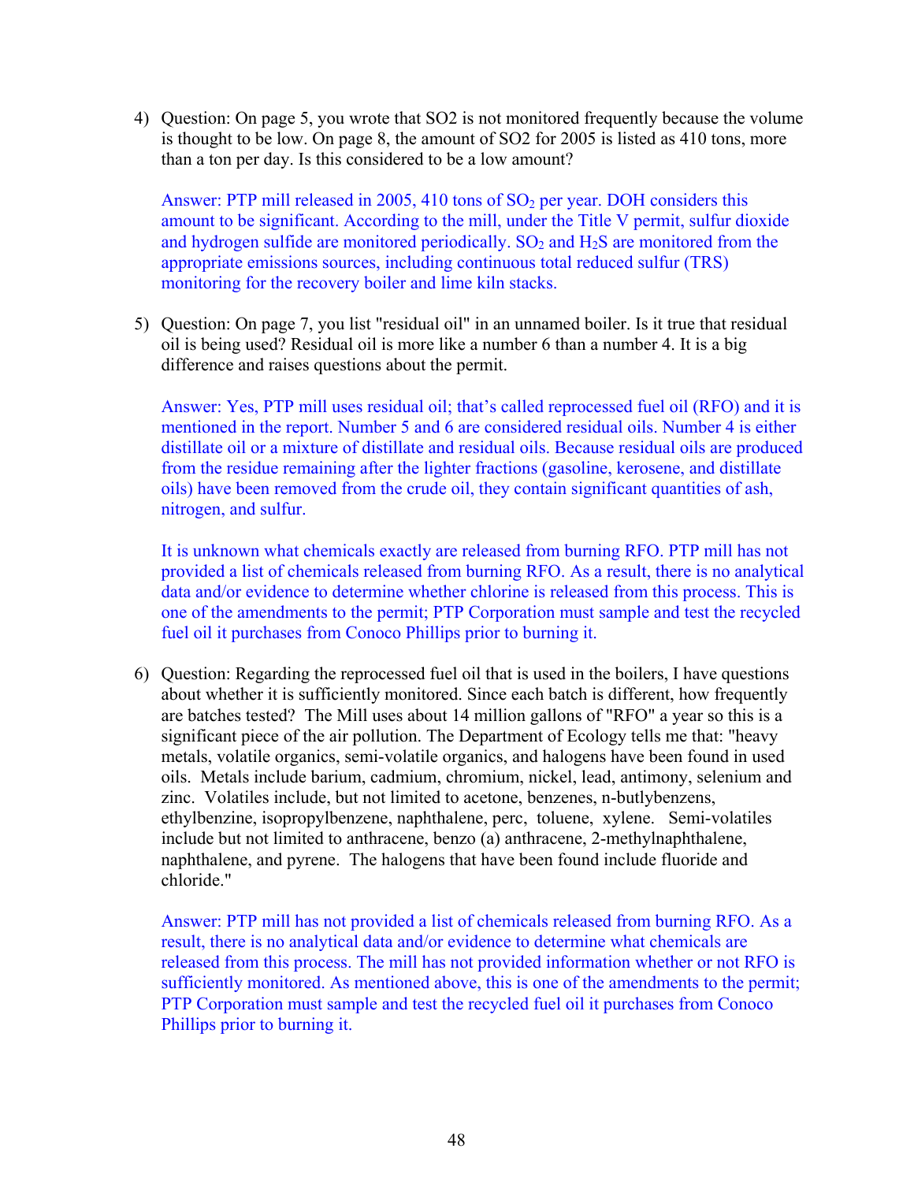4) Question: On page 5, you wrote that SO2 is not monitored frequently because the volume is thought to be low. On page 8, the amount of SO2 for 2005 is listed as 410 tons, more than a ton per day. Is this considered to be a low amount?

   Answer: PTP mill released in 2005, 410 tons of $SO_2$ per year. DOH considers this amount to be significant. According to the mill, under the Title V permit, sulfur dioxide and hydrogen sulfide are monitored periodically. $SO_2$ and $H_2S$ are monitored from the appropriate emissions sources, including continuous total reduced sulfur (TRS) monitoring for the recovery boiler and lime kiln stacks.

5) Question: On page 7, you list "residual oil" in an unnamed boiler. Is it true that residual oil is being used? Residual oil is more like a number 6 than a number 4. It is a big difference and raises questions about the permit.

   Answer: Yes, PTP mill uses residual oil; that's called reprocessed fuel oil (RFO) and it is mentioned in the report. Number 5 and 6 are considered residual oils. Number 4 is either distillate oil or a mixture of distillate and residual oils. Because residual oils are produced from the residue remaining after the lighter fractions (gasoline, kerosene, and distillate oils) have been removed from the crude oil, they contain significant quantities of ash, nitrogen, and sulfur.

   It is unknown what chemicals exactly are released from burning RFO. PTP mill has not provided a list of chemicals released from burning RFO. As a result, there is no analytical data and/or evidence to determine whether chlorine is released from this process. This is one of the amendments to the permit; PTP Corporation must sample and test the recycled fuel oil it purchases from Conoco Phillips prior to burning it.

6) Question: Regarding the reprocessed fuel oil that is used in the boilers, I have questions about whether it is sufficiently monitored. Since each batch is different, how frequently are batches tested? The Mill uses about 14 million gallons of "RFO" a year so this is a significant piece of the air pollution. The Department of Ecology tells me that: "heavy metals, volatile organics, semi-volatile organics, and halogens have been found in used oils. Metals include barium, cadmium, chromium, nickel, lead, antimony, selenium and zinc. Volatiles include, but not limited to acetone, benzenes, n-butlybenzens, ethylbenzine, isopropylbenzene, naphthalene, perc, toluene, xylene. Semi-volatiles include but not limited to anthracene, benzo (a) anthracene, 2-methylnaphthalene, naphthalene, and pyrene. The halogens that have been found include fluoride and chloride."

   Answer: PTP mill has not provided a list of chemicals released from burning RFO. As a result, there is no analytical data and/or evidence to determine what chemicals are released from this process. The mill has not provided information whether or not RFO is sufficiently monitored. As mentioned above, this is one of the amendments to the permit; PTP Corporation must sample and test the recycled fuel oil it purchases from Conoco Phillips prior to burning it.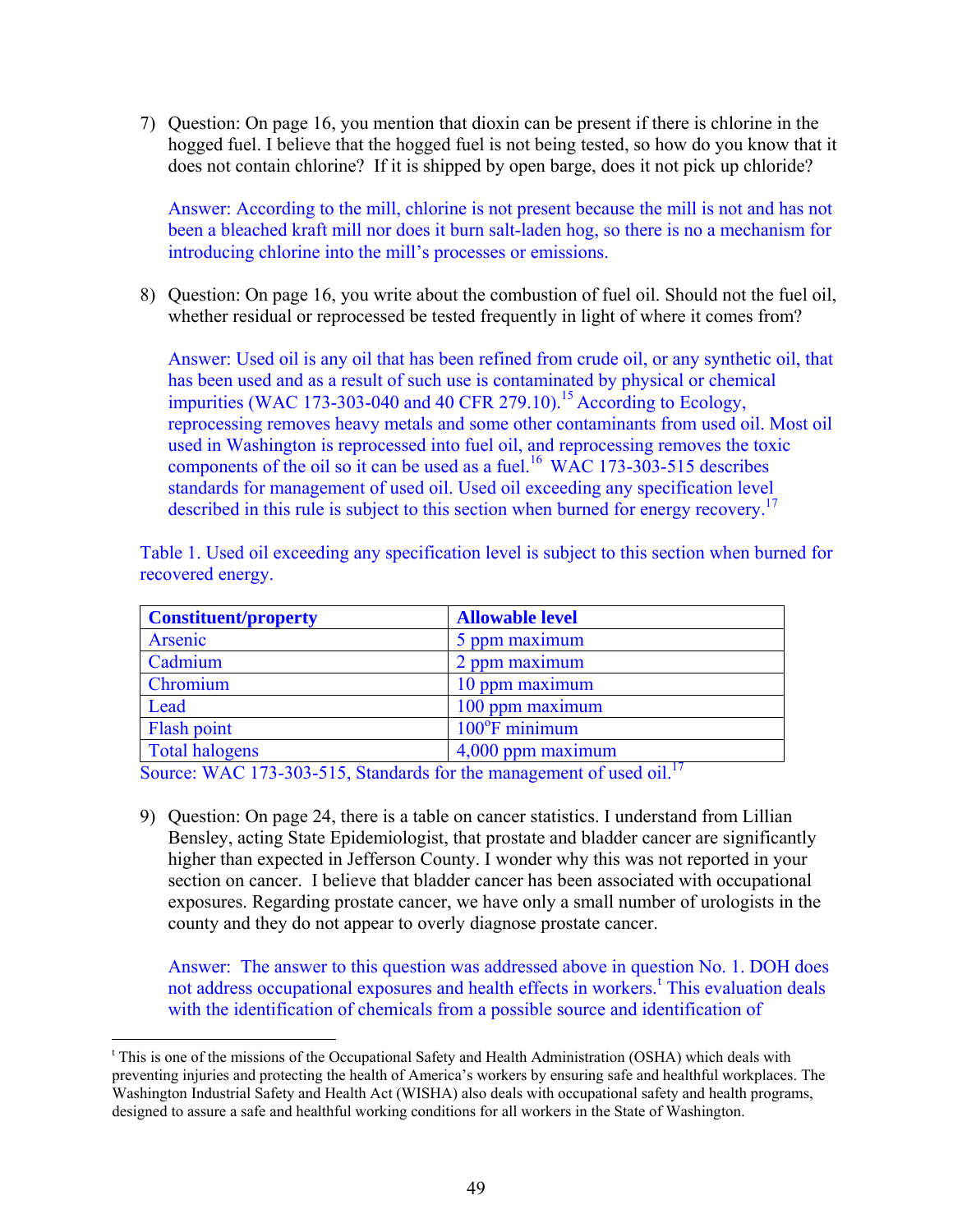7) Question: On page 16, you mention that dioxin can be present if there is chlorine in the hogged fuel. I believe that the hogged fuel is not being tested, so how do you know that it does not contain chlorine? If it is shipped by open barge, does it not pick up chloride?

   Answer: According to the mill, chlorine is not present because the mill is not and has not been a bleached kraft mill nor does it burn salt-laden hog, so there is no a mechanism for introducing chlorine into the mill's processes or emissions.

8) Question: On page 16, you write about the combustion of fuel oil. Should not the fuel oil, whether residual or reprocessed be tested frequently in light of where it comes from?

   Answer: Used oil is any oil that has been refined from crude oil, or any synthetic oil, that has been used and as a result of such use is contaminated by physical or chemical impurities (WAC 173-303-040 and 40 CFR 279.10).[15] According to Ecology, reprocessing removes heavy metals and some other contaminants from used oil. Most oil used in Washington is reprocessed into fuel oil, and reprocessing removes the toxic components of the oil so it can be used as a fuel.[16] WAC 173-303-515 describes standards for management of used oil. Used oil exceeding any specification level described in this rule is subject to this section when burned for energy recovery.[17]

Table 1. Used oil exceeding any specification level is subject to this section when burned for recovered energy.

| Constituent/property | Allowable level |
|---|---|
| Arsenic | 5 ppm maximum |
| Cadmium | 2 ppm maximum |
| Chromium | 10 ppm maximum |
| Lead | 100 ppm maximum |
| Flash point | 100°F minimum |
| Total halogens | 4,000 ppm maximum |

Source: WAC 173-303-515, Standards for the management of used oil.[17]

9) Question: On page 24, there is a table on cancer statistics. I understand from Lillian Bensley, acting State Epidemiologist, that prostate and bladder cancer are significantly higher than expected in Jefferson County. I wonder why this was not reported in your section on cancer. I believe that bladder cancer has been associated with occupational exposures. Regarding prostate cancer, we have only a small number of urologists in the county and they do not appear to overly diagnose prostate cancer.

   Answer: The answer to this question was addressed above in question No. 1. DOH does not address occupational exposures and health effects in workers.[t] This evaluation deals with the identification of chemicals from a possible source and identification of

---

[t] This is one of the missions of the Occupational Safety and Health Administration (OSHA) which deals with preventing injuries and protecting the health of America's workers by ensuring safe and healthful workplaces. The Washington Industrial Safety and Health Act (WISHA) also deals with occupational safety and health programs, designed to assure a safe and healthful working conditions for all workers in the State of Washington.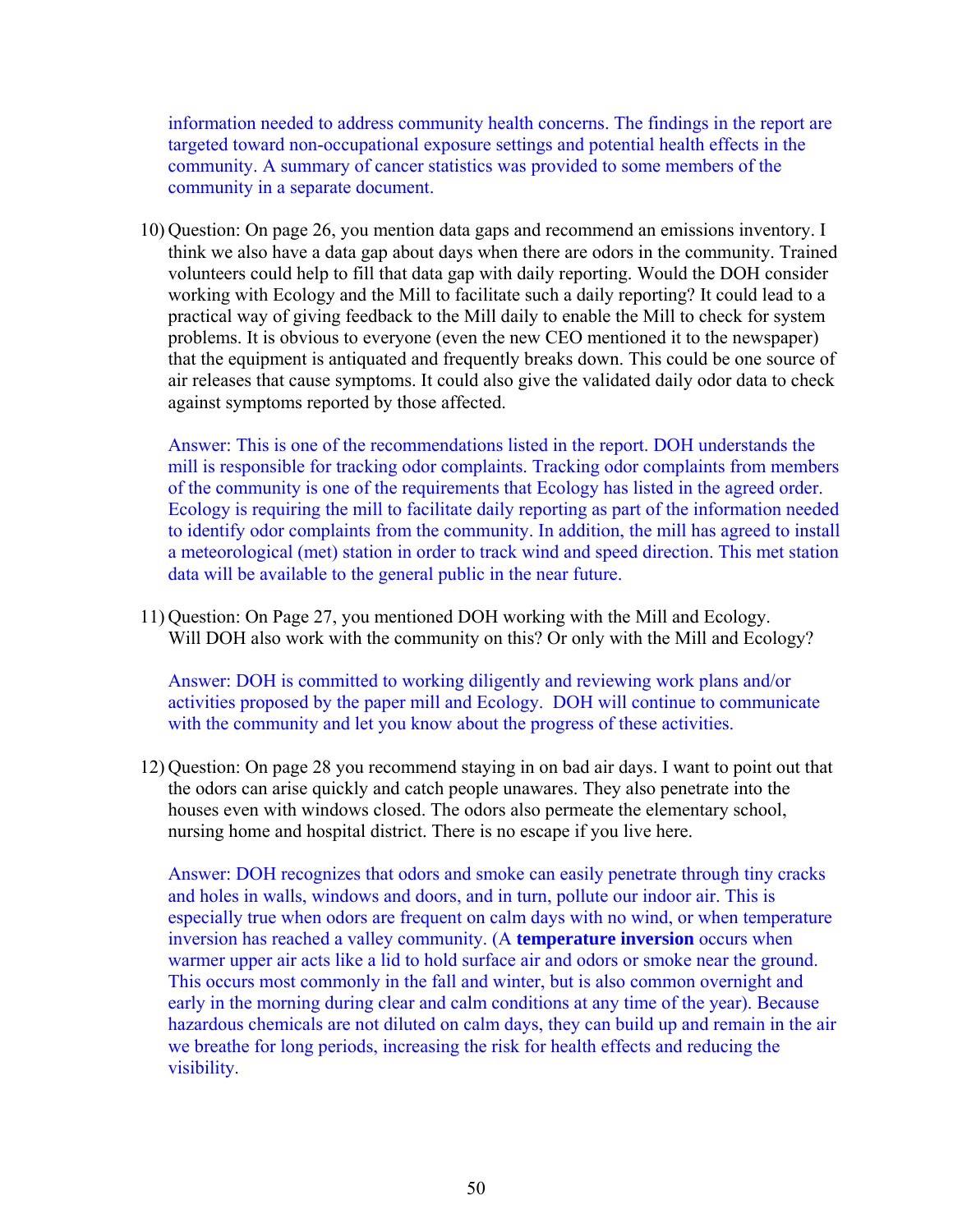information needed to address community health concerns. The findings in the report are targeted toward non-occupational exposure settings and potential health effects in the community. A summary of cancer statistics was provided to some members of the community in a separate document.

10) Question: On page 26, you mention data gaps and recommend an emissions inventory. I think we also have a data gap about days when there are odors in the community. Trained volunteers could help to fill that data gap with daily reporting. Would the DOH consider working with Ecology and the Mill to facilitate such a daily reporting? It could lead to a practical way of giving feedback to the Mill daily to enable the Mill to check for system problems. It is obvious to everyone (even the new CEO mentioned it to the newspaper) that the equipment is antiquated and frequently breaks down. This could be one source of air releases that cause symptoms. It could also give the validated daily odor data to check against symptoms reported by those affected.

    Answer: This is one of the recommendations listed in the report. DOH understands the mill is responsible for tracking odor complaints. Tracking odor complaints from members of the community is one of the requirements that Ecology has listed in the agreed order. Ecology is requiring the mill to facilitate daily reporting as part of the information needed to identify odor complaints from the community. In addition, the mill has agreed to install a meteorological (met) station in order to track wind and speed direction. This met station data will be available to the general public in the near future.

11) Question: On Page 27, you mentioned DOH working with the Mill and Ecology. Will DOH also work with the community on this? Or only with the Mill and Ecology?

    Answer: DOH is committed to working diligently and reviewing work plans and/or activities proposed by the paper mill and Ecology. DOH will continue to communicate with the community and let you know about the progress of these activities.

12) Question: On page 28 you recommend staying in on bad air days. I want to point out that the odors can arise quickly and catch people unawares. They also penetrate into the houses even with windows closed. The odors also permeate the elementary school, nursing home and hospital district. There is no escape if you live here.

    Answer: DOH recognizes that odors and smoke can easily penetrate through tiny cracks and holes in walls, windows and doors, and in turn, pollute our indoor air. This is especially true when odors are frequent on calm days with no wind, or when temperature inversion has reached a valley community. (A **temperature inversion** occurs when warmer upper air acts like a lid to hold surface air and odors or smoke near the ground. This occurs most commonly in the fall and winter, but is also common overnight and early in the morning during clear and calm conditions at any time of the year). Because hazardous chemicals are not diluted on calm days, they can build up and remain in the air we breathe for long periods, increasing the risk for health effects and reducing the visibility.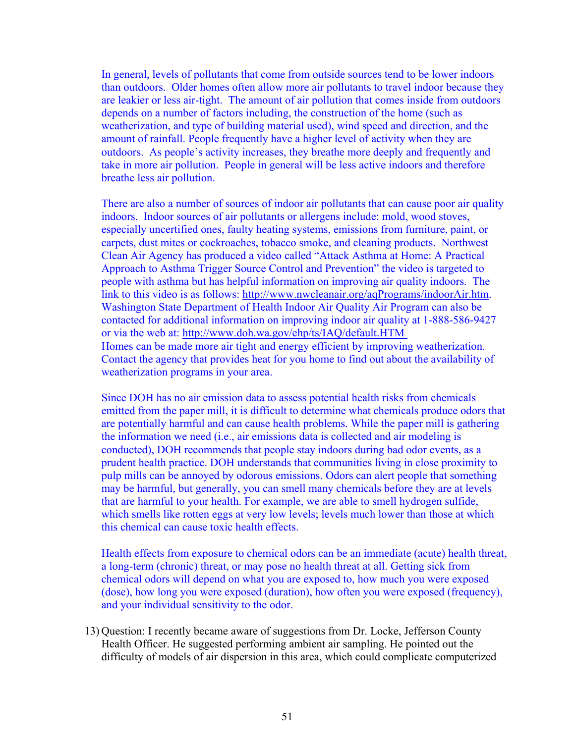In general, levels of pollutants that come from outside sources tend to be lower indoors than outdoors. Older homes often allow more air pollutants to travel indoor because they are leakier or less air-tight. The amount of air pollution that comes inside from outdoors depends on a number of factors including, the construction of the home (such as weatherization, and type of building material used), wind speed and direction, and the amount of rainfall. People frequently have a higher level of activity when they are outdoors. As people's activity increases, they breathe more deeply and frequently and take in more air pollution. People in general will be less active indoors and therefore breathe less air pollution.

There are also a number of sources of indoor air pollutants that can cause poor air quality indoors. Indoor sources of air pollutants or allergens include: mold, wood stoves, especially uncertified ones, faulty heating systems, emissions from furniture, paint, or carpets, dust mites or cockroaches, tobacco smoke, and cleaning products. Northwest Clean Air Agency has produced a video called "Attack Asthma at Home: A Practical Approach to Asthma Trigger Source Control and Prevention" the video is targeted to people with asthma but has helpful information on improving air quality indoors. The link to this video is as follows: http://www.nwcleanair.org/aqPrograms/indoorAir.htm. Washington State Department of Health Indoor Air Quality Air Program can also be contacted for additional information on improving indoor air quality at 1-888-586-9427 or via the web at: http://www.doh.wa.gov/ehp/ts/IAQ/default.HTM
Homes can be made more air tight and energy efficient by improving weatherization. Contact the agency that provides heat for you home to find out about the availability of weatherization programs in your area.

Since DOH has no air emission data to assess potential health risks from chemicals emitted from the paper mill, it is difficult to determine what chemicals produce odors that are potentially harmful and can cause health problems. While the paper mill is gathering the information we need (i.e., air emissions data is collected and air modeling is conducted), DOH recommends that people stay indoors during bad odor events, as a prudent health practice. DOH understands that communities living in close proximity to pulp mills can be annoyed by odorous emissions. Odors can alert people that something may be harmful, but generally, you can smell many chemicals before they are at levels that are harmful to your health. For example, we are able to smell hydrogen sulfide, which smells like rotten eggs at very low levels; levels much lower than those at which this chemical can cause toxic health effects.

Health effects from exposure to chemical odors can be an immediate (acute) health threat, a long-term (chronic) threat, or may pose no health threat at all. Getting sick from chemical odors will depend on what you are exposed to, how much you were exposed (dose), how long you were exposed (duration), how often you were exposed (frequency), and your individual sensitivity to the odor.

13) Question: I recently became aware of suggestions from Dr. Locke, Jefferson County Health Officer. He suggested performing ambient air sampling. He pointed out the difficulty of models of air dispersion in this area, which could complicate computerized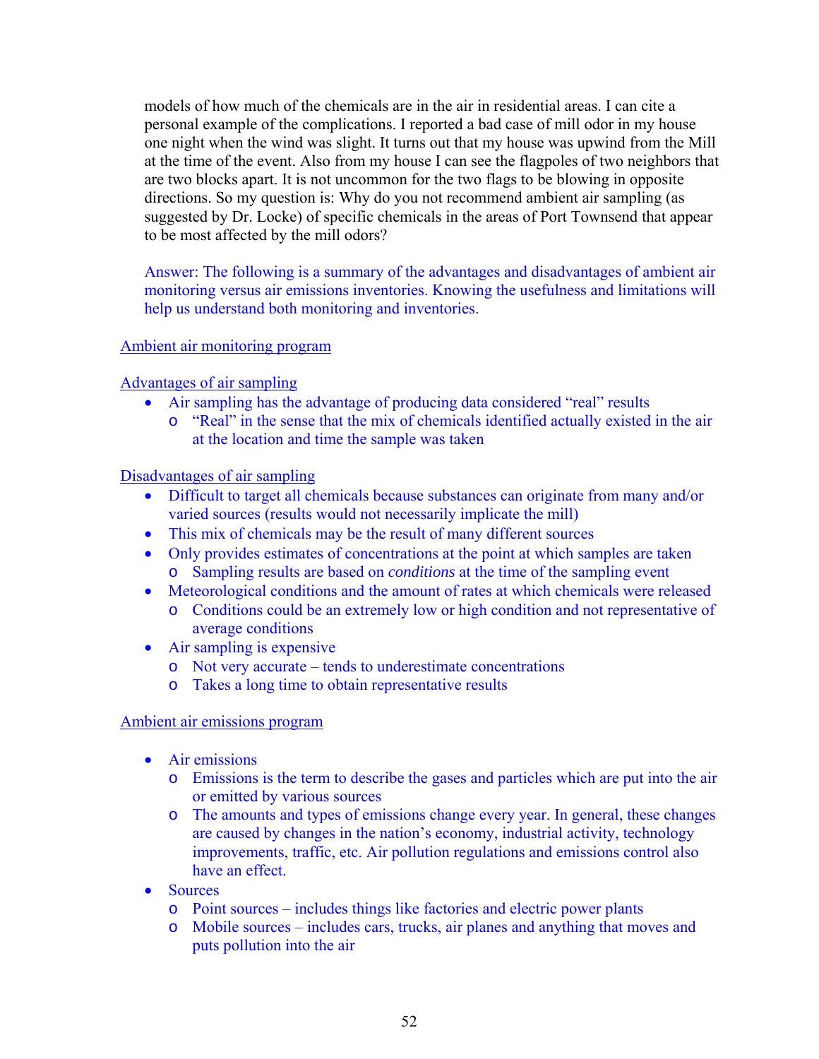models of how much of the chemicals are in the air in residential areas. I can cite a personal example of the complications. I reported a bad case of mill odor in my house one night when the wind was slight. It turns out that my house was upwind from the Mill at the time of the event. Also from my house I can see the flagpoles of two neighbors that are two blocks apart. It is not uncommon for the two flags to be blowing in opposite directions. So my question is: Why do you not recommend ambient air sampling (as suggested by Dr. Locke) of specific chemicals in the areas of Port Townsend that appear to be most affected by the mill odors?

Answer: The following is a summary of the advantages and disadvantages of ambient air monitoring versus air emissions inventories. Knowing the usefulness and limitations will help us understand both monitoring and inventories.

Ambient air monitoring program

Advantages of air sampling

- Air sampling has the advantage of producing data considered "real" results
  - "Real" in the sense that the mix of chemicals identified actually existed in the air at the location and time the sample was taken

Disadvantages of air sampling

- Difficult to target all chemicals because substances can originate from many and/or varied sources (results would not necessarily implicate the mill)
- This mix of chemicals may be the result of many different sources
- Only provides estimates of concentrations at the point at which samples are taken
  - Sampling results are based on *conditions* at the time of the sampling event
- Meteorological conditions and the amount of rates at which chemicals were released
  - Conditions could be an extremely low or high condition and not representative of average conditions
- Air sampling is expensive
  - Not very accurate – tends to underestimate concentrations
  - Takes a long time to obtain representative results

Ambient air emissions program

- Air emissions
  - Emissions is the term to describe the gases and particles which are put into the air or emitted by various sources
  - The amounts and types of emissions change every year. In general, these changes are caused by changes in the nation's economy, industrial activity, technology improvements, traffic, etc. Air pollution regulations and emissions control also have an effect.
- Sources
  - Point sources – includes things like factories and electric power plants
  - Mobile sources – includes cars, trucks, air planes and anything that moves and puts pollution into the air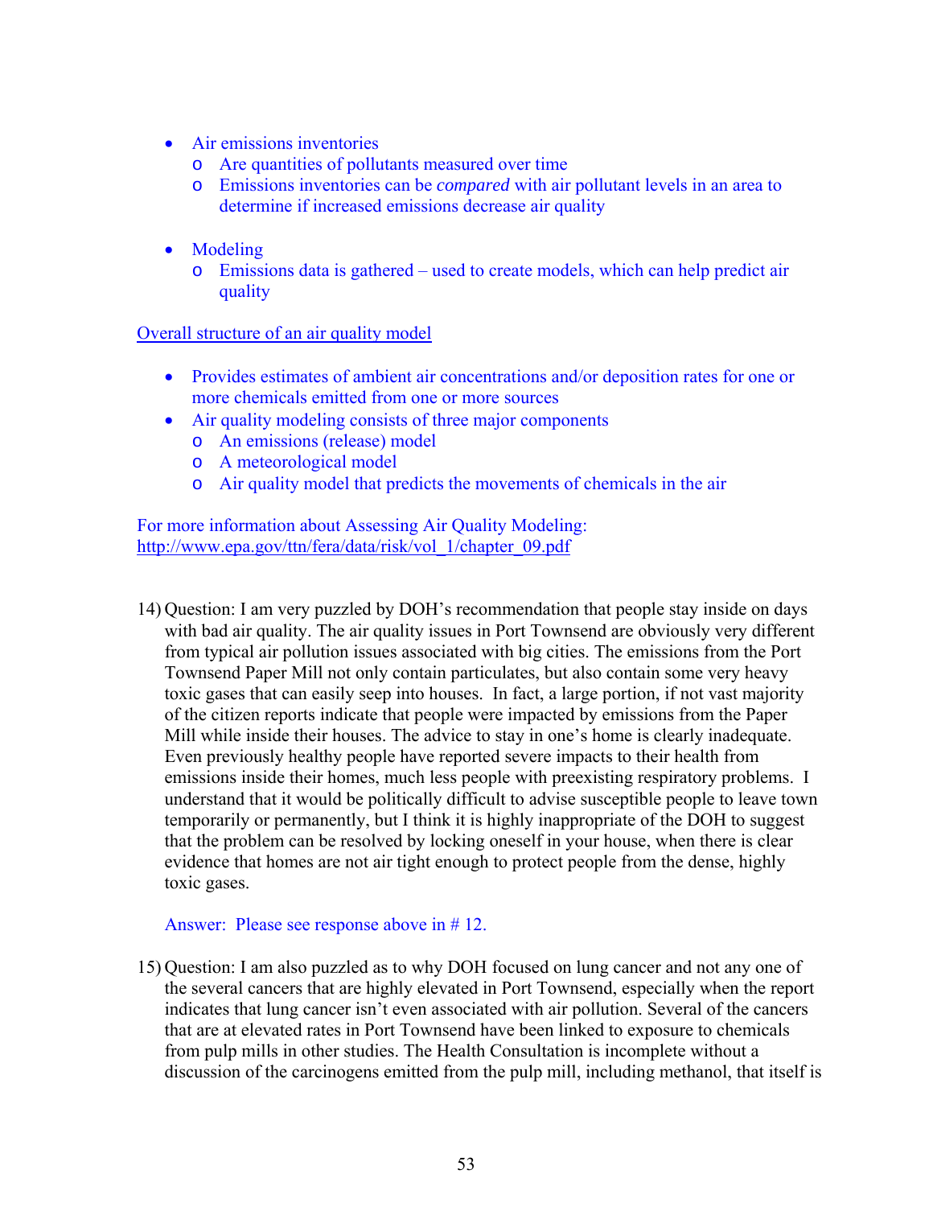- Air emissions inventories
  - Are quantities of pollutants measured over time
  - Emissions inventories can be *compared* with air pollutant levels in an area to determine if increased emissions decrease air quality

- Modeling
  - Emissions data is gathered – used to create models, which can help predict air quality

Overall structure of an air quality model

- Provides estimates of ambient air concentrations and/or deposition rates for one or more chemicals emitted from one or more sources
- Air quality modeling consists of three major components
  - An emissions (release) model
  - A meteorological model
  - Air quality model that predicts the movements of chemicals in the air

For more information about Assessing Air Quality Modeling:
http://www.epa.gov/ttn/fera/data/risk/vol_1/chapter_09.pdf

14) Question: I am very puzzled by DOH's recommendation that people stay inside on days with bad air quality. The air quality issues in Port Townsend are obviously very different from typical air pollution issues associated with big cities. The emissions from the Port Townsend Paper Mill not only contain particulates, but also contain some very heavy toxic gases that can easily seep into houses. In fact, a large portion, if not vast majority of the citizen reports indicate that people were impacted by emissions from the Paper Mill while inside their houses. The advice to stay in one's home is clearly inadequate. Even previously healthy people have reported severe impacts to their health from emissions inside their homes, much less people with preexisting respiratory problems. I understand that it would be politically difficult to advise susceptible people to leave town temporarily or permanently, but I think it is highly inappropriate of the DOH to suggest that the problem can be resolved by locking oneself in your house, when there is clear evidence that homes are not air tight enough to protect people from the dense, highly toxic gases.

    Answer: Please see response above in # 12.

15) Question: I am also puzzled as to why DOH focused on lung cancer and not any one of the several cancers that are highly elevated in Port Townsend, especially when the report indicates that lung cancer isn't even associated with air pollution. Several of the cancers that are at elevated rates in Port Townsend have been linked to exposure to chemicals from pulp mills in other studies. The Health Consultation is incomplete without a discussion of the carcinogens emitted from the pulp mill, including methanol, that itself is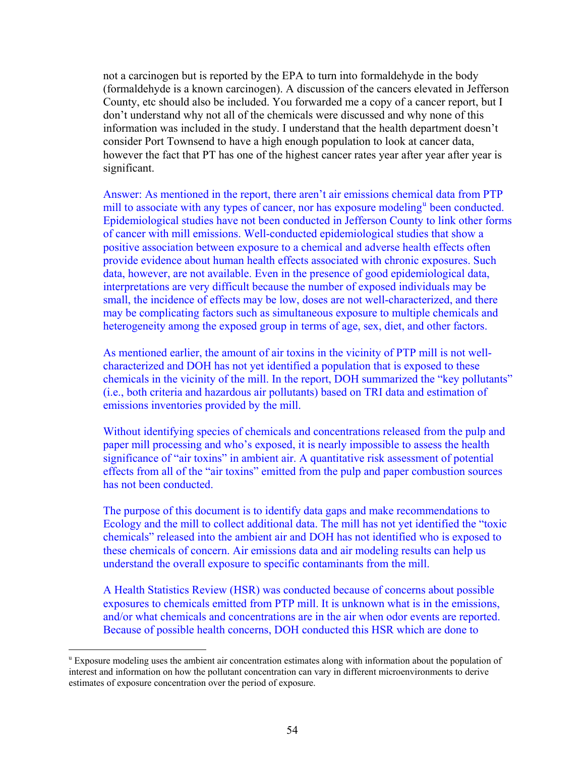not a carcinogen but is reported by the EPA to turn into formaldehyde in the body (formaldehyde is a known carcinogen). A discussion of the cancers elevated in Jefferson County, etc should also be included. You forwarded me a copy of a cancer report, but I don't understand why not all of the chemicals were discussed and why none of this information was included in the study. I understand that the health department doesn't consider Port Townsend to have a high enough population to look at cancer data, however the fact that PT has one of the highest cancer rates year after year after year is significant.

Answer: As mentioned in the report, there aren't air emissions chemical data from PTP mill to associate with any types of cancer, nor has exposure modeling[u] been conducted. Epidemiological studies have not been conducted in Jefferson County to link other forms of cancer with mill emissions. Well-conducted epidemiological studies that show a positive association between exposure to a chemical and adverse health effects often provide evidence about human health effects associated with chronic exposures. Such data, however, are not available. Even in the presence of good epidemiological data, interpretations are very difficult because the number of exposed individuals may be small, the incidence of effects may be low, doses are not well-characterized, and there may be complicating factors such as simultaneous exposure to multiple chemicals and heterogeneity among the exposed group in terms of age, sex, diet, and other factors.

As mentioned earlier, the amount of air toxins in the vicinity of PTP mill is not well-characterized and DOH has not yet identified a population that is exposed to these chemicals in the vicinity of the mill. In the report, DOH summarized the "key pollutants" (i.e., both criteria and hazardous air pollutants) based on TRI data and estimation of emissions inventories provided by the mill.

Without identifying species of chemicals and concentrations released from the pulp and paper mill processing and who's exposed, it is nearly impossible to assess the health significance of "air toxins" in ambient air. A quantitative risk assessment of potential effects from all of the "air toxins" emitted from the pulp and paper combustion sources has not been conducted.

The purpose of this document is to identify data gaps and make recommendations to Ecology and the mill to collect additional data. The mill has not yet identified the "toxic chemicals" released into the ambient air and DOH has not identified who is exposed to these chemicals of concern. Air emissions data and air modeling results can help us understand the overall exposure to specific contaminants from the mill.

A Health Statistics Review (HSR) was conducted because of concerns about possible exposures to chemicals emitted from PTP mill. It is unknown what is in the emissions, and/or what chemicals and concentrations are in the air when odor events are reported. Because of possible health concerns, DOH conducted this HSR which are done to

---

[u] Exposure modeling uses the ambient air concentration estimates along with information about the population of interest and information on how the pollutant concentration can vary in different microenvironments to derive estimates of exposure concentration over the period of exposure.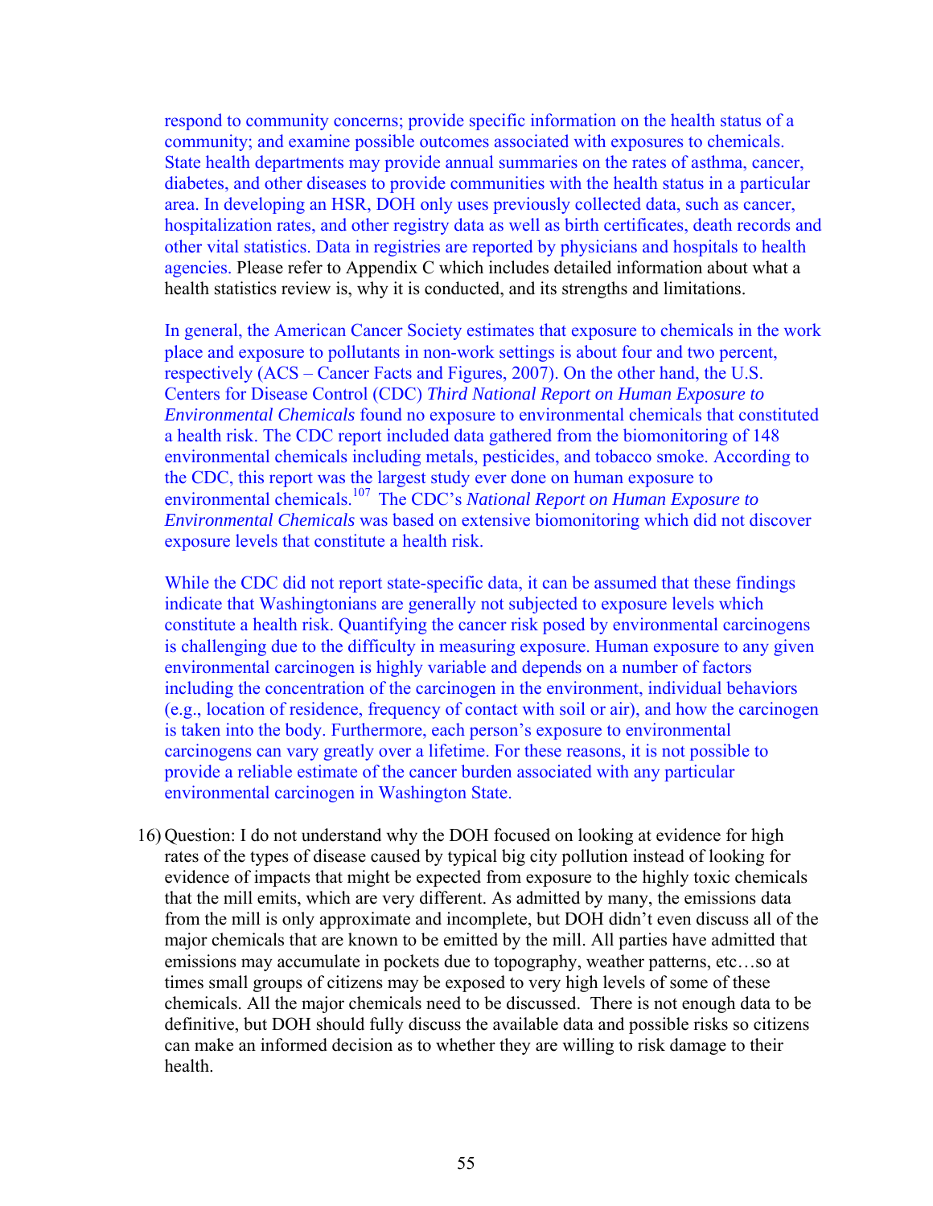respond to community concerns; provide specific information on the health status of a community; and examine possible outcomes associated with exposures to chemicals. State health departments may provide annual summaries on the rates of asthma, cancer, diabetes, and other diseases to provide communities with the health status in a particular area. In developing an HSR, DOH only uses previously collected data, such as cancer, hospitalization rates, and other registry data as well as birth certificates, death records and other vital statistics. Data in registries are reported by physicians and hospitals to health agencies. Please refer to Appendix C which includes detailed information about what a health statistics review is, why it is conducted, and its strengths and limitations.

In general, the American Cancer Society estimates that exposure to chemicals in the work place and exposure to pollutants in non-work settings is about four and two percent, respectively (ACS – Cancer Facts and Figures, 2007). On the other hand, the U.S. Centers for Disease Control (CDC) *Third National Report on Human Exposure to Environmental Chemicals* found no exposure to environmental chemicals that constituted a health risk. The CDC report included data gathered from the biomonitoring of 148 environmental chemicals including metals, pesticides, and tobacco smoke. According to the CDC, this report was the largest study ever done on human exposure to environmental chemicals.[107] The CDC's *National Report on Human Exposure to Environmental Chemicals* was based on extensive biomonitoring which did not discover exposure levels that constitute a health risk.

While the CDC did not report state-specific data, it can be assumed that these findings indicate that Washingtonians are generally not subjected to exposure levels which constitute a health risk. Quantifying the cancer risk posed by environmental carcinogens is challenging due to the difficulty in measuring exposure. Human exposure to any given environmental carcinogen is highly variable and depends on a number of factors including the concentration of the carcinogen in the environment, individual behaviors (e.g., location of residence, frequency of contact with soil or air), and how the carcinogen is taken into the body. Furthermore, each person's exposure to environmental carcinogens can vary greatly over a lifetime. For these reasons, it is not possible to provide a reliable estimate of the cancer burden associated with any particular environmental carcinogen in Washington State.

16) Question: I do not understand why the DOH focused on looking at evidence for high rates of the types of disease caused by typical big city pollution instead of looking for evidence of impacts that might be expected from exposure to the highly toxic chemicals that the mill emits, which are very different. As admitted by many, the emissions data from the mill is only approximate and incomplete, but DOH didn't even discuss all of the major chemicals that are known to be emitted by the mill. All parties have admitted that emissions may accumulate in pockets due to topography, weather patterns, etc…so at times small groups of citizens may be exposed to very high levels of some of these chemicals. All the major chemicals need to be discussed. There is not enough data to be definitive, but DOH should fully discuss the available data and possible risks so citizens can make an informed decision as to whether they are willing to risk damage to their health.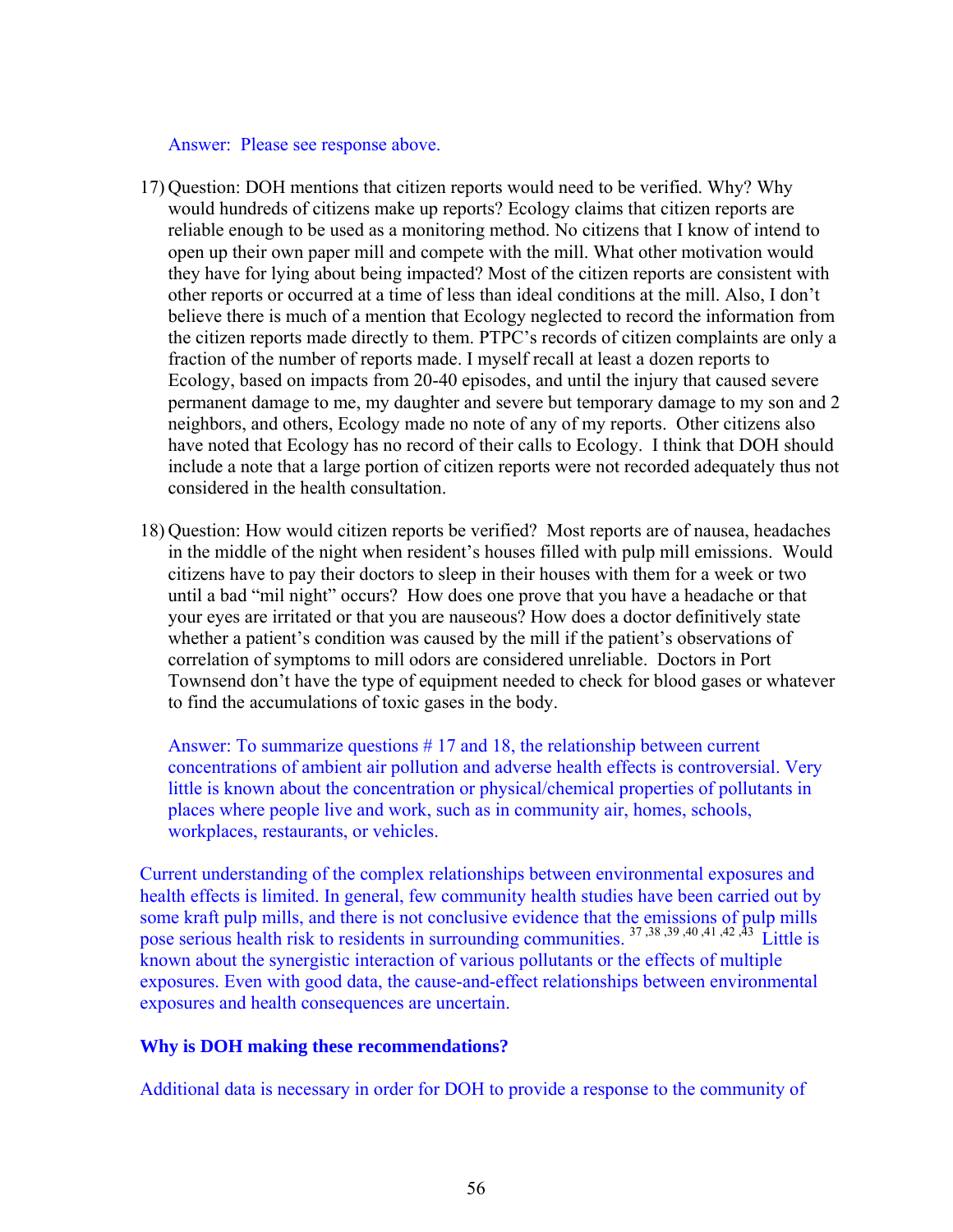Answer: Please see response above.

17) Question: DOH mentions that citizen reports would need to be verified. Why? Why would hundreds of citizens make up reports? Ecology claims that citizen reports are reliable enough to be used as a monitoring method. No citizens that I know of intend to open up their own paper mill and compete with the mill. What other motivation would they have for lying about being impacted? Most of the citizen reports are consistent with other reports or occurred at a time of less than ideal conditions at the mill. Also, I don't believe there is much of a mention that Ecology neglected to record the information from the citizen reports made directly to them. PTPC's records of citizen complaints are only a fraction of the number of reports made. I myself recall at least a dozen reports to Ecology, based on impacts from 20-40 episodes, and until the injury that caused severe permanent damage to me, my daughter and severe but temporary damage to my son and 2 neighbors, and others, Ecology made no note of any of my reports. Other citizens also have noted that Ecology has no record of their calls to Ecology. I think that DOH should include a note that a large portion of citizen reports were not recorded adequately thus not considered in the health consultation.

18) Question: How would citizen reports be verified? Most reports are of nausea, headaches in the middle of the night when resident's houses filled with pulp mill emissions. Would citizens have to pay their doctors to sleep in their houses with them for a week or two until a bad "mil night" occurs? How does one prove that you have a headache or that your eyes are irritated or that you are nauseous? How does a doctor definitively state whether a patient's condition was caused by the mill if the patient's observations of correlation of symptoms to mill odors are considered unreliable. Doctors in Port Townsend don't have the type of equipment needed to check for blood gases or whatever to find the accumulations of toxic gases in the body.

    Answer: To summarize questions # 17 and 18, the relationship between current concentrations of ambient air pollution and adverse health effects is controversial. Very little is known about the concentration or physical/chemical properties of pollutants in places where people live and work, such as in community air, homes, schools, workplaces, restaurants, or vehicles.

Current understanding of the complex relationships between environmental exposures and health effects is limited. In general, few community health studies have been carried out by some kraft pulp mills, and there is not conclusive evidence that the emissions of pulp mills pose serious health risk to residents in surrounding communities.[37,38,39,40,41,42,43] Little is known about the synergistic interaction of various pollutants or the effects of multiple exposures. Even with good data, the cause-and-effect relationships between environmental exposures and health consequences are uncertain.

**Why is DOH making these recommendations?**

Additional data is necessary in order for DOH to provide a response to the community of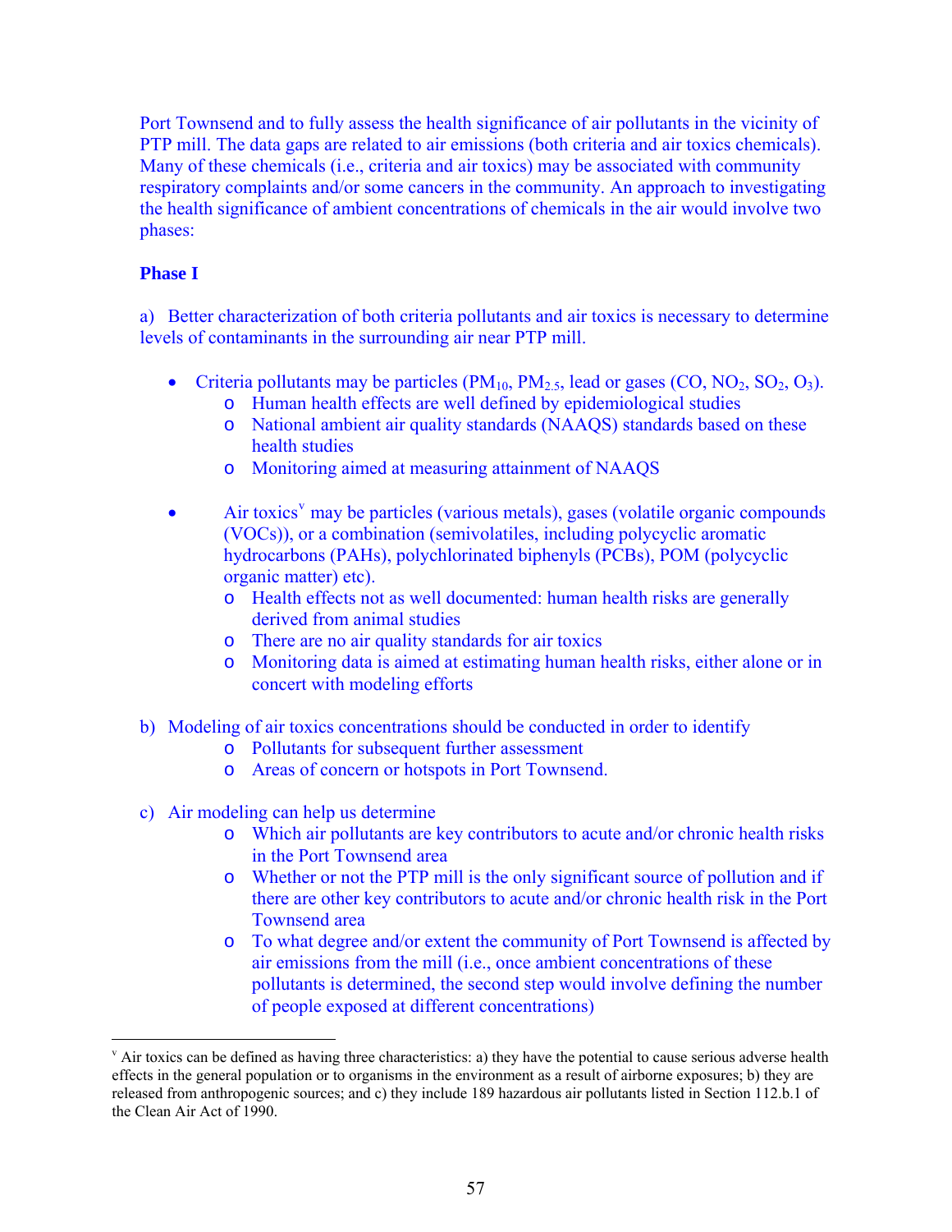Port Townsend and to fully assess the health significance of air pollutants in the vicinity of PTP mill. The data gaps are related to air emissions (both criteria and air toxics chemicals). Many of these chemicals (i.e., criteria and air toxics) may be associated with community respiratory complaints and/or some cancers in the community. An approach to investigating the health significance of ambient concentrations of chemicals in the air would involve two phases:

**Phase I**

a) Better characterization of both criteria pollutants and air toxics is necessary to determine levels of contaminants in the surrounding air near PTP mill.

- Criteria pollutants may be particles ($PM_{10}$, $PM_{2.5}$, lead or gases (CO, $NO_2$, $SO_2$, $O_3$).
  - Human health effects are well defined by epidemiological studies
  - National ambient air quality standards (NAAQS) standards based on these health studies
  - Monitoring aimed at measuring attainment of NAAQS

- Air toxics[v] may be particles (various metals), gases (volatile organic compounds (VOCs)), or a combination (semivolatiles, including polycyclic aromatic hydrocarbons (PAHs), polychlorinated biphenyls (PCBs), POM (polycyclic organic matter) etc).
  - Health effects not as well documented: human health risks are generally derived from animal studies
  - There are no air quality standards for air toxics
  - Monitoring data is aimed at estimating human health risks, either alone or in concert with modeling efforts

b) Modeling of air toxics concentrations should be conducted in order to identify
  - Pollutants for subsequent further assessment
  - Areas of concern or hotspots in Port Townsend.

c) Air modeling can help us determine
  - Which air pollutants are key contributors to acute and/or chronic health risks in the Port Townsend area
  - Whether or not the PTP mill is the only significant source of pollution and if there are other key contributors to acute and/or chronic health risk in the Port Townsend area
  - To what degree and/or extent the community of Port Townsend is affected by air emissions from the mill (i.e., once ambient concentrations of these pollutants is determined, the second step would involve defining the number of people exposed at different concentrations)

---

[v] Air toxics can be defined as having three characteristics: a) they have the potential to cause serious adverse health effects in the general population or to organisms in the environment as a result of airborne exposures; b) they are released from anthropogenic sources; and c) they include 189 hazardous air pollutants listed in Section 112.b.1 of the Clean Air Act of 1990.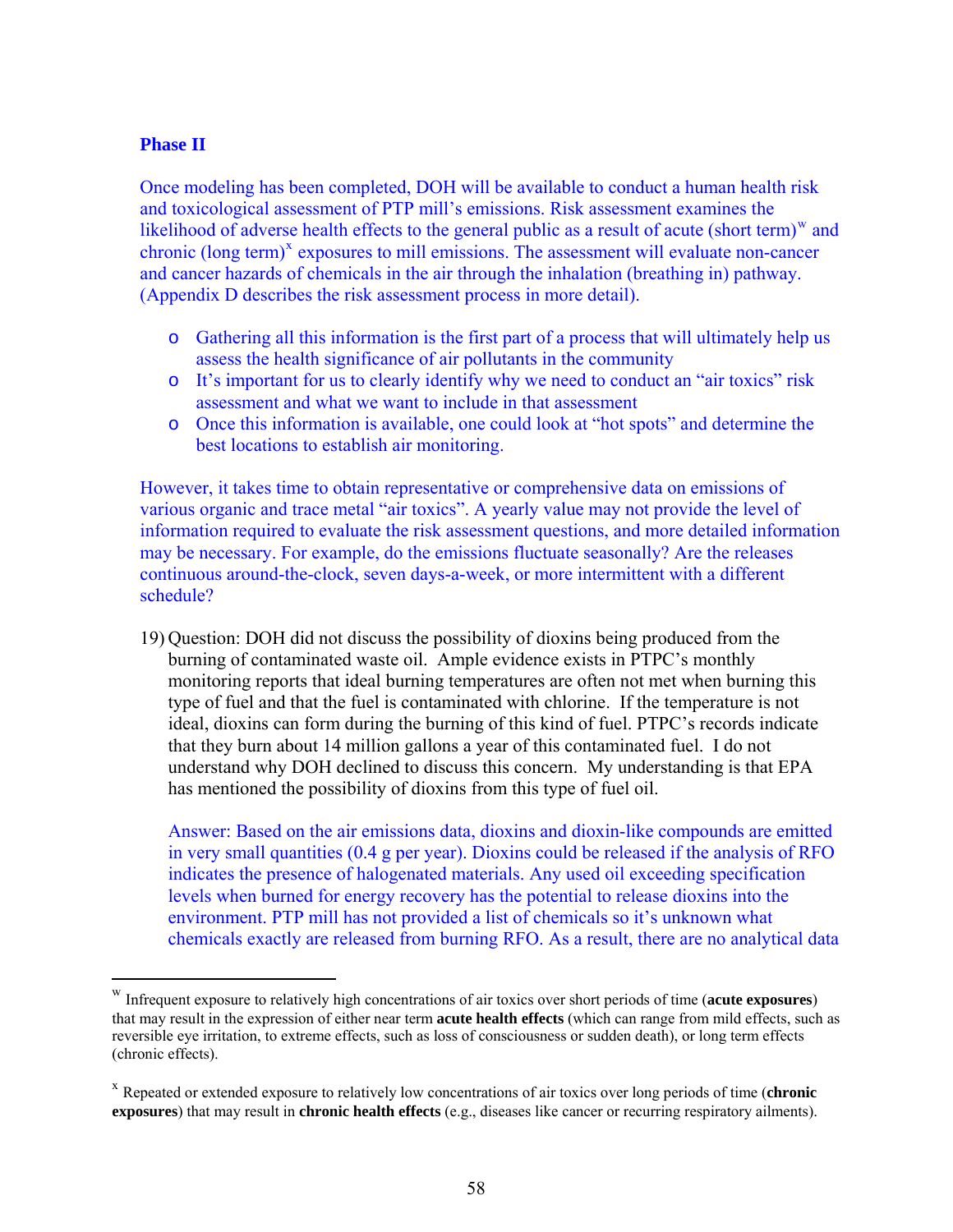### Phase II

Once modeling has been completed, DOH will be available to conduct a human health risk and toxicological assessment of PTP mill's emissions. Risk assessment examines the likelihood of adverse health effects to the general public as a result of acute (short term)[w] and chronic (long term)[x] exposures to mill emissions. The assessment will evaluate non-cancer and cancer hazards of chemicals in the air through the inhalation (breathing in) pathway. (Appendix D describes the risk assessment process in more detail).

- Gathering all this information is the first part of a process that will ultimately help us assess the health significance of air pollutants in the community
- It's important for us to clearly identify why we need to conduct an "air toxics" risk assessment and what we want to include in that assessment
- Once this information is available, one could look at "hot spots" and determine the best locations to establish air monitoring.

However, it takes time to obtain representative or comprehensive data on emissions of various organic and trace metal "air toxics". A yearly value may not provide the level of information required to evaluate the risk assessment questions, and more detailed information may be necessary. For example, do the emissions fluctuate seasonally? Are the releases continuous around-the-clock, seven days-a-week, or more intermittent with a different schedule?

19) Question: DOH did not discuss the possibility of dioxins being produced from the burning of contaminated waste oil. Ample evidence exists in PTPC's monthly monitoring reports that ideal burning temperatures are often not met when burning this type of fuel and that the fuel is contaminated with chlorine. If the temperature is not ideal, dioxins can form during the burning of this kind of fuel. PTPC's records indicate that they burn about 14 million gallons a year of this contaminated fuel. I do not understand why DOH declined to discuss this concern. My understanding is that EPA has mentioned the possibility of dioxins from this type of fuel oil.

    Answer: Based on the air emissions data, dioxins and dioxin-like compounds are emitted in very small quantities (0.4 g per year). Dioxins could be released if the analysis of RFO indicates the presence of halogenated materials. Any used oil exceeding specification levels when burned for energy recovery has the potential to release dioxins into the environment. PTP mill has not provided a list of chemicals so it's unknown what chemicals exactly are released from burning RFO. As a result, there are no analytical data

---

[w] Infrequent exposure to relatively high concentrations of air toxics over short periods of time (**acute exposures**) that may result in the expression of either near term **acute health effects** (which can range from mild effects, such as reversible eye irritation, to extreme effects, such as loss of consciousness or sudden death), or long term effects (chronic effects).

[x] Repeated or extended exposure to relatively low concentrations of air toxics over long periods of time (**chronic exposures**) that may result in **chronic health effects** (e.g., diseases like cancer or recurring respiratory ailments).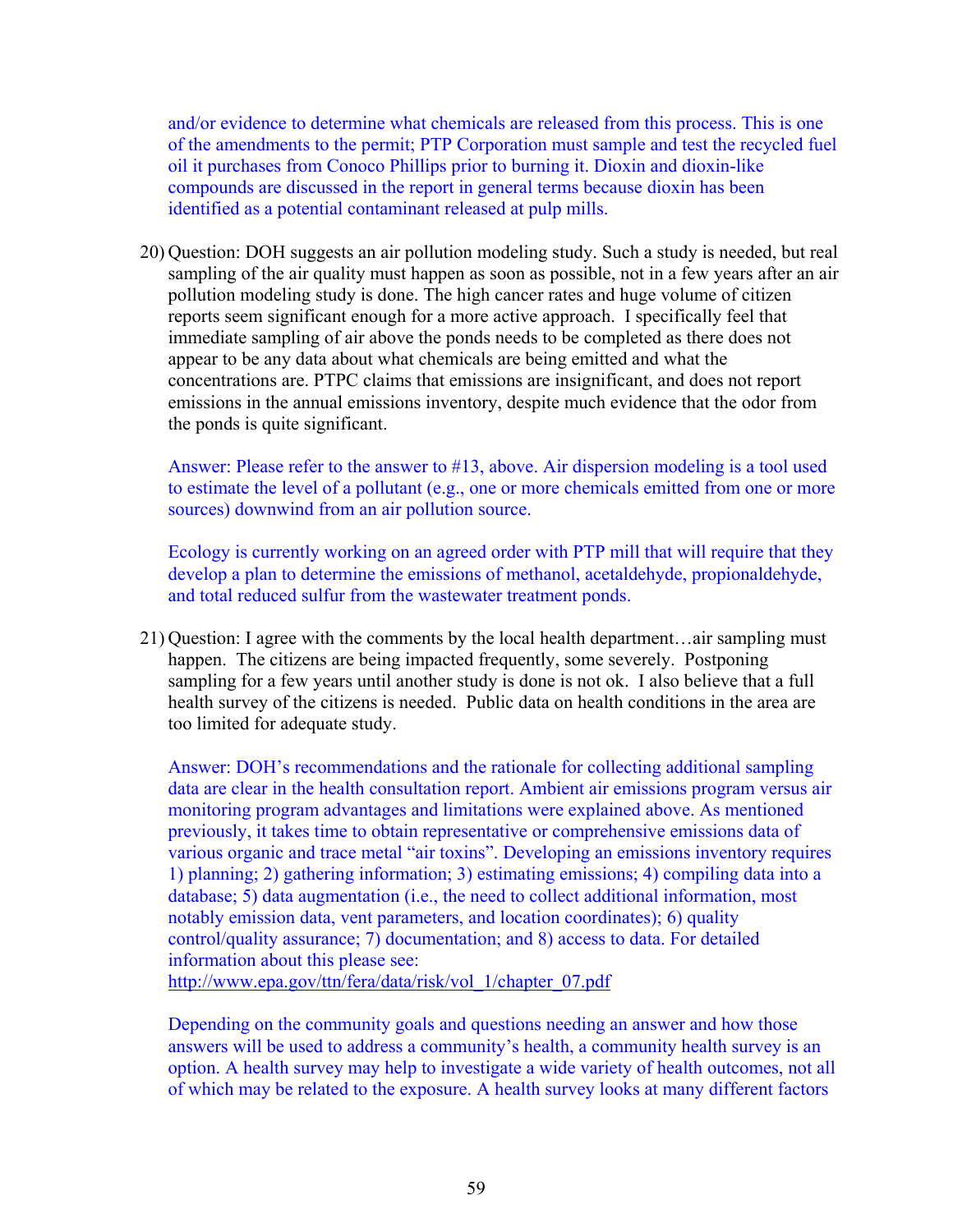and/or evidence to determine what chemicals are released from this process. This is one of the amendments to the permit; PTP Corporation must sample and test the recycled fuel oil it purchases from Conoco Phillips prior to burning it. Dioxin and dioxin-like compounds are discussed in the report in general terms because dioxin has been identified as a potential contaminant released at pulp mills.

20) Question: DOH suggests an air pollution modeling study. Such a study is needed, but real sampling of the air quality must happen as soon as possible, not in a few years after an air pollution modeling study is done. The high cancer rates and huge volume of citizen reports seem significant enough for a more active approach. I specifically feel that immediate sampling of air above the ponds needs to be completed as there does not appear to be any data about what chemicals are being emitted and what the concentrations are. PTPC claims that emissions are insignificant, and does not report emissions in the annual emissions inventory, despite much evidence that the odor from the ponds is quite significant.

   Answer: Please refer to the answer to #13, above. Air dispersion modeling is a tool used to estimate the level of a pollutant (e.g., one or more chemicals emitted from one or more sources) downwind from an air pollution source.

   Ecology is currently working on an agreed order with PTP mill that will require that they develop a plan to determine the emissions of methanol, acetaldehyde, propionaldehyde, and total reduced sulfur from the wastewater treatment ponds.

21) Question: I agree with the comments by the local health department…air sampling must happen. The citizens are being impacted frequently, some severely. Postponing sampling for a few years until another study is done is not ok. I also believe that a full health survey of the citizens is needed. Public data on health conditions in the area are too limited for adequate study.

   Answer: DOH's recommendations and the rationale for collecting additional sampling data are clear in the health consultation report. Ambient air emissions program versus air monitoring program advantages and limitations were explained above. As mentioned previously, it takes time to obtain representative or comprehensive emissions data of various organic and trace metal "air toxins". Developing an emissions inventory requires 1) planning; 2) gathering information; 3) estimating emissions; 4) compiling data into a database; 5) data augmentation (i.e., the need to collect additional information, most notably emission data, vent parameters, and location coordinates); 6) quality control/quality assurance; 7) documentation; and 8) access to data. For detailed information about this please see: http://www.epa.gov/ttn/fera/data/risk/vol_1/chapter_07.pdf

   Depending on the community goals and questions needing an answer and how those answers will be used to address a community's health, a community health survey is an option. A health survey may help to investigate a wide variety of health outcomes, not all of which may be related to the exposure. A health survey looks at many different factors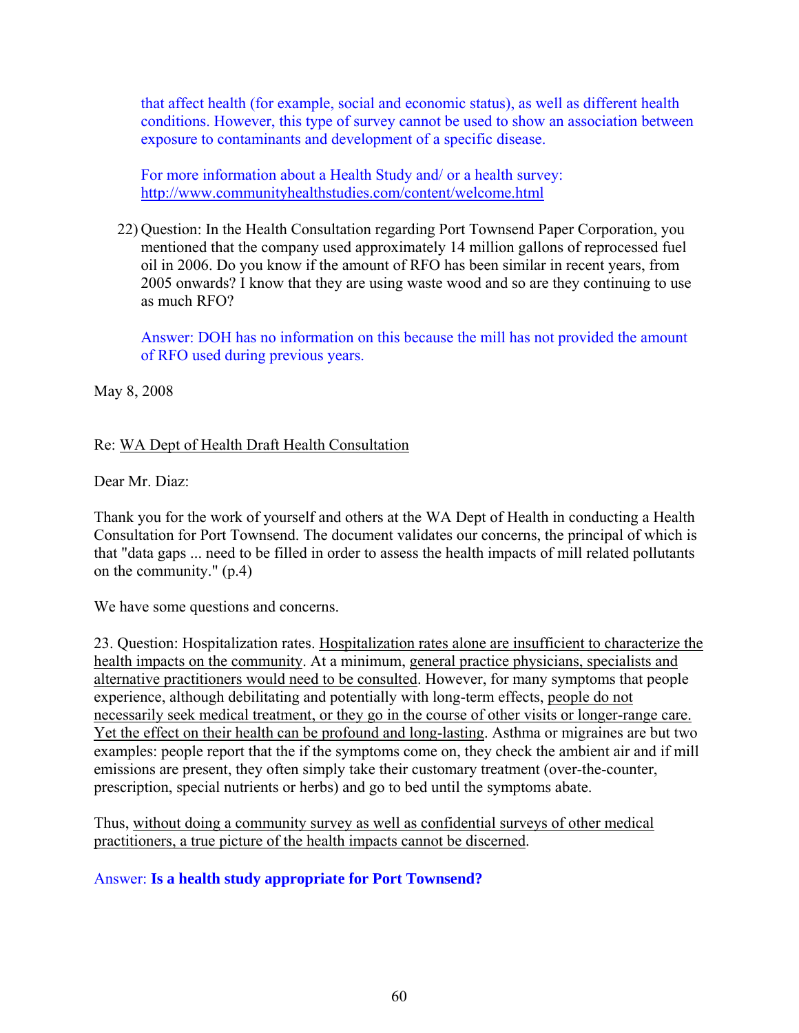that affect health (for example, social and economic status), as well as different health conditions. However, this type of survey cannot be used to show an association between exposure to contaminants and development of a specific disease.

For more information about a Health Study and/ or a health survey: http://www.communityhealthstudies.com/content/welcome.html

22) Question: In the Health Consultation regarding Port Townsend Paper Corporation, you mentioned that the company used approximately 14 million gallons of reprocessed fuel oil in 2006. Do you know if the amount of RFO has been similar in recent years, from 2005 onwards? I know that they are using waste wood and so are they continuing to use as much RFO?

Answer: DOH has no information on this because the mill has not provided the amount of RFO used during previous years.

May 8, 2008

Re: WA Dept of Health Draft Health Consultation

Dear Mr. Diaz:

Thank you for the work of yourself and others at the WA Dept of Health in conducting a Health Consultation for Port Townsend. The document validates our concerns, the principal of which is that "data gaps ... need to be filled in order to assess the health impacts of mill related pollutants on the community." (p.4)

We have some questions and concerns.

23. Question: Hospitalization rates. Hospitalization rates alone are insufficient to characterize the health impacts on the community. At a minimum, general practice physicians, specialists and alternative practitioners would need to be consulted. However, for many symptoms that people experience, although debilitating and potentially with long-term effects, people do not necessarily seek medical treatment, or they go in the course of other visits or longer-range care. Yet the effect on their health can be profound and long-lasting. Asthma or migraines are but two examples: people report that the if the symptoms come on, they check the ambient air and if mill emissions are present, they often simply take their customary treatment (over-the-counter, prescription, special nutrients or herbs) and go to bed until the symptoms abate.

Thus, without doing a community survey as well as confidential surveys of other medical practitioners, a true picture of the health impacts cannot be discerned.

Answer: **Is a health study appropriate for Port Townsend?**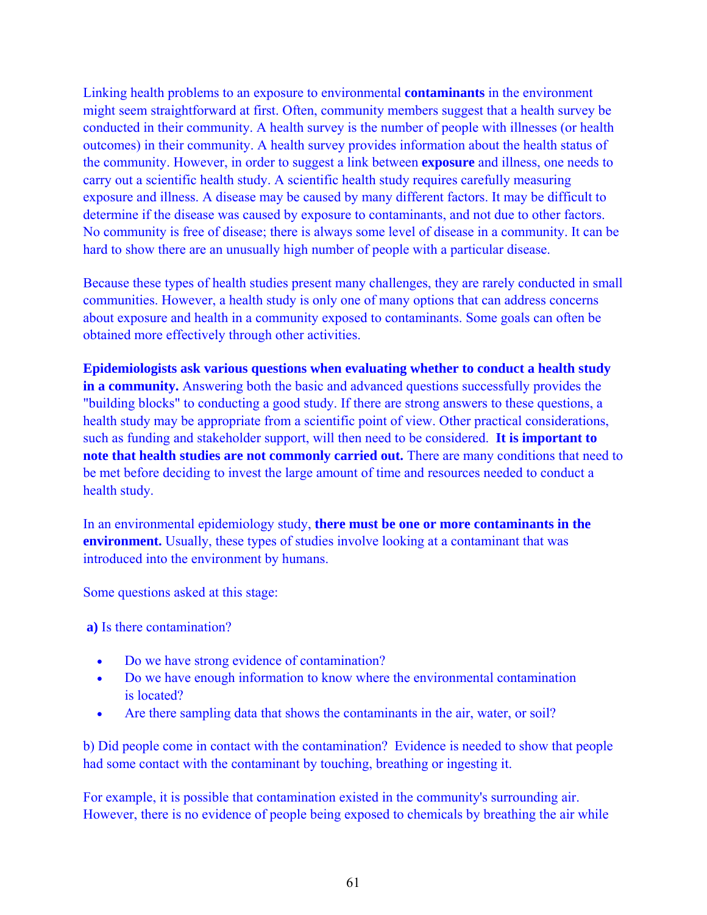Linking health problems to an exposure to environmental **contaminants** in the environment might seem straightforward at first. Often, community members suggest that a health survey be conducted in their community. A health survey is the number of people with illnesses (or health outcomes) in their community. A health survey provides information about the health status of the community. However, in order to suggest a link between **exposure** and illness, one needs to carry out a scientific health study. A scientific health study requires carefully measuring exposure and illness. A disease may be caused by many different factors. It may be difficult to determine if the disease was caused by exposure to contaminants, and not due to other factors. No community is free of disease; there is always some level of disease in a community. It can be hard to show there are an unusually high number of people with a particular disease.

Because these types of health studies present many challenges, they are rarely conducted in small communities. However, a health study is only one of many options that can address concerns about exposure and health in a community exposed to contaminants. Some goals can often be obtained more effectively through other activities.

**Epidemiologists ask various questions when evaluating whether to conduct a health study in a community.** Answering both the basic and advanced questions successfully provides the "building blocks" to conducting a good study. If there are strong answers to these questions, a health study may be appropriate from a scientific point of view. Other practical considerations, such as funding and stakeholder support, will then need to be considered. **It is important to note that health studies are not commonly carried out.** There are many conditions that need to be met before deciding to invest the large amount of time and resources needed to conduct a health study.

In an environmental epidemiology study, **there must be one or more contaminants in the environment.** Usually, these types of studies involve looking at a contaminant that was introduced into the environment by humans.

Some questions asked at this stage:

**a)** Is there contamination?

- Do we have strong evidence of contamination?
- Do we have enough information to know where the environmental contamination is located?
- Are there sampling data that shows the contaminants in the air, water, or soil?

b) Did people come in contact with the contamination? Evidence is needed to show that people had some contact with the contaminant by touching, breathing or ingesting it.

For example, it is possible that contamination existed in the community's surrounding air. However, there is no evidence of people being exposed to chemicals by breathing the air while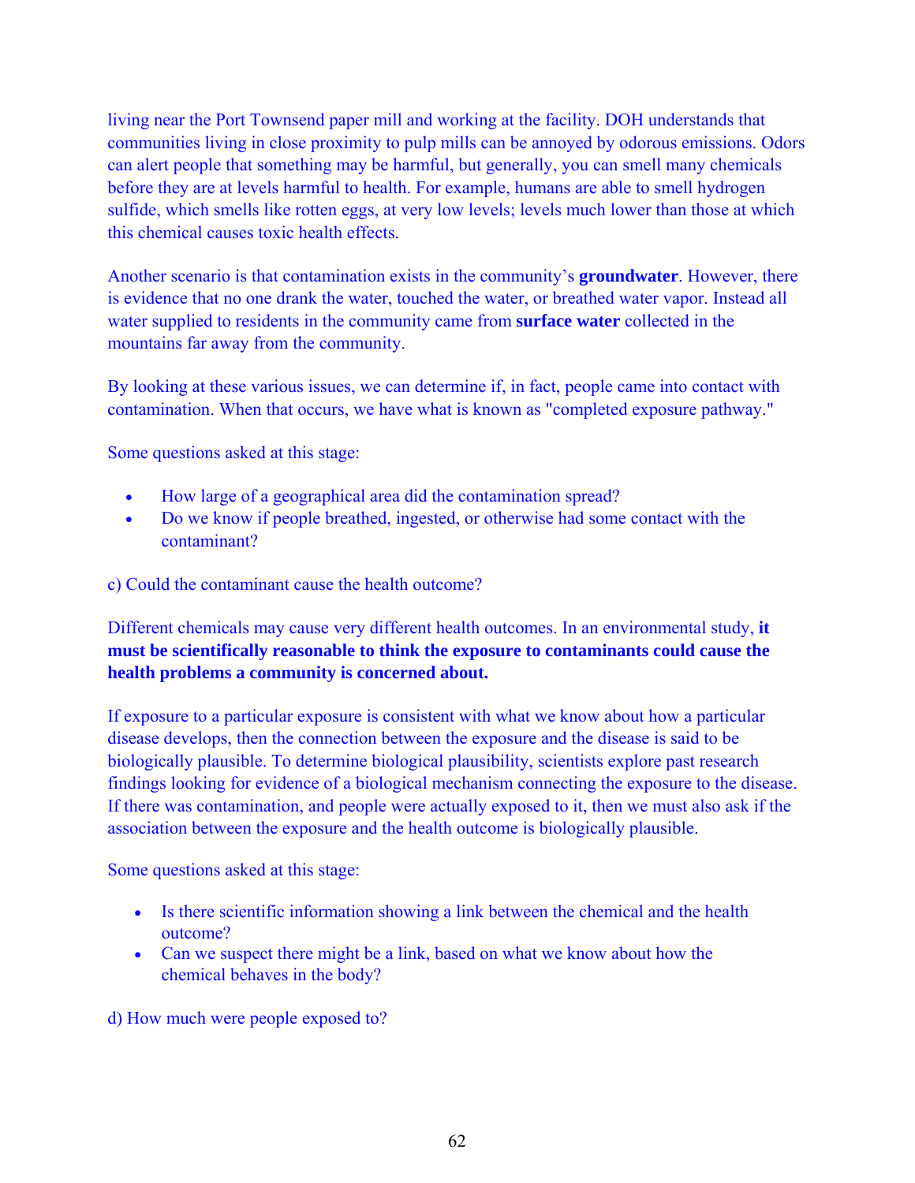living near the Port Townsend paper mill and working at the facility. DOH understands that communities living in close proximity to pulp mills can be annoyed by odorous emissions. Odors can alert people that something may be harmful, but generally, you can smell many chemicals before they are at levels harmful to health. For example, humans are able to smell hydrogen sulfide, which smells like rotten eggs, at very low levels; levels much lower than those at which this chemical causes toxic health effects.

Another scenario is that contamination exists in the community's **groundwater**. However, there is evidence that no one drank the water, touched the water, or breathed water vapor. Instead all water supplied to residents in the community came from **surface water** collected in the mountains far away from the community.

By looking at these various issues, we can determine if, in fact, people came into contact with contamination. When that occurs, we have what is known as "completed exposure pathway."

Some questions asked at this stage:

- How large of a geographical area did the contamination spread?
- Do we know if people breathed, ingested, or otherwise had some contact with the contaminant?

c) Could the contaminant cause the health outcome?

Different chemicals may cause very different health outcomes. In an environmental study, **it must be scientifically reasonable to think the exposure to contaminants could cause the health problems a community is concerned about.**

If exposure to a particular exposure is consistent with what we know about how a particular disease develops, then the connection between the exposure and the disease is said to be biologically plausible. To determine biological plausibility, scientists explore past research findings looking for evidence of a biological mechanism connecting the exposure to the disease. If there was contamination, and people were actually exposed to it, then we must also ask if the association between the exposure and the health outcome is biologically plausible.

Some questions asked at this stage:

- Is there scientific information showing a link between the chemical and the health outcome?
- Can we suspect there might be a link, based on what we know about how the chemical behaves in the body?

d) How much were people exposed to?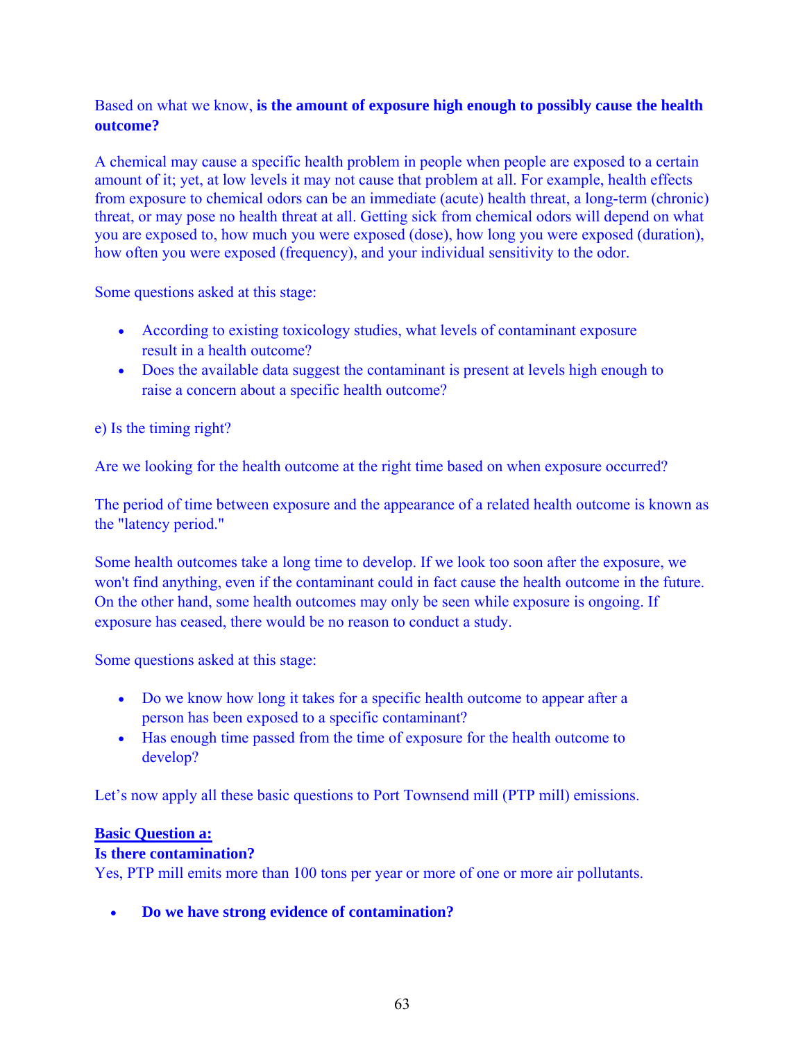Based on what we know, **is the amount of exposure high enough to possibly cause the health outcome?**

A chemical may cause a specific health problem in people when people are exposed to a certain amount of it; yet, at low levels it may not cause that problem at all. For example, health effects from exposure to chemical odors can be an immediate (acute) health threat, a long-term (chronic) threat, or may pose no health threat at all. Getting sick from chemical odors will depend on what you are exposed to, how much you were exposed (dose), how long you were exposed (duration), how often you were exposed (frequency), and your individual sensitivity to the odor.

Some questions asked at this stage:

- According to existing toxicology studies, what levels of contaminant exposure result in a health outcome?
- Does the available data suggest the contaminant is present at levels high enough to raise a concern about a specific health outcome?

e) Is the timing right?

Are we looking for the health outcome at the right time based on when exposure occurred?

The period of time between exposure and the appearance of a related health outcome is known as the "latency period."

Some health outcomes take a long time to develop. If we look too soon after the exposure, we won't find anything, even if the contaminant could in fact cause the health outcome in the future. On the other hand, some health outcomes may only be seen while exposure is ongoing. If exposure has ceased, there would be no reason to conduct a study.

Some questions asked at this stage:

- Do we know how long it takes for a specific health outcome to appear after a person has been exposed to a specific contaminant?
- Has enough time passed from the time of exposure for the health outcome to develop?

Let's now apply all these basic questions to Port Townsend mill (PTP mill) emissions.

**<u>Basic Question a:</u>**
**Is there contamination?**
Yes, PTP mill emits more than 100 tons per year or more of one or more air pollutants.

- **Do we have strong evidence of contamination?**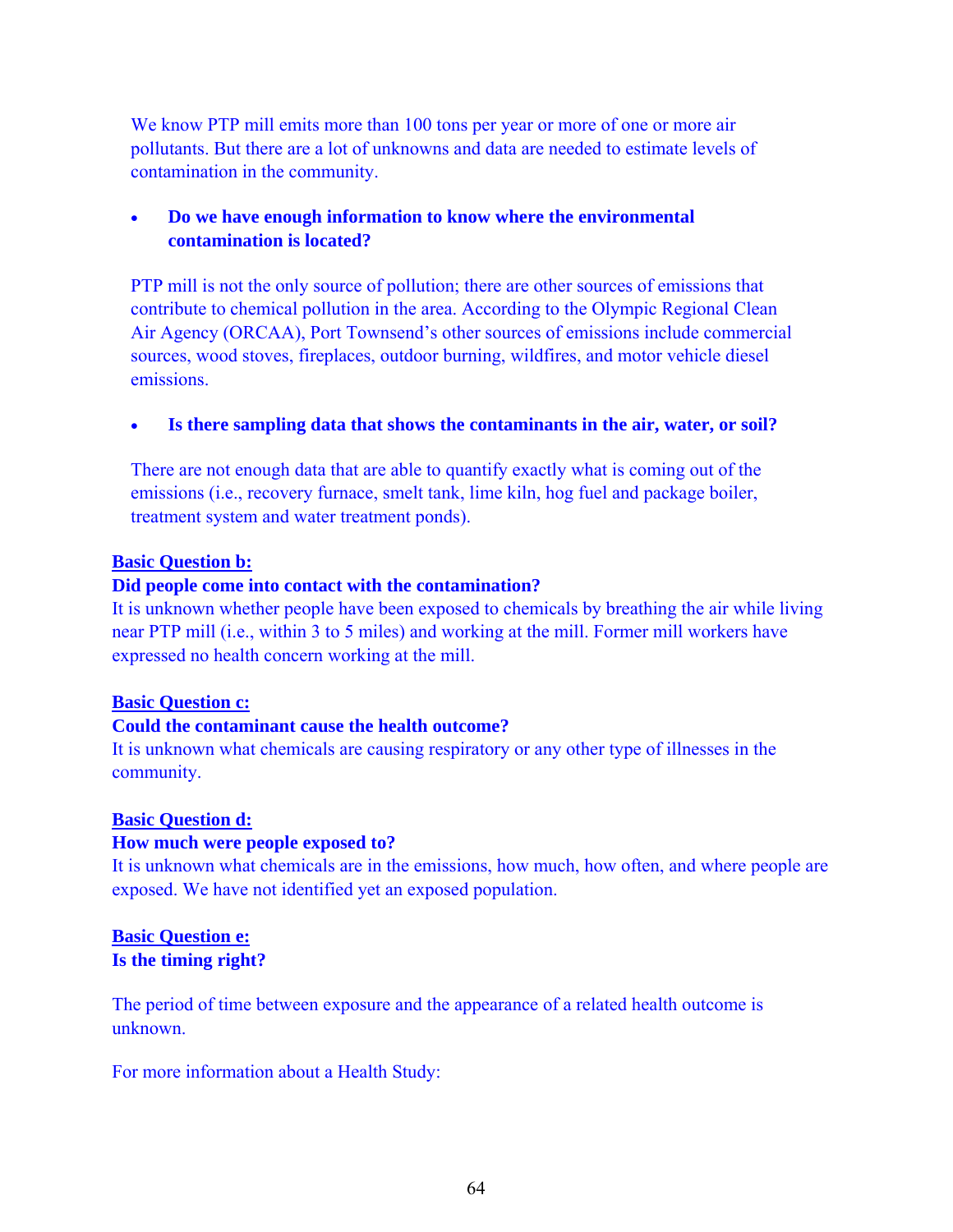We know PTP mill emits more than 100 tons per year or more of one or more air pollutants. But there are a lot of unknowns and data are needed to estimate levels of contamination in the community.

- **Do we have enough information to know where the environmental contamination is located?**

PTP mill is not the only source of pollution; there are other sources of emissions that contribute to chemical pollution in the area. According to the Olympic Regional Clean Air Agency (ORCAA), Port Townsend's other sources of emissions include commercial sources, wood stoves, fireplaces, outdoor burning, wildfires, and motor vehicle diesel emissions.

- **Is there sampling data that shows the contaminants in the air, water, or soil?**

There are not enough data that are able to quantify exactly what is coming out of the emissions (i.e., recovery furnace, smelt tank, lime kiln, hog fuel and package boiler, treatment system and water treatment ponds).

**Basic Question b:**

**Did people come into contact with the contamination?**

It is unknown whether people have been exposed to chemicals by breathing the air while living near PTP mill (i.e., within 3 to 5 miles) and working at the mill. Former mill workers have expressed no health concern working at the mill.

**Basic Question c:**

**Could the contaminant cause the health outcome?**

It is unknown what chemicals are causing respiratory or any other type of illnesses in the community.

**Basic Question d:**

**How much were people exposed to?**

It is unknown what chemicals are in the emissions, how much, how often, and where people are exposed. We have not identified yet an exposed population.

**Basic Question e:**

**Is the timing right?**

The period of time between exposure and the appearance of a related health outcome is unknown.

For more information about a Health Study: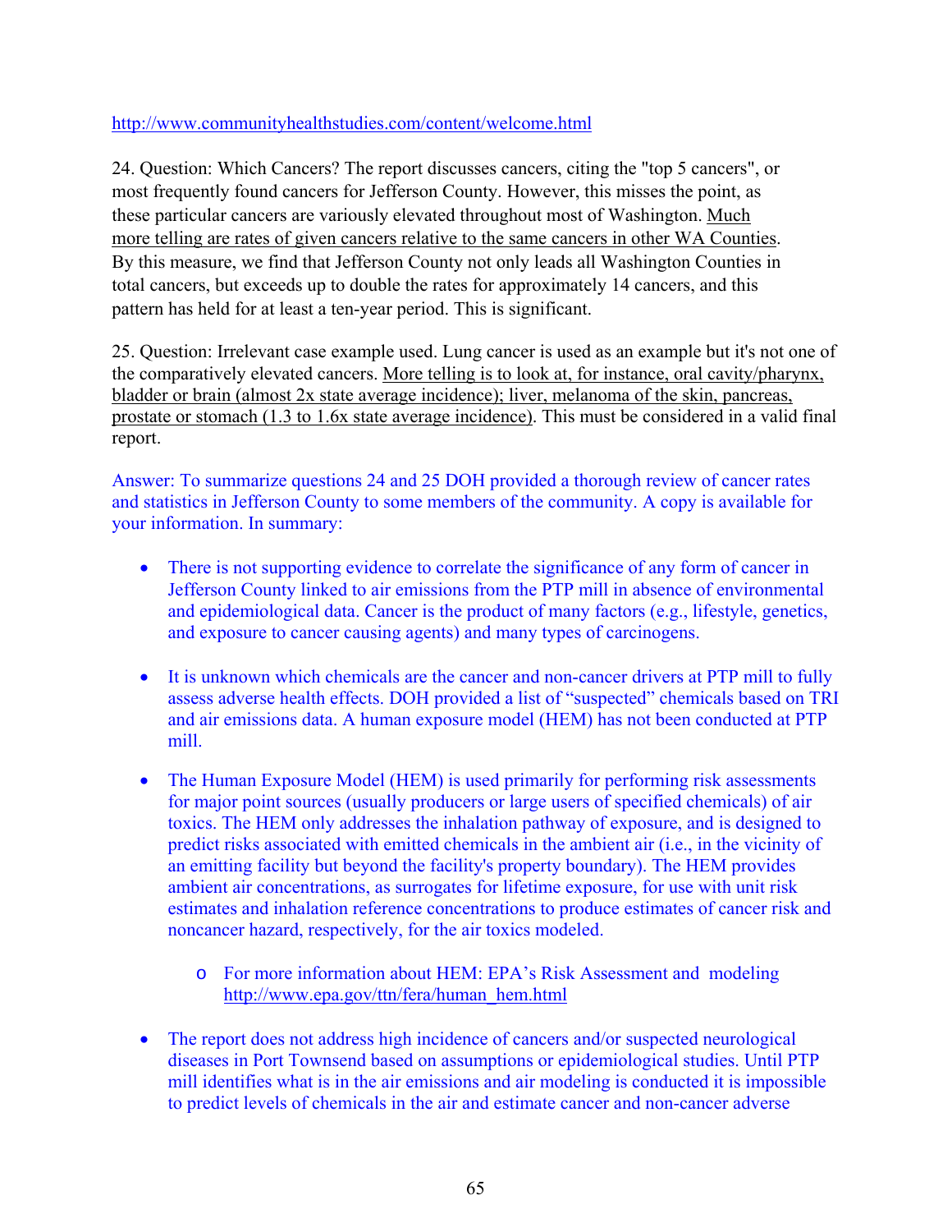http://www.communityhealthstudies.com/content/welcome.html

24. Question: Which Cancers? The report discusses cancers, citing the "top 5 cancers", or most frequently found cancers for Jefferson County. However, this misses the point, as these particular cancers are variously elevated throughout most of Washington. Much more telling are rates of given cancers relative to the same cancers in other WA Counties. By this measure, we find that Jefferson County not only leads all Washington Counties in total cancers, but exceeds up to double the rates for approximately 14 cancers, and this pattern has held for at least a ten-year period. This is significant.

25. Question: Irrelevant case example used. Lung cancer is used as an example but it's not one of the comparatively elevated cancers. More telling is to look at, for instance, oral cavity/pharynx, bladder or brain (almost 2x state average incidence); liver, melanoma of the skin, pancreas, prostate or stomach (1.3 to 1.6x state average incidence). This must be considered in a valid final report.

Answer: To summarize questions 24 and 25 DOH provided a thorough review of cancer rates and statistics in Jefferson County to some members of the community. A copy is available for your information. In summary:

- There is not supporting evidence to correlate the significance of any form of cancer in Jefferson County linked to air emissions from the PTP mill in absence of environmental and epidemiological data. Cancer is the product of many factors (e.g., lifestyle, genetics, and exposure to cancer causing agents) and many types of carcinogens.
- It is unknown which chemicals are the cancer and non-cancer drivers at PTP mill to fully assess adverse health effects. DOH provided a list of "suspected" chemicals based on TRI and air emissions data. A human exposure model (HEM) has not been conducted at PTP mill.
- The Human Exposure Model (HEM) is used primarily for performing risk assessments for major point sources (usually producers or large users of specified chemicals) of air toxics. The HEM only addresses the inhalation pathway of exposure, and is designed to predict risks associated with emitted chemicals in the ambient air (i.e., in the vicinity of an emitting facility but beyond the facility's property boundary). The HEM provides ambient air concentrations, as surrogates for lifetime exposure, for use with unit risk estimates and inhalation reference concentrations to produce estimates of cancer risk and noncancer hazard, respectively, for the air toxics modeled.
    - For more information about HEM: EPA's Risk Assessment and modeling http://www.epa.gov/ttn/fera/human_hem.html
- The report does not address high incidence of cancers and/or suspected neurological diseases in Port Townsend based on assumptions or epidemiological studies. Until PTP mill identifies what is in the air emissions and air modeling is conducted it is impossible to predict levels of chemicals in the air and estimate cancer and non-cancer adverse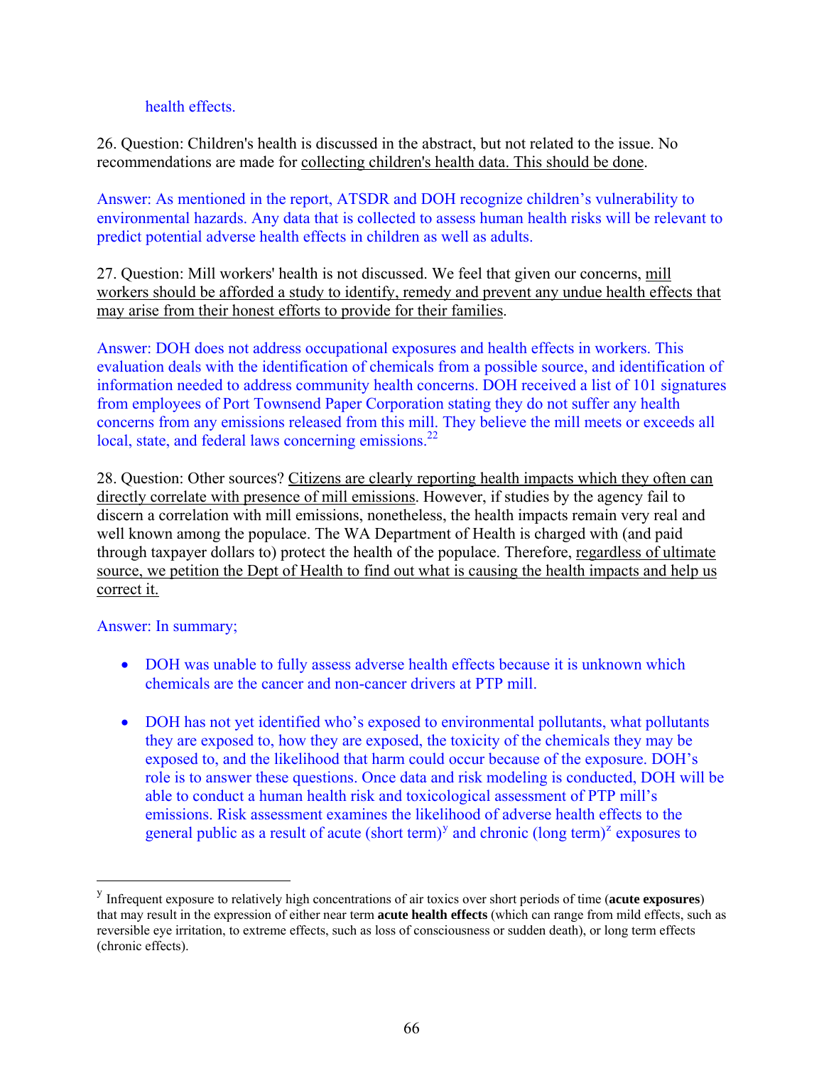health effects.

26. Question: Children's health is discussed in the abstract, but not related to the issue. No recommendations are made for collecting children's health data. This should be done.

Answer: As mentioned in the report, ATSDR and DOH recognize children's vulnerability to environmental hazards. Any data that is collected to assess human health risks will be relevant to predict potential adverse health effects in children as well as adults.

27. Question: Mill workers' health is not discussed. We feel that given our concerns, mill workers should be afforded a study to identify, remedy and prevent any undue health effects that may arise from their honest efforts to provide for their families.

Answer: DOH does not address occupational exposures and health effects in workers. This evaluation deals with the identification of chemicals from a possible source, and identification of information needed to address community health concerns. DOH received a list of 101 signatures from employees of Port Townsend Paper Corporation stating they do not suffer any health concerns from any emissions released from this mill. They believe the mill meets or exceeds all local, state, and federal laws concerning emissions.[22]

28. Question: Other sources? Citizens are clearly reporting health impacts which they often can directly correlate with presence of mill emissions. However, if studies by the agency fail to discern a correlation with mill emissions, nonetheless, the health impacts remain very real and well known among the populace. The WA Department of Health is charged with (and paid through taxpayer dollars to) protect the health of the populace. Therefore, regardless of ultimate source, we petition the Dept of Health to find out what is causing the health impacts and help us correct it.

Answer: In summary;

- DOH was unable to fully assess adverse health effects because it is unknown which chemicals are the cancer and non-cancer drivers at PTP mill.

- DOH has not yet identified who's exposed to environmental pollutants, what pollutants they are exposed to, how they are exposed, the toxicity of the chemicals they may be exposed to, and the likelihood that harm could occur because of the exposure. DOH's role is to answer these questions. Once data and risk modeling is conducted, DOH will be able to conduct a human health risk and toxicological assessment of PTP mill's emissions. Risk assessment examines the likelihood of adverse health effects to the general public as a result of acute (short term)[y] and chronic (long term)[z] exposures to

[y] Infrequent exposure to relatively high concentrations of air toxics over short periods of time (**acute exposures**) that may result in the expression of either near term **acute health effects** (which can range from mild effects, such as reversible eye irritation, to extreme effects, such as loss of consciousness or sudden death), or long term effects (chronic effects).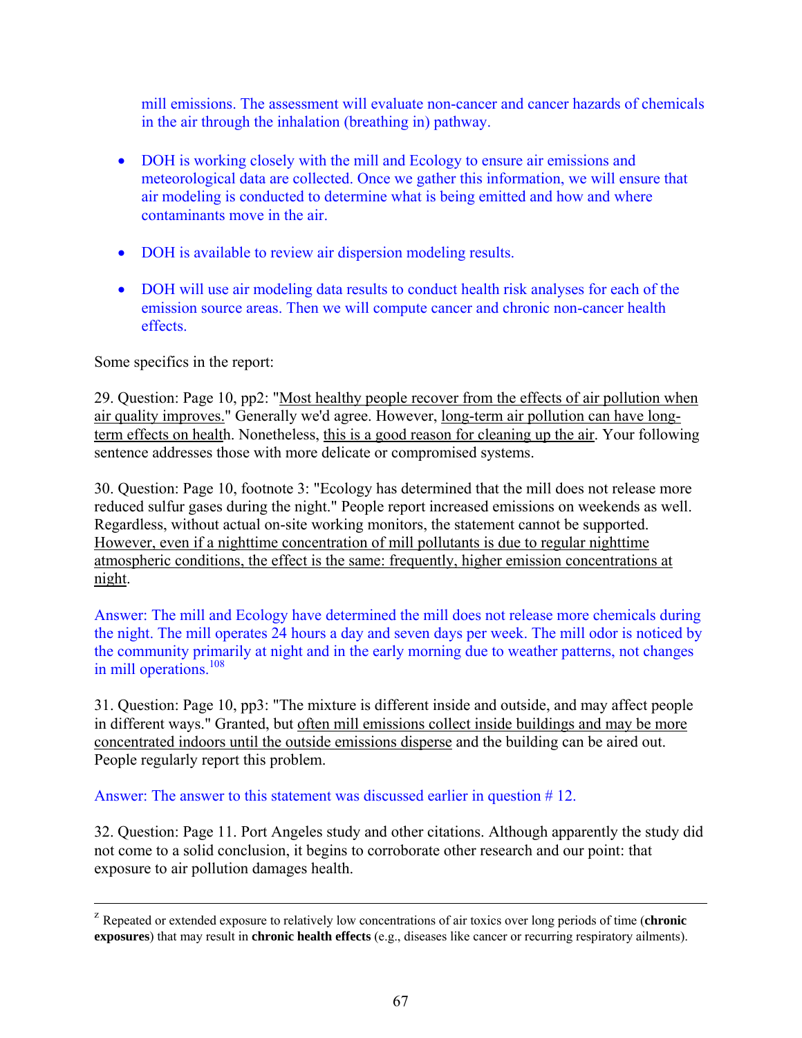mill emissions. The assessment will evaluate non-cancer and cancer hazards of chemicals in the air through the inhalation (breathing in) pathway.

- DOH is working closely with the mill and Ecology to ensure air emissions and meteorological data are collected. Once we gather this information, we will ensure that air modeling is conducted to determine what is being emitted and how and where contaminants move in the air.
- DOH is available to review air dispersion modeling results.
- DOH will use air modeling data results to conduct health risk analyses for each of the emission source areas. Then we will compute cancer and chronic non-cancer health effects.

Some specifics in the report:

29. Question: Page 10, pp2: "Most healthy people recover from the effects of air pollution when air quality improves." Generally we'd agree. However, long-term air pollution can have long-term effects on health. Nonetheless, this is a good reason for cleaning up the air. Your following sentence addresses those with more delicate or compromised systems.

30. Question: Page 10, footnote 3: "Ecology has determined that the mill does not release more reduced sulfur gases during the night." People report increased emissions on weekends as well. Regardless, without actual on-site working monitors, the statement cannot be supported. However, even if a nighttime concentration of mill pollutants is due to regular nighttime atmospheric conditions, the effect is the same: frequently, higher emission concentrations at night.

Answer: The mill and Ecology have determined the mill does not release more chemicals during the night. The mill operates 24 hours a day and seven days per week. The mill odor is noticed by the community primarily at night and in the early morning due to weather patterns, not changes in mill operations.[108]

31. Question: Page 10, pp3: "The mixture is different inside and outside, and may affect people in different ways." Granted, but often mill emissions collect inside buildings and may be more concentrated indoors until the outside emissions disperse and the building can be aired out. People regularly report this problem.

Answer: The answer to this statement was discussed earlier in question # 12.

32. Question: Page 11. Port Angeles study and other citations. Although apparently the study did not come to a solid conclusion, it begins to corroborate other research and our point: that exposure to air pollution damages health.

---

[z] Repeated or extended exposure to relatively low concentrations of air toxics over long periods of time (**chronic exposures**) that may result in **chronic health effects** (e.g., diseases like cancer or recurring respiratory ailments).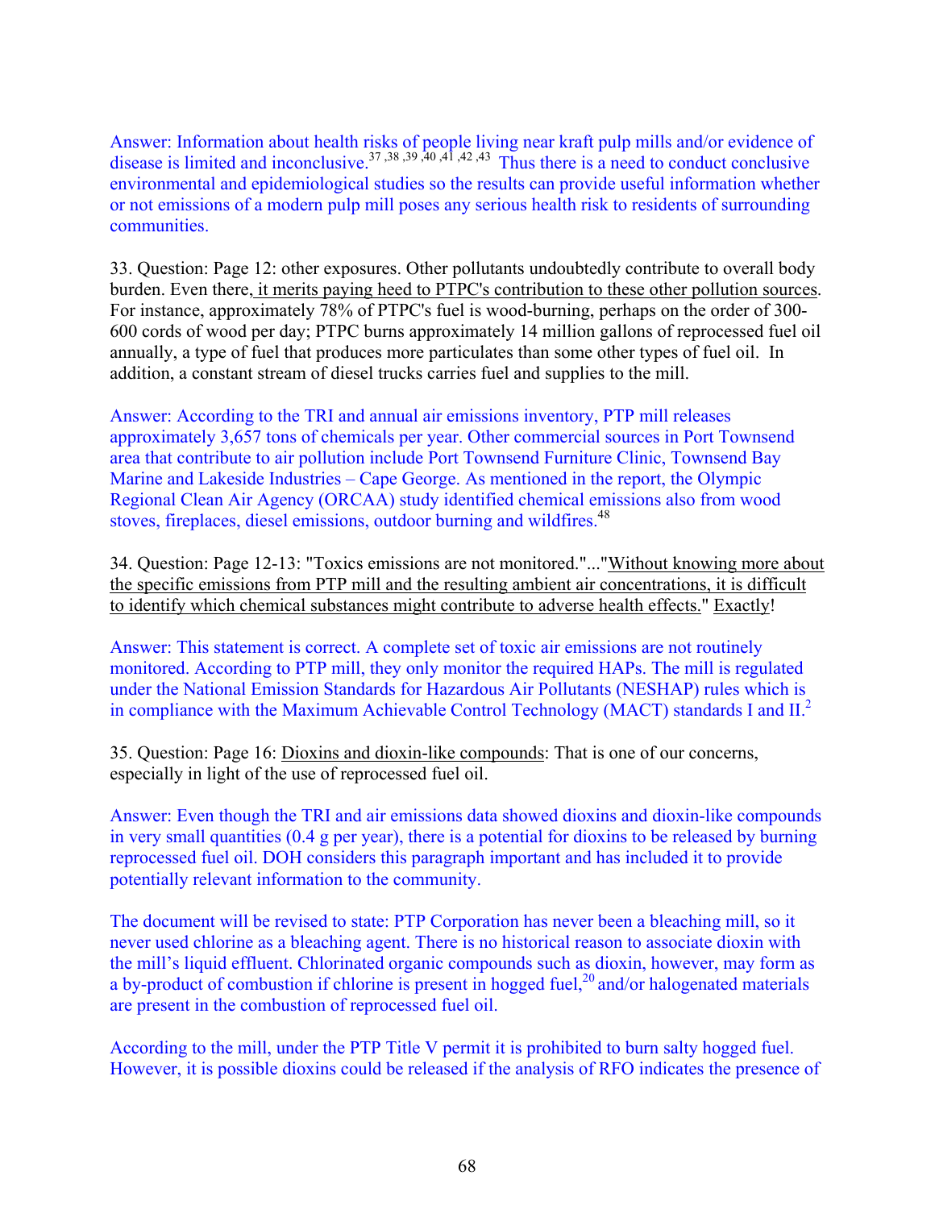Answer: Information about health risks of people living near kraft pulp mills and/or evidence of disease is limited and inconclusive.[37,38,39,40,41,42,43] Thus there is a need to conduct conclusive environmental and epidemiological studies so the results can provide useful information whether or not emissions of a modern pulp mill poses any serious health risk to residents of surrounding communities.

33. Question: Page 12: other exposures. Other pollutants undoubtedly contribute to overall body burden. Even there, it merits paying heed to PTPC's contribution to these other pollution sources. For instance, approximately 78% of PTPC's fuel is wood-burning, perhaps on the order of 300-600 cords of wood per day; PTPC burns approximately 14 million gallons of reprocessed fuel oil annually, a type of fuel that produces more particulates than some other types of fuel oil. In addition, a constant stream of diesel trucks carries fuel and supplies to the mill.

Answer: According to the TRI and annual air emissions inventory, PTP mill releases approximately 3,657 tons of chemicals per year. Other commercial sources in Port Townsend area that contribute to air pollution include Port Townsend Furniture Clinic, Townsend Bay Marine and Lakeside Industries – Cape George. As mentioned in the report, the Olympic Regional Clean Air Agency (ORCAA) study identified chemical emissions also from wood stoves, fireplaces, diesel emissions, outdoor burning and wildfires.[48]

34. Question: Page 12-13: "Toxics emissions are not monitored."..."Without knowing more about the specific emissions from PTP mill and the resulting ambient air concentrations, it is difficult to identify which chemical substances might contribute to adverse health effects." Exactly!

Answer: This statement is correct. A complete set of toxic air emissions are not routinely monitored. According to PTP mill, they only monitor the required HAPs. The mill is regulated under the National Emission Standards for Hazardous Air Pollutants (NESHAP) rules which is in compliance with the Maximum Achievable Control Technology (MACT) standards I and II.[2]

35. Question: Page 16: Dioxins and dioxin-like compounds: That is one of our concerns, especially in light of the use of reprocessed fuel oil.

Answer: Even though the TRI and air emissions data showed dioxins and dioxin-like compounds in very small quantities (0.4 g per year), there is a potential for dioxins to be released by burning reprocessed fuel oil. DOH considers this paragraph important and has included it to provide potentially relevant information to the community.

The document will be revised to state: PTP Corporation has never been a bleaching mill, so it never used chlorine as a bleaching agent. There is no historical reason to associate dioxin with the mill's liquid effluent. Chlorinated organic compounds such as dioxin, however, may form as a by-product of combustion if chlorine is present in hogged fuel,[20] and/or halogenated materials are present in the combustion of reprocessed fuel oil.

According to the mill, under the PTP Title V permit it is prohibited to burn salty hogged fuel. However, it is possible dioxins could be released if the analysis of RFO indicates the presence of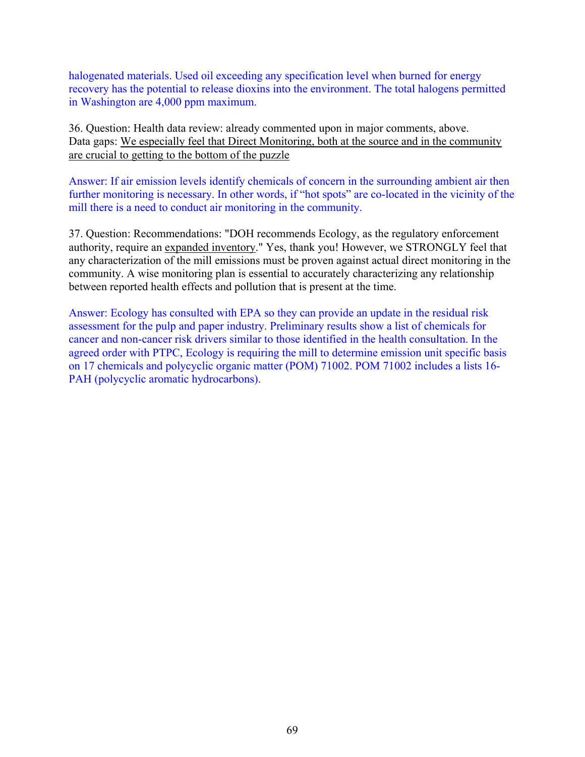halogenated materials. Used oil exceeding any specification level when burned for energy recovery has the potential to release dioxins into the environment. The total halogens permitted in Washington are 4,000 ppm maximum.

36. Question: Health data review: already commented upon in major comments, above.
Data gaps: <u>We especially feel that Direct Monitoring, both at the source and in the community are crucial to getting to the bottom of the puzzle</u>

Answer: If air emission levels identify chemicals of concern in the surrounding ambient air then further monitoring is necessary. In other words, if "hot spots" are co-located in the vicinity of the mill there is a need to conduct air monitoring in the community.

37. Question: Recommendations: "DOH recommends Ecology, as the regulatory enforcement authority, require an <u>expanded inventory</u>." Yes, thank you! However, we STRONGLY feel that any characterization of the mill emissions must be proven against actual direct monitoring in the community. A wise monitoring plan is essential to accurately characterizing any relationship between reported health effects and pollution that is present at the time.

Answer: Ecology has consulted with EPA so they can provide an update in the residual risk assessment for the pulp and paper industry. Preliminary results show a list of chemicals for cancer and non-cancer risk drivers similar to those identified in the health consultation. In the agreed order with PTPC, Ecology is requiring the mill to determine emission unit specific basis on 17 chemicals and polycyclic organic matter (POM) 71002. POM 71002 includes a lists 16-PAH (polycyclic aromatic hydrocarbons).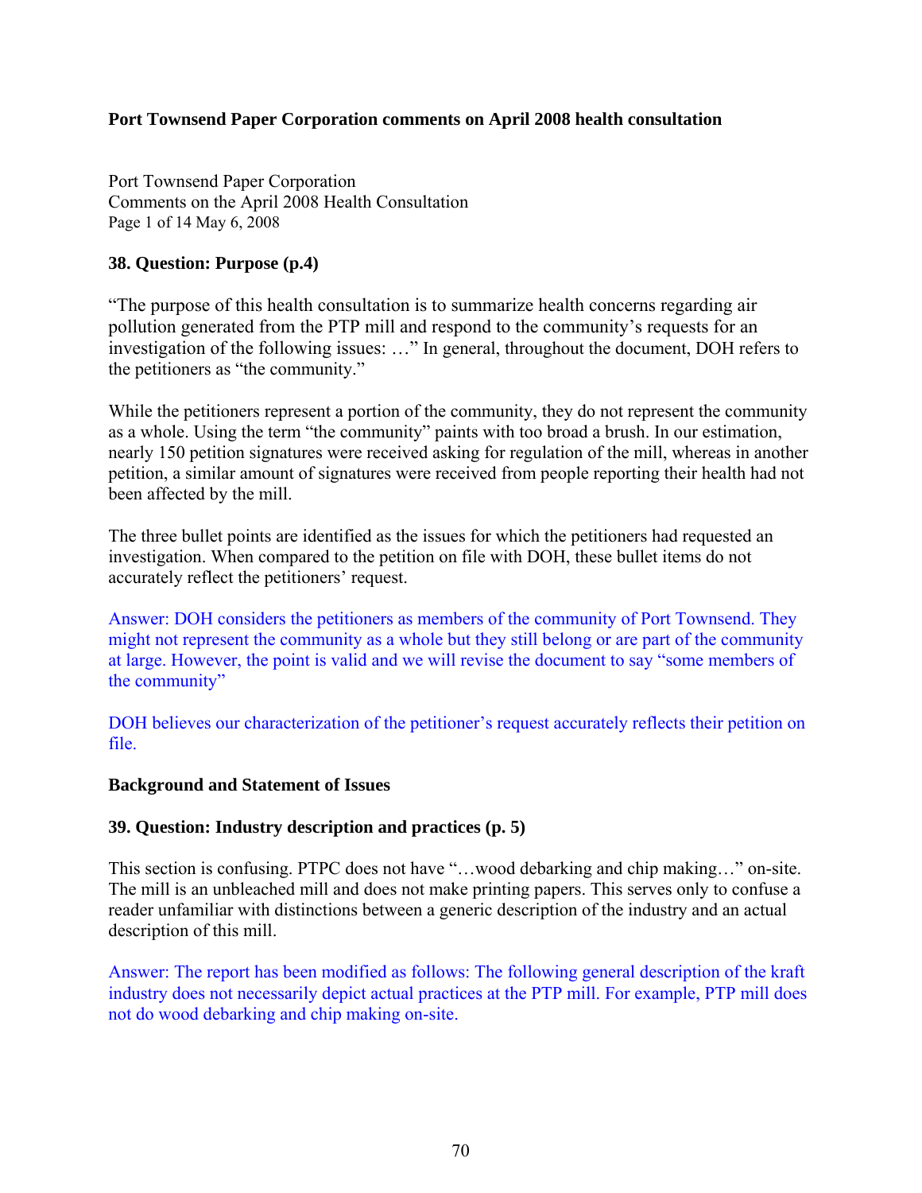**Port Townsend Paper Corporation comments on April 2008 health consultation**

Port Townsend Paper Corporation
Comments on the April 2008 Health Consultation
Page 1 of 14 May 6, 2008

**38. Question: Purpose (p.4)**

"The purpose of this health consultation is to summarize health concerns regarding air pollution generated from the PTP mill and respond to the community's requests for an investigation of the following issues: …" In general, throughout the document, DOH refers to the petitioners as "the community."

While the petitioners represent a portion of the community, they do not represent the community as a whole. Using the term "the community" paints with too broad a brush. In our estimation, nearly 150 petition signatures were received asking for regulation of the mill, whereas in another petition, a similar amount of signatures were received from people reporting their health had not been affected by the mill.

The three bullet points are identified as the issues for which the petitioners had requested an investigation. When compared to the petition on file with DOH, these bullet items do not accurately reflect the petitioners' request.

Answer: DOH considers the petitioners as members of the community of Port Townsend. They might not represent the community as a whole but they still belong or are part of the community at large. However, the point is valid and we will revise the document to say "some members of the community"

DOH believes our characterization of the petitioner's request accurately reflects their petition on file.

**Background and Statement of Issues**

**39. Question: Industry description and practices (p. 5)**

This section is confusing. PTPC does not have "…wood debarking and chip making…" on-site. The mill is an unbleached mill and does not make printing papers. This serves only to confuse a reader unfamiliar with distinctions between a generic description of the industry and an actual description of this mill.

Answer: The report has been modified as follows: The following general description of the kraft industry does not necessarily depict actual practices at the PTP mill. For example, PTP mill does not do wood debarking and chip making on-site.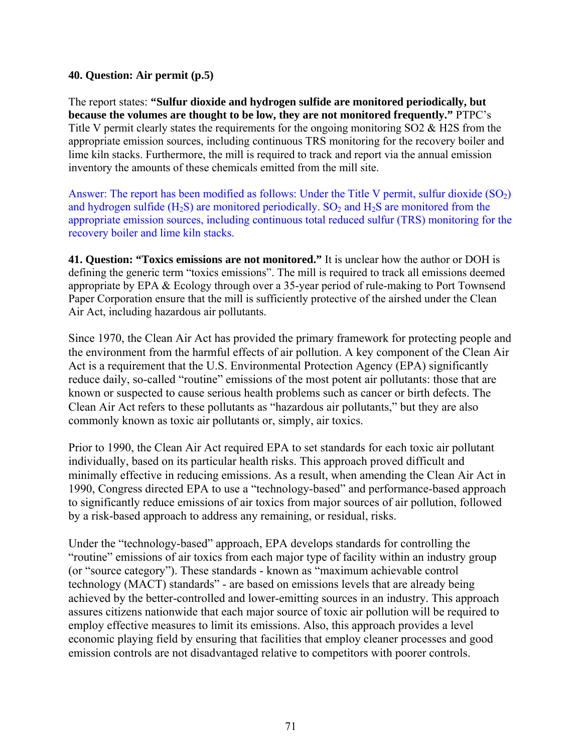**40. Question: Air permit (p.5)**

The report states: **"Sulfur dioxide and hydrogen sulfide are monitored periodically, but because the volumes are thought to be low, they are not monitored frequently."** PTPC's Title V permit clearly states the requirements for the ongoing monitoring SO2 & H2S from the appropriate emission sources, including continuous TRS monitoring for the recovery boiler and lime kiln stacks. Furthermore, the mill is required to track and report via the annual emission inventory the amounts of these chemicals emitted from the mill site.

Answer: The report has been modified as follows: Under the Title V permit, sulfur dioxide ($SO_2$) and hydrogen sulfide ($H_2S$) are monitored periodically. $SO_2$ and $H_2S$ are monitored from the appropriate emission sources, including continuous total reduced sulfur (TRS) monitoring for the recovery boiler and lime kiln stacks.

**41. Question: "Toxics emissions are not monitored."** It is unclear how the author or DOH is defining the generic term "toxics emissions". The mill is required to track all emissions deemed appropriate by EPA & Ecology through over a 35-year period of rule-making to Port Townsend Paper Corporation ensure that the mill is sufficiently protective of the airshed under the Clean Air Act, including hazardous air pollutants.

Since 1970, the Clean Air Act has provided the primary framework for protecting people and the environment from the harmful effects of air pollution. A key component of the Clean Air Act is a requirement that the U.S. Environmental Protection Agency (EPA) significantly reduce daily, so-called "routine" emissions of the most potent air pollutants: those that are known or suspected to cause serious health problems such as cancer or birth defects. The Clean Air Act refers to these pollutants as "hazardous air pollutants," but they are also commonly known as toxic air pollutants or, simply, air toxics.

Prior to 1990, the Clean Air Act required EPA to set standards for each toxic air pollutant individually, based on its particular health risks. This approach proved difficult and minimally effective in reducing emissions. As a result, when amending the Clean Air Act in 1990, Congress directed EPA to use a "technology-based" and performance-based approach to significantly reduce emissions of air toxics from major sources of air pollution, followed by a risk-based approach to address any remaining, or residual, risks.

Under the "technology-based" approach, EPA develops standards for controlling the "routine" emissions of air toxics from each major type of facility within an industry group (or "source category"). These standards - known as "maximum achievable control technology (MACT) standards" - are based on emissions levels that are already being achieved by the better-controlled and lower-emitting sources in an industry. This approach assures citizens nationwide that each major source of toxic air pollution will be required to employ effective measures to limit its emissions. Also, this approach provides a level economic playing field by ensuring that facilities that employ cleaner processes and good emission controls are not disadvantaged relative to competitors with poorer controls.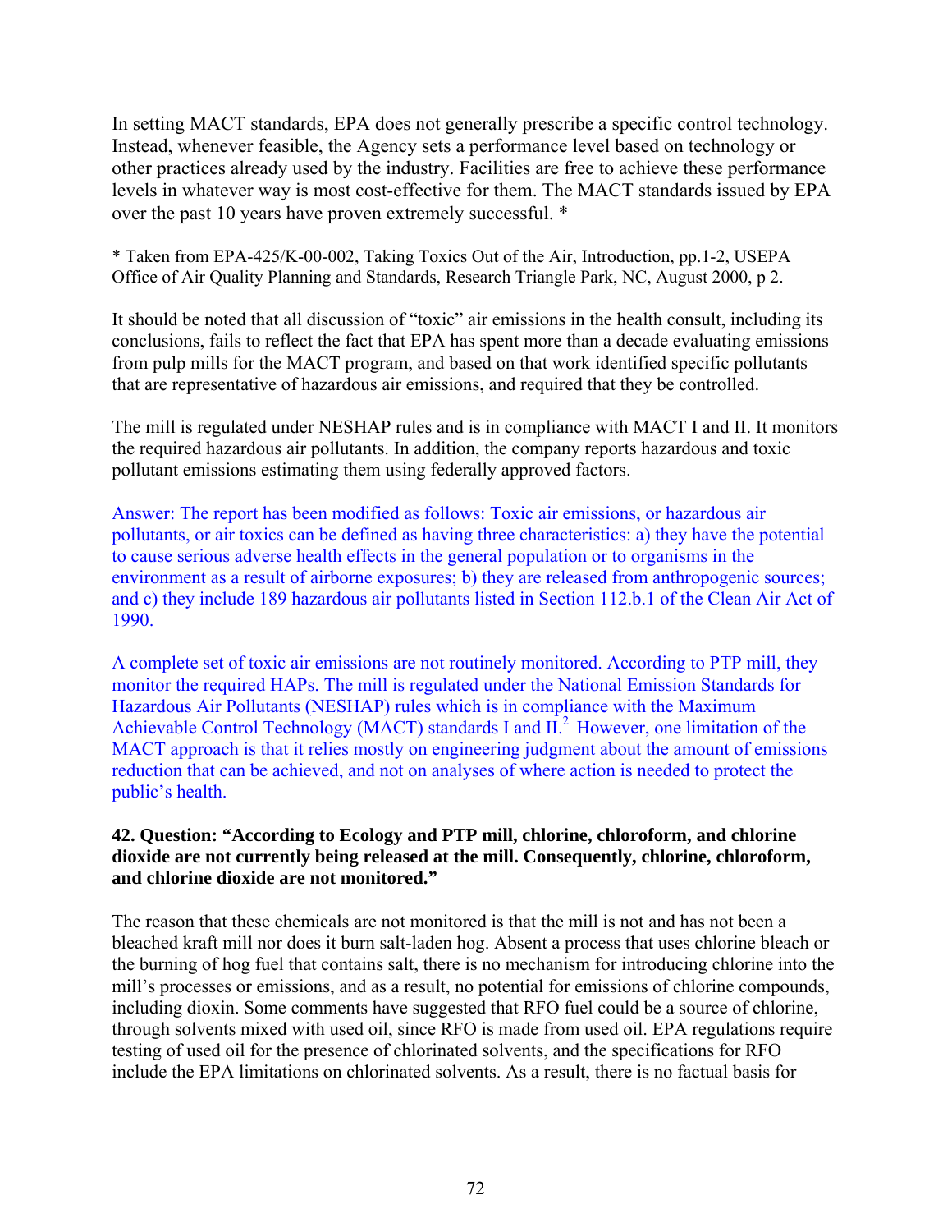In setting MACT standards, EPA does not generally prescribe a specific control technology. Instead, whenever feasible, the Agency sets a performance level based on technology or other practices already used by the industry. Facilities are free to achieve these performance levels in whatever way is most cost-effective for them. The MACT standards issued by EPA over the past 10 years have proven extremely successful. *

* Taken from EPA-425/K-00-002, Taking Toxics Out of the Air, Introduction, pp.1-2, USEPA Office of Air Quality Planning and Standards, Research Triangle Park, NC, August 2000, p 2.

It should be noted that all discussion of "toxic" air emissions in the health consult, including its conclusions, fails to reflect the fact that EPA has spent more than a decade evaluating emissions from pulp mills for the MACT program, and based on that work identified specific pollutants that are representative of hazardous air emissions, and required that they be controlled.

The mill is regulated under NESHAP rules and is in compliance with MACT I and II. It monitors the required hazardous air pollutants. In addition, the company reports hazardous and toxic pollutant emissions estimating them using federally approved factors.

Answer: The report has been modified as follows: Toxic air emissions, or hazardous air pollutants, or air toxics can be defined as having three characteristics: a) they have the potential to cause serious adverse health effects in the general population or to organisms in the environment as a result of airborne exposures; b) they are released from anthropogenic sources; and c) they include 189 hazardous air pollutants listed in Section 112.b.1 of the Clean Air Act of 1990.

A complete set of toxic air emissions are not routinely monitored. According to PTP mill, they monitor the required HAPs. The mill is regulated under the National Emission Standards for Hazardous Air Pollutants (NESHAP) rules which is in compliance with the Maximum Achievable Control Technology (MACT) standards I and II.[2] However, one limitation of the MACT approach is that it relies mostly on engineering judgment about the amount of emissions reduction that can be achieved, and not on analyses of where action is needed to protect the public's health.

**42. Question: "According to Ecology and PTP mill, chlorine, chloroform, and chlorine dioxide are not currently being released at the mill. Consequently, chlorine, chloroform, and chlorine dioxide are not monitored."**

The reason that these chemicals are not monitored is that the mill is not and has not been a bleached kraft mill nor does it burn salt-laden hog. Absent a process that uses chlorine bleach or the burning of hog fuel that contains salt, there is no mechanism for introducing chlorine into the mill's processes or emissions, and as a result, no potential for emissions of chlorine compounds, including dioxin. Some comments have suggested that RFO fuel could be a source of chlorine, through solvents mixed with used oil, since RFO is made from used oil. EPA regulations require testing of used oil for the presence of chlorinated solvents, and the specifications for RFO include the EPA limitations on chlorinated solvents. As a result, there is no factual basis for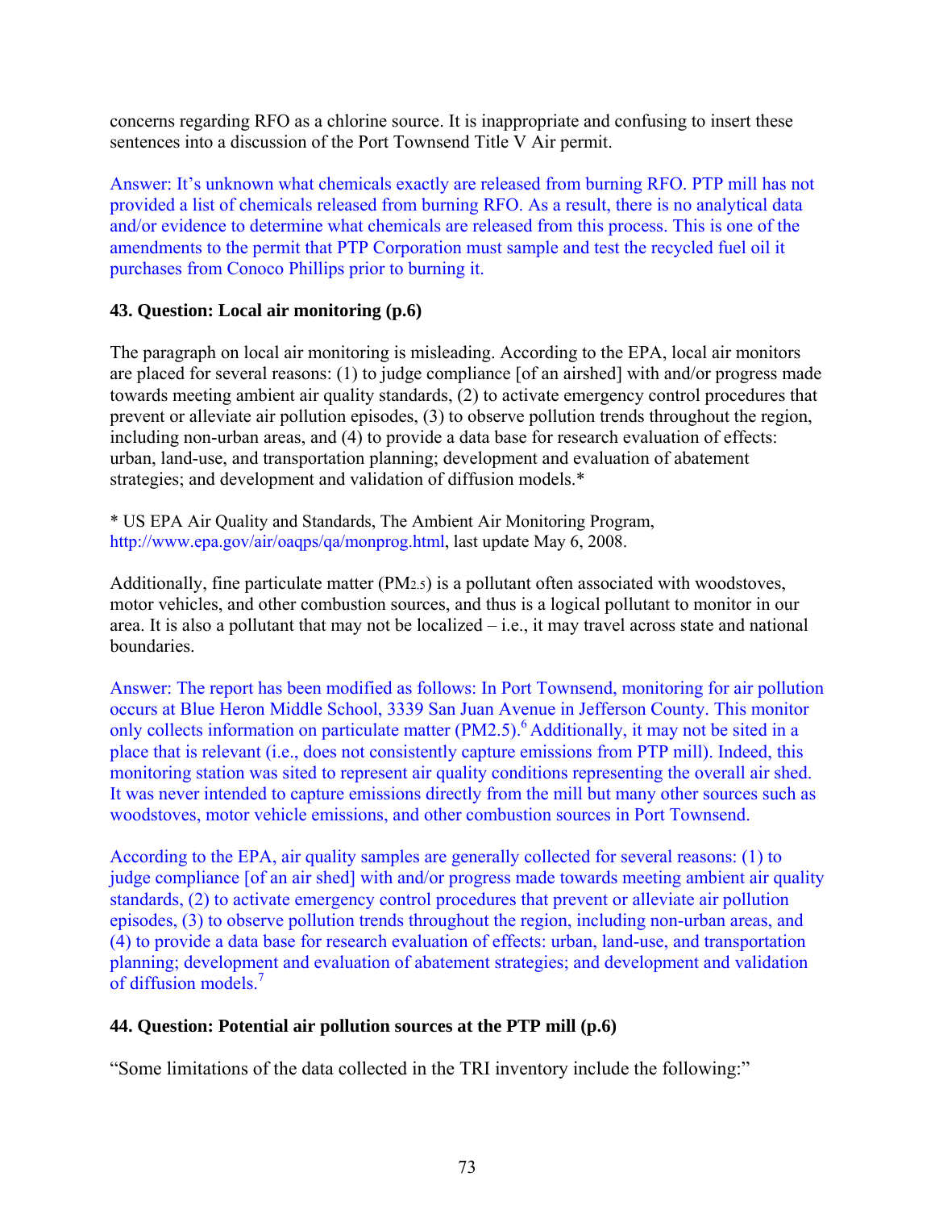concerns regarding RFO as a chlorine source. It is inappropriate and confusing to insert these sentences into a discussion of the Port Townsend Title V Air permit.

Answer: It's unknown what chemicals exactly are released from burning RFO. PTP mill has not provided a list of chemicals released from burning RFO. As a result, there is no analytical data and/or evidence to determine what chemicals are released from this process. This is one of the amendments to the permit that PTP Corporation must sample and test the recycled fuel oil it purchases from Conoco Phillips prior to burning it.

**43. Question: Local air monitoring (p.6)**

The paragraph on local air monitoring is misleading. According to the EPA, local air monitors are placed for several reasons: (1) to judge compliance [of an airshed] with and/or progress made towards meeting ambient air quality standards, (2) to activate emergency control procedures that prevent or alleviate air pollution episodes, (3) to observe pollution trends throughout the region, including non-urban areas, and (4) to provide a data base for research evaluation of effects: urban, land-use, and transportation planning; development and evaluation of abatement strategies; and development and validation of diffusion models.*

* US EPA Air Quality and Standards, The Ambient Air Monitoring Program, http://www.epa.gov/air/oaqps/qa/monprog.html, last update May 6, 2008.

Additionally, fine particulate matter ($PM_{2.5}$) is a pollutant often associated with woodstoves, motor vehicles, and other combustion sources, and thus is a logical pollutant to monitor in our area. It is also a pollutant that may not be localized – i.e., it may travel across state and national boundaries.

Answer: The report has been modified as follows: In Port Townsend, monitoring for air pollution occurs at Blue Heron Middle School, 3339 San Juan Avenue in Jefferson County. This monitor only collects information on particulate matter (PM2.5).[6] Additionally, it may not be sited in a place that is relevant (i.e., does not consistently capture emissions from PTP mill). Indeed, this monitoring station was sited to represent air quality conditions representing the overall air shed. It was never intended to capture emissions directly from the mill but many other sources such as woodstoves, motor vehicle emissions, and other combustion sources in Port Townsend.

According to the EPA, air quality samples are generally collected for several reasons: (1) to judge compliance [of an air shed] with and/or progress made towards meeting ambient air quality standards, (2) to activate emergency control procedures that prevent or alleviate air pollution episodes, (3) to observe pollution trends throughout the region, including non-urban areas, and (4) to provide a data base for research evaluation of effects: urban, land-use, and transportation planning; development and evaluation of abatement strategies; and development and validation of diffusion models.[7]

**44. Question: Potential air pollution sources at the PTP mill (p.6)**

"Some limitations of the data collected in the TRI inventory include the following:"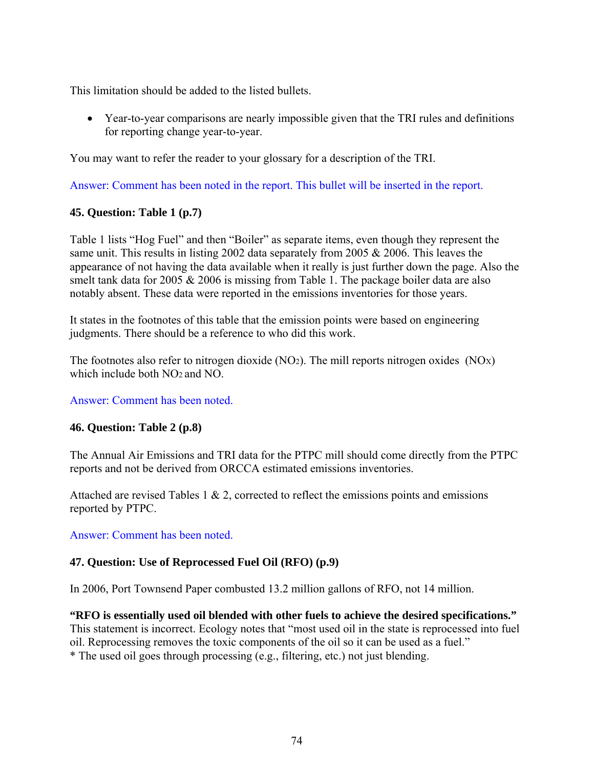This limitation should be added to the listed bullets.

- Year-to-year comparisons are nearly impossible given that the TRI rules and definitions for reporting change year-to-year.

You may want to refer the reader to your glossary for a description of the TRI.

Answer: Comment has been noted in the report. This bullet will be inserted in the report.

**45. Question: Table 1 (p.7)**

Table 1 lists "Hog Fuel" and then "Boiler" as separate items, even though they represent the same unit. This results in listing 2002 data separately from 2005 & 2006. This leaves the appearance of not having the data available when it really is just further down the page. Also the smelt tank data for 2005 & 2006 is missing from Table 1. The package boiler data are also notably absent. These data were reported in the emissions inventories for those years.

It states in the footnotes of this table that the emission points were based on engineering judgments. There should be a reference to who did this work.

The footnotes also refer to nitrogen dioxide ($NO_2$). The mill reports nitrogen oxides ($NO_X$) which include both $NO_2$ and NO.

Answer: Comment has been noted.

**46. Question: Table 2 (p.8)**

The Annual Air Emissions and TRI data for the PTPC mill should come directly from the PTPC reports and not be derived from ORCCA estimated emissions inventories.

Attached are revised Tables 1 & 2, corrected to reflect the emissions points and emissions reported by PTPC.

Answer: Comment has been noted.

**47. Question: Use of Reprocessed Fuel Oil (RFO) (p.9)**

In 2006, Port Townsend Paper combusted 13.2 million gallons of RFO, not 14 million.

**"RFO is essentially used oil blended with other fuels to achieve the desired specifications."** This statement is incorrect. Ecology notes that "most used oil in the state is reprocessed into fuel oil. Reprocessing removes the toxic components of the oil so it can be used as a fuel."
* The used oil goes through processing (e.g., filtering, etc.) not just blending.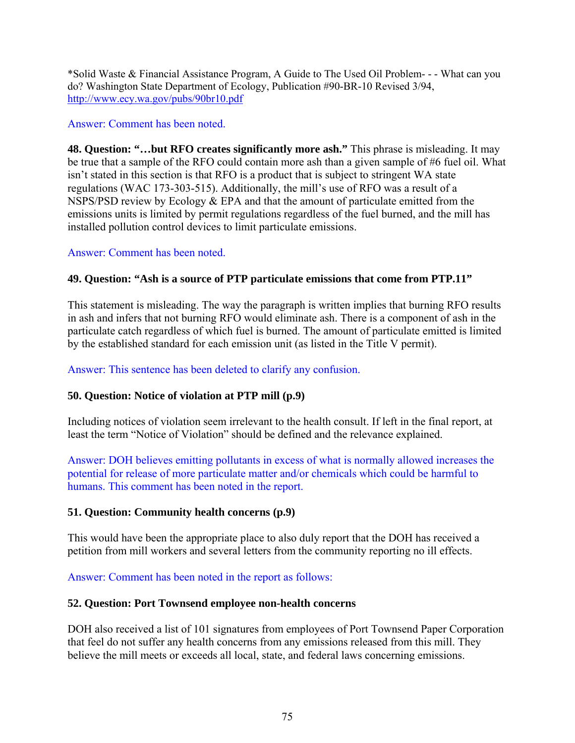*Solid Waste & Financial Assistance Program, A Guide to The Used Oil Problem- - - What can you do? Washington State Department of Ecology, Publication #90-BR-10 Revised 3/94, http://www.ecy.wa.gov/pubs/90br10.pdf

Answer: Comment has been noted.

**48. Question: "…but RFO creates significantly more ash."** This phrase is misleading. It may be true that a sample of the RFO could contain more ash than a given sample of #6 fuel oil. What isn't stated in this section is that RFO is a product that is subject to stringent WA state regulations (WAC 173-303-515). Additionally, the mill's use of RFO was a result of a NSPS/PSD review by Ecology & EPA and that the amount of particulate emitted from the emissions units is limited by permit regulations regardless of the fuel burned, and the mill has installed pollution control devices to limit particulate emissions.

Answer: Comment has been noted.

**49. Question: "Ash is a source of PTP particulate emissions that come from PTP.11"**

This statement is misleading. The way the paragraph is written implies that burning RFO results in ash and infers that not burning RFO would eliminate ash. There is a component of ash in the particulate catch regardless of which fuel is burned. The amount of particulate emitted is limited by the established standard for each emission unit (as listed in the Title V permit).

Answer: This sentence has been deleted to clarify any confusion.

**50. Question: Notice of violation at PTP mill (p.9)**

Including notices of violation seem irrelevant to the health consult. If left in the final report, at least the term "Notice of Violation" should be defined and the relevance explained.

Answer: DOH believes emitting pollutants in excess of what is normally allowed increases the potential for release of more particulate matter and/or chemicals which could be harmful to humans. This comment has been noted in the report.

**51. Question: Community health concerns (p.9)**

This would have been the appropriate place to also duly report that the DOH has received a petition from mill workers and several letters from the community reporting no ill effects.

Answer: Comment has been noted in the report as follows:

**52. Question: Port Townsend employee non-health concerns**

DOH also received a list of 101 signatures from employees of Port Townsend Paper Corporation that feel do not suffer any health concerns from any emissions released from this mill. They believe the mill meets or exceeds all local, state, and federal laws concerning emissions.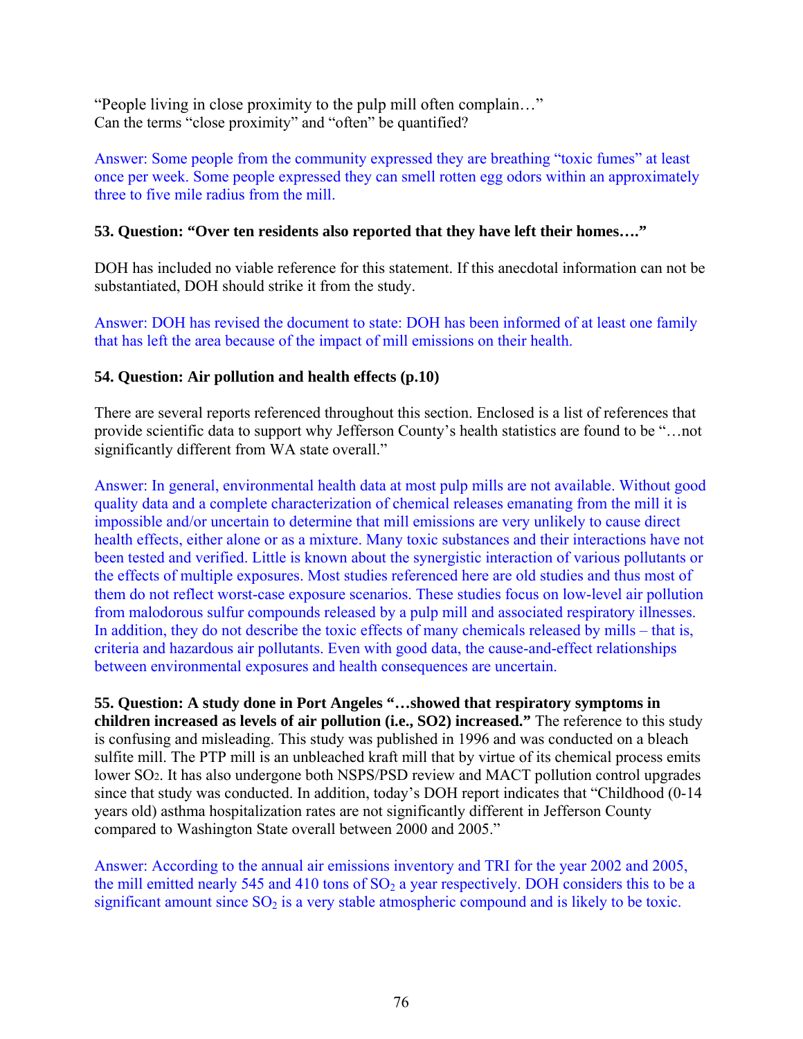"People living in close proximity to the pulp mill often complain…"
Can the terms "close proximity" and "often" be quantified?

Answer: Some people from the community expressed they are breathing "toxic fumes" at least once per week. Some people expressed they can smell rotten egg odors within an approximately three to five mile radius from the mill.

**53. Question: "Over ten residents also reported that they have left their homes…."**

DOH has included no viable reference for this statement. If this anecdotal information can not be substantiated, DOH should strike it from the study.

Answer: DOH has revised the document to state: DOH has been informed of at least one family that has left the area because of the impact of mill emissions on their health.

**54. Question: Air pollution and health effects (p.10)**

There are several reports referenced throughout this section. Enclosed is a list of references that provide scientific data to support why Jefferson County's health statistics are found to be "…not significantly different from WA state overall."

Answer: In general, environmental health data at most pulp mills are not available. Without good quality data and a complete characterization of chemical releases emanating from the mill it is impossible and/or uncertain to determine that mill emissions are very unlikely to cause direct health effects, either alone or as a mixture. Many toxic substances and their interactions have not been tested and verified. Little is known about the synergistic interaction of various pollutants or the effects of multiple exposures. Most studies referenced here are old studies and thus most of them do not reflect worst-case exposure scenarios. These studies focus on low-level air pollution from malodorous sulfur compounds released by a pulp mill and associated respiratory illnesses. In addition, they do not describe the toxic effects of many chemicals released by mills – that is, criteria and hazardous air pollutants. Even with good data, the cause-and-effect relationships between environmental exposures and health consequences are uncertain.

**55. Question: A study done in Port Angeles "…showed that respiratory symptoms in children increased as levels of air pollution (i.e., SO2) increased."** The reference to this study is confusing and misleading. This study was published in 1996 and was conducted on a bleach sulfite mill. The PTP mill is an unbleached kraft mill that by virtue of its chemical process emits lower $SO_2$. It has also undergone both NSPS/PSD review and MACT pollution control upgrades since that study was conducted. In addition, today's DOH report indicates that "Childhood (0-14 years old) asthma hospitalization rates are not significantly different in Jefferson County compared to Washington State overall between 2000 and 2005."

Answer: According to the annual air emissions inventory and TRI for the year 2002 and 2005, the mill emitted nearly 545 and 410 tons of $SO_2$ a year respectively. DOH considers this to be a significant amount since $SO_2$ is a very stable atmospheric compound and is likely to be toxic.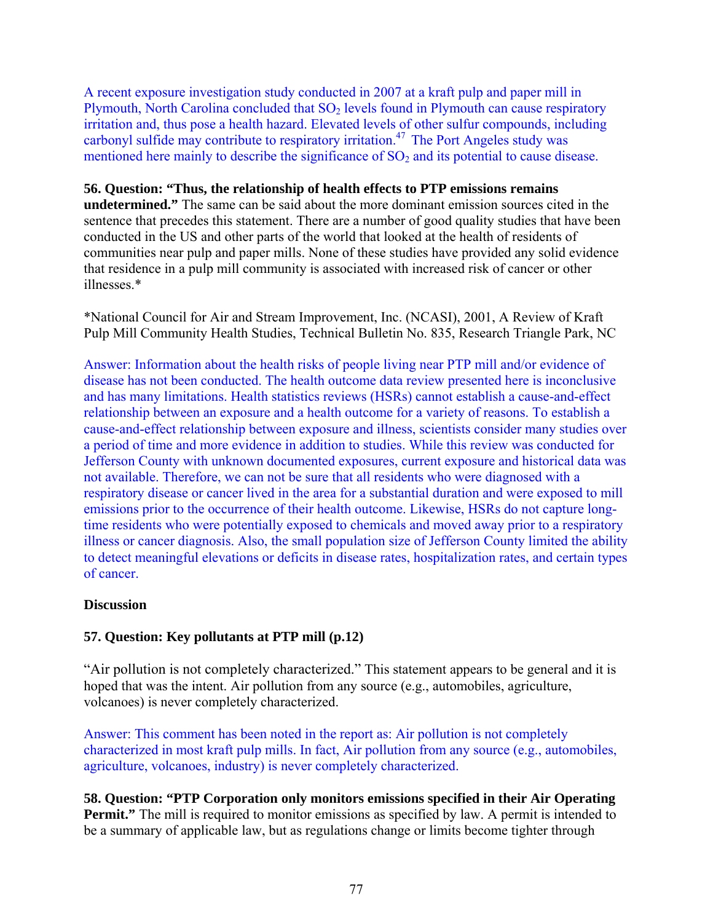A recent exposure investigation study conducted in 2007 at a kraft pulp and paper mill in Plymouth, North Carolina concluded that $SO_2$ levels found in Plymouth can cause respiratory irritation and, thus pose a health hazard. Elevated levels of other sulfur compounds, including carbonyl sulfide may contribute to respiratory irritation.[47] The Port Angeles study was mentioned here mainly to describe the significance of $SO_2$ and its potential to cause disease.

**56. Question: "Thus, the relationship of health effects to PTP emissions remains undetermined."** The same can be said about the more dominant emission sources cited in the sentence that precedes this statement. There are a number of good quality studies that have been conducted in the US and other parts of the world that looked at the health of residents of communities near pulp and paper mills. None of these studies have provided any solid evidence that residence in a pulp mill community is associated with increased risk of cancer or other illnesses.*

*National Council for Air and Stream Improvement, Inc. (NCASI), 2001, A Review of Kraft Pulp Mill Community Health Studies, Technical Bulletin No. 835, Research Triangle Park, NC

Answer: Information about the health risks of people living near PTP mill and/or evidence of disease has not been conducted. The health outcome data review presented here is inconclusive and has many limitations. Health statistics reviews (HSRs) cannot establish a cause-and-effect relationship between an exposure and a health outcome for a variety of reasons. To establish a cause-and-effect relationship between exposure and illness, scientists consider many studies over a period of time and more evidence in addition to studies. While this review was conducted for Jefferson County with unknown documented exposures, current exposure and historical data was not available. Therefore, we can not be sure that all residents who were diagnosed with a respiratory disease or cancer lived in the area for a substantial duration and were exposed to mill emissions prior to the occurrence of their health outcome. Likewise, HSRs do not capture long-time residents who were potentially exposed to chemicals and moved away prior to a respiratory illness or cancer diagnosis. Also, the small population size of Jefferson County limited the ability to detect meaningful elevations or deficits in disease rates, hospitalization rates, and certain types of cancer.

**Discussion**

**57. Question: Key pollutants at PTP mill (p.12)**

"Air pollution is not completely characterized." This statement appears to be general and it is hoped that was the intent. Air pollution from any source (e.g., automobiles, agriculture, volcanoes) is never completely characterized.

Answer: This comment has been noted in the report as: Air pollution is not completely characterized in most kraft pulp mills. In fact, Air pollution from any source (e.g., automobiles, agriculture, volcanoes, industry) is never completely characterized.

**58. Question: "PTP Corporation only monitors emissions specified in their Air Operating Permit."** The mill is required to monitor emissions as specified by law. A permit is intended to be a summary of applicable law, but as regulations change or limits become tighter through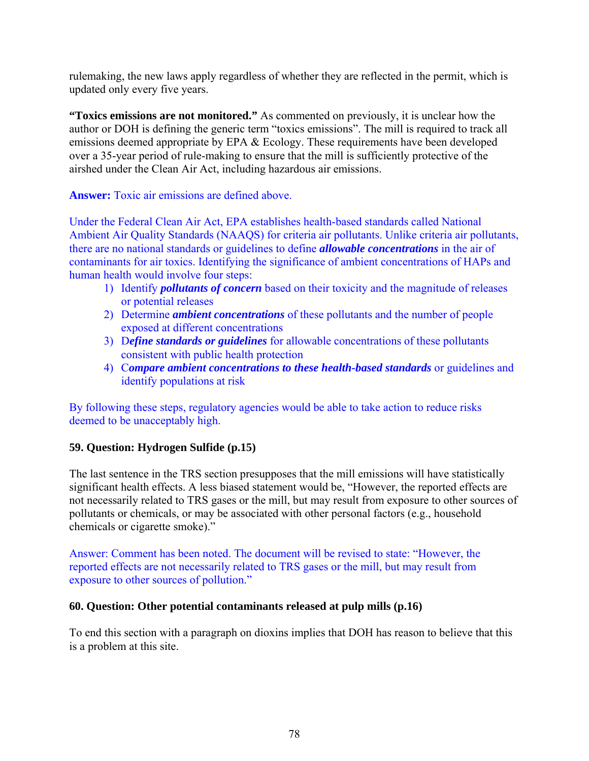rulemaking, the new laws apply regardless of whether they are reflected in the permit, which is updated only every five years.

**"Toxics emissions are not monitored."** As commented on previously, it is unclear how the author or DOH is defining the generic term "toxics emissions". The mill is required to track all emissions deemed appropriate by EPA & Ecology. These requirements have been developed over a 35-year period of rule-making to ensure that the mill is sufficiently protective of the airshed under the Clean Air Act, including hazardous air emissions.

**Answer:** Toxic air emissions are defined above.

Under the Federal Clean Air Act, EPA establishes health-based standards called National Ambient Air Quality Standards (NAAQS) for criteria air pollutants. Unlike criteria air pollutants, there are no national standards or guidelines to define ***allowable concentrations*** in the air of contaminants for air toxics. Identifying the significance of ambient concentrations of HAPs and human health would involve four steps:

1) Identify ***pollutants of concern*** based on their toxicity and the magnitude of releases or potential releases
2) Determine ***ambient concentrations*** of these pollutants and the number of people exposed at different concentrations
3) D***efine standards or guidelines*** for allowable concentrations of these pollutants consistent with public health protection
4) C***ompare ambient concentrations to these health-based standards*** or guidelines and identify populations at risk

By following these steps, regulatory agencies would be able to take action to reduce risks deemed to be unacceptably high.

**59. Question: Hydrogen Sulfide (p.15)**

The last sentence in the TRS section presupposes that the mill emissions will have statistically significant health effects. A less biased statement would be, "However, the reported effects are not necessarily related to TRS gases or the mill, but may result from exposure to other sources of pollutants or chemicals, or may be associated with other personal factors (e.g., household chemicals or cigarette smoke)."

Answer: Comment has been noted. The document will be revised to state: "However, the reported effects are not necessarily related to TRS gases or the mill, but may result from exposure to other sources of pollution."

**60. Question: Other potential contaminants released at pulp mills (p.16)**

To end this section with a paragraph on dioxins implies that DOH has reason to believe that this is a problem at this site.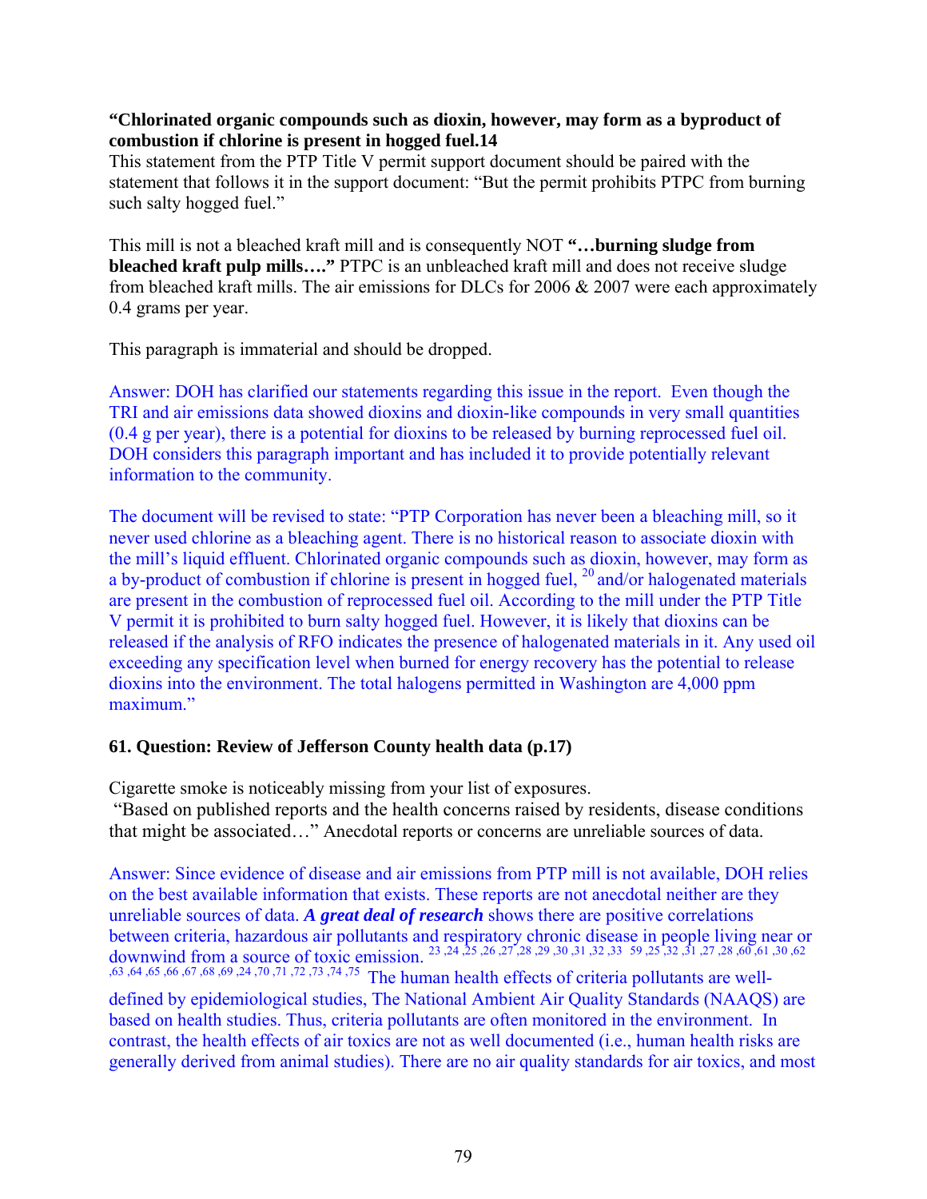**"Chlorinated organic compounds such as dioxin, however, may form as a byproduct of combustion if chlorine is present in hogged fuel.14**

This statement from the PTP Title V permit support document should be paired with the statement that follows it in the support document: "But the permit prohibits PTPC from burning such salty hogged fuel."

This mill is not a bleached kraft mill and is consequently NOT **"…burning sludge from bleached kraft pulp mills…."** PTPC is an unbleached kraft mill and does not receive sludge from bleached kraft mills. The air emissions for DLCs for 2006 & 2007 were each approximately 0.4 grams per year.

This paragraph is immaterial and should be dropped.

Answer: DOH has clarified our statements regarding this issue in the report. Even though the TRI and air emissions data showed dioxins and dioxin-like compounds in very small quantities (0.4 g per year), there is a potential for dioxins to be released by burning reprocessed fuel oil. DOH considers this paragraph important and has included it to provide potentially relevant information to the community.

The document will be revised to state: "PTP Corporation has never been a bleaching mill, so it never used chlorine as a bleaching agent. There is no historical reason to associate dioxin with the mill's liquid effluent. Chlorinated organic compounds such as dioxin, however, may form as a by-product of combustion if chlorine is present in hogged fuel, [20] and/or halogenated materials are present in the combustion of reprocessed fuel oil. According to the mill under the PTP Title V permit it is prohibited to burn salty hogged fuel. However, it is likely that dioxins can be released if the analysis of RFO indicates the presence of halogenated materials in it. Any used oil exceeding any specification level when burned for energy recovery has the potential to release dioxins into the environment. The total halogens permitted in Washington are 4,000 ppm maximum."

**61. Question: Review of Jefferson County health data (p.17)**

Cigarette smoke is noticeably missing from your list of exposures.
"Based on published reports and the health concerns raised by residents, disease conditions that might be associated…" Anecdotal reports or concerns are unreliable sources of data.

Answer: Since evidence of disease and air emissions from PTP mill is not available, DOH relies on the best available information that exists. These reports are not anecdotal neither are they unreliable sources of data. ***A great deal of research*** shows there are positive correlations between criteria, hazardous air pollutants and respiratory chronic disease in people living near or downwind from a source of toxic emission. [23,24,25,26,27,28,29,30,31,32,33 59,25,32,31,27,28,60,61,30,62,63,64,65,66,67,68,69,24,70,71,72,73,74,75] The human health effects of criteria pollutants are well-defined by epidemiological studies, The National Ambient Air Quality Standards (NAAQS) are based on health studies. Thus, criteria pollutants are often monitored in the environment. In contrast, the health effects of air toxics are not as well documented (i.e., human health risks are generally derived from animal studies). There are no air quality standards for air toxics, and most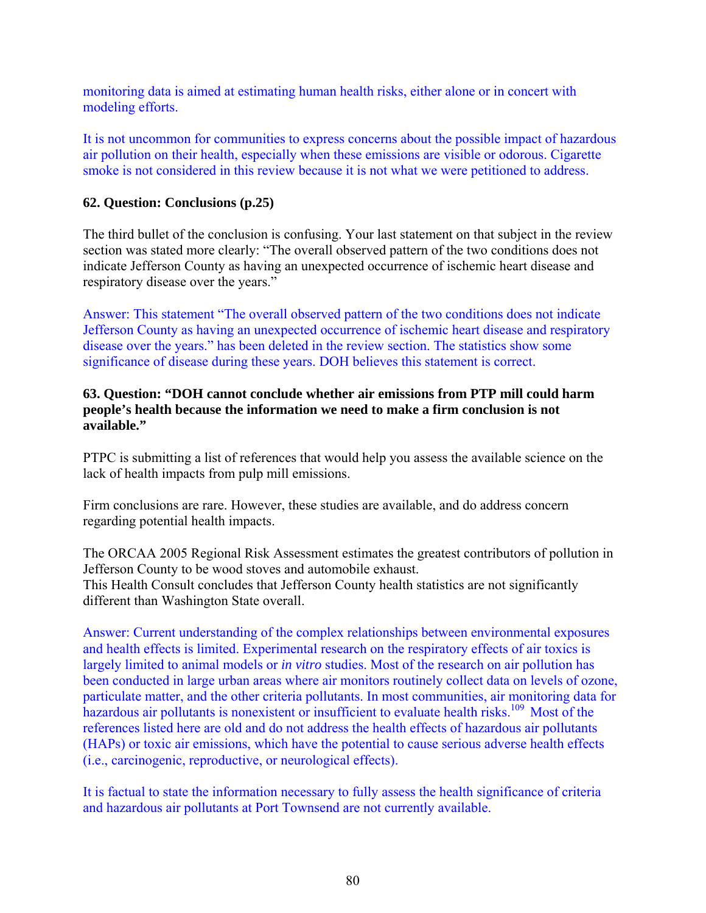monitoring data is aimed at estimating human health risks, either alone or in concert with modeling efforts.

It is not uncommon for communities to express concerns about the possible impact of hazardous air pollution on their health, especially when these emissions are visible or odorous. Cigarette smoke is not considered in this review because it is not what we were petitioned to address.

**62. Question: Conclusions (p.25)**

The third bullet of the conclusion is confusing. Your last statement on that subject in the review section was stated more clearly: "The overall observed pattern of the two conditions does not indicate Jefferson County as having an unexpected occurrence of ischemic heart disease and respiratory disease over the years."

Answer: This statement "The overall observed pattern of the two conditions does not indicate Jefferson County as having an unexpected occurrence of ischemic heart disease and respiratory disease over the years." has been deleted in the review section. The statistics show some significance of disease during these years. DOH believes this statement is correct.

**63. Question: "DOH cannot conclude whether air emissions from PTP mill could harm people's health because the information we need to make a firm conclusion is not available."**

PTPC is submitting a list of references that would help you assess the available science on the lack of health impacts from pulp mill emissions.

Firm conclusions are rare. However, these studies are available, and do address concern regarding potential health impacts.

The ORCAA 2005 Regional Risk Assessment estimates the greatest contributors of pollution in Jefferson County to be wood stoves and automobile exhaust.
This Health Consult concludes that Jefferson County health statistics are not significantly different than Washington State overall.

Answer: Current understanding of the complex relationships between environmental exposures and health effects is limited. Experimental research on the respiratory effects of air toxics is largely limited to animal models or *in vitro* studies. Most of the research on air pollution has been conducted in large urban areas where air monitors routinely collect data on levels of ozone, particulate matter, and the other criteria pollutants. In most communities, air monitoring data for hazardous air pollutants is nonexistent or insufficient to evaluate health risks.[109] Most of the references listed here are old and do not address the health effects of hazardous air pollutants (HAPs) or toxic air emissions, which have the potential to cause serious adverse health effects (i.e., carcinogenic, reproductive, or neurological effects).

It is factual to state the information necessary to fully assess the health significance of criteria and hazardous air pollutants at Port Townsend are not currently available.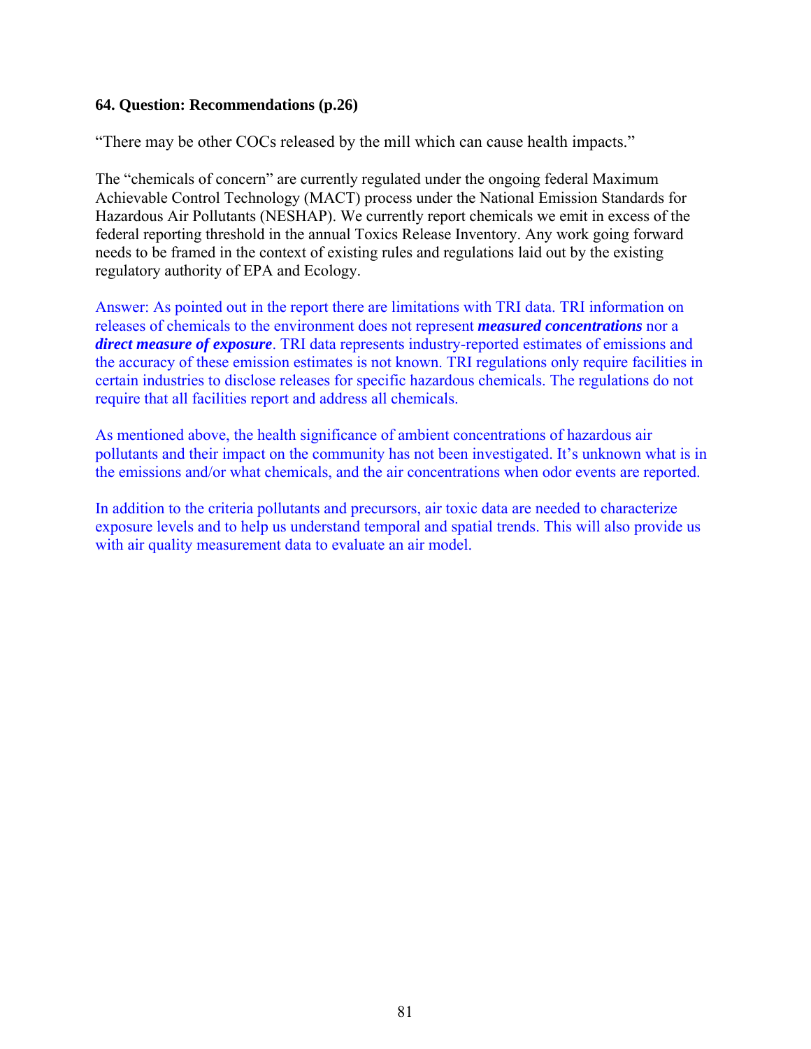**64. Question: Recommendations (p.26)**

"There may be other COCs released by the mill which can cause health impacts."

The "chemicals of concern" are currently regulated under the ongoing federal Maximum Achievable Control Technology (MACT) process under the National Emission Standards for Hazardous Air Pollutants (NESHAP). We currently report chemicals we emit in excess of the federal reporting threshold in the annual Toxics Release Inventory. Any work going forward needs to be framed in the context of existing rules and regulations laid out by the existing regulatory authority of EPA and Ecology.

Answer: As pointed out in the report there are limitations with TRI data. TRI information on releases of chemicals to the environment does not represent ***measured concentrations*** nor a ***direct measure of exposure***. TRI data represents industry-reported estimates of emissions and the accuracy of these emission estimates is not known. TRI regulations only require facilities in certain industries to disclose releases for specific hazardous chemicals. The regulations do not require that all facilities report and address all chemicals.

As mentioned above, the health significance of ambient concentrations of hazardous air pollutants and their impact on the community has not been investigated. It's unknown what is in the emissions and/or what chemicals, and the air concentrations when odor events are reported.

In addition to the criteria pollutants and precursors, air toxic data are needed to characterize exposure levels and to help us understand temporal and spatial trends. This will also provide us with air quality measurement data to evaluate an air model.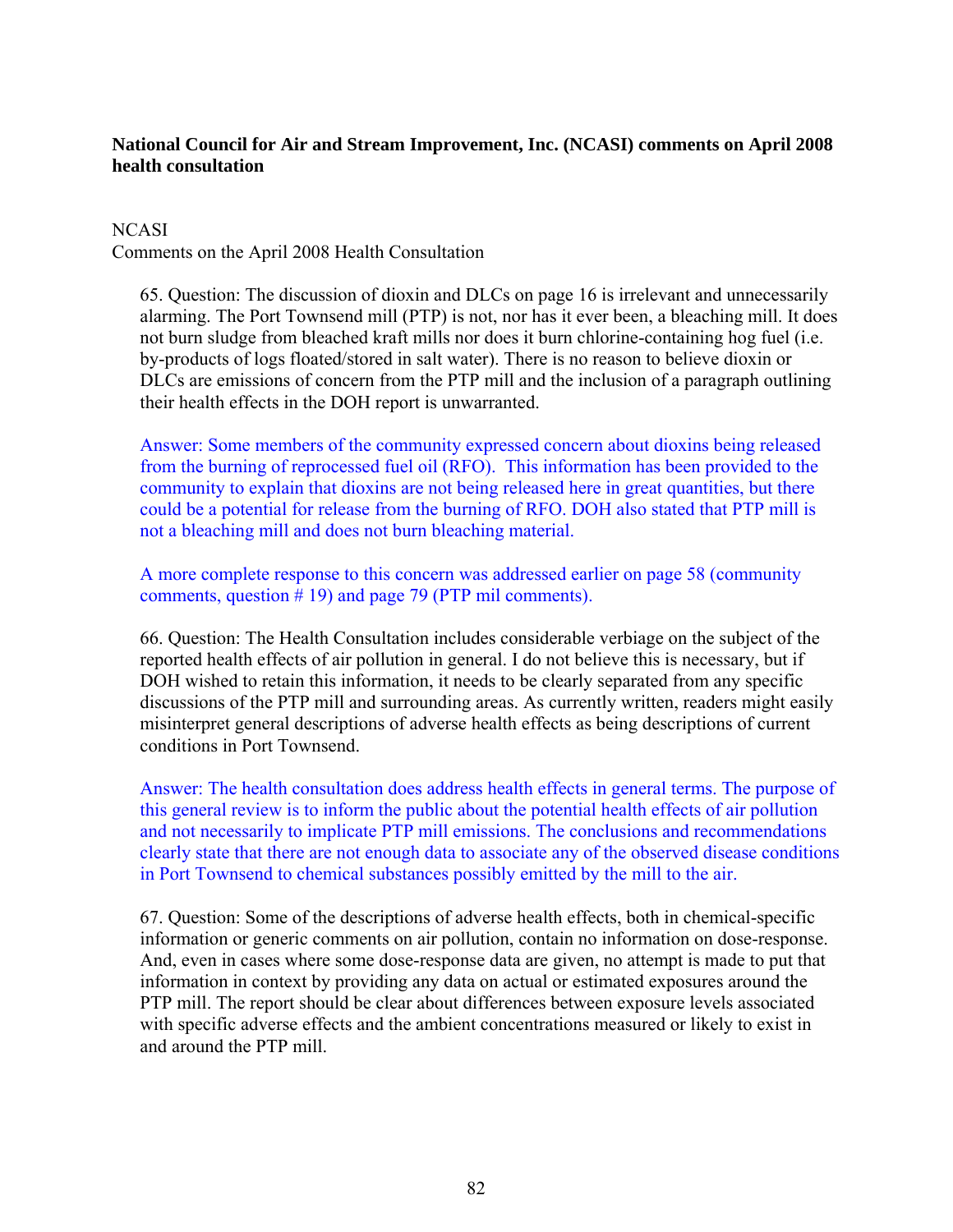**National Council for Air and Stream Improvement, Inc. (NCASI) comments on April 2008 health consultation**

NCASI
Comments on the April 2008 Health Consultation

65. Question: The discussion of dioxin and DLCs on page 16 is irrelevant and unnecessarily alarming. The Port Townsend mill (PTP) is not, nor has it ever been, a bleaching mill. It does not burn sludge from bleached kraft mills nor does it burn chlorine-containing hog fuel (i.e. by-products of logs floated/stored in salt water). There is no reason to believe dioxin or DLCs are emissions of concern from the PTP mill and the inclusion of a paragraph outlining their health effects in the DOH report is unwarranted.

Answer: Some members of the community expressed concern about dioxins being released from the burning of reprocessed fuel oil (RFO). This information has been provided to the community to explain that dioxins are not being released here in great quantities, but there could be a potential for release from the burning of RFO. DOH also stated that PTP mill is not a bleaching mill and does not burn bleaching material.

A more complete response to this concern was addressed earlier on page 58 (community comments, question # 19) and page 79 (PTP mil comments).

66. Question: The Health Consultation includes considerable verbiage on the subject of the reported health effects of air pollution in general. I do not believe this is necessary, but if DOH wished to retain this information, it needs to be clearly separated from any specific discussions of the PTP mill and surrounding areas. As currently written, readers might easily misinterpret general descriptions of adverse health effects as being descriptions of current conditions in Port Townsend.

Answer: The health consultation does address health effects in general terms. The purpose of this general review is to inform the public about the potential health effects of air pollution and not necessarily to implicate PTP mill emissions. The conclusions and recommendations clearly state that there are not enough data to associate any of the observed disease conditions in Port Townsend to chemical substances possibly emitted by the mill to the air.

67. Question: Some of the descriptions of adverse health effects, both in chemical-specific information or generic comments on air pollution, contain no information on dose-response. And, even in cases where some dose-response data are given, no attempt is made to put that information in context by providing any data on actual or estimated exposures around the PTP mill. The report should be clear about differences between exposure levels associated with specific adverse effects and the ambient concentrations measured or likely to exist in and around the PTP mill.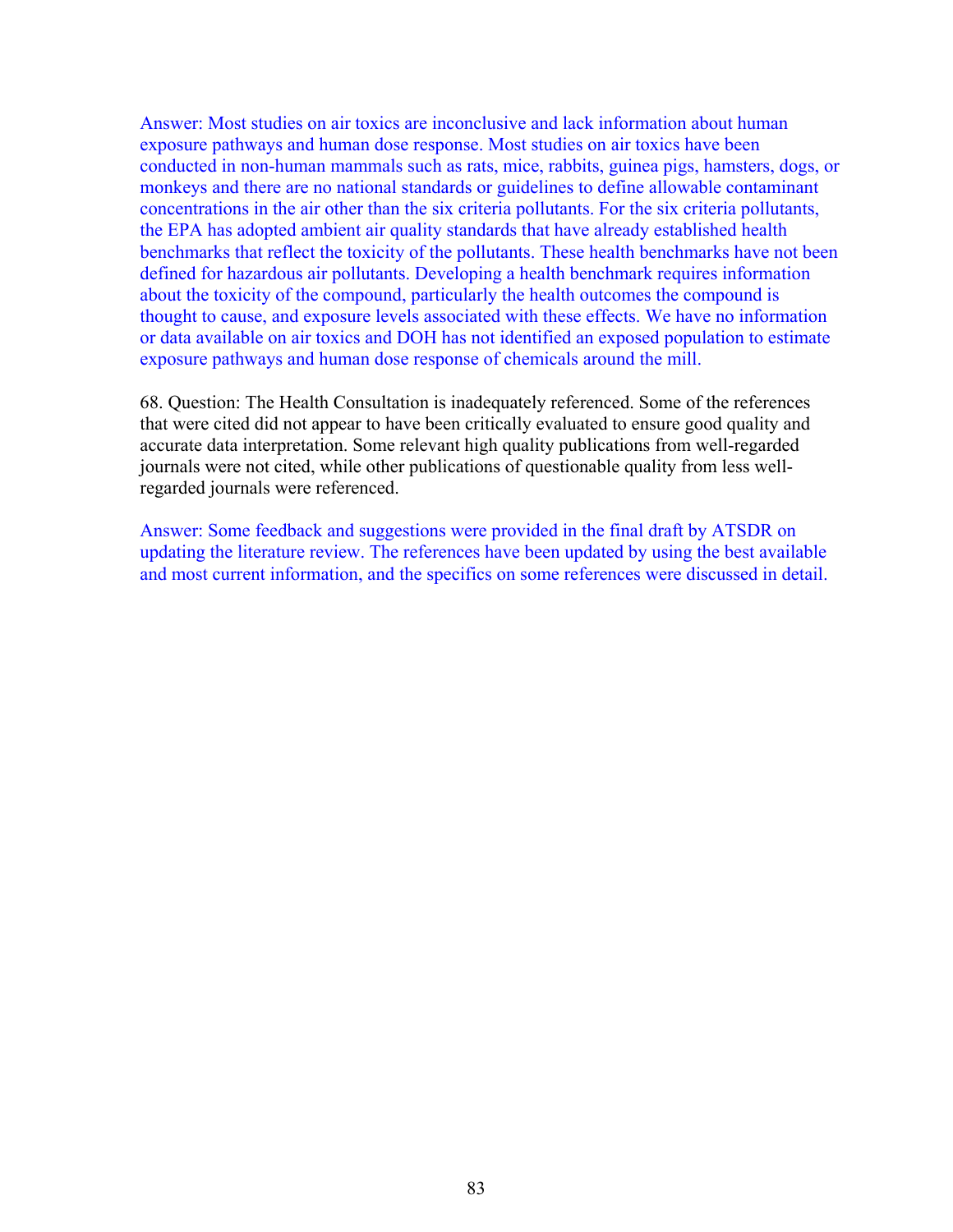Answer: Most studies on air toxics are inconclusive and lack information about human exposure pathways and human dose response. Most studies on air toxics have been conducted in non-human mammals such as rats, mice, rabbits, guinea pigs, hamsters, dogs, or monkeys and there are no national standards or guidelines to define allowable contaminant concentrations in the air other than the six criteria pollutants. For the six criteria pollutants, the EPA has adopted ambient air quality standards that have already established health benchmarks that reflect the toxicity of the pollutants. These health benchmarks have not been defined for hazardous air pollutants. Developing a health benchmark requires information about the toxicity of the compound, particularly the health outcomes the compound is thought to cause, and exposure levels associated with these effects. We have no information or data available on air toxics and DOH has not identified an exposed population to estimate exposure pathways and human dose response of chemicals around the mill.

68. Question: The Health Consultation is inadequately referenced. Some of the references that were cited did not appear to have been critically evaluated to ensure good quality and accurate data interpretation. Some relevant high quality publications from well-regarded journals were not cited, while other publications of questionable quality from less well-regarded journals were referenced.

Answer: Some feedback and suggestions were provided in the final draft by ATSDR on updating the literature review. The references have been updated by using the best available and most current information, and the specifics on some references were discussed in detail.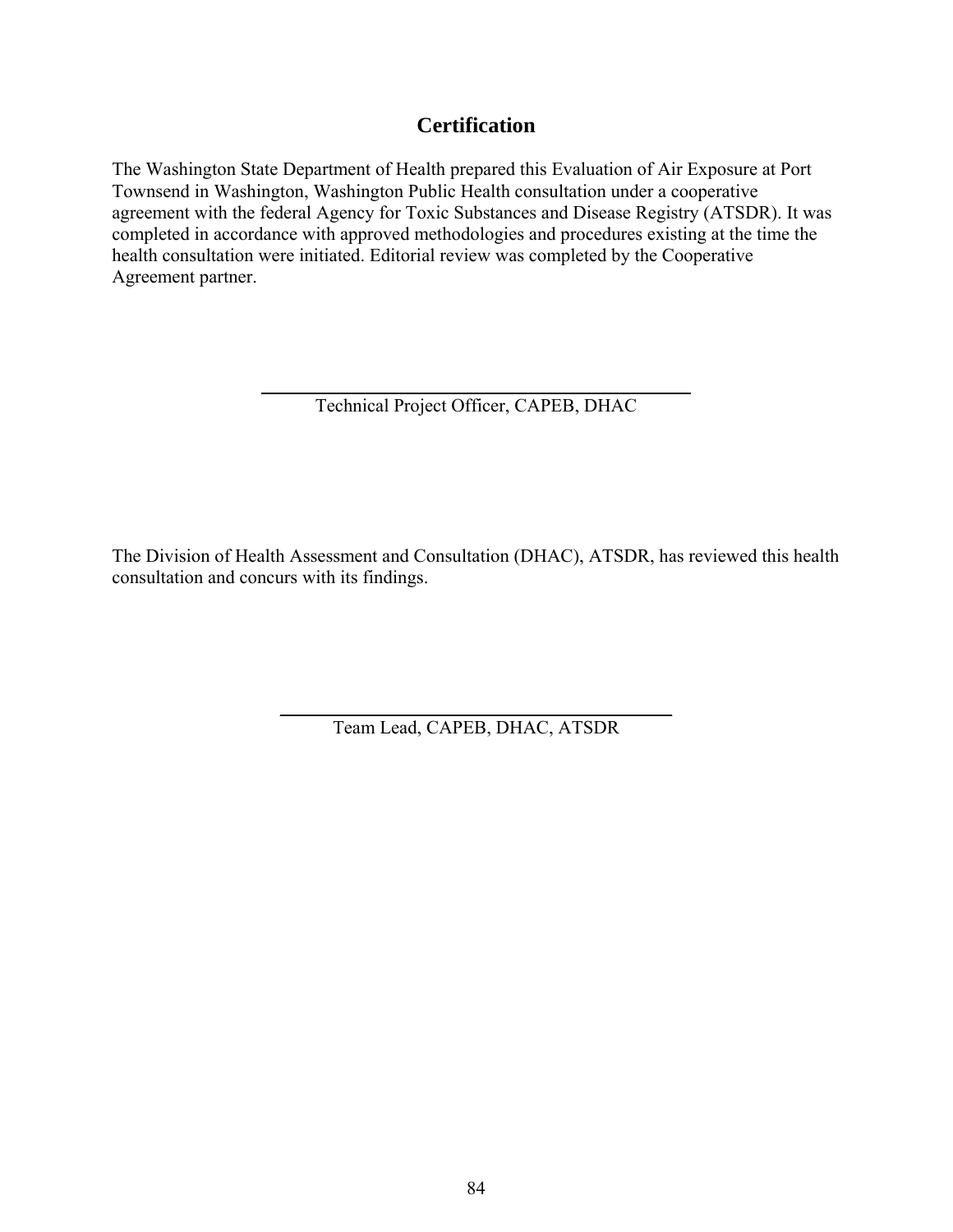## Certification

The Washington State Department of Health prepared this Evaluation of Air Exposure at Port Townsend in Washington, Washington Public Health consultation under a cooperative agreement with the federal Agency for Toxic Substances and Disease Registry (ATSDR). It was completed in accordance with approved methodologies and procedures existing at the time the health consultation were initiated. Editorial review was completed by the Cooperative Agreement partner.

\_\_\_\_\_\_\_\_\_\_\_\_\_\_\_\_\_\_\_\_\_\_\_\_\_\_\_\_\_\_\_\_\_\_\_\_\_\_\_\_

Technical Project Officer, CAPEB, DHAC

The Division of Health Assessment and Consultation (DHAC), ATSDR, has reviewed this health consultation and concurs with its findings.

\_\_\_\_\_\_\_\_\_\_\_\_\_\_\_\_\_\_\_\_\_\_\_\_\_\_\_\_\_\_\_\_\_\_\_\_\_\_\_\_

Team Lead, CAPEB, DHAC, ATSDR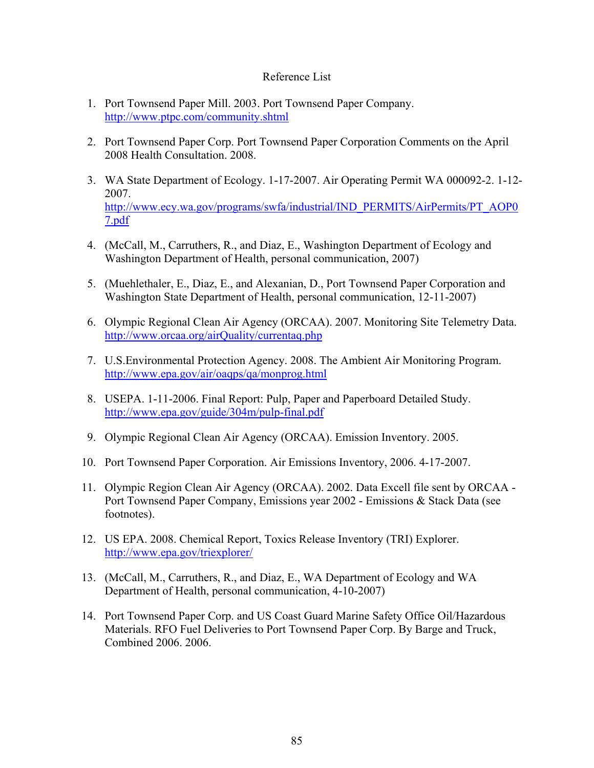# Reference List

1. Port Townsend Paper Mill. 2003. Port Townsend Paper Company. http://www.ptpc.com/community.shtml

2. Port Townsend Paper Corp. Port Townsend Paper Corporation Comments on the April 2008 Health Consultation. 2008.

3. WA State Department of Ecology. 1-17-2007. Air Operating Permit WA 000092-2. 1-12-2007. http://www.ecy.wa.gov/programs/swfa/industrial/IND_PERMITS/AirPermits/PT_AOP07.pdf

4. (McCall, M., Carruthers, R., and Diaz, E., Washington Department of Ecology and Washington Department of Health, personal communication, 2007)

5. (Muehlethaler, E., Diaz, E., and Alexanian, D., Port Townsend Paper Corporation and Washington State Department of Health, personal communication, 12-11-2007)

6. Olympic Regional Clean Air Agency (ORCAA). 2007. Monitoring Site Telemetry Data. http://www.orcaa.org/airQuality/currentaq.php

7. U.S.Environmental Protection Agency. 2008. The Ambient Air Monitoring Program. http://www.epa.gov/air/oaqps/qa/monprog.html

8. USEPA. 1-11-2006. Final Report: Pulp, Paper and Paperboard Detailed Study. http://www.epa.gov/guide/304m/pulp-final.pdf

9. Olympic Regional Clean Air Agency (ORCAA). Emission Inventory. 2005.

10. Port Townsend Paper Corporation. Air Emissions Inventory, 2006. 4-17-2007.

11. Olympic Region Clean Air Agency (ORCAA). 2002. Data Excell file sent by ORCAA - Port Townsend Paper Company, Emissions year 2002 - Emissions & Stack Data (see footnotes).

12. US EPA. 2008. Chemical Report, Toxics Release Inventory (TRI) Explorer. http://www.epa.gov/triexplorer/

13. (McCall, M., Carruthers, R., and Diaz, E., WA Department of Ecology and WA Department of Health, personal communication, 4-10-2007)

14. Port Townsend Paper Corp. and US Coast Guard Marine Safety Office Oil/Hazardous Materials. RFO Fuel Deliveries to Port Townsend Paper Corp. By Barge and Truck, Combined 2006. 2006.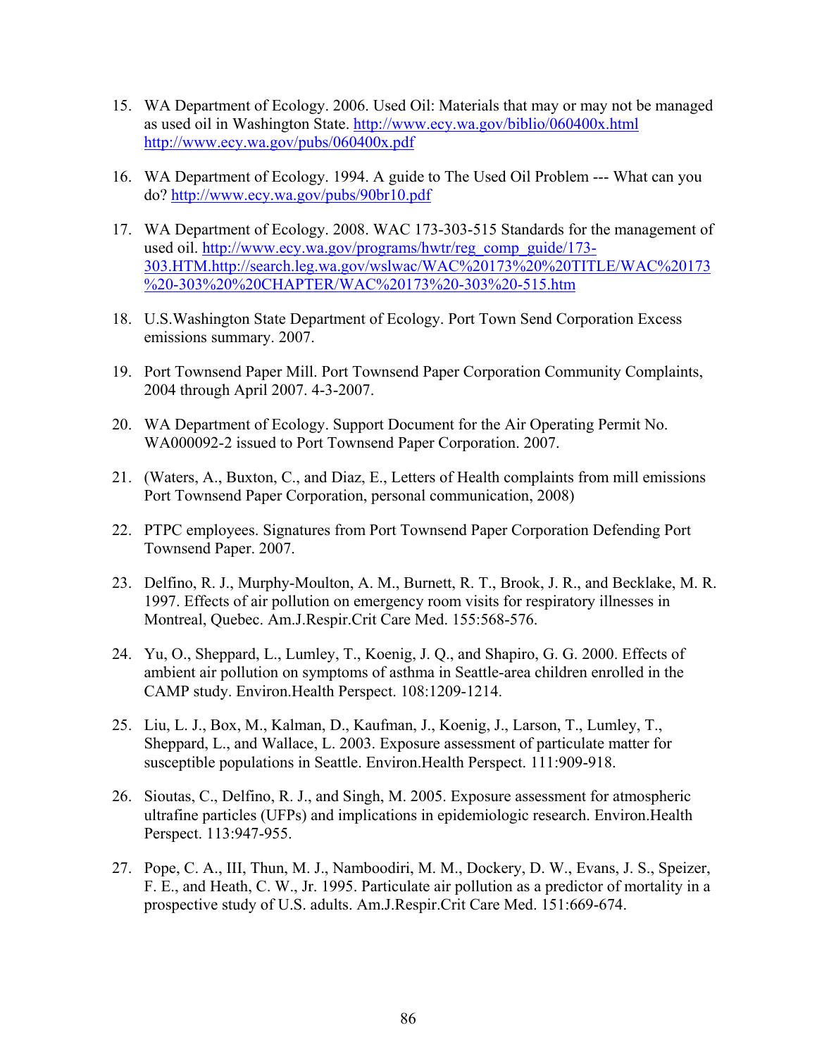15. WA Department of Ecology. 2006. Used Oil: Materials that may or may not be managed as used oil in Washington State. http://www.ecy.wa.gov/biblio/060400x.html http://www.ecy.wa.gov/pubs/060400x.pdf

16. WA Department of Ecology. 1994. A guide to The Used Oil Problem --- What can you do? http://www.ecy.wa.gov/pubs/90br10.pdf

17. WA Department of Ecology. 2008. WAC 173-303-515 Standards for the management of used oil. http://www.ecy.wa.gov/programs/hwtr/reg_comp_guide/173-303.HTM.http://search.leg.wa.gov/wslwac/WAC%20173%20%20TITLE/WAC%20173%20-303%20%20CHAPTER/WAC%20173%20-303%20-515.htm

18. U.S.Washington State Department of Ecology. Port Town Send Corporation Excess emissions summary. 2007.

19. Port Townsend Paper Mill. Port Townsend Paper Corporation Community Complaints, 2004 through April 2007. 4-3-2007.

20. WA Department of Ecology. Support Document for the Air Operating Permit No. WA000092-2 issued to Port Townsend Paper Corporation. 2007.

21. (Waters, A., Buxton, C., and Diaz, E., Letters of Health complaints from mill emissions Port Townsend Paper Corporation, personal communication, 2008)

22. PTPC employees. Signatures from Port Townsend Paper Corporation Defending Port Townsend Paper. 2007.

23. Delfino, R. J., Murphy-Moulton, A. M., Burnett, R. T., Brook, J. R., and Becklake, M. R. 1997. Effects of air pollution on emergency room visits for respiratory illnesses in Montreal, Quebec. Am.J.Respir.Crit Care Med. 155:568-576.

24. Yu, O., Sheppard, L., Lumley, T., Koenig, J. Q., and Shapiro, G. G. 2000. Effects of ambient air pollution on symptoms of asthma in Seattle-area children enrolled in the CAMP study. Environ.Health Perspect. 108:1209-1214.

25. Liu, L. J., Box, M., Kalman, D., Kaufman, J., Koenig, J., Larson, T., Lumley, T., Sheppard, L., and Wallace, L. 2003. Exposure assessment of particulate matter for susceptible populations in Seattle. Environ.Health Perspect. 111:909-918.

26. Sioutas, C., Delfino, R. J., and Singh, M. 2005. Exposure assessment for atmospheric ultrafine particles (UFPs) and implications in epidemiologic research. Environ.Health Perspect. 113:947-955.

27. Pope, C. A., III, Thun, M. J., Namboodiri, M. M., Dockery, D. W., Evans, J. S., Speizer, F. E., and Heath, C. W., Jr. 1995. Particulate air pollution as a predictor of mortality in a prospective study of U.S. adults. Am.J.Respir.Crit Care Med. 151:669-674.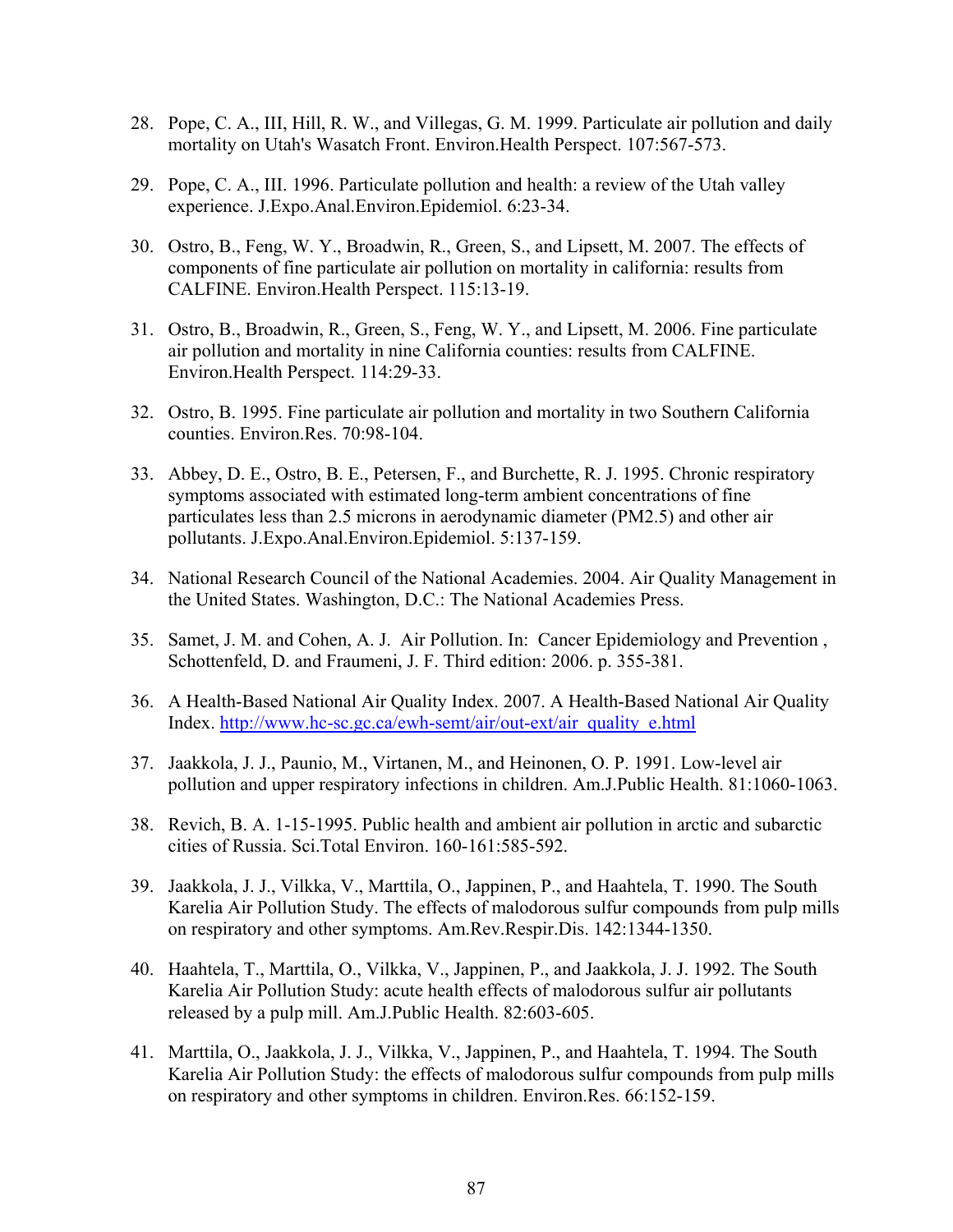28. Pope, C. A., III, Hill, R. W., and Villegas, G. M. 1999. Particulate air pollution and daily mortality on Utah's Wasatch Front. Environ.Health Perspect. 107:567-573.

29. Pope, C. A., III. 1996. Particulate pollution and health: a review of the Utah valley experience. J.Expo.Anal.Environ.Epidemiol. 6:23-34.

30. Ostro, B., Feng, W. Y., Broadwin, R., Green, S., and Lipsett, M. 2007. The effects of components of fine particulate air pollution on mortality in california: results from CALFINE. Environ.Health Perspect. 115:13-19.

31. Ostro, B., Broadwin, R., Green, S., Feng, W. Y., and Lipsett, M. 2006. Fine particulate air pollution and mortality in nine California counties: results from CALFINE. Environ.Health Perspect. 114:29-33.

32. Ostro, B. 1995. Fine particulate air pollution and mortality in two Southern California counties. Environ.Res. 70:98-104.

33. Abbey, D. E., Ostro, B. E., Petersen, F., and Burchette, R. J. 1995. Chronic respiratory symptoms associated with estimated long-term ambient concentrations of fine particulates less than 2.5 microns in aerodynamic diameter (PM2.5) and other air pollutants. J.Expo.Anal.Environ.Epidemiol. 5:137-159.

34. National Research Council of the National Academies. 2004. Air Quality Management in the United States. Washington, D.C.: The National Academies Press.

35. Samet, J. M. and Cohen, A. J. Air Pollution. In: Cancer Epidemiology and Prevention , Schottenfeld, D. and Fraumeni, J. F. Third edition: 2006. p. 355-381.

36. A Health-Based National Air Quality Index. 2007. A Health-Based National Air Quality Index. http://www.hc-sc.gc.ca/ewh-semt/air/out-ext/air_quality_e.html

37. Jaakkola, J. J., Paunio, M., Virtanen, M., and Heinonen, O. P. 1991. Low-level air pollution and upper respiratory infections in children. Am.J.Public Health. 81:1060-1063.

38. Revich, B. A. 1-15-1995. Public health and ambient air pollution in arctic and subarctic cities of Russia. Sci.Total Environ. 160-161:585-592.

39. Jaakkola, J. J., Vilkka, V., Marttila, O., Jappinen, P., and Haahtela, T. 1990. The South Karelia Air Pollution Study. The effects of malodorous sulfur compounds from pulp mills on respiratory and other symptoms. Am.Rev.Respir.Dis. 142:1344-1350.

40. Haahtela, T., Marttila, O., Vilkka, V., Jappinen, P., and Jaakkola, J. J. 1992. The South Karelia Air Pollution Study: acute health effects of malodorous sulfur air pollutants released by a pulp mill. Am.J.Public Health. 82:603-605.

41. Marttila, O., Jaakkola, J. J., Vilkka, V., Jappinen, P., and Haahtela, T. 1994. The South Karelia Air Pollution Study: the effects of malodorous sulfur compounds from pulp mills on respiratory and other symptoms in children. Environ.Res. 66:152-159.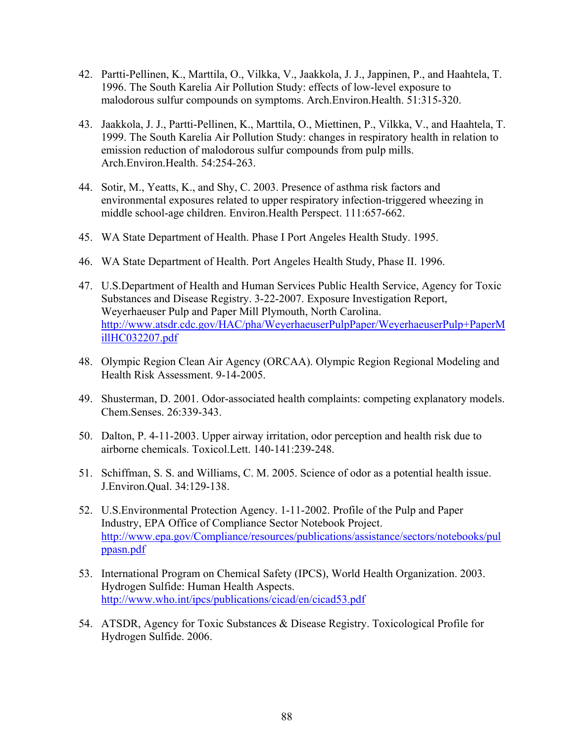42. Partti-Pellinen, K., Marttila, O., Vilkka, V., Jaakkola, J. J., Jappinen, P., and Haahtela, T. 1996. The South Karelia Air Pollution Study: effects of low-level exposure to malodorous sulfur compounds on symptoms. Arch.Environ.Health. 51:315-320.

43. Jaakkola, J. J., Partti-Pellinen, K., Marttila, O., Miettinen, P., Vilkka, V., and Haahtela, T. 1999. The South Karelia Air Pollution Study: changes in respiratory health in relation to emission reduction of malodorous sulfur compounds from pulp mills. Arch.Environ.Health. 54:254-263.

44. Sotir, M., Yeatts, K., and Shy, C. 2003. Presence of asthma risk factors and environmental exposures related to upper respiratory infection-triggered wheezing in middle school-age children. Environ.Health Perspect. 111:657-662.

45. WA State Department of Health. Phase I Port Angeles Health Study. 1995.

46. WA State Department of Health. Port Angeles Health Study, Phase II. 1996.

47. U.S.Department of Health and Human Services Public Health Service, Agency for Toxic Substances and Disease Registry. 3-22-2007. Exposure Investigation Report, Weyerhaeuser Pulp and Paper Mill Plymouth, North Carolina. http://www.atsdr.cdc.gov/HAC/pha/WeyerhaeuserPulpPaper/WeyerhaeuserPulp+PaperMillHC032207.pdf

48. Olympic Region Clean Air Agency (ORCAA). Olympic Region Regional Modeling and Health Risk Assessment. 9-14-2005.

49. Shusterman, D. 2001. Odor-associated health complaints: competing explanatory models. Chem.Senses. 26:339-343.

50. Dalton, P. 4-11-2003. Upper airway irritation, odor perception and health risk due to airborne chemicals. Toxicol.Lett. 140-141:239-248.

51. Schiffman, S. S. and Williams, C. M. 2005. Science of odor as a potential health issue. J.Environ.Qual. 34:129-138.

52. U.S.Environmental Protection Agency. 1-11-2002. Profile of the Pulp and Paper Industry, EPA Office of Compliance Sector Notebook Project. http://www.epa.gov/Compliance/resources/publications/assistance/sectors/notebooks/pulppasn.pdf

53. International Program on Chemical Safety (IPCS), World Health Organization. 2003. Hydrogen Sulfide: Human Health Aspects. http://www.who.int/ipcs/publications/cicad/en/cicad53.pdf

54. ATSDR, Agency for Toxic Substances & Disease Registry. Toxicological Profile for Hydrogen Sulfide. 2006.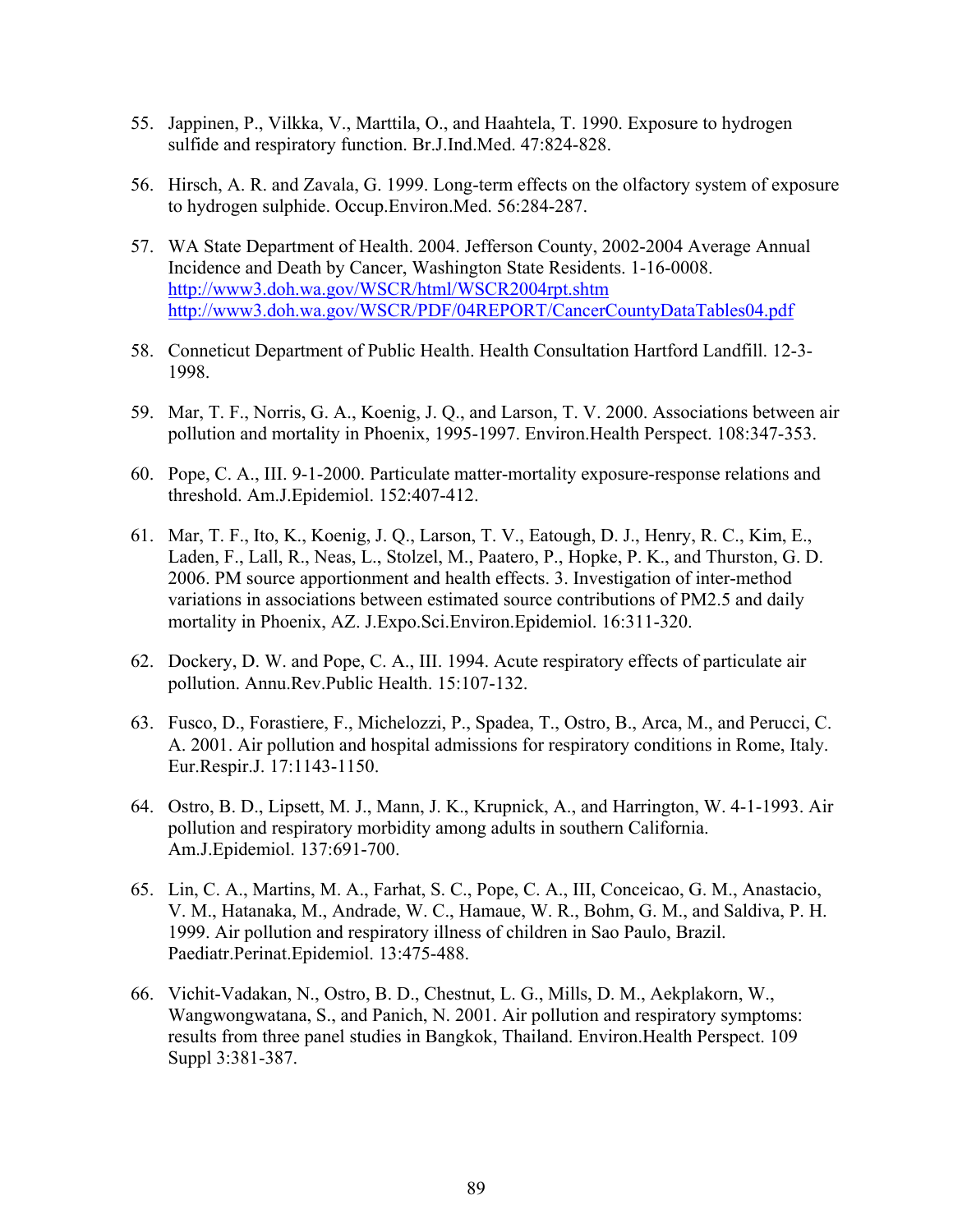55. Jappinen, P., Vilkka, V., Marttila, O., and Haahtela, T. 1990. Exposure to hydrogen sulfide and respiratory function. Br.J.Ind.Med. 47:824-828.

56. Hirsch, A. R. and Zavala, G. 1999. Long-term effects on the olfactory system of exposure to hydrogen sulphide. Occup.Environ.Med. 56:284-287.

57. WA State Department of Health. 2004. Jefferson County, 2002-2004 Average Annual Incidence and Death by Cancer, Washington State Residents. 1-16-0008. http://www3.doh.wa.gov/WSCR/html/WSCR2004rpt.shtm http://www3.doh.wa.gov/WSCR/PDF/04REPORT/CancerCountyDataTables04.pdf

58. Conneticut Department of Public Health. Health Consultation Hartford Landfill. 12-3-1998.

59. Mar, T. F., Norris, G. A., Koenig, J. Q., and Larson, T. V. 2000. Associations between air pollution and mortality in Phoenix, 1995-1997. Environ.Health Perspect. 108:347-353.

60. Pope, C. A., III. 9-1-2000. Particulate matter-mortality exposure-response relations and threshold. Am.J.Epidemiol. 152:407-412.

61. Mar, T. F., Ito, K., Koenig, J. Q., Larson, T. V., Eatough, D. J., Henry, R. C., Kim, E., Laden, F., Lall, R., Neas, L., Stolzel, M., Paatero, P., Hopke, P. K., and Thurston, G. D. 2006. PM source apportionment and health effects. 3. Investigation of inter-method variations in associations between estimated source contributions of PM2.5 and daily mortality in Phoenix, AZ. J.Expo.Sci.Environ.Epidemiol. 16:311-320.

62. Dockery, D. W. and Pope, C. A., III. 1994. Acute respiratory effects of particulate air pollution. Annu.Rev.Public Health. 15:107-132.

63. Fusco, D., Forastiere, F., Michelozzi, P., Spadea, T., Ostro, B., Arca, M., and Perucci, C. A. 2001. Air pollution and hospital admissions for respiratory conditions in Rome, Italy. Eur.Respir.J. 17:1143-1150.

64. Ostro, B. D., Lipsett, M. J., Mann, J. K., Krupnick, A., and Harrington, W. 4-1-1993. Air pollution and respiratory morbidity among adults in southern California. Am.J.Epidemiol. 137:691-700.

65. Lin, C. A., Martins, M. A., Farhat, S. C., Pope, C. A., III, Conceicao, G. M., Anastacio, V. M., Hatanaka, M., Andrade, W. C., Hamaue, W. R., Bohm, G. M., and Saldiva, P. H. 1999. Air pollution and respiratory illness of children in Sao Paulo, Brazil. Paediatr.Perinat.Epidemiol. 13:475-488.

66. Vichit-Vadakan, N., Ostro, B. D., Chestnut, L. G., Mills, D. M., Aekplakorn, W., Wangwongwatana, S., and Panich, N. 2001. Air pollution and respiratory symptoms: results from three panel studies in Bangkok, Thailand. Environ.Health Perspect. 109 Suppl 3:381-387.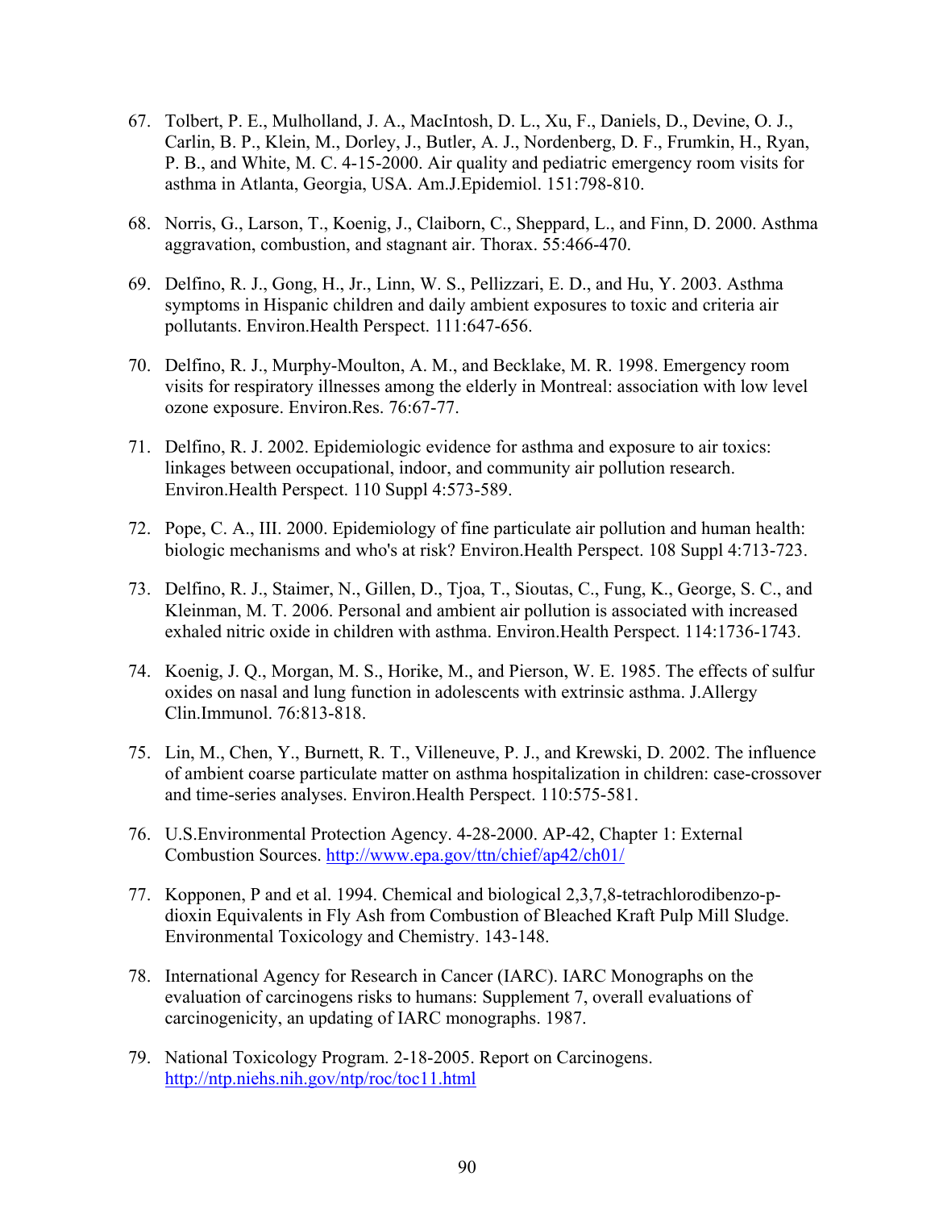67. Tolbert, P. E., Mulholland, J. A., MacIntosh, D. L., Xu, F., Daniels, D., Devine, O. J., Carlin, B. P., Klein, M., Dorley, J., Butler, A. J., Nordenberg, D. F., Frumkin, H., Ryan, P. B., and White, M. C. 4-15-2000. Air quality and pediatric emergency room visits for asthma in Atlanta, Georgia, USA. Am.J.Epidemiol. 151:798-810.

68. Norris, G., Larson, T., Koenig, J., Claiborn, C., Sheppard, L., and Finn, D. 2000. Asthma aggravation, combustion, and stagnant air. Thorax. 55:466-470.

69. Delfino, R. J., Gong, H., Jr., Linn, W. S., Pellizzari, E. D., and Hu, Y. 2003. Asthma symptoms in Hispanic children and daily ambient exposures to toxic and criteria air pollutants. Environ.Health Perspect. 111:647-656.

70. Delfino, R. J., Murphy-Moulton, A. M., and Becklake, M. R. 1998. Emergency room visits for respiratory illnesses among the elderly in Montreal: association with low level ozone exposure. Environ.Res. 76:67-77.

71. Delfino, R. J. 2002. Epidemiologic evidence for asthma and exposure to air toxics: linkages between occupational, indoor, and community air pollution research. Environ.Health Perspect. 110 Suppl 4:573-589.

72. Pope, C. A., III. 2000. Epidemiology of fine particulate air pollution and human health: biologic mechanisms and who's at risk? Environ.Health Perspect. 108 Suppl 4:713-723.

73. Delfino, R. J., Staimer, N., Gillen, D., Tjoa, T., Sioutas, C., Fung, K., George, S. C., and Kleinman, M. T. 2006. Personal and ambient air pollution is associated with increased exhaled nitric oxide in children with asthma. Environ.Health Perspect. 114:1736-1743.

74. Koenig, J. Q., Morgan, M. S., Horike, M., and Pierson, W. E. 1985. The effects of sulfur oxides on nasal and lung function in adolescents with extrinsic asthma. J.Allergy Clin.Immunol. 76:813-818.

75. Lin, M., Chen, Y., Burnett, R. T., Villeneuve, P. J., and Krewski, D. 2002. The influence of ambient coarse particulate matter on asthma hospitalization in children: case-crossover and time-series analyses. Environ.Health Perspect. 110:575-581.

76. U.S.Environmental Protection Agency. 4-28-2000. AP-42, Chapter 1: External Combustion Sources. http://www.epa.gov/ttn/chief/ap42/ch01/

77. Kopponen, P and et al. 1994. Chemical and biological 2,3,7,8-tetrachlorodibenzo-p-dioxin Equivalents in Fly Ash from Combustion of Bleached Kraft Pulp Mill Sludge. Environmental Toxicology and Chemistry. 143-148.

78. International Agency for Research in Cancer (IARC). IARC Monographs on the evaluation of carcinogens risks to humans: Supplement 7, overall evaluations of carcinogenicity, an updating of IARC monographs. 1987.

79. National Toxicology Program. 2-18-2005. Report on Carcinogens. http://ntp.niehs.nih.gov/ntp/roc/toc11.html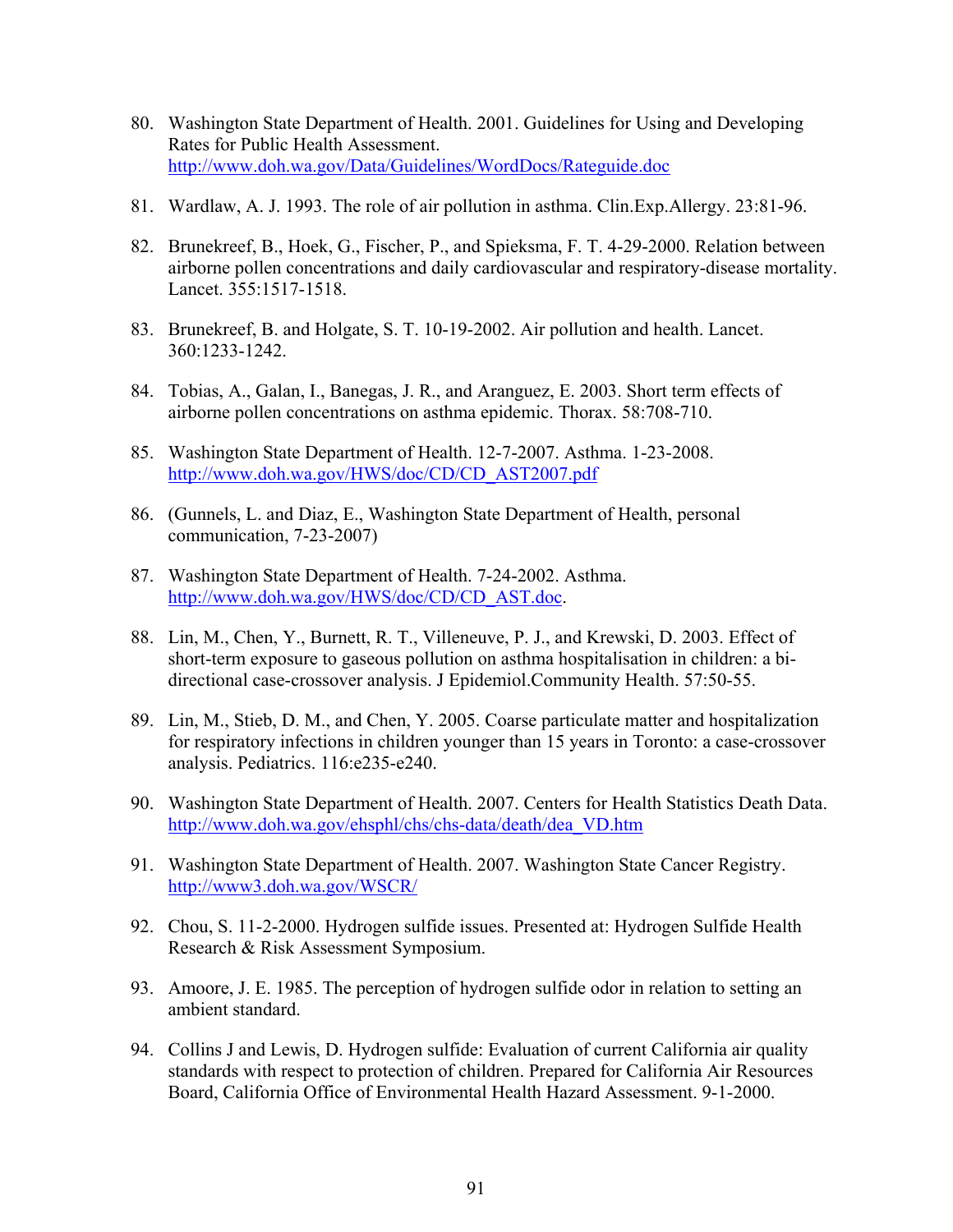80. Washington State Department of Health. 2001. Guidelines for Using and Developing Rates for Public Health Assessment. http://www.doh.wa.gov/Data/Guidelines/WordDocs/Rateguide.doc

81. Wardlaw, A. J. 1993. The role of air pollution in asthma. Clin.Exp.Allergy. 23:81-96.

82. Brunekreef, B., Hoek, G., Fischer, P., and Spieksma, F. T. 4-29-2000. Relation between airborne pollen concentrations and daily cardiovascular and respiratory-disease mortality. Lancet. 355:1517-1518.

83. Brunekreef, B. and Holgate, S. T. 10-19-2002. Air pollution and health. Lancet. 360:1233-1242.

84. Tobias, A., Galan, I., Banegas, J. R., and Aranguez, E. 2003. Short term effects of airborne pollen concentrations on asthma epidemic. Thorax. 58:708-710.

85. Washington State Department of Health. 12-7-2007. Asthma. 1-23-2008. http://www.doh.wa.gov/HWS/doc/CD/CD_AST2007.pdf

86. (Gunnels, L. and Diaz, E., Washington State Department of Health, personal communication, 7-23-2007)

87. Washington State Department of Health. 7-24-2002. Asthma. http://www.doh.wa.gov/HWS/doc/CD/CD_AST.doc.

88. Lin, M., Chen, Y., Burnett, R. T., Villeneuve, P. J., and Krewski, D. 2003. Effect of short-term exposure to gaseous pollution on asthma hospitalisation in children: a bi-directional case-crossover analysis. J Epidemiol.Community Health. 57:50-55.

89. Lin, M., Stieb, D. M., and Chen, Y. 2005. Coarse particulate matter and hospitalization for respiratory infections in children younger than 15 years in Toronto: a case-crossover analysis. Pediatrics. 116:e235-e240.

90. Washington State Department of Health. 2007. Centers for Health Statistics Death Data. http://www.doh.wa.gov/ehsphl/chs/chs-data/death/dea_VD.htm

91. Washington State Department of Health. 2007. Washington State Cancer Registry. http://www3.doh.wa.gov/WSCR/

92. Chou, S. 11-2-2000. Hydrogen sulfide issues. Presented at: Hydrogen Sulfide Health Research & Risk Assessment Symposium.

93. Amoore, J. E. 1985. The perception of hydrogen sulfide odor in relation to setting an ambient standard.

94. Collins J and Lewis, D. Hydrogen sulfide: Evaluation of current California air quality standards with respect to protection of children. Prepared for California Air Resources Board, California Office of Environmental Health Hazard Assessment. 9-1-2000.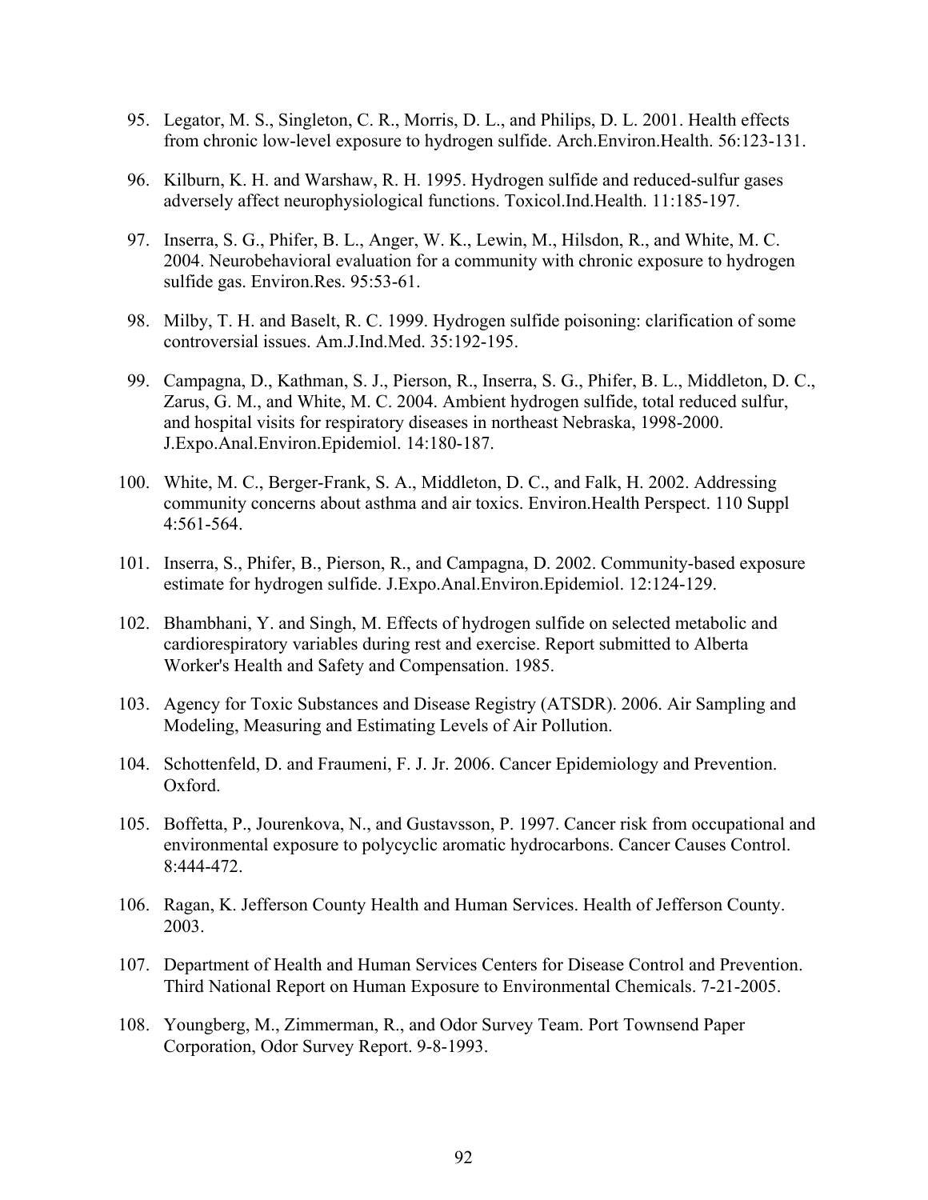95. Legator, M. S., Singleton, C. R., Morris, D. L., and Philips, D. L. 2001. Health effects from chronic low-level exposure to hydrogen sulfide. Arch.Environ.Health. 56:123-131.

96. Kilburn, K. H. and Warshaw, R. H. 1995. Hydrogen sulfide and reduced-sulfur gases adversely affect neurophysiological functions. Toxicol.Ind.Health. 11:185-197.

97. Inserra, S. G., Phifer, B. L., Anger, W. K., Lewin, M., Hilsdon, R., and White, M. C. 2004. Neurobehavioral evaluation for a community with chronic exposure to hydrogen sulfide gas. Environ.Res. 95:53-61.

98. Milby, T. H. and Baselt, R. C. 1999. Hydrogen sulfide poisoning: clarification of some controversial issues. Am.J.Ind.Med. 35:192-195.

99. Campagna, D., Kathman, S. J., Pierson, R., Inserra, S. G., Phifer, B. L., Middleton, D. C., Zarus, G. M., and White, M. C. 2004. Ambient hydrogen sulfide, total reduced sulfur, and hospital visits for respiratory diseases in northeast Nebraska, 1998-2000. J.Expo.Anal.Environ.Epidemiol. 14:180-187.

100. White, M. C., Berger-Frank, S. A., Middleton, D. C., and Falk, H. 2002. Addressing community concerns about asthma and air toxics. Environ.Health Perspect. 110 Suppl 4:561-564.

101. Inserra, S., Phifer, B., Pierson, R., and Campagna, D. 2002. Community-based exposure estimate for hydrogen sulfide. J.Expo.Anal.Environ.Epidemiol. 12:124-129.

102. Bhambhani, Y. and Singh, M. Effects of hydrogen sulfide on selected metabolic and cardiorespiratory variables during rest and exercise. Report submitted to Alberta Worker's Health and Safety and Compensation. 1985.

103. Agency for Toxic Substances and Disease Registry (ATSDR). 2006. Air Sampling and Modeling, Measuring and Estimating Levels of Air Pollution.

104. Schottenfeld, D. and Fraumeni, F. J. Jr. 2006. Cancer Epidemiology and Prevention. Oxford.

105. Boffetta, P., Jourenkova, N., and Gustavsson, P. 1997. Cancer risk from occupational and environmental exposure to polycyclic aromatic hydrocarbons. Cancer Causes Control. 8:444-472.

106. Ragan, K. Jefferson County Health and Human Services. Health of Jefferson County. 2003.

107. Department of Health and Human Services Centers for Disease Control and Prevention. Third National Report on Human Exposure to Environmental Chemicals. 7-21-2005.

108. Youngberg, M., Zimmerman, R., and Odor Survey Team. Port Townsend Paper Corporation, Odor Survey Report. 9-8-1993.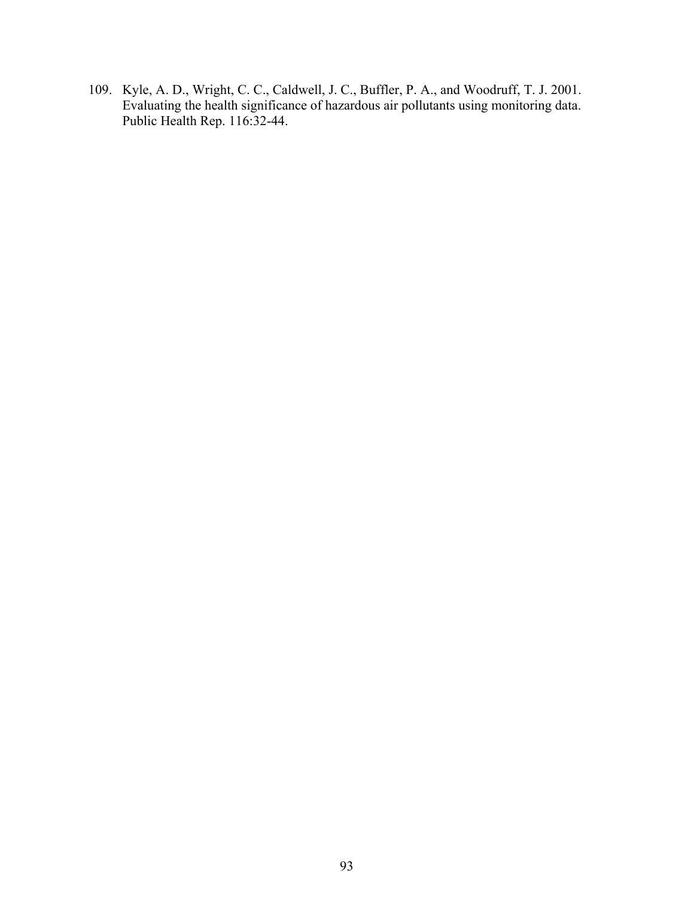109. Kyle, A. D., Wright, C. C., Caldwell, J. C., Buffler, P. A., and Woodruff, T. J. 2001. Evaluating the health significance of hazardous air pollutants using monitoring data. Public Health Rep. 116:32-44.